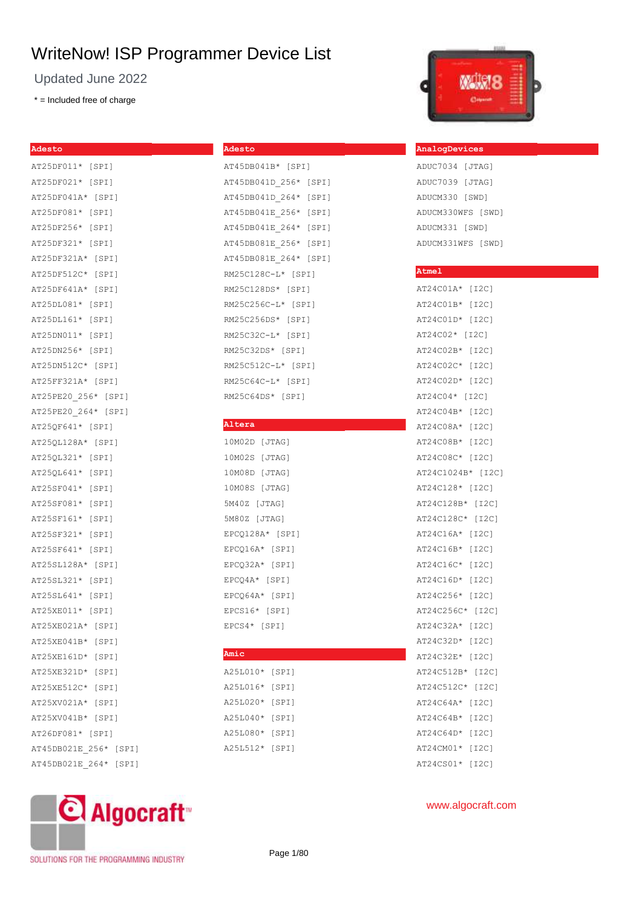# WriteNow! ISP Programmer Device List

Updated June 2022

* = Included free of charge

## Adesto

AT25DF011* [SPI]
AT25DF021* [SPI]
AT25DF041A* [SPI]
AT25DF081* [SPI]
AT25DF256* [SPI]
AT25DF321* [SPI]
AT25DF321A* [SPI]
AT25DF512C* [SPI]
AT25DF641A* [SPI]
AT25DL081* [SPI]
AT25DL161* [SPI]
AT25DN011* [SPI]
AT25DN256* [SPI]
AT25DN512C* [SPI]
AT25FF321A* [SPI]
AT25PE20_256* [SPI]
AT25PE20_264* [SPI]
AT25QF641* [SPI]
AT25QL128A* [SPI]
AT25QL321* [SPI]
AT25QL641* [SPI]
AT25SF041* [SPI]
AT25SF081* [SPI]
AT25SF161* [SPI]
AT25SF321* [SPI]
AT25SF641* [SPI]
AT25SL128A* [SPI]
AT25SL321* [SPI]
AT25SL641* [SPI]
AT25XE011* [SPI]
AT25XE021A* [SPI]
AT25XE041B* [SPI]
AT25XE161D* [SPI]
AT25XE321D* [SPI]
AT25XE512C* [SPI]
AT25XV021A* [SPI]
AT25XV041B* [SPI]
AT26DF081* [SPI]
AT45DB021E_256* [SPI]
AT45DB021E_264* [SPI]

## Adesto

AT45DB041B* [SPI]
AT45DB041D_256* [SPI]
AT45DB041D_264* [SPI]
AT45DB041E_256* [SPI]
AT45DB041E_264* [SPI]
AT45DB081E_256* [SPI]
AT45DB081E_264* [SPI]
RM25C128C-L* [SPI]
RM25C128DS* [SPI]
RM25C256C-L* [SPI]
RM25C256DS* [SPI]
RM25C32C-L* [SPI]
RM25C32DS* [SPI]
RM25C512C-L* [SPI]
RM25C64C-L* [SPI]
RM25C64DS* [SPI]

## Altera

10M02D [JTAG]
10M02S [JTAG]
10M08D [JTAG]
10M08S [JTAG]
5M40Z [JTAG]
5M80Z [JTAG]
EPCQ128A* [SPI]
EPCQ16A* [SPI]
EPCQ32A* [SPI]
EPCQ4A* [SPI]
EPCQ64A* [SPI]
EPCS16* [SPI]
EPCS4* [SPI]

## Amic

A25L010* [SPI]
A25L016* [SPI]
A25L020* [SPI]
A25L040* [SPI]
A25L080* [SPI]
A25L512* [SPI]

## AnalogDevices

ADUC7034 [JTAG]
ADUC7039 [JTAG]
ADUCM330 [SWD]
ADUCM330WFS [SWD]
ADUCM331 [SWD]
ADUCM331WFS [SWD]

## Atmel

AT24C01A* [I2C]
AT24C01B* [I2C]
AT24C01D* [I2C]
AT24C02* [I2C]
AT24C02B* [I2C]
AT24C02C* [I2C]
AT24C02D* [I2C]
AT24C04* [I2C]
AT24C04B* [I2C]
AT24C08A* [I2C]
AT24C08B* [I2C]
AT24C08C* [I2C]
AT24C1024B* [I2C]
AT24C128* [I2C]
AT24C128B* [I2C]
AT24C128C* [I2C]
AT24C16A* [I2C]
AT24C16B* [I2C]
AT24C16C* [I2C]
AT24C16D* [I2C]
AT24C256* [I2C]
AT24C256C* [I2C]
AT24C32A* [I2C]
AT24C32D* [I2C]
AT24C32E* [I2C]
AT24C512B* [I2C]
AT24C512C* [I2C]
AT24C64A* [I2C]
AT24C64B* [I2C]
AT24C64D* [I2C]
AT24CM01* [I2C]
AT24CS01* [I2C]

Algocraft™ SOLUTIONS FOR THE PROGRAMMING INDUSTRY

www.algocraft.com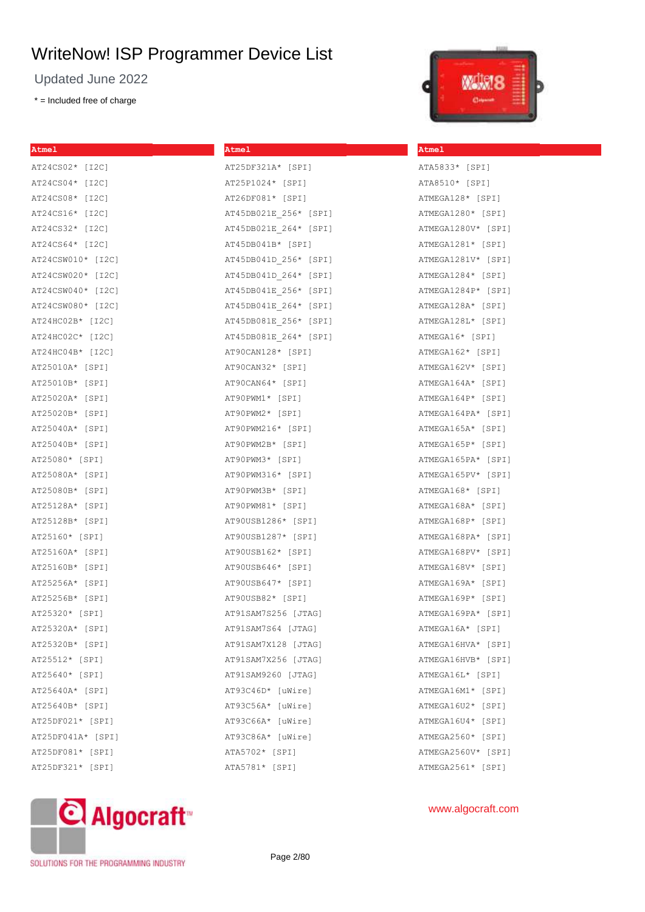# WriteNow! ISP Programmer Device List

Updated June 2022

* = Included free of charge

## Atmel

AT24CS02* [I2C]
AT24CS04* [I2C]
AT24CS08* [I2C]
AT24CS16* [I2C]
AT24CS32* [I2C]
AT24CS64* [I2C]
AT24CSW010* [I2C]
AT24CSW020* [I2C]
AT24CSW040* [I2C]
AT24CSW080* [I2C]
AT24HC02B* [I2C]
AT24HC02C* [I2C]
AT24HC04B* [I2C]
AT25010A* [SPI]
AT25010B* [SPI]
AT25020A* [SPI]
AT25020B* [SPI]
AT25040A* [SPI]
AT25040B* [SPI]
AT25080* [SPI]
AT25080A* [SPI]
AT25080B* [SPI]
AT25128A* [SPI]
AT25128B* [SPI]
AT25160* [SPI]
AT25160A* [SPI]
AT25160B* [SPI]
AT25256A* [SPI]
AT25256B* [SPI]
AT25320* [SPI]
AT25320A* [SPI]
AT25320B* [SPI]
AT25512* [SPI]
AT25640* [SPI]
AT25640A* [SPI]
AT25640B* [SPI]
AT25DF021* [SPI]
AT25DF041A* [SPI]
AT25DF081* [SPI]
AT25DF321* [SPI]

## Atmel

AT25DF321A* [SPI]
AT25P1024* [SPI]
AT26DF081* [SPI]
AT45DB021E_256* [SPI]
AT45DB021E_264* [SPI]
AT45DB041B* [SPI]
AT45DB041D_256* [SPI]
AT45DB041D_264* [SPI]
AT45DB041E_256* [SPI]
AT45DB041E_264* [SPI]
AT45DB081E_256* [SPI]
AT45DB081E_264* [SPI]
AT90CAN128* [SPI]
AT90CAN32* [SPI]
AT90CAN64* [SPI]
AT90PWM1* [SPI]
AT90PWM2* [SPI]
AT90PWM216* [SPI]
AT90PWM2B* [SPI]
AT90PWM3* [SPI]
AT90PWM316* [SPI]
AT90PWM3B* [SPI]
AT90PWM81* [SPI]
AT90USB1286* [SPI]
AT90USB1287* [SPI]
AT90USB162* [SPI]
AT90USB646* [SPI]
AT90USB647* [SPI]
AT90USB82* [SPI]
AT91SAM7S256 [JTAG]
AT91SAM7S64 [JTAG]
AT91SAM7X128 [JTAG]
AT91SAM7X256 [JTAG]
AT91SAM9260 [JTAG]
AT93C46D* [uWire]
AT93C56A* [uWire]
AT93C66A* [uWire]
AT93C86A* [uWire]
ATA5702* [SPI]
ATA5781* [SPI]

## Atmel

ATA5833* [SPI]
ATA8510* [SPI]
ATMEGA128* [SPI]
ATMEGA1280* [SPI]
ATMEGA1280V* [SPI]
ATMEGA1281* [SPI]
ATMEGA1281V* [SPI]
ATMEGA1284* [SPI]
ATMEGA1284P* [SPI]
ATMEGA128A* [SPI]
ATMEGA128L* [SPI]
ATMEGA16* [SPI]
ATMEGA162* [SPI]
ATMEGA162V* [SPI]
ATMEGA164A* [SPI]
ATMEGA164P* [SPI]
ATMEGA164PA* [SPI]
ATMEGA165A* [SPI]
ATMEGA165P* [SPI]
ATMEGA165PA* [SPI]
ATMEGA165PV* [SPI]
ATMEGA168* [SPI]
ATMEGA168A* [SPI]
ATMEGA168P* [SPI]
ATMEGA168PA* [SPI]
ATMEGA168PV* [SPI]
ATMEGA168V* [SPI]
ATMEGA169A* [SPI]
ATMEGA169P* [SPI]
ATMEGA169PA* [SPI]
ATMEGA16A* [SPI]
ATMEGA16HVA* [SPI]
ATMEGA16HVB* [SPI]
ATMEGA16L* [SPI]
ATMEGA16M1* [SPI]
ATMEGA16U2* [SPI]
ATMEGA16U4* [SPI]
ATMEGA2560* [SPI]
ATMEGA2560V* [SPI]
ATMEGA2561* [SPI]

Algocraft™ SOLUTIONS FOR THE PROGRAMMING INDUSTRY

www.algocraft.com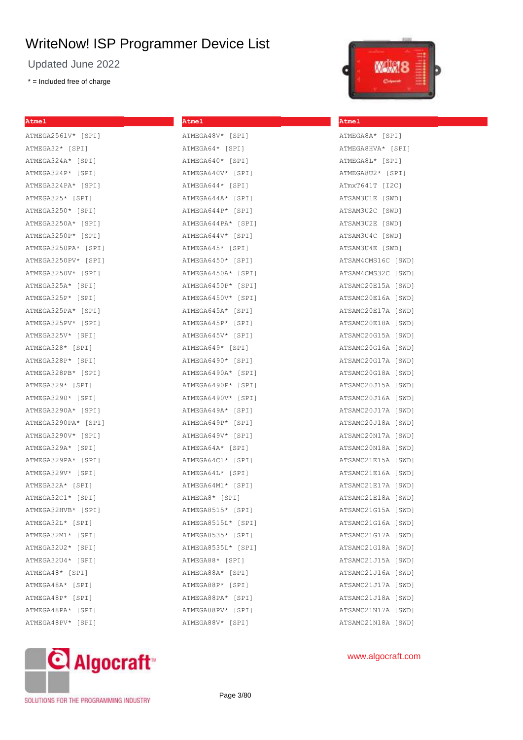# WriteNow! ISP Programmer Device List

Updated June 2022

* = Included free of charge

**Atmel**

ATMEGA2561V* [SPI]
ATMEGA32* [SPI]
ATMEGA324A* [SPI]
ATMEGA324P* [SPI]
ATMEGA324PA* [SPI]
ATMEGA325* [SPI]
ATMEGA3250* [SPI]
ATMEGA3250A* [SPI]
ATMEGA3250P* [SPI]
ATMEGA3250PA* [SPI]
ATMEGA3250PV* [SPI]
ATMEGA3250V* [SPI]
ATMEGA325A* [SPI]
ATMEGA325P* [SPI]
ATMEGA325PA* [SPI]
ATMEGA325PV* [SPI]
ATMEGA325V* [SPI]
ATMEGA328* [SPI]
ATMEGA328P* [SPI]
ATMEGA328PB* [SPI]
ATMEGA329* [SPI]
ATMEGA3290* [SPI]
ATMEGA3290A* [SPI]
ATMEGA3290PA* [SPI]
ATMEGA3290V* [SPI]
ATMEGA329A* [SPI]
ATMEGA329PA* [SPI]
ATMEGA329V* [SPI]
ATMEGA32A* [SPI]
ATMEGA32C1* [SPI]
ATMEGA32HVB* [SPI]
ATMEGA32L* [SPI]
ATMEGA32M1* [SPI]
ATMEGA32U2* [SPI]
ATMEGA32U4* [SPI]
ATMEGA48* [SPI]
ATMEGA48A* [SPI]
ATMEGA48P* [SPI]
ATMEGA48PA* [SPI]
ATMEGA48PV* [SPI]

**Atmel**

ATMEGA48V* [SPI]
ATMEGA64* [SPI]
ATMEGA640* [SPI]
ATMEGA640V* [SPI]
ATMEGA644* [SPI]
ATMEGA644A* [SPI]
ATMEGA644P* [SPI]
ATMEGA644PA* [SPI]
ATMEGA644V* [SPI]
ATMEGA645* [SPI]
ATMEGA6450* [SPI]
ATMEGA6450A* [SPI]
ATMEGA6450P* [SPI]
ATMEGA6450V* [SPI]
ATMEGA645A* [SPI]
ATMEGA645P* [SPI]
ATMEGA645V* [SPI]
ATMEGA649* [SPI]
ATMEGA6490* [SPI]
ATMEGA6490A* [SPI]
ATMEGA6490P* [SPI]
ATMEGA6490V* [SPI]
ATMEGA649A* [SPI]
ATMEGA649P* [SPI]
ATMEGA649V* [SPI]
ATMEGA64A* [SPI]
ATMEGA64C1* [SPI]
ATMEGA64L* [SPI]
ATMEGA64M1* [SPI]
ATMEGA8* [SPI]
ATMEGA8515* [SPI]
ATMEGA8515L* [SPI]
ATMEGA8535* [SPI]
ATMEGA8535L* [SPI]
ATMEGA88* [SPI]
ATMEGA88A* [SPI]
ATMEGA88P* [SPI]
ATMEGA88PA* [SPI]
ATMEGA88PV* [SPI]
ATMEGA88V* [SPI]

**Atmel**

ATMEGA8A* [SPI]
ATMEGA8HVA* [SPI]
ATMEGA8L* [SPI]
ATMEGA8U2* [SPI]
ATmxT641T [I2C]
ATSAM3U1E [SWD]
ATSAM3U2C [SWD]
ATSAM3U2E [SWD]
ATSAM3U4C [SWD]
ATSAM3U4E [SWD]
ATSAM4CMS16C [SWD]
ATSAM4CMS32C [SWD]
ATSAMC20E15A [SWD]
ATSAMC20E16A [SWD]
ATSAMC20E17A [SWD]
ATSAMC20E18A [SWD]
ATSAMC20G15A [SWD]
ATSAMC20G16A [SWD]
ATSAMC20G17A [SWD]
ATSAMC20G18A [SWD]
ATSAMC20J15A [SWD]
ATSAMC20J16A [SWD]
ATSAMC20J17A [SWD]
ATSAMC20J18A [SWD]
ATSAMC20N17A [SWD]
ATSAMC20N18A [SWD]
ATSAMC21E15A [SWD]
ATSAMC21E16A [SWD]
ATSAMC21E17A [SWD]
ATSAMC21E18A [SWD]
ATSAMC21G15A [SWD]
ATSAMC21G16A [SWD]
ATSAMC21G17A [SWD]
ATSAMC21G18A [SWD]
ATSAMC21J15A [SWD]
ATSAMC21J16A [SWD]
ATSAMC21J17A [SWD]
ATSAMC21J18A [SWD]
ATSAMC21N17A [SWD]
ATSAMC21N18A [SWD]

Algocraft™ SOLUTIONS FOR THE PROGRAMMING INDUSTRY

www.algocraft.com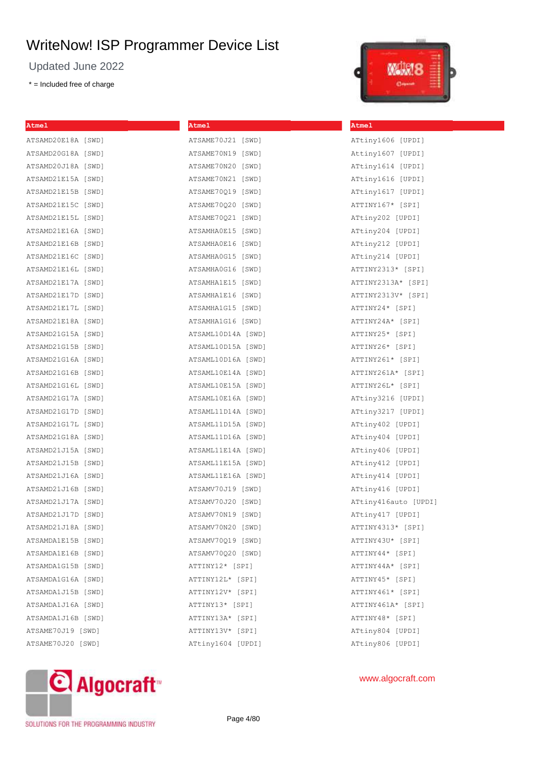# WriteNow! ISP Programmer Device List

Updated June 2022

* = Included free of charge

**Atmel**

ATSAMD20E18A [SWD]
ATSAMD20G18A [SWD]
ATSAMD20J18A [SWD]
ATSAMD21E15A [SWD]
ATSAMD21E15B [SWD]
ATSAMD21E15C [SWD]
ATSAMD21E15L [SWD]
ATSAMD21E16A [SWD]
ATSAMD21E16B [SWD]
ATSAMD21E16C [SWD]
ATSAMD21E16L [SWD]
ATSAMD21E17A [SWD]
ATSAMD21E17D [SWD]
ATSAMD21E17L [SWD]
ATSAMD21E18A [SWD]
ATSAMD21G15A [SWD]
ATSAMD21G15B [SWD]
ATSAMD21G16A [SWD]
ATSAMD21G16B [SWD]
ATSAMD21G16L [SWD]
ATSAMD21G17A [SWD]
ATSAMD21G17D [SWD]
ATSAMD21G17L [SWD]
ATSAMD21G18A [SWD]
ATSAMD21J15A [SWD]
ATSAMD21J15B [SWD]
ATSAMD21J16A [SWD]
ATSAMD21J16B [SWD]
ATSAMD21J17A [SWD]
ATSAMD21J17D [SWD]
ATSAMD21J18A [SWD]
ATSAMDA1E15B [SWD]
ATSAMDA1E16B [SWD]
ATSAMDA1G15B [SWD]
ATSAMDA1G16A [SWD]
ATSAMDA1J15B [SWD]
ATSAMDA1J16A [SWD]
ATSAMDA1J16B [SWD]
ATSAME70J19 [SWD]
ATSAME70J20 [SWD]

**Atmel**

ATSAME70J21 [SWD]
ATSAME70N19 [SWD]
ATSAME70N20 [SWD]
ATSAME70N21 [SWD]
ATSAME70Q19 [SWD]
ATSAME70Q20 [SWD]
ATSAME70Q21 [SWD]
ATSAMHA0E15 [SWD]
ATSAMHA0E16 [SWD]
ATSAMHA0G15 [SWD]
ATSAMHA0G16 [SWD]
ATSAMHA1E15 [SWD]
ATSAMHA1E16 [SWD]
ATSAMHA1G15 [SWD]
ATSAMHA1G16 [SWD]
ATSAML10D14A [SWD]
ATSAML10D15A [SWD]
ATSAML10D16A [SWD]
ATSAML10E14A [SWD]
ATSAML10E15A [SWD]
ATSAML10E16A [SWD]
ATSAML11D14A [SWD]
ATSAML11D15A [SWD]
ATSAML11D16A [SWD]
ATSAML11E14A [SWD]
ATSAML11E15A [SWD]
ATSAML11E16A [SWD]
ATSAMV70J19 [SWD]
ATSAMV70J20 [SWD]
ATSAMV70N19 [SWD]
ATSAMV70N20 [SWD]
ATSAMV70Q19 [SWD]
ATSAMV70Q20 [SWD]
ATTINY12* [SPI]
ATTINY12L* [SPI]
ATTINY12V* [SPI]
ATTINY13* [SPI]
ATTINY13A* [SPI]
ATTINY13V* [SPI]
ATtiny1604 [UPDI]

**Atmel**

ATtiny1606 [UPDI]
Attiny1607 [UPDI]
ATtiny1614 [UPDI]
ATtiny1616 [UPDI]
ATtiny1617 [UPDI]
ATTINY167* [SPI]
ATtiny202 [UPDI]
ATtiny204 [UPDI]
ATtiny212 [UPDI]
ATtiny214 [UPDI]
ATTINY2313* [SPI]
ATTINY2313A* [SPI]
ATTINY2313V* [SPI]
ATTINY24* [SPI]
ATTINY24A* [SPI]
ATTINY25* [SPI]
ATTINY26* [SPI]
ATTINY261* [SPI]
ATTINY261A* [SPI]
ATTINY26L* [SPI]
ATtiny3216 [UPDI]
ATtiny3217 [UPDI]
ATtiny402 [UPDI]
ATtiny404 [UPDI]
ATtiny406 [UPDI]
ATtiny412 [UPDI]
ATtiny414 [UPDI]
ATtiny416 [UPDI]
ATtiny416auto [UPDI]
ATtiny417 [UPDI]
ATTINY4313* [SPI]
ATTINY43U* [SPI]
ATTINY44* [SPI]
ATTINY44A* [SPI]
ATTINY45* [SPI]
ATTINY461* [SPI]
ATTINY461A* [SPI]
ATTINY48* [SPI]
ATtiny804 [UPDI]
ATtiny806 [UPDI]

SOLUTIONS FOR THE PROGRAMMING INDUSTRY

www.algocraft.com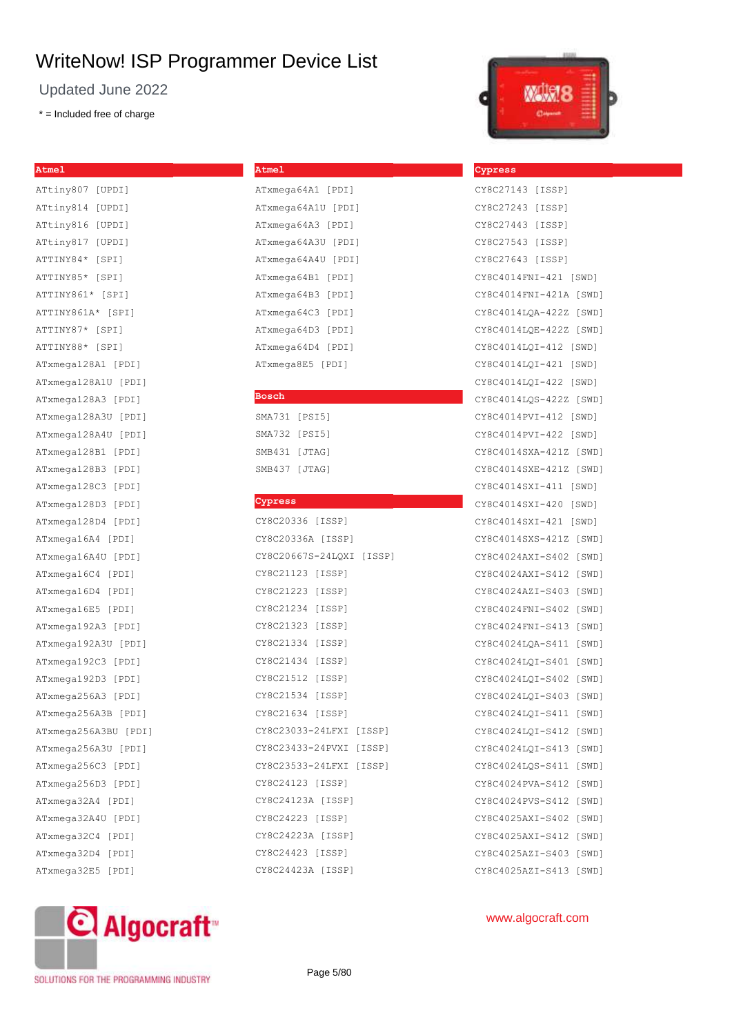# WriteNow! ISP Programmer Device List

Updated June 2022

* = Included free of charge

## Atmel

ATtiny807 [UPDI]
ATtiny814 [UPDI]
ATtiny816 [UPDI]
ATtiny817 [UPDI]
ATTINY84* [SPI]
ATTINY85* [SPI]
ATTINY861* [SPI]
ATTINY861A* [SPI]
ATTINY87* [SPI]
ATTINY88* [SPI]
ATxmega128A1 [PDI]
ATxmega128A1U [PDI]
ATxmega128A3 [PDI]
ATxmega128A3U [PDI]
ATxmega128A4U [PDI]
ATxmega128B1 [PDI]
ATxmega128B3 [PDI]
ATxmega128C3 [PDI]
ATxmega128D3 [PDI]
ATxmega128D4 [PDI]
ATxmega16A4 [PDI]
ATxmega16A4U [PDI]
ATxmega16C4 [PDI]
ATxmega16D4 [PDI]
ATxmega16E5 [PDI]
ATxmega192A3 [PDI]
ATxmega192A3U [PDI]
ATxmega192C3 [PDI]
ATxmega192D3 [PDI]
ATxmega256A3 [PDI]
ATxmega256A3B [PDI]
ATxmega256A3BU [PDI]
ATxmega256A3U [PDI]
ATxmega256C3 [PDI]
ATxmega256D3 [PDI]
ATxmega32A4 [PDI]
ATxmega32A4U [PDI]
ATxmega32C4 [PDI]
ATxmega32D4 [PDI]
ATxmega32E5 [PDI]

## Atmel

ATxmega64A1 [PDI]
ATxmega64A1U [PDI]
ATxmega64A3 [PDI]
ATxmega64A3U [PDI]
ATxmega64A4U [PDI]
ATxmega64B1 [PDI]
ATxmega64B3 [PDI]
ATxmega64C3 [PDI]
ATxmega64D3 [PDI]
ATxmega64D4 [PDI]
ATxmega8E5 [PDI]

## Bosch

SMA731 [PSI5]
SMA732 [PSI5]
SMB431 [JTAG]
SMB437 [JTAG]

## Cypress

CY8C20336 [ISSP]
CY8C20336A [ISSP]
CY8C20667S-24LQXI [ISSP]
CY8C21123 [ISSP]
CY8C21223 [ISSP]
CY8C21234 [ISSP]
CY8C21323 [ISSP]
CY8C21334 [ISSP]
CY8C21434 [ISSP]
CY8C21512 [ISSP]
CY8C21534 [ISSP]
CY8C21634 [ISSP]
CY8C23033-24LFXI [ISSP]
CY8C23433-24PVXI [ISSP]
CY8C23533-24LFXI [ISSP]
CY8C24123 [ISSP]
CY8C24123A [ISSP]
CY8C24223 [ISSP]
CY8C24223A [ISSP]
CY8C24423 [ISSP]
CY8C24423A [ISSP]

## Cypress

CY8C27143 [ISSP]
CY8C27243 [ISSP]
CY8C27443 [ISSP]
CY8C27543 [ISSP]
CY8C27643 [ISSP]
CY8C4014FNI-421 [SWD]
CY8C4014FNI-421A [SWD]
CY8C4014LQA-422Z [SWD]
CY8C4014LQE-422Z [SWD]
CY8C4014LQI-412 [SWD]
CY8C4014LQI-421 [SWD]
CY8C4014LQI-422 [SWD]
CY8C4014LQS-422Z [SWD]
CY8C4014PVI-412 [SWD]
CY8C4014PVI-422 [SWD]
CY8C4014SXA-421Z [SWD]
CY8C4014SXE-421Z [SWD]
CY8C4014SXI-411 [SWD]
CY8C4014SXI-420 [SWD]
CY8C4014SXI-421 [SWD]
CY8C4014SXS-421Z [SWD]
CY8C4024AXI-S402 [SWD]
CY8C4024AXI-S412 [SWD]
CY8C4024AZI-S403 [SWD]
CY8C4024FNI-S402 [SWD]
CY8C4024FNI-S413 [SWD]
CY8C4024LQA-S411 [SWD]
CY8C4024LQI-S401 [SWD]
CY8C4024LQI-S402 [SWD]
CY8C4024LQI-S403 [SWD]
CY8C4024LQI-S411 [SWD]
CY8C4024LQI-S412 [SWD]
CY8C4024LQI-S413 [SWD]
CY8C4024LQS-S411 [SWD]
CY8C4024PVA-S412 [SWD]
CY8C4024PVS-S412 [SWD]
CY8C4025AXI-S402 [SWD]
CY8C4025AXI-S412 [SWD]
CY8C4025AZI-S403 [SWD]
CY8C4025AZI-S413 [SWD]

Algocraft™ SOLUTIONS FOR THE PROGRAMMING INDUSTRY

www.algocraft.com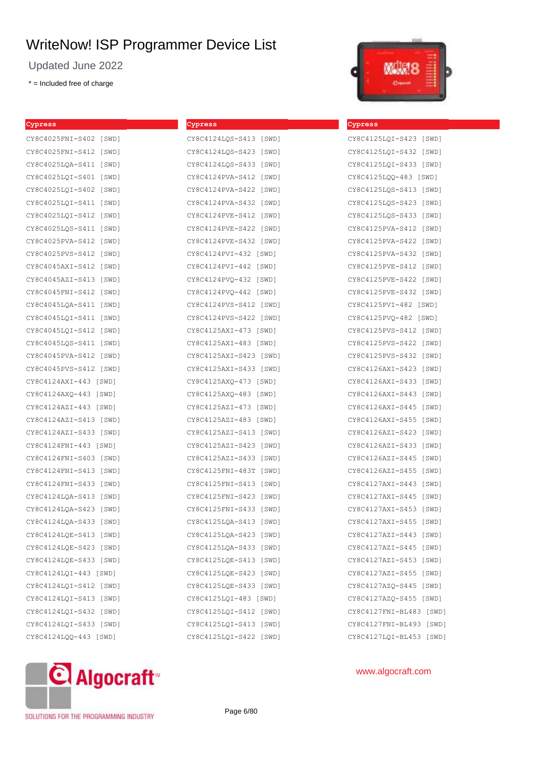# WriteNow! ISP Programmer Device List

Updated June 2022

\* = Included free of charge

**Cypress**

CY8C4025FNI-S402 [SWD]
CY8C4025FNI-S412 [SWD]
CY8C4025LQA-S411 [SWD]
CY8C4025LQI-S401 [SWD]
CY8C4025LQI-S402 [SWD]
CY8C4025LQI-S411 [SWD]
CY8C4025LQI-S412 [SWD]
CY8C4025LQS-S411 [SWD]
CY8C4025PVA-S412 [SWD]
CY8C4025PVS-S412 [SWD]
CY8C4045AXI-S412 [SWD]
CY8C4045AZI-S413 [SWD]
CY8C4045FNI-S412 [SWD]
CY8C4045LQA-S411 [SWD]
CY8C4045LQI-S411 [SWD]
CY8C4045LQI-S412 [SWD]
CY8C4045LQS-S411 [SWD]
CY8C4045PVA-S412 [SWD]
CY8C4045PVS-S412 [SWD]
CY8C4124AXI-443 [SWD]
CY8C4124AXQ-443 [SWD]
CY8C4124AZI-443 [SWD]
CY8C4124AZI-S413 [SWD]
CY8C4124AZI-S433 [SWD]
CY8C4124FNI-443 [SWD]
CY8C4124FNI-S403 [SWD]
CY8C4124FNI-S413 [SWD]
CY8C4124FNI-S433 [SWD]
CY8C4124LQA-S413 [SWD]
CY8C4124LQA-S423 [SWD]
CY8C4124LQA-S433 [SWD]
CY8C4124LQE-S413 [SWD]
CY8C4124LQE-S423 [SWD]
CY8C4124LQE-S433 [SWD]
CY8C4124LQI-443 [SWD]
CY8C4124LQI-S412 [SWD]
CY8C4124LQI-S413 [SWD]
CY8C4124LQI-S432 [SWD]
CY8C4124LQI-S433 [SWD]
CY8C4124LQQ-443 [SWD]

**Cypress**

CY8C4124LQS-S413 [SWD]
CY8C4124LQS-S423 [SWD]
CY8C4124LQS-S433 [SWD]
CY8C4124PVA-S412 [SWD]
CY8C4124PVA-S422 [SWD]
CY8C4124PVA-S432 [SWD]
CY8C4124PVE-S412 [SWD]
CY8C4124PVE-S422 [SWD]
CY8C4124PVE-S432 [SWD]
CY8C4124PVI-432 [SWD]
CY8C4124PVI-442 [SWD]
CY8C4124PVQ-432 [SWD]
CY8C4124PVQ-442 [SWD]
CY8C4124PVS-S412 [SWD]
CY8C4124PVS-S422 [SWD]
CY8C4125AXI-473 [SWD]
CY8C4125AXI-483 [SWD]
CY8C4125AXI-S423 [SWD]
CY8C4125AXI-S433 [SWD]
CY8C4125AXQ-473 [SWD]
CY8C4125AXQ-483 [SWD]
CY8C4125AZI-473 [SWD]
CY8C4125AZI-483 [SWD]
CY8C4125AZI-S413 [SWD]
CY8C4125AZI-S423 [SWD]
CY8C4125AZI-S433 [SWD]
CY8C4125FNI-483T [SWD]
CY8C4125FNI-S413 [SWD]
CY8C4125FNI-S423 [SWD]
CY8C4125FNI-S433 [SWD]
CY8C4125LQA-S413 [SWD]
CY8C4125LQA-S423 [SWD]
CY8C4125LQA-S433 [SWD]
CY8C4125LQE-S413 [SWD]
CY8C4125LQE-S423 [SWD]
CY8C4125LQE-S433 [SWD]
CY8C4125LQI-483 [SWD]
CY8C4125LQI-S412 [SWD]
CY8C4125LQI-S413 [SWD]
CY8C4125LQI-S422 [SWD]

**Cypress**

CY8C4125LQI-S423 [SWD]
CY8C4125LQI-S432 [SWD]
CY8C4125LQI-S433 [SWD]
CY8C4125LQQ-483 [SWD]
CY8C4125LQS-S413 [SWD]
CY8C4125LQS-S423 [SWD]
CY8C4125LQS-S433 [SWD]
CY8C4125PVA-S412 [SWD]
CY8C4125PVA-S422 [SWD]
CY8C4125PVA-S432 [SWD]
CY8C4125PVE-S412 [SWD]
CY8C4125PVE-S422 [SWD]
CY8C4125PVE-S432 [SWD]
CY8C4125PVI-482 [SWD]
CY8C4125PVQ-482 [SWD]
CY8C4125PVS-S412 [SWD]
CY8C4125PVS-S422 [SWD]
CY8C4125PVS-S432 [SWD]
CY8C4126AXI-S423 [SWD]
CY8C4126AXI-S433 [SWD]
CY8C4126AXI-S443 [SWD]
CY8C4126AXI-S445 [SWD]
CY8C4126AXI-S455 [SWD]
CY8C4126AZI-S423 [SWD]
CY8C4126AZI-S433 [SWD]
CY8C4126AZI-S445 [SWD]
CY8C4126AZI-S455 [SWD]
CY8C4127AXI-S443 [SWD]
CY8C4127AXI-S445 [SWD]
CY8C4127AXI-S453 [SWD]
CY8C4127AXI-S455 [SWD]
CY8C4127AZI-S443 [SWD]
CY8C4127AZI-S445 [SWD]
CY8C4127AZI-S453 [SWD]
CY8C4127AZI-S455 [SWD]
CY8C4127AZQ-S445 [SWD]
CY8C4127AZQ-S455 [SWD]
CY8C4127FNI-BL483 [SWD]
CY8C4127FNI-BL493 [SWD]
CY8C4127LQI-BL453 [SWD]

www.algocraft.com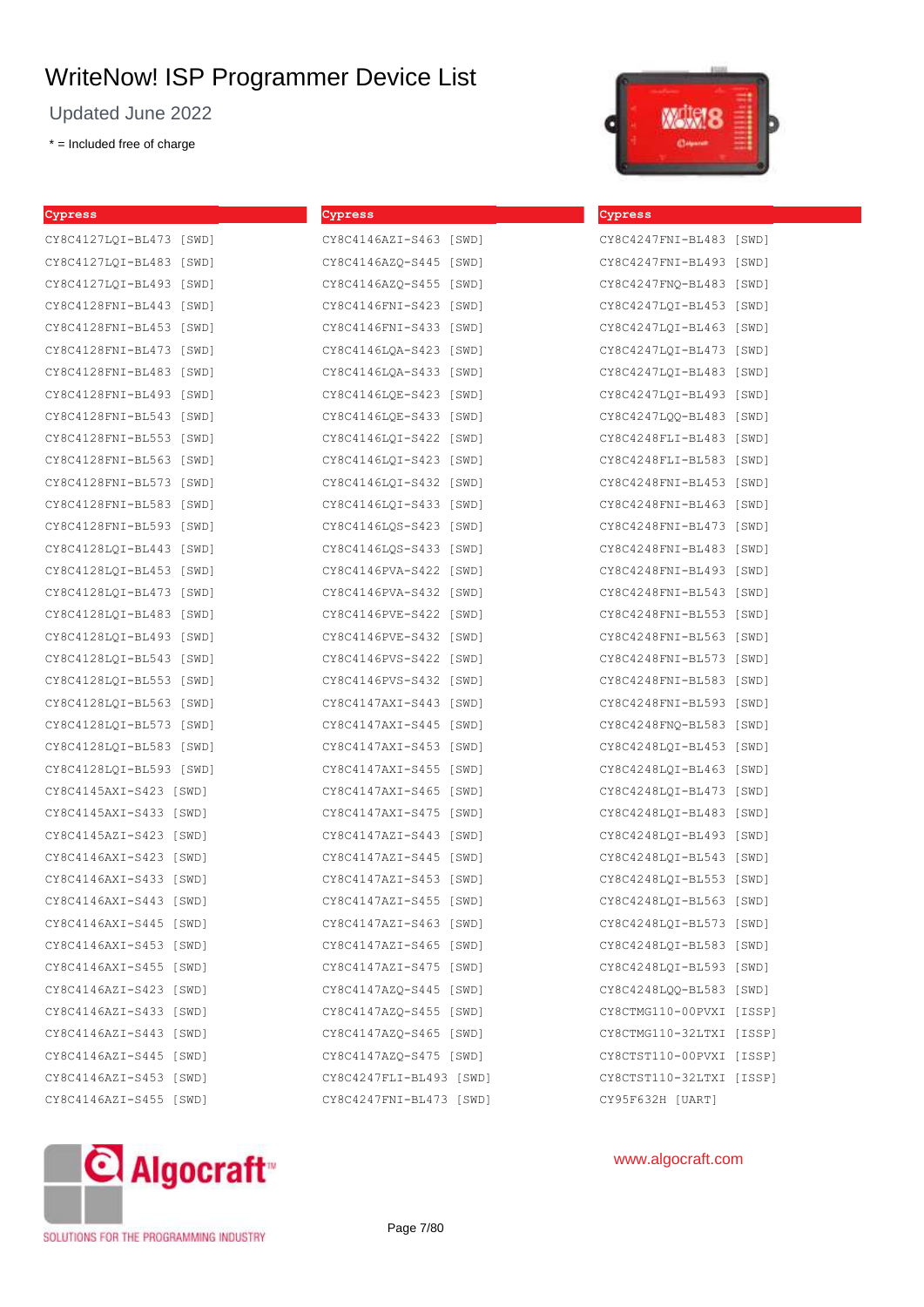# WriteNow! ISP Programmer Device List

Updated June 2022

* = Included free of charge

## Cypress

CY8C4127LQI-BL473 [SWD]
CY8C4127LQI-BL483 [SWD]
CY8C4127LQI-BL493 [SWD]
CY8C4128FNI-BL443 [SWD]
CY8C4128FNI-BL453 [SWD]
CY8C4128FNI-BL473 [SWD]
CY8C4128FNI-BL483 [SWD]
CY8C4128FNI-BL493 [SWD]
CY8C4128FNI-BL543 [SWD]
CY8C4128FNI-BL553 [SWD]
CY8C4128FNI-BL563 [SWD]
CY8C4128FNI-BL573 [SWD]
CY8C4128FNI-BL583 [SWD]
CY8C4128FNI-BL593 [SWD]
CY8C4128LQI-BL443 [SWD]
CY8C4128LQI-BL453 [SWD]
CY8C4128LQI-BL473 [SWD]
CY8C4128LQI-BL483 [SWD]
CY8C4128LQI-BL493 [SWD]
CY8C4128LQI-BL543 [SWD]
CY8C4128LQI-BL553 [SWD]
CY8C4128LQI-BL563 [SWD]
CY8C4128LQI-BL573 [SWD]
CY8C4128LQI-BL583 [SWD]
CY8C4128LQI-BL593 [SWD]
CY8C4145AXI-S423 [SWD]
CY8C4145AXI-S433 [SWD]
CY8C4145AZI-S423 [SWD]
CY8C4146AXI-S423 [SWD]
CY8C4146AXI-S433 [SWD]
CY8C4146AXI-S443 [SWD]
CY8C4146AXI-S445 [SWD]
CY8C4146AXI-S453 [SWD]
CY8C4146AXI-S455 [SWD]
CY8C4146AZI-S423 [SWD]
CY8C4146AZI-S433 [SWD]
CY8C4146AZI-S443 [SWD]
CY8C4146AZI-S445 [SWD]
CY8C4146AZI-S453 [SWD]
CY8C4146AZI-S455 [SWD]

## Cypress

CY8C4146AZI-S463 [SWD]
CY8C4146AZQ-S445 [SWD]
CY8C4146AZQ-S455 [SWD]
CY8C4146FNI-S423 [SWD]
CY8C4146FNI-S433 [SWD]
CY8C4146LQA-S423 [SWD]
CY8C4146LQA-S433 [SWD]
CY8C4146LQE-S423 [SWD]
CY8C4146LQE-S433 [SWD]
CY8C4146LQI-S422 [SWD]
CY8C4146LQI-S423 [SWD]
CY8C4146LQI-S432 [SWD]
CY8C4146LQI-S433 [SWD]
CY8C4146LQS-S423 [SWD]
CY8C4146LQS-S433 [SWD]
CY8C4146PVA-S422 [SWD]
CY8C4146PVA-S432 [SWD]
CY8C4146PVE-S422 [SWD]
CY8C4146PVE-S432 [SWD]
CY8C4146PVS-S422 [SWD]
CY8C4146PVS-S432 [SWD]
CY8C4147AXI-S443 [SWD]
CY8C4147AXI-S445 [SWD]
CY8C4147AXI-S453 [SWD]
CY8C4147AXI-S455 [SWD]
CY8C4147AXI-S465 [SWD]
CY8C4147AXI-S475 [SWD]
CY8C4147AZI-S443 [SWD]
CY8C4147AZI-S445 [SWD]
CY8C4147AZI-S453 [SWD]
CY8C4147AZI-S455 [SWD]
CY8C4147AZI-S463 [SWD]
CY8C4147AZI-S465 [SWD]
CY8C4147AZI-S475 [SWD]
CY8C4147AZQ-S445 [SWD]
CY8C4147AZQ-S455 [SWD]
CY8C4147AZQ-S465 [SWD]
CY8C4147AZQ-S475 [SWD]
CY8C4247FLI-BL493 [SWD]
CY8C4247FNI-BL473 [SWD]

## Cypress

CY8C4247FNI-BL483 [SWD]
CY8C4247FNI-BL493 [SWD]
CY8C4247FNQ-BL483 [SWD]
CY8C4247LQI-BL453 [SWD]
CY8C4247LQI-BL463 [SWD]
CY8C4247LQI-BL473 [SWD]
CY8C4247LQI-BL483 [SWD]
CY8C4247LQI-BL493 [SWD]
CY8C4247LQQ-BL483 [SWD]
CY8C4248FLI-BL483 [SWD]
CY8C4248FLI-BL583 [SWD]
CY8C4248FNI-BL453 [SWD]
CY8C4248FNI-BL463 [SWD]
CY8C4248FNI-BL473 [SWD]
CY8C4248FNI-BL483 [SWD]
CY8C4248FNI-BL493 [SWD]
CY8C4248FNI-BL543 [SWD]
CY8C4248FNI-BL553 [SWD]
CY8C4248FNI-BL563 [SWD]
CY8C4248FNI-BL573 [SWD]
CY8C4248FNI-BL583 [SWD]
CY8C4248FNI-BL593 [SWD]
CY8C4248FNQ-BL583 [SWD]
CY8C4248LQI-BL453 [SWD]
CY8C4248LQI-BL463 [SWD]
CY8C4248LQI-BL473 [SWD]
CY8C4248LQI-BL483 [SWD]
CY8C4248LQI-BL493 [SWD]
CY8C4248LQI-BL543 [SWD]
CY8C4248LQI-BL553 [SWD]
CY8C4248LQI-BL563 [SWD]
CY8C4248LQI-BL573 [SWD]
CY8C4248LQI-BL583 [SWD]
CY8C4248LQI-BL593 [SWD]
CY8C4248LQQ-BL583 [SWD]
CY8CTMG110-00PVXI [ISSP]
CY8CTMG110-32LTXI [ISSP]
CY8CTST110-00PVXI [ISSP]
CY8CTST110-32LTXI [ISSP]
CY95F632H [UART]

SOLUTIONS FOR THE PROGRAMMING INDUSTRY

www.algocraft.com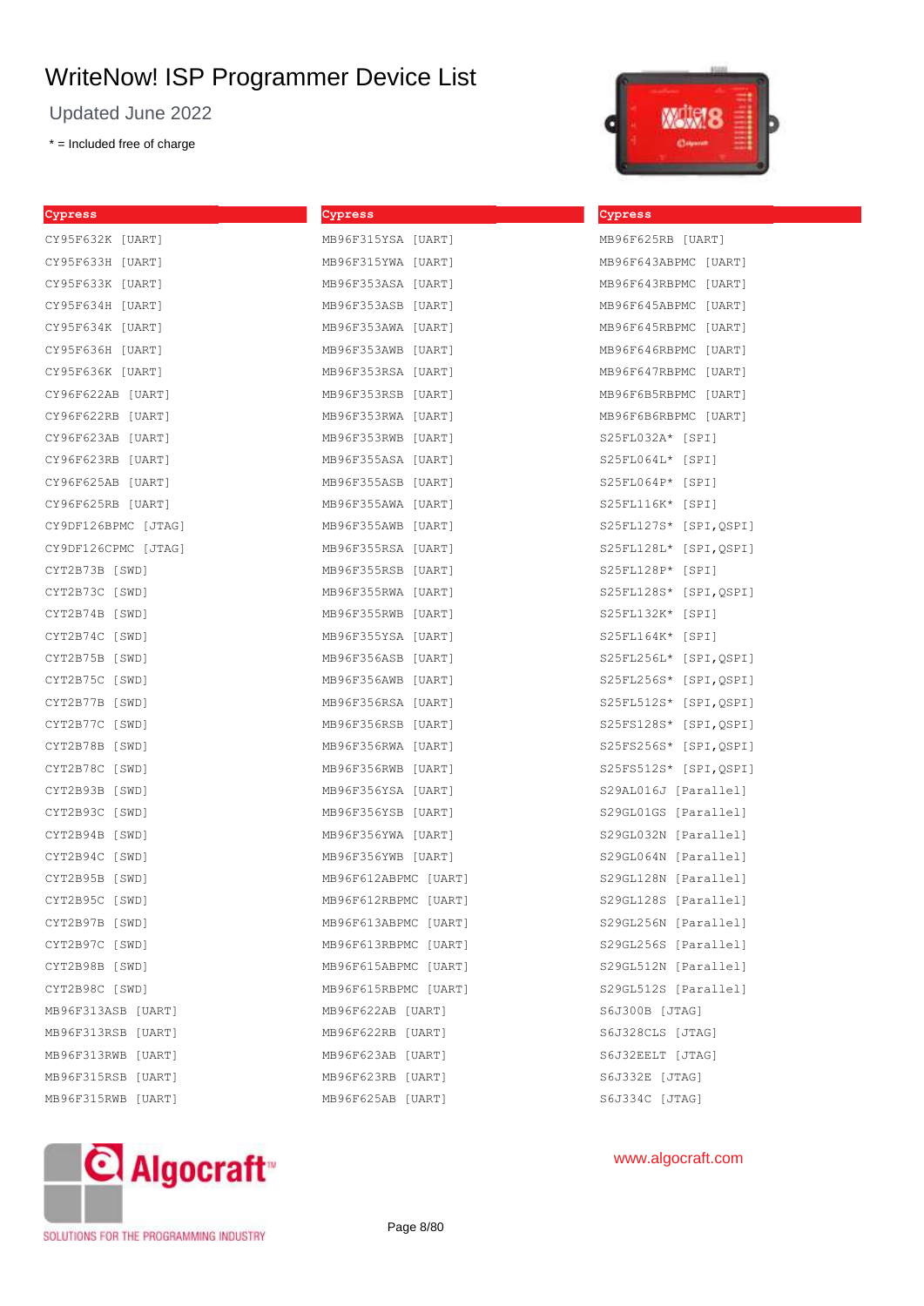# WriteNow! ISP Programmer Device List

Updated June 2022

\* = Included free of charge

## Cypress

CY95F632K [UART]
CY95F633H [UART]
CY95F633K [UART]
CY95F634H [UART]
CY95F634K [UART]
CY95F636H [UART]
CY95F636K [UART]
CY96F622AB [UART]
CY96F622RB [UART]
CY96F623AB [UART]
CY96F623RB [UART]
CY96F625AB [UART]
CY96F625RB [UART]
CY9DF126BPMC [JTAG]
CY9DF126CPMC [JTAG]
CYT2B73B [SWD]
CYT2B73C [SWD]
CYT2B74B [SWD]
CYT2B74C [SWD]
CYT2B75B [SWD]
CYT2B75C [SWD]
CYT2B77B [SWD]
CYT2B77C [SWD]
CYT2B78B [SWD]
CYT2B78C [SWD]
CYT2B93B [SWD]
CYT2B93C [SWD]
CYT2B94B [SWD]
CYT2B94C [SWD]
CYT2B95B [SWD]
CYT2B95C [SWD]
CYT2B97B [SWD]
CYT2B97C [SWD]
CYT2B98B [SWD]
CYT2B98C [SWD]
MB96F313ASB [UART]
MB96F313RSB [UART]
MB96F313RWB [UART]
MB96F315RSB [UART]
MB96F315RWB [UART]

## Cypress

MB96F315YSA [UART]
MB96F315YWA [UART]
MB96F353ASA [UART]
MB96F353ASB [UART]
MB96F353AWA [UART]
MB96F353AWB [UART]
MB96F353RSA [UART]
MB96F353RSB [UART]
MB96F353RWA [UART]
MB96F353RWB [UART]
MB96F355ASA [UART]
MB96F355ASB [UART]
MB96F355AWA [UART]
MB96F355AWB [UART]
MB96F355RSA [UART]
MB96F355RSB [UART]
MB96F355RWA [UART]
MB96F355RWB [UART]
MB96F355YSA [UART]
MB96F356ASB [UART]
MB96F356AWB [UART]
MB96F356RSA [UART]
MB96F356RSB [UART]
MB96F356RWA [UART]
MB96F356RWB [UART]
MB96F356YSA [UART]
MB96F356YSB [UART]
MB96F356YWA [UART]
MB96F356YWB [UART]
MB96F612ABPMC [UART]
MB96F612RBPMC [UART]
MB96F613ABPMC [UART]
MB96F613RBPMC [UART]
MB96F615ABPMC [UART]
MB96F615RBPMC [UART]
MB96F622AB [UART]
MB96F622RB [UART]
MB96F623AB [UART]
MB96F623RB [UART]
MB96F625AB [UART]

## Cypress

MB96F625RB [UART]
MB96F643ABPMC [UART]
MB96F643RBPMC [UART]
MB96F645ABPMC [UART]
MB96F645RBPMC [UART]
MB96F646RBPMC [UART]
MB96F647RBPMC [UART]
MB96F6B5RBPMC [UART]
MB96F6B6RBPMC [UART]
S25FL032A* [SPI]
S25FL064L* [SPI]
S25FL064P* [SPI]
S25FL116K* [SPI]
S25FL127S* [SPI,QSPI]
S25FL128L* [SPI,QSPI]
S25FL128P* [SPI]
S25FL128S* [SPI,QSPI]
S25FL132K* [SPI]
S25FL164K* [SPI]
S25FL256L* [SPI,QSPI]
S25FL256S* [SPI,QSPI]
S25FL512S* [SPI,QSPI]
S25FS128S* [SPI,QSPI]
S25FS256S* [SPI,QSPI]
S25FS512S* [SPI,QSPI]
S29AL016J [Parallel]
S29GL01GS [Parallel]
S29GL032N [Parallel]
S29GL064N [Parallel]
S29GL128N [Parallel]
S29GL128S [Parallel]
S29GL256N [Parallel]
S29GL256S [Parallel]
S29GL512N [Parallel]
S29GL512S [Parallel]
S6J300B [JTAG]
S6J328CLS [JTAG]
S6J32EELT [JTAG]
S6J332E [JTAG]
S6J334C [JTAG]

Algocraft™ SOLUTIONS FOR THE PROGRAMMING INDUSTRY

www.algocraft.com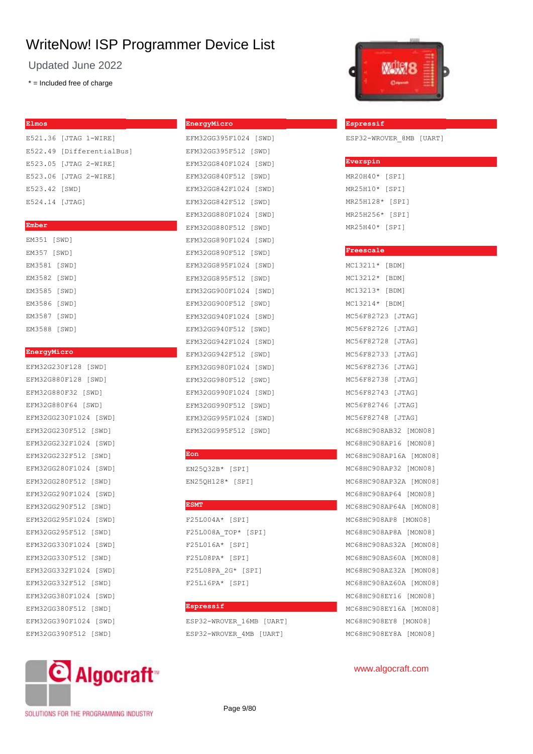# WriteNow! ISP Programmer Device List

Updated June 2022

* = Included free of charge

## Elmos

E521.36 [JTAG 1-WIRE]
E522.49 [DifferentialBus]
E523.05 [JTAG 2-WIRE]
E523.06 [JTAG 2-WIRE]
E523.42 [SWD]
E524.14 [JTAG]

## Ember

EM351 [SWD]
EM357 [SWD]
EM3581 [SWD]
EM3582 [SWD]
EM3585 [SWD]
EM3586 [SWD]
EM3587 [SWD]
EM3588 [SWD]

## EnergyMicro

EFM32G230F128 [SWD]
EFM32G880F128 [SWD]
EFM32G880F32 [SWD]
EFM32G880F64 [SWD]
EFM32GG230F1024 [SWD]
EFM32GG230F512 [SWD]
EFM32GG232F1024 [SWD]
EFM32GG232F512 [SWD]
EFM32GG280F1024 [SWD]
EFM32GG280F512 [SWD]
EFM32GG290F1024 [SWD]
EFM32GG290F512 [SWD]
EFM32GG295F1024 [SWD]
EFM32GG295F512 [SWD]
EFM32GG330F1024 [SWD]
EFM32GG330F512 [SWD]
EFM32GG332F1024 [SWD]
EFM32GG332F512 [SWD]
EFM32GG380F1024 [SWD]
EFM32GG380F512 [SWD]
EFM32GG390F1024 [SWD]
EFM32GG390F512 [SWD]

## EnergyMicro

EFM32GG395F1024 [SWD]
EFM32GG395F512 [SWD]
EFM32GG840F1024 [SWD]
EFM32GG840F512 [SWD]
EFM32GG842F1024 [SWD]
EFM32GG842F512 [SWD]
EFM32GG880F1024 [SWD]
EFM32GG880F512 [SWD]
EFM32GG890F1024 [SWD]
EFM32GG890F512 [SWD]
EFM32GG895F1024 [SWD]
EFM32GG895F512 [SWD]
EFM32GG900F1024 [SWD]
EFM32GG900F512 [SWD]
EFM32GG940F1024 [SWD]
EFM32GG940F512 [SWD]
EFM32GG942F1024 [SWD]
EFM32GG942F512 [SWD]
EFM32GG980F1024 [SWD]
EFM32GG980F512 [SWD]
EFM32GG990F1024 [SWD]
EFM32GG990F512 [SWD]
EFM32GG995F1024 [SWD]
EFM32GG995F512 [SWD]

## Eon

EN25Q32B* [SPI]
EN25QH128* [SPI]

## ESMT

F25L004A* [SPI]
F25L008A_TOP* [SPI]
F25L016A* [SPI]
F25L08PA* [SPI]
F25L08PA_2G* [SPI]
F25L16PA* [SPI]

## Espressif

ESP32-WROVER_16MB [UART]
ESP32-WROVER_4MB [UART]

## Espressif

ESP32-WROVER_8MB [UART]

## Everspin

MR20H40* [SPI]
MR25H10* [SPI]
MR25H128* [SPI]
MR25H256* [SPI]
MR25H40* [SPI]

## Freescale

MC13211* [BDM]
MC13212* [BDM]
MC13213* [BDM]
MC13214* [BDM]
MC56F82723 [JTAG]
MC56F82726 [JTAG]
MC56F82728 [JTAG]
MC56F82733 [JTAG]
MC56F82736 [JTAG]
MC56F82738 [JTAG]
MC56F82743 [JTAG]
MC56F82746 [JTAG]
MC56F82748 [JTAG]
MC68HC908AB32 [MON08]
MC68HC908AP16 [MON08]
MC68HC908AP16A [MON08]
MC68HC908AP32 [MON08]
MC68HC908AP32A [MON08]
MC68HC908AP64 [MON08]
MC68HC908AP64A [MON08]
MC68HC908AP8 [MON08]
MC68HC908AP8A [MON08]
MC68HC908AS32A [MON08]
MC68HC908AS60A [MON08]
MC68HC908AZ32A [MON08]
MC68HC908AZ60A [MON08]
MC68HC908EY16 [MON08]
MC68HC908EY16A [MON08]
MC68HC908EY8 [MON08]
MC68HC908EY8A [MON08]

Algocraft™ SOLUTIONS FOR THE PROGRAMMING INDUSTRY

www.algocraft.com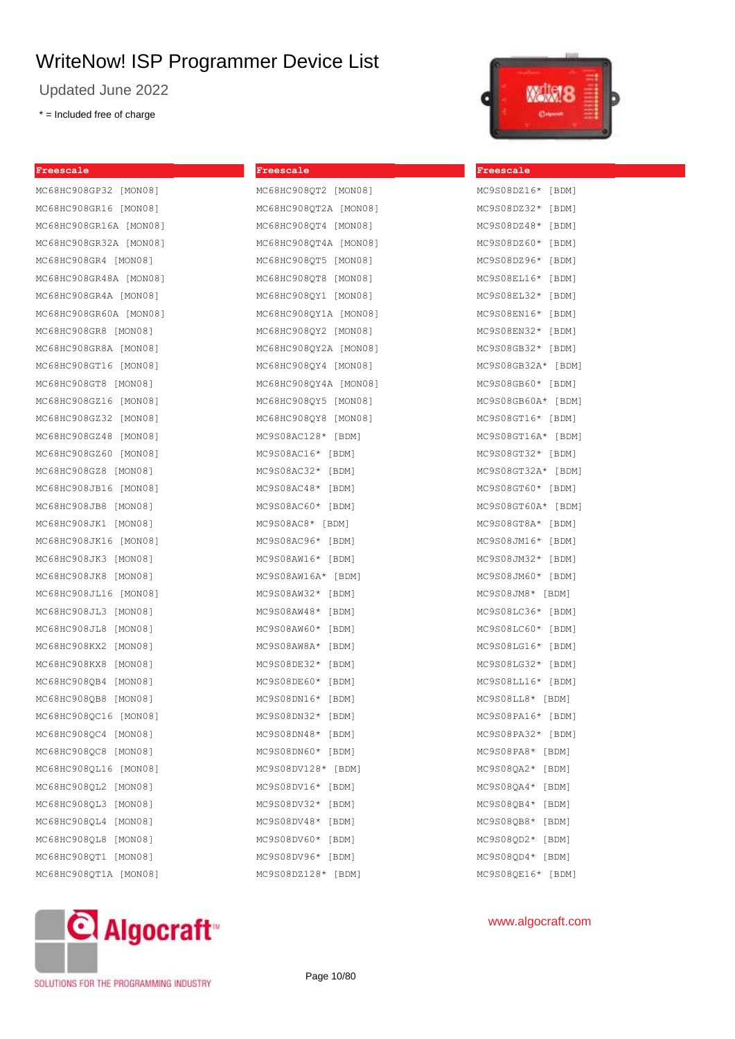# WriteNow! ISP Programmer Device List

Updated June 2022

* = Included free of charge

**Freescale**

MC68HC908GP32 [MON08]
MC68HC908GR16 [MON08]
MC68HC908GR16A [MON08]
MC68HC908GR32A [MON08]
MC68HC908GR4 [MON08]
MC68HC908GR48A [MON08]
MC68HC908GR4A [MON08]
MC68HC908GR60A [MON08]
MC68HC908GR8 [MON08]
MC68HC908GR8A [MON08]
MC68HC908GT16 [MON08]
MC68HC908GT8 [MON08]
MC68HC908GZ16 [MON08]
MC68HC908GZ32 [MON08]
MC68HC908GZ48 [MON08]
MC68HC908GZ60 [MON08]
MC68HC908GZ8 [MON08]
MC68HC908JB16 [MON08]
MC68HC908JB8 [MON08]
MC68HC908JK1 [MON08]
MC68HC908JK16 [MON08]
MC68HC908JK3 [MON08]
MC68HC908JK8 [MON08]
MC68HC908JL16 [MON08]
MC68HC908JL3 [MON08]
MC68HC908JL8 [MON08]
MC68HC908KX2 [MON08]
MC68HC908KX8 [MON08]
MC68HC908QB4 [MON08]
MC68HC908QB8 [MON08]
MC68HC908QC16 [MON08]
MC68HC908QC4 [MON08]
MC68HC908QC8 [MON08]
MC68HC908QL16 [MON08]
MC68HC908QL2 [MON08]
MC68HC908QL3 [MON08]
MC68HC908QL4 [MON08]
MC68HC908QL8 [MON08]
MC68HC908QT1 [MON08]
MC68HC908QT1A [MON08]

**Freescale**

MC68HC908QT2 [MON08]
MC68HC908QT2A [MON08]
MC68HC908QT4 [MON08]
MC68HC908QT4A [MON08]
MC68HC908QT5 [MON08]
MC68HC908QT8 [MON08]
MC68HC908QY1 [MON08]
MC68HC908QY1A [MON08]
MC68HC908QY2 [MON08]
MC68HC908QY2A [MON08]
MC68HC908QY4 [MON08]
MC68HC908QY4A [MON08]
MC68HC908QY5 [MON08]
MC68HC908QY8 [MON08]
MC9S08AC128* [BDM]
MC9S08AC16* [BDM]
MC9S08AC32* [BDM]
MC9S08AC48* [BDM]
MC9S08AC60* [BDM]
MC9S08AC8* [BDM]
MC9S08AC96* [BDM]
MC9S08AW16* [BDM]
MC9S08AW16A* [BDM]
MC9S08AW32* [BDM]
MC9S08AW48* [BDM]
MC9S08AW60* [BDM]
MC9S08AW8A* [BDM]
MC9S08DE32* [BDM]
MC9S08DE60* [BDM]
MC9S08DN16* [BDM]
MC9S08DN32* [BDM]
MC9S08DN48* [BDM]
MC9S08DN60* [BDM]
MC9S08DV128* [BDM]
MC9S08DV16* [BDM]
MC9S08DV32* [BDM]
MC9S08DV48* [BDM]
MC9S08DV60* [BDM]
MC9S08DV96* [BDM]
MC9S08DZ128* [BDM]

**Freescale**

MC9S08DZ16* [BDM]
MC9S08DZ32* [BDM]
MC9S08DZ48* [BDM]
MC9S08DZ60* [BDM]
MC9S08DZ96* [BDM]
MC9S08EL16* [BDM]
MC9S08EL32* [BDM]
MC9S08EN16* [BDM]
MC9S08EN32* [BDM]
MC9S08GB32* [BDM]
MC9S08GB32A* [BDM]
MC9S08GB60* [BDM]
MC9S08GB60A* [BDM]
MC9S08GT16* [BDM]
MC9S08GT16A* [BDM]
MC9S08GT32* [BDM]
MC9S08GT32A* [BDM]
MC9S08GT60* [BDM]
MC9S08GT60A* [BDM]
MC9S08GT8A* [BDM]
MC9S08JM16* [BDM]
MC9S08JM32* [BDM]
MC9S08JM60* [BDM]
MC9S08JM8* [BDM]
MC9S08LC36* [BDM]
MC9S08LC60* [BDM]
MC9S08LG16* [BDM]
MC9S08LG32* [BDM]
MC9S08LL16* [BDM]
MC9S08LL8* [BDM]
MC9S08PA16* [BDM]
MC9S08PA32* [BDM]
MC9S08PA8* [BDM]
MC9S08QA2* [BDM]
MC9S08QA4* [BDM]
MC9S08QB4* [BDM]
MC9S08QB8* [BDM]
MC9S08QD2* [BDM]
MC9S08QD4* [BDM]
MC9S08QE16* [BDM]

Algocraft™ SOLUTIONS FOR THE PROGRAMMING INDUSTRY

www.algocraft.com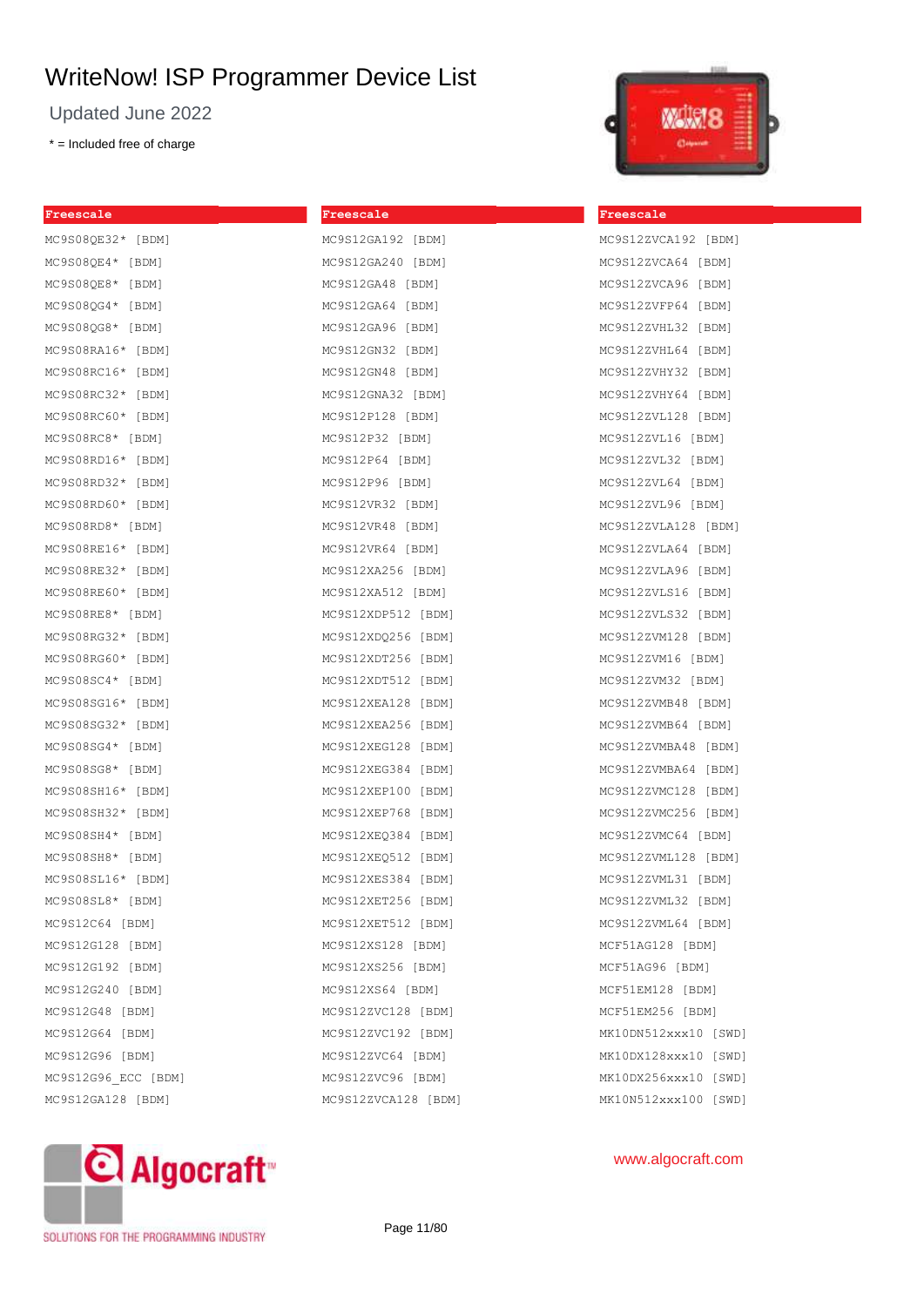# WriteNow! ISP Programmer Device List

Updated June 2022

* = Included free of charge

## Freescale

MC9S08QE32* [BDM]
MC9S08QE4* [BDM]
MC9S08QE8* [BDM]
MC9S08QG4* [BDM]
MC9S08QG8* [BDM]
MC9S08RA16* [BDM]
MC9S08RC16* [BDM]
MC9S08RC32* [BDM]
MC9S08RC60* [BDM]
MC9S08RC8* [BDM]
MC9S08RD16* [BDM]
MC9S08RD32* [BDM]
MC9S08RD60* [BDM]
MC9S08RD8* [BDM]
MC9S08RE16* [BDM]
MC9S08RE32* [BDM]
MC9S08RE60* [BDM]
MC9S08RE8* [BDM]
MC9S08RG32* [BDM]
MC9S08RG60* [BDM]
MC9S08SC4* [BDM]
MC9S08SG16* [BDM]
MC9S08SG32* [BDM]
MC9S08SG4* [BDM]
MC9S08SG8* [BDM]
MC9S08SH16* [BDM]
MC9S08SH32* [BDM]
MC9S08SH4* [BDM]
MC9S08SH8* [BDM]
MC9S08SL16* [BDM]
MC9S08SL8* [BDM]
MC9S12C64 [BDM]
MC9S12G128 [BDM]
MC9S12G192 [BDM]
MC9S12G240 [BDM]
MC9S12G48 [BDM]
MC9S12G64 [BDM]
MC9S12G96 [BDM]
MC9S12G96_ECC [BDM]
MC9S12GA128 [BDM]

## Freescale

MC9S12GA192 [BDM]
MC9S12GA240 [BDM]
MC9S12GA48 [BDM]
MC9S12GA64 [BDM]
MC9S12GA96 [BDM]
MC9S12GN32 [BDM]
MC9S12GN48 [BDM]
MC9S12GNA32 [BDM]
MC9S12P128 [BDM]
MC9S12P32 [BDM]
MC9S12P64 [BDM]
MC9S12P96 [BDM]
MC9S12VR32 [BDM]
MC9S12VR48 [BDM]
MC9S12VR64 [BDM]
MC9S12XA256 [BDM]
MC9S12XA512 [BDM]
MC9S12XDP512 [BDM]
MC9S12XDQ256 [BDM]
MC9S12XDT256 [BDM]
MC9S12XDT512 [BDM]
MC9S12XEA128 [BDM]
MC9S12XEA256 [BDM]
MC9S12XEG128 [BDM]
MC9S12XEG384 [BDM]
MC9S12XEP100 [BDM]
MC9S12XEP768 [BDM]
MC9S12XEQ384 [BDM]
MC9S12XEQ512 [BDM]
MC9S12XES384 [BDM]
MC9S12XET256 [BDM]
MC9S12XET512 [BDM]
MC9S12XS128 [BDM]
MC9S12XS256 [BDM]
MC9S12XS64 [BDM]
MC9S12ZVC128 [BDM]
MC9S12ZVC192 [BDM]
MC9S12ZVC64 [BDM]
MC9S12ZVC96 [BDM]
MC9S12ZVCA128 [BDM]

## Freescale

MC9S12ZVCA192 [BDM]
MC9S12ZVCA64 [BDM]
MC9S12ZVCA96 [BDM]
MC9S12ZVFP64 [BDM]
MC9S12ZVHL32 [BDM]
MC9S12ZVHL64 [BDM]
MC9S12ZVHY32 [BDM]
MC9S12ZVHY64 [BDM]
MC9S12ZVL128 [BDM]
MC9S12ZVL16 [BDM]
MC9S12ZVL32 [BDM]
MC9S12ZVL64 [BDM]
MC9S12ZVL96 [BDM]
MC9S12ZVLA128 [BDM]
MC9S12ZVLA64 [BDM]
MC9S12ZVLA96 [BDM]
MC9S12ZVLS16 [BDM]
MC9S12ZVLS32 [BDM]
MC9S12ZVM128 [BDM]
MC9S12ZVM16 [BDM]
MC9S12ZVM32 [BDM]
MC9S12ZVMB48 [BDM]
MC9S12ZVMB64 [BDM]
MC9S12ZVMBA48 [BDM]
MC9S12ZVMBA64 [BDM]
MC9S12ZVMC128 [BDM]
MC9S12ZVMC256 [BDM]
MC9S12ZVMC64 [BDM]
MC9S12ZVML128 [BDM]
MC9S12ZVML31 [BDM]
MC9S12ZVML32 [BDM]
MC9S12ZVML64 [BDM]
MCF51AG128 [BDM]
MCF51AG96 [BDM]
MCF51EM128 [BDM]
MCF51EM256 [BDM]
MK10DN512xxx10 [SWD]
MK10DX128xxx10 [SWD]
MK10DX256xxx10 [SWD]
MK10N512xxx100 [SWD]

Algocraft™ SOLUTIONS FOR THE PROGRAMMING INDUSTRY

www.algocraft.com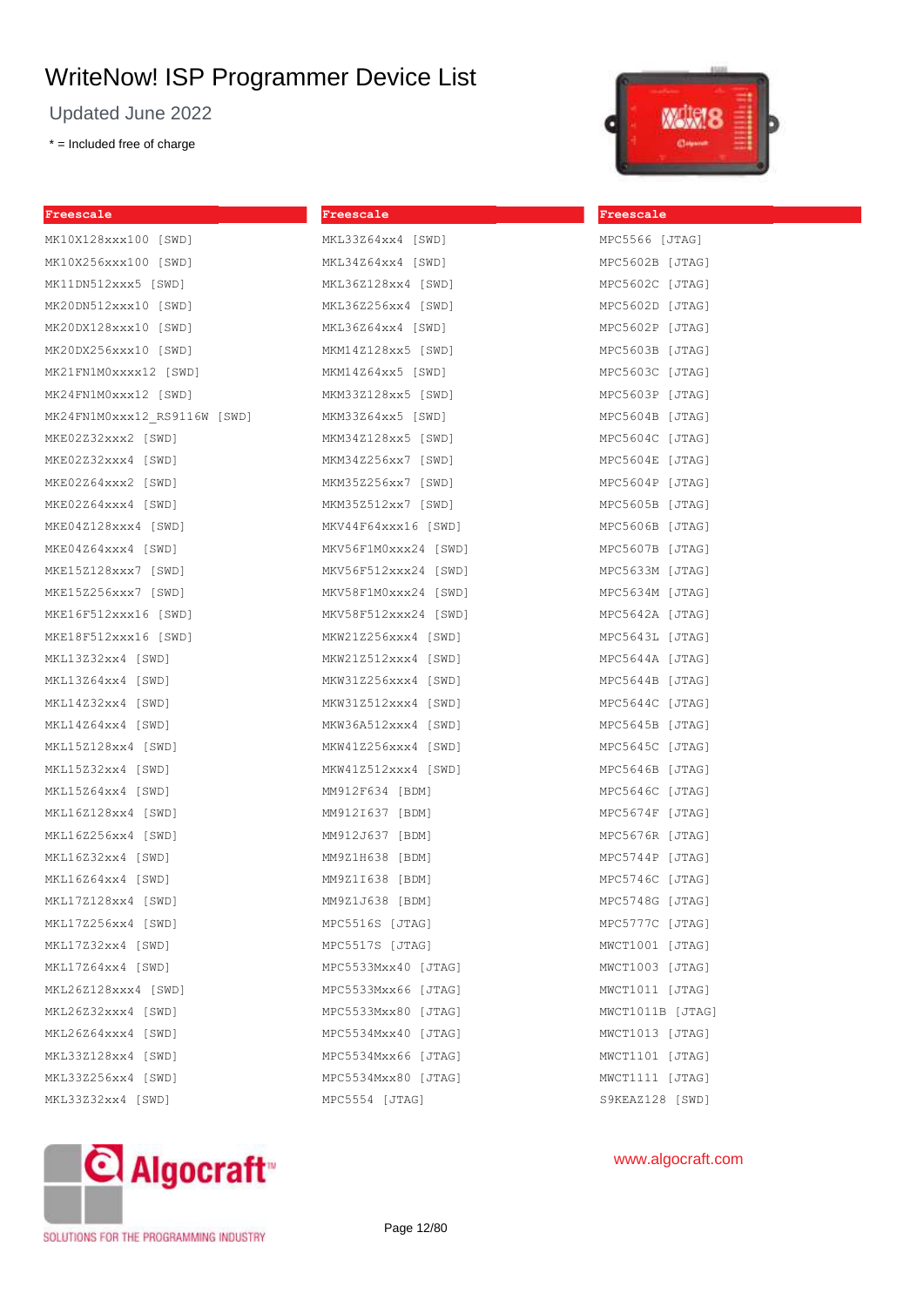# WriteNow! ISP Programmer Device List

Updated June 2022

* = Included free of charge

## Freescale

MK10X128xxx100 [SWD]
MK10X256xxx100 [SWD]
MK11DN512xxx5 [SWD]
MK20DN512xxx10 [SWD]
MK20DX128xxx10 [SWD]
MK20DX256xxx10 [SWD]
MK21FN1M0xxxx12 [SWD]
MK24FN1M0xxx12 [SWD]
MK24FN1M0xxx12_RS9116W [SWD]
MKE02Z32xxx2 [SWD]
MKE02Z32xxx4 [SWD]
MKE02Z64xxx2 [SWD]
MKE02Z64xxx4 [SWD]
MKE04Z128xxx4 [SWD]
MKE04Z64xxx4 [SWD]
MKE15Z128xxx7 [SWD]
MKE15Z256xxx7 [SWD]
MKE16F512xxx16 [SWD]
MKE18F512xxx16 [SWD]
MKL13Z32xx4 [SWD]
MKL13Z64xx4 [SWD]
MKL14Z32xx4 [SWD]
MKL14Z64xx4 [SWD]
MKL15Z128xx4 [SWD]
MKL15Z32xx4 [SWD]
MKL15Z64xx4 [SWD]
MKL16Z128xx4 [SWD]
MKL16Z256xx4 [SWD]
MKL16Z32xx4 [SWD]
MKL16Z64xx4 [SWD]
MKL17Z128xx4 [SWD]
MKL17Z256xx4 [SWD]
MKL17Z32xx4 [SWD]
MKL17Z64xx4 [SWD]
MKL26Z128xxx4 [SWD]
MKL26Z32xxx4 [SWD]
MKL26Z64xxx4 [SWD]
MKL33Z128xx4 [SWD]
MKL33Z256xx4 [SWD]
MKL33Z32xx4 [SWD]

## Freescale

MKL33Z64xx4 [SWD]
MKL34Z64xx4 [SWD]
MKL36Z128xx4 [SWD]
MKL36Z256xx4 [SWD]
MKL36Z64xx4 [SWD]
MKM14Z128xx5 [SWD]
MKM14Z64xx5 [SWD]
MKM33Z128xx5 [SWD]
MKM33Z64xx5 [SWD]
MKM34Z128xx5 [SWD]
MKM34Z256xx7 [SWD]
MKM35Z256xx7 [SWD]
MKM35Z512xx7 [SWD]
MKV44F64xxx16 [SWD]
MKV56F1M0xxx24 [SWD]
MKV56F512xxx24 [SWD]
MKV58F1M0xxx24 [SWD]
MKV58F512xxx24 [SWD]
MKW21Z256xxx4 [SWD]
MKW21Z512xxx4 [SWD]
MKW31Z256xxx4 [SWD]
MKW31Z512xxx4 [SWD]
MKW36A512xxx4 [SWD]
MKW41Z256xxx4 [SWD]
MKW41Z512xxx4 [SWD]
MM912F634 [BDM]
MM912I637 [BDM]
MM912J637 [BDM]
MM9Z1H638 [BDM]
MM9Z1I638 [BDM]
MM9Z1J638 [BDM]
MPC5516S [JTAG]
MPC5517S [JTAG]
MPC5533Mxx40 [JTAG]
MPC5533Mxx66 [JTAG]
MPC5533Mxx80 [JTAG]
MPC5534Mxx40 [JTAG]
MPC5534Mxx66 [JTAG]
MPC5534Mxx80 [JTAG]
MPC5554 [JTAG]

## Freescale

MPC5566 [JTAG]
MPC5602B [JTAG]
MPC5602C [JTAG]
MPC5602D [JTAG]
MPC5602P [JTAG]
MPC5603B [JTAG]
MPC5603C [JTAG]
MPC5603P [JTAG]
MPC5604B [JTAG]
MPC5604C [JTAG]
MPC5604E [JTAG]
MPC5604P [JTAG]
MPC5605B [JTAG]
MPC5606B [JTAG]
MPC5607B [JTAG]
MPC5633M [JTAG]
MPC5634M [JTAG]
MPC5642A [JTAG]
MPC5643L [JTAG]
MPC5644A [JTAG]
MPC5644B [JTAG]
MPC5644C [JTAG]
MPC5645B [JTAG]
MPC5645C [JTAG]
MPC5646B [JTAG]
MPC5646C [JTAG]
MPC5674F [JTAG]
MPC5676R [JTAG]
MPC5744P [JTAG]
MPC5746C [JTAG]
MPC5748G [JTAG]
MPC5777C [JTAG]
MWCT1001 [JTAG]
MWCT1003 [JTAG]
MWCT1011 [JTAG]
MWCT1011B [JTAG]
MWCT1013 [JTAG]
MWCT1101 [JTAG]
MWCT1111 [JTAG]
S9KEAZ128 [SWD]

Algocraft™ SOLUTIONS FOR THE PROGRAMMING INDUSTRY

www.algocraft.com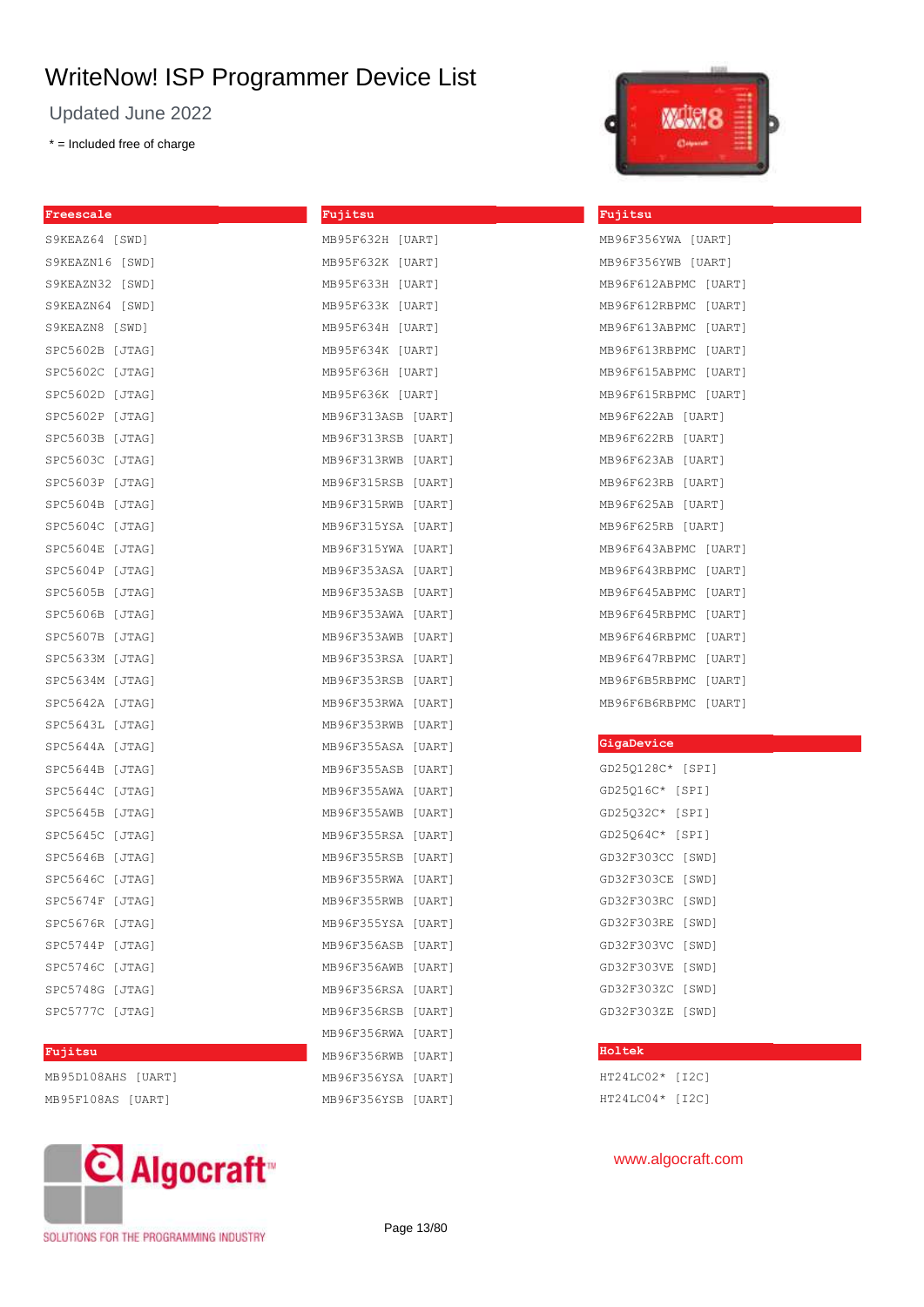# WriteNow! ISP Programmer Device List

Updated June 2022

\* = Included free of charge

## Freescale

S9KEAZ64 [SWD]
S9KEAZN16 [SWD]
S9KEAZN32 [SWD]
S9KEAZN64 [SWD]
S9KEAZN8 [SWD]
SPC5602B [JTAG]
SPC5602C [JTAG]
SPC5602D [JTAG]
SPC5602P [JTAG]
SPC5603B [JTAG]
SPC5603C [JTAG]
SPC5603P [JTAG]
SPC5604B [JTAG]
SPC5604C [JTAG]
SPC5604E [JTAG]
SPC5604P [JTAG]
SPC5605B [JTAG]
SPC5606B [JTAG]
SPC5607B [JTAG]
SPC5633M [JTAG]
SPC5634M [JTAG]
SPC5642A [JTAG]
SPC5643L [JTAG]
SPC5644A [JTAG]
SPC5644B [JTAG]
SPC5644C [JTAG]
SPC5645B [JTAG]
SPC5645C [JTAG]
SPC5646B [JTAG]
SPC5646C [JTAG]
SPC5674F [JTAG]
SPC5676R [JTAG]
SPC5744P [JTAG]
SPC5746C [JTAG]
SPC5748G [JTAG]
SPC5777C [JTAG]

## Fujitsu

MB95D108AHS [UART]
MB95F108AS [UART]
MB95F632H [UART]
MB95F632K [UART]
MB95F633H [UART]
MB95F633K [UART]
MB95F634H [UART]
MB95F634K [UART]
MB95F636H [UART]
MB95F636K [UART]
MB96F313ASB [UART]
MB96F313RSB [UART]
MB96F313RWB [UART]
MB96F315RSB [UART]
MB96F315RWB [UART]
MB96F315YSA [UART]
MB96F315YWA [UART]
MB96F353ASA [UART]
MB96F353ASB [UART]
MB96F353AWA [UART]
MB96F353AWB [UART]
MB96F353RSA [UART]
MB96F353RSB [UART]
MB96F353RWA [UART]
MB96F353RWB [UART]
MB96F355ASA [UART]
MB96F355ASB [UART]
MB96F355AWA [UART]
MB96F355AWB [UART]
MB96F355RSA [UART]
MB96F355RSB [UART]
MB96F355RWA [UART]
MB96F355RWB [UART]
MB96F355YSA [UART]
MB96F356ASB [UART]
MB96F356AWB [UART]
MB96F356RSA [UART]
MB96F356RSB [UART]
MB96F356RWA [UART]
MB96F356RWB [UART]
MB96F356YSA [UART]
MB96F356YSB [UART]
MB96F356YWA [UART]
MB96F356YWB [UART]
MB96F612ABPMC [UART]
MB96F612RBPMC [UART]
MB96F613ABPMC [UART]
MB96F613RBPMC [UART]
MB96F615ABPMC [UART]
MB96F615RBPMC [UART]
MB96F622AB [UART]
MB96F622RB [UART]
MB96F623AB [UART]
MB96F623RB [UART]
MB96F625AB [UART]
MB96F625RB [UART]
MB96F643ABPMC [UART]
MB96F643RBPMC [UART]
MB96F645ABPMC [UART]
MB96F645RBPMC [UART]
MB96F646RBPMC [UART]
MB96F647RBPMC [UART]
MB96F6B5RBPMC [UART]
MB96F6B6RBPMC [UART]

## GigaDevice

GD25Q128C* [SPI]
GD25Q16C* [SPI]
GD25Q32C* [SPI]
GD25Q64C* [SPI]
GD32F303CC [SWD]
GD32F303CE [SWD]
GD32F303RC [SWD]
GD32F303RE [SWD]
GD32F303VC [SWD]
GD32F303VE [SWD]
GD32F303ZC [SWD]
GD32F303ZE [SWD]

## Holtek

HT24LC02* [I2C]
HT24LC04* [I2C]

Algocraft™ SOLUTIONS FOR THE PROGRAMMING INDUSTRY

www.algocraft.com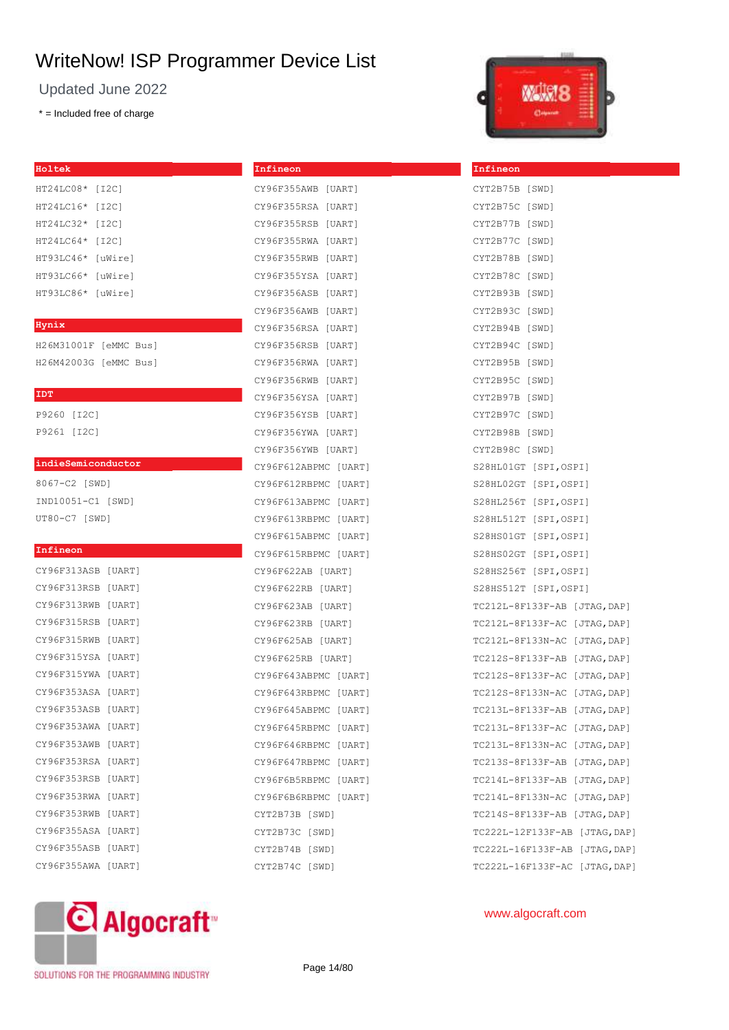# WriteNow! ISP Programmer Device List

Updated June 2022

* = Included free of charge

## Holtek

HT24LC08* [I2C]
HT24LC16* [I2C]
HT24LC32* [I2C]
HT24LC64* [I2C]
HT93LC46* [uWire]
HT93LC66* [uWire]
HT93LC86* [uWire]

## Hynix

H26M31001F [eMMC Bus]
H26M42003G [eMMC Bus]

## IDT

P9260 [I2C]
P9261 [I2C]

## indieSemiconductor

8067-C2 [SWD]
IND10051-C1 [SWD]
UT80-C7 [SWD]

## Infineon

CY96F313ASB [UART]
CY96F313RSB [UART]
CY96F313RWB [UART]
CY96F315RSB [UART]
CY96F315RWB [UART]
CY96F315YSA [UART]
CY96F315YWA [UART]
CY96F353ASA [UART]
CY96F353ASB [UART]
CY96F353AWA [UART]
CY96F353AWB [UART]
CY96F353RSA [UART]
CY96F353RSB [UART]
CY96F353RWA [UART]
CY96F353RWB [UART]
CY96F355ASA [UART]
CY96F355ASB [UART]
CY96F355AWA [UART]
CY96F355AWB [UART]
CY96F355RSA [UART]
CY96F355RSB [UART]
CY96F355RWA [UART]
CY96F355RWB [UART]
CY96F355YSA [UART]
CY96F356ASB [UART]
CY96F356AWB [UART]
CY96F356RSA [UART]
CY96F356RSB [UART]
CY96F356RWA [UART]
CY96F356RWB [UART]
CY96F356YSA [UART]
CY96F356YSB [UART]
CY96F356YWA [UART]
CY96F356YWB [UART]
CY96F612ABPMC [UART]
CY96F612RBPMC [UART]
CY96F613ABPMC [UART]
CY96F613RBPMC [UART]
CY96F615ABPMC [UART]
CY96F615RBPMC [UART]
CY96F622AB [UART]
CY96F622RB [UART]
CY96F623AB [UART]
CY96F623RB [UART]
CY96F625AB [UART]
CY96F625RB [UART]
CY96F643ABPMC [UART]
CY96F643RBPMC [UART]
CY96F645ABPMC [UART]
CY96F645RBPMC [UART]
CY96F646RBPMC [UART]
CY96F647RBPMC [UART]
CY96F6B5RBPMC [UART]
CY96F6B6RBPMC [UART]
CYT2B73B [SWD]
CYT2B73C [SWD]
CYT2B74B [SWD]
CYT2B74C [SWD]
CYT2B75B [SWD]
CYT2B75C [SWD]
CYT2B77B [SWD]
CYT2B77C [SWD]
CYT2B78B [SWD]
CYT2B78C [SWD]
CYT2B93B [SWD]
CYT2B93C [SWD]
CYT2B94B [SWD]
CYT2B94C [SWD]
CYT2B95B [SWD]
CYT2B95C [SWD]
CYT2B97B [SWD]
CYT2B97C [SWD]
CYT2B98B [SWD]
CYT2B98C [SWD]
S28HL01GT [SPI,OSPI]
S28HL02GT [SPI,OSPI]
S28HL256T [SPI,OSPI]
S28HL512T [SPI,OSPI]
S28HS01GT [SPI,OSPI]
S28HS02GT [SPI,OSPI]
S28HS256T [SPI,OSPI]
S28HS512T [SPI,OSPI]
TC212L-8F133F-AB [JTAG,DAP]
TC212L-8F133F-AC [JTAG,DAP]
TC212L-8F133N-AC [JTAG,DAP]
TC212S-8F133F-AB [JTAG,DAP]
TC212S-8F133F-AC [JTAG,DAP]
TC212S-8F133N-AC [JTAG,DAP]
TC213L-8F133F-AB [JTAG,DAP]
TC213L-8F133F-AC [JTAG,DAP]
TC213L-8F133N-AC [JTAG,DAP]
TC213S-8F133F-AB [JTAG,DAP]
TC214L-8F133F-AB [JTAG,DAP]
TC214L-8F133N-AC [JTAG,DAP]
TC214S-8F133F-AB [JTAG,DAP]
TC222L-12F133F-AB [JTAG,DAP]
TC222L-16F133F-AB [JTAG,DAP]
TC222L-16F133F-AC [JTAG,DAP]

Algocraft™ SOLUTIONS FOR THE PROGRAMMING INDUSTRY

www.algocraft.com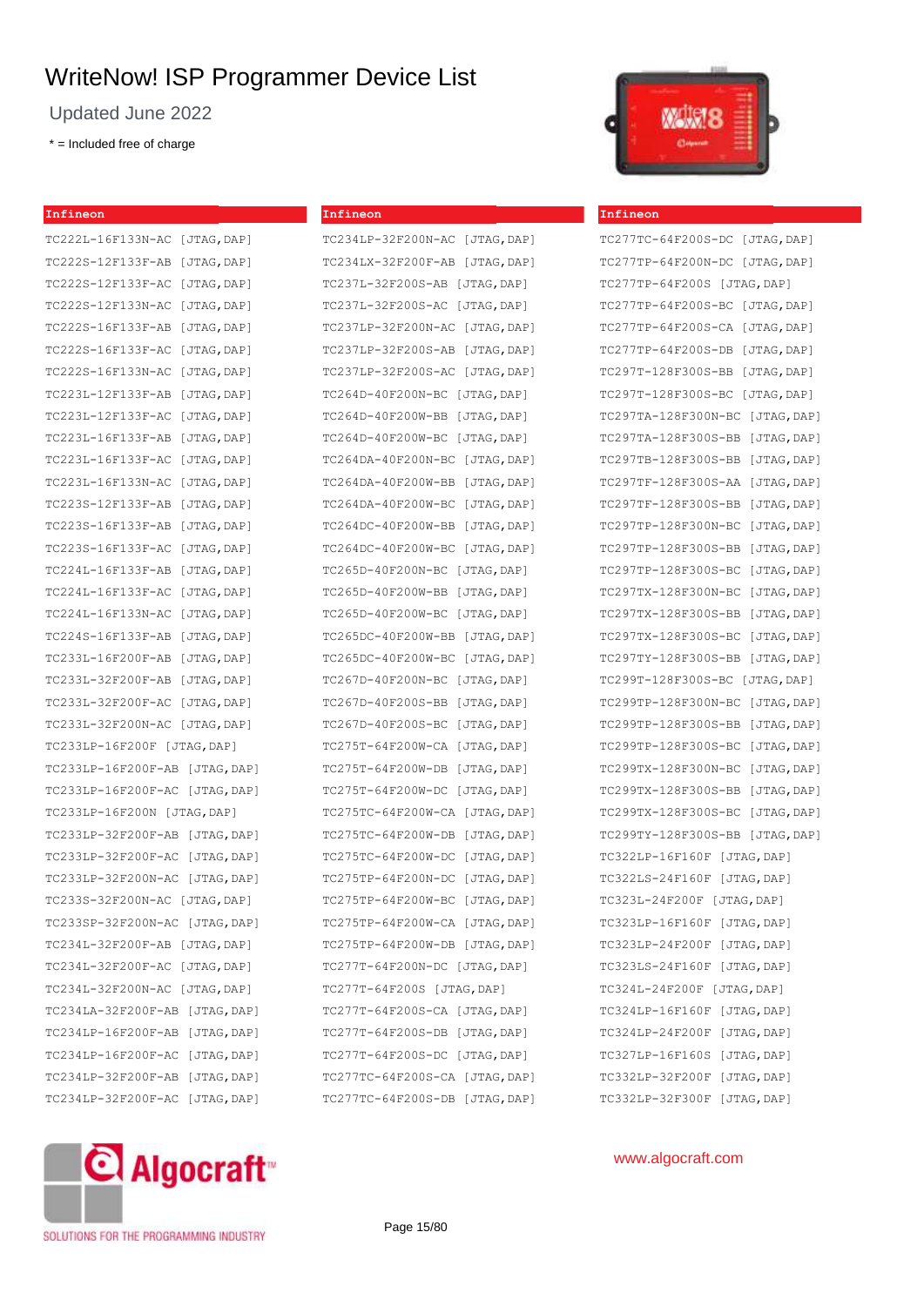# WriteNow! ISP Programmer Device List

Updated June 2022

* = Included free of charge

**Infineon**

TC222L-16F133N-AC [JTAG,DAP]
TC222S-12F133F-AB [JTAG,DAP]
TC222S-12F133F-AC [JTAG,DAP]
TC222S-12F133N-AC [JTAG,DAP]
TC222S-16F133F-AB [JTAG,DAP]
TC222S-16F133F-AC [JTAG,DAP]
TC222S-16F133N-AC [JTAG,DAP]
TC223L-12F133F-AB [JTAG,DAP]
TC223L-12F133F-AC [JTAG,DAP]
TC223L-16F133F-AB [JTAG,DAP]
TC223L-16F133F-AC [JTAG,DAP]
TC223L-16F133N-AC [JTAG,DAP]
TC223S-12F133F-AB [JTAG,DAP]
TC223S-16F133F-AB [JTAG,DAP]
TC223S-16F133F-AC [JTAG,DAP]
TC224L-16F133F-AB [JTAG,DAP]
TC224L-16F133F-AC [JTAG,DAP]
TC224L-16F133N-AC [JTAG,DAP]
TC224S-16F133F-AB [JTAG,DAP]
TC233L-16F200F-AB [JTAG,DAP]
TC233L-32F200F-AB [JTAG,DAP]
TC233L-32F200F-AC [JTAG,DAP]
TC233L-32F200N-AC [JTAG,DAP]
TC233LP-16F200F [JTAG,DAP]
TC233LP-16F200F-AB [JTAG,DAP]
TC233LP-16F200F-AC [JTAG,DAP]
TC233LP-16F200N [JTAG,DAP]
TC233LP-32F200F-AB [JTAG,DAP]
TC233LP-32F200F-AC [JTAG,DAP]
TC233LP-32F200N-AC [JTAG,DAP]
TC233S-32F200N-AC [JTAG,DAP]
TC233SP-32F200N-AC [JTAG,DAP]
TC234L-32F200F-AB [JTAG,DAP]
TC234L-32F200F-AC [JTAG,DAP]
TC234L-32F200N-AC [JTAG,DAP]
TC234LA-32F200F-AB [JTAG,DAP]
TC234LP-16F200F-AB [JTAG,DAP]
TC234LP-16F200F-AC [JTAG,DAP]
TC234LP-32F200F-AB [JTAG,DAP]
TC234LP-32F200F-AC [JTAG,DAP]

**Infineon**

TC234LP-32F200N-AC [JTAG,DAP]
TC234LX-32F200F-AB [JTAG,DAP]
TC237L-32F200S-AB [JTAG,DAP]
TC237L-32F200S-AC [JTAG,DAP]
TC237LP-32F200N-AC [JTAG,DAP]
TC237LP-32F200S-AB [JTAG,DAP]
TC237LP-32F200S-AC [JTAG,DAP]
TC264D-40F200N-BC [JTAG,DAP]
TC264D-40F200W-BB [JTAG,DAP]
TC264D-40F200W-BC [JTAG,DAP]
TC264DA-40F200N-BC [JTAG,DAP]
TC264DA-40F200W-BB [JTAG,DAP]
TC264DA-40F200W-BC [JTAG,DAP]
TC264DC-40F200W-BB [JTAG,DAP]
TC264DC-40F200W-BC [JTAG,DAP]
TC265D-40F200N-BC [JTAG,DAP]
TC265D-40F200W-BB [JTAG,DAP]
TC265D-40F200W-BC [JTAG,DAP]
TC265DC-40F200W-BB [JTAG,DAP]
TC265DC-40F200W-BC [JTAG,DAP]
TC267D-40F200N-BC [JTAG,DAP]
TC267D-40F200S-BB [JTAG,DAP]
TC267D-40F200S-BC [JTAG,DAP]
TC275T-64F200W-CA [JTAG,DAP]
TC275T-64F200W-DB [JTAG,DAP]
TC275T-64F200W-DC [JTAG,DAP]
TC275TC-64F200W-CA [JTAG,DAP]
TC275TC-64F200W-DB [JTAG,DAP]
TC275TC-64F200W-DC [JTAG,DAP]
TC275TP-64F200N-DC [JTAG,DAP]
TC275TP-64F200W-BC [JTAG,DAP]
TC275TP-64F200W-CA [JTAG,DAP]
TC275TP-64F200W-DB [JTAG,DAP]
TC277T-64F200N-DC [JTAG,DAP]
TC277T-64F200S [JTAG,DAP]
TC277T-64F200S-CA [JTAG,DAP]
TC277T-64F200S-DB [JTAG,DAP]
TC277T-64F200S-DC [JTAG,DAP]
TC277TC-64F200S-CA [JTAG,DAP]
TC277TC-64F200S-DB [JTAG,DAP]

**Infineon**

TC277TC-64F200S-DC [JTAG,DAP]
TC277TP-64F200N-DC [JTAG,DAP]
TC277TP-64F200S [JTAG,DAP]
TC277TP-64F200S-BC [JTAG,DAP]
TC277TP-64F200S-CA [JTAG,DAP]
TC277TP-64F200S-DB [JTAG,DAP]
TC297T-128F300S-BB [JTAG,DAP]
TC297T-128F300S-BC [JTAG,DAP]
TC297TA-128F300N-BC [JTAG,DAP]
TC297TA-128F300S-BB [JTAG,DAP]
TC297TB-128F300S-BB [JTAG,DAP]
TC297TF-128F300S-AA [JTAG,DAP]
TC297TF-128F300S-BB [JTAG,DAP]
TC297TP-128F300N-BC [JTAG,DAP]
TC297TP-128F300S-BB [JTAG,DAP]
TC297TP-128F300S-BC [JTAG,DAP]
TC297TX-128F300N-BC [JTAG,DAP]
TC297TX-128F300S-BB [JTAG,DAP]
TC297TX-128F300S-BC [JTAG,DAP]
TC297TY-128F300S-BB [JTAG,DAP]
TC299T-128F300S-BC [JTAG,DAP]
TC299TP-128F300N-BC [JTAG,DAP]
TC299TP-128F300S-BB [JTAG,DAP]
TC299TP-128F300S-BC [JTAG,DAP]
TC299TX-128F300N-BC [JTAG,DAP]
TC299TX-128F300S-BB [JTAG,DAP]
TC299TX-128F300S-BC [JTAG,DAP]
TC299TY-128F300S-BB [JTAG,DAP]
TC322LP-16F160F [JTAG,DAP]
TC322LS-24F160F [JTAG,DAP]
TC323L-24F200F [JTAG,DAP]
TC323LP-16F160F [JTAG,DAP]
TC323LP-24F200F [JTAG,DAP]
TC323LS-24F160F [JTAG,DAP]
TC324L-24F200F [JTAG,DAP]
TC324LP-16F160F [JTAG,DAP]
TC324LP-24F200F [JTAG,DAP]
TC327LP-16F160S [JTAG,DAP]
TC332LP-32F200F [JTAG,DAP]
TC332LP-32F300F [JTAG,DAP]

Algocraft™ SOLUTIONS FOR THE PROGRAMMING INDUSTRY

www.algocraft.com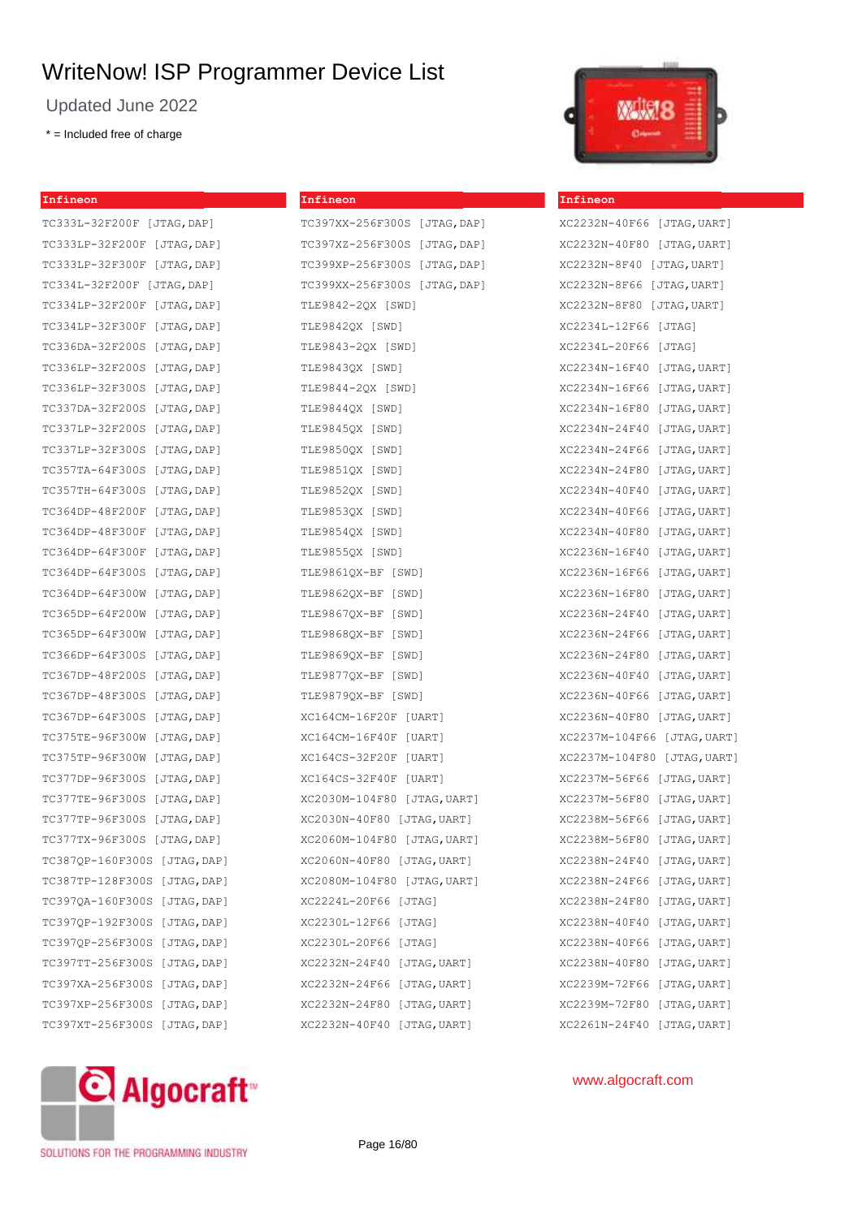# WriteNow! ISP Programmer Device List

Updated June 2022

\* = Included free of charge

## Infineon

TC333L-32F200F [JTAG,DAP]
TC333LP-32F200F [JTAG,DAP]
TC333LP-32F300F [JTAG,DAP]
TC334L-32F200F [JTAG,DAP]
TC334LP-32F200F [JTAG,DAP]
TC334LP-32F300F [JTAG,DAP]
TC336DA-32F200S [JTAG,DAP]
TC336LP-32F200S [JTAG,DAP]
TC336LP-32F300S [JTAG,DAP]
TC337DA-32F200S [JTAG,DAP]
TC337LP-32F200S [JTAG,DAP]
TC337LP-32F300S [JTAG,DAP]
TC357TA-64F300S [JTAG,DAP]
TC357TH-64F300S [JTAG,DAP]
TC364DP-48F200F [JTAG,DAP]
TC364DP-48F300F [JTAG,DAP]
TC364DP-64F200F [JTAG,DAP]
TC364DP-64F300S [JTAG,DAP]
TC364DP-64F300W [JTAG,DAP]
TC365DP-64F200W [JTAG,DAP]
TC365DP-64F300W [JTAG,DAP]
TC366DP-64F300S [JTAG,DAP]
TC367DP-48F200S [JTAG,DAP]
TC367DP-48F300S [JTAG,DAP]
TC367DP-64F300S [JTAG,DAP]
TC375TE-96F300W [JTAG,DAP]
TC375TP-96F300W [JTAG,DAP]
TC377DP-96F300S [JTAG,DAP]
TC377TE-96F300S [JTAG,DAP]
TC377TP-96F300S [JTAG,DAP]
TC377TX-96F300S [JTAG,DAP]
TC387QP-160F300S [JTAG,DAP]
TC387TP-128F300S [JTAG,DAP]
TC397QA-160F300S [JTAG,DAP]
TC397QP-192F300S [JTAG,DAP]
TC397QP-256F300S [JTAG,DAP]
TC397TT-256F300S [JTAG,DAP]
TC397XA-256F300S [JTAG,DAP]
TC397XP-256F300S [JTAG,DAP]
TC397XT-256F300S [JTAG,DAP]

## Infineon

TC397XX-256F300S [JTAG,DAP]
TC397XZ-256F300S [JTAG,DAP]
TC399XP-256F300S [JTAG,DAP]
TC399XX-256F300S [JTAG,DAP]
TLE9842-2QX [SWD]
TLE9842QX [SWD]
TLE9843-2QX [SWD]
TLE9843QX [SWD]
TLE9844-2QX [SWD]
TLE9844QX [SWD]
TLE9845QX [SWD]
TLE9850QX [SWD]
TLE9851QX [SWD]
TLE9852QX [SWD]
TLE9853QX [SWD]
TLE9854QX [SWD]
TLE9855QX [SWD]
TLE9861QX-BF [SWD]
TLE9862QX-BF [SWD]
TLE9867QX-BF [SWD]
TLE9868QX-BF [SWD]
TLE9869QX-BF [SWD]
TLE9877QX-BF [SWD]
TLE9879QX-BF [SWD]
XC164CM-16F20F [UART]
XC164CM-16F40F [UART]
XC164CS-32F20F [UART]
XC164CS-32F40F [UART]
XC2030M-104F80 [JTAG,UART]
XC2030N-40F80 [JTAG,UART]
XC2060M-104F80 [JTAG,UART]
XC2060N-40F80 [JTAG,UART]
XC2080M-104F80 [JTAG,UART]
XC2224L-20F66 [JTAG]
XC2230L-12F66 [JTAG]
XC2230L-20F66 [JTAG]
XC2232N-24F40 [JTAG,UART]
XC2232N-24F66 [JTAG,UART]
XC2232N-24F80 [JTAG,UART]
XC2232N-40F40 [JTAG,UART]

## Infineon

XC2232N-40F66 [JTAG,UART]
XC2232N-40F80 [JTAG,UART]
XC2232N-8F40 [JTAG,UART]
XC2232N-8F66 [JTAG,UART]
XC2232N-8F80 [JTAG,UART]
XC2234L-12F66 [JTAG]
XC2234L-20F66 [JTAG]
XC2234N-16F40 [JTAG,UART]
XC2234N-16F66 [JTAG,UART]
XC2234N-16F80 [JTAG,UART]
XC2234N-24F40 [JTAG,UART]
XC2234N-24F66 [JTAG,UART]
XC2234N-24F80 [JTAG,UART]
XC2234N-40F40 [JTAG,UART]
XC2234N-40F66 [JTAG,UART]
XC2234N-40F80 [JTAG,UART]
XC2236N-16F40 [JTAG,UART]
XC2236N-16F66 [JTAG,UART]
XC2236N-16F80 [JTAG,UART]
XC2236N-24F40 [JTAG,UART]
XC2236N-24F66 [JTAG,UART]
XC2236N-24F80 [JTAG,UART]
XC2236N-40F40 [JTAG,UART]
XC2236N-40F66 [JTAG,UART]
XC2236N-40F80 [JTAG,UART]
XC2237M-104F66 [JTAG,UART]
XC2237M-104F80 [JTAG,UART]
XC2237M-56F66 [JTAG,UART]
XC2237M-56F80 [JTAG,UART]
XC2238M-56F66 [JTAG,UART]
XC2238M-56F80 [JTAG,UART]
XC2238N-24F40 [JTAG,UART]
XC2238N-24F66 [JTAG,UART]
XC2238N-24F80 [JTAG,UART]
XC2238N-40F40 [JTAG,UART]
XC2238N-40F66 [JTAG,UART]
XC2238N-40F80 [JTAG,UART]
XC2239M-72F66 [JTAG,UART]
XC2239M-72F80 [JTAG,UART]
XC2261N-24F40 [JTAG,UART]

Algocraft™ SOLUTIONS FOR THE PROGRAMMING INDUSTRY

www.algocraft.com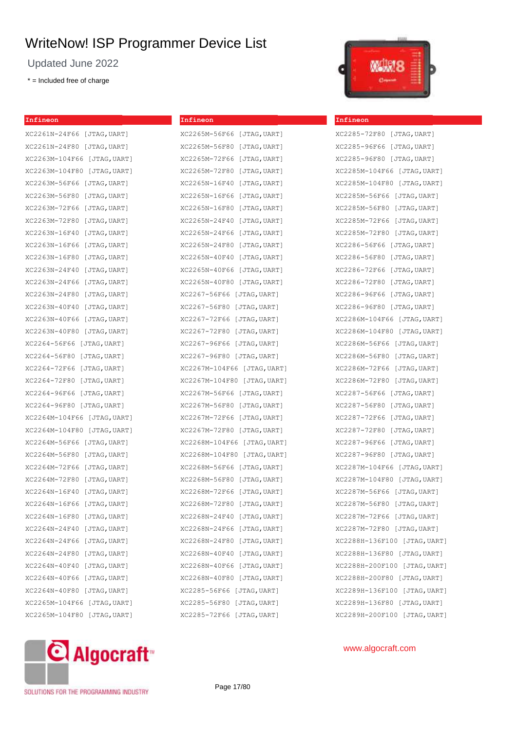# WriteNow! ISP Programmer Device List

Updated June 2022

* = Included free of charge

**Infineon**

XC2261N-24F66 [JTAG,UART]
XC2261N-24F80 [JTAG,UART]
XC2263M-104F66 [JTAG,UART]
XC2263M-104F80 [JTAG,UART]
XC2263M-56F66 [JTAG,UART]
XC2263M-56F80 [JTAG,UART]
XC2263M-72F66 [JTAG,UART]
XC2263M-72F80 [JTAG,UART]
XC2263N-16F40 [JTAG,UART]
XC2263N-16F66 [JTAG,UART]
XC2263N-16F80 [JTAG,UART]
XC2263N-24F40 [JTAG,UART]
XC2263N-24F66 [JTAG,UART]
XC2263N-24F80 [JTAG,UART]
XC2263N-40F40 [JTAG,UART]
XC2263N-40F66 [JTAG,UART]
XC2263N-40F80 [JTAG,UART]
XC2264-56F66 [JTAG,UART]
XC2264-56F80 [JTAG,UART]
XC2264-72F66 [JTAG,UART]
XC2264-72F80 [JTAG,UART]
XC2264-96F66 [JTAG,UART]
XC2264-96F80 [JTAG,UART]
XC2264M-104F66 [JTAG,UART]
XC2264M-104F80 [JTAG,UART]
XC2264M-56F66 [JTAG,UART]
XC2264M-56F80 [JTAG,UART]
XC2264M-72F66 [JTAG,UART]
XC2264M-72F80 [JTAG,UART]
XC2264N-16F40 [JTAG,UART]
XC2264N-16F66 [JTAG,UART]
XC2264N-16F80 [JTAG,UART]
XC2264N-24F40 [JTAG,UART]
XC2264N-24F66 [JTAG,UART]
XC2264N-24F80 [JTAG,UART]
XC2264N-40F40 [JTAG,UART]
XC2264N-40F66 [JTAG,UART]
XC2264N-40F80 [JTAG,UART]
XC2265M-104F66 [JTAG,UART]
XC2265M-104F80 [JTAG,UART]

**Infineon**

XC2265M-56F66 [JTAG,UART]
XC2265M-56F80 [JTAG,UART]
XC2265M-72F66 [JTAG,UART]
XC2265M-72F80 [JTAG,UART]
XC2265N-16F40 [JTAG,UART]
XC2265N-16F66 [JTAG,UART]
XC2265N-16F80 [JTAG,UART]
XC2265N-24F40 [JTAG,UART]
XC2265N-24F66 [JTAG,UART]
XC2265N-24F80 [JTAG,UART]
XC2265N-40F40 [JTAG,UART]
XC2265N-40F66 [JTAG,UART]
XC2265N-40F80 [JTAG,UART]
XC2267-56F66 [JTAG,UART]
XC2267-56F80 [JTAG,UART]
XC2267-72F66 [JTAG,UART]
XC2267-72F80 [JTAG,UART]
XC2267-96F66 [JTAG,UART]
XC2267-96F80 [JTAG,UART]
XC2267M-104F66 [JTAG,UART]
XC2267M-104F80 [JTAG,UART]
XC2267M-56F66 [JTAG,UART]
XC2267M-56F80 [JTAG,UART]
XC2267M-72F66 [JTAG,UART]
XC2267M-72F80 [JTAG,UART]
XC2268M-104F66 [JTAG,UART]
XC2268M-104F80 [JTAG,UART]
XC2268M-56F66 [JTAG,UART]
XC2268M-56F80 [JTAG,UART]
XC2268M-72F66 [JTAG,UART]
XC2268M-72F80 [JTAG,UART]
XC2268N-24F40 [JTAG,UART]
XC2268N-24F66 [JTAG,UART]
XC2268N-24F80 [JTAG,UART]
XC2268N-40F40 [JTAG,UART]
XC2268N-40F66 [JTAG,UART]
XC2268N-40F80 [JTAG,UART]
XC2285-56F66 [JTAG,UART]
XC2285-56F80 [JTAG,UART]
XC2285-72F66 [JTAG,UART]

**Infineon**

XC2285-72F80 [JTAG,UART]
XC2285-96F66 [JTAG,UART]
XC2285-96F80 [JTAG,UART]
XC2285M-104F66 [JTAG,UART]
XC2285M-104F80 [JTAG,UART]
XC2285M-56F66 [JTAG,UART]
XC2285M-56F80 [JTAG,UART]
XC2285M-72F66 [JTAG,UART]
XC2285M-72F80 [JTAG,UART]
XC2286-56F66 [JTAG,UART]
XC2286-56F80 [JTAG,UART]
XC2286-72F66 [JTAG,UART]
XC2286-72F80 [JTAG,UART]
XC2286-96F66 [JTAG,UART]
XC2286-96F80 [JTAG,UART]
XC2286M-104F66 [JTAG,UART]
XC2286M-104F80 [JTAG,UART]
XC2286M-56F66 [JTAG,UART]
XC2286M-56F80 [JTAG,UART]
XC2286M-72F66 [JTAG,UART]
XC2286M-72F80 [JTAG,UART]
XC2287-56F66 [JTAG,UART]
XC2287-56F80 [JTAG,UART]
XC2287-72F66 [JTAG,UART]
XC2287-72F80 [JTAG,UART]
XC2287-96F66 [JTAG,UART]
XC2287-96F80 [JTAG,UART]
XC2287M-104F66 [JTAG,UART]
XC2287M-104F80 [JTAG,UART]
XC2287M-56F66 [JTAG,UART]
XC2287M-56F80 [JTAG,UART]
XC2287M-72F66 [JTAG,UART]
XC2287M-72F80 [JTAG,UART]
XC2288H-136F100 [JTAG,UART]
XC2288H-136F80 [JTAG,UART]
XC2288H-200F100 [JTAG,UART]
XC2288H-200F80 [JTAG,UART]
XC2289H-136F100 [JTAG,UART]
XC2289H-136F80 [JTAG,UART]
XC2289H-200F100 [JTAG,UART]

Algocraft™ SOLUTIONS FOR THE PROGRAMMING INDUSTRY

www.algocraft.com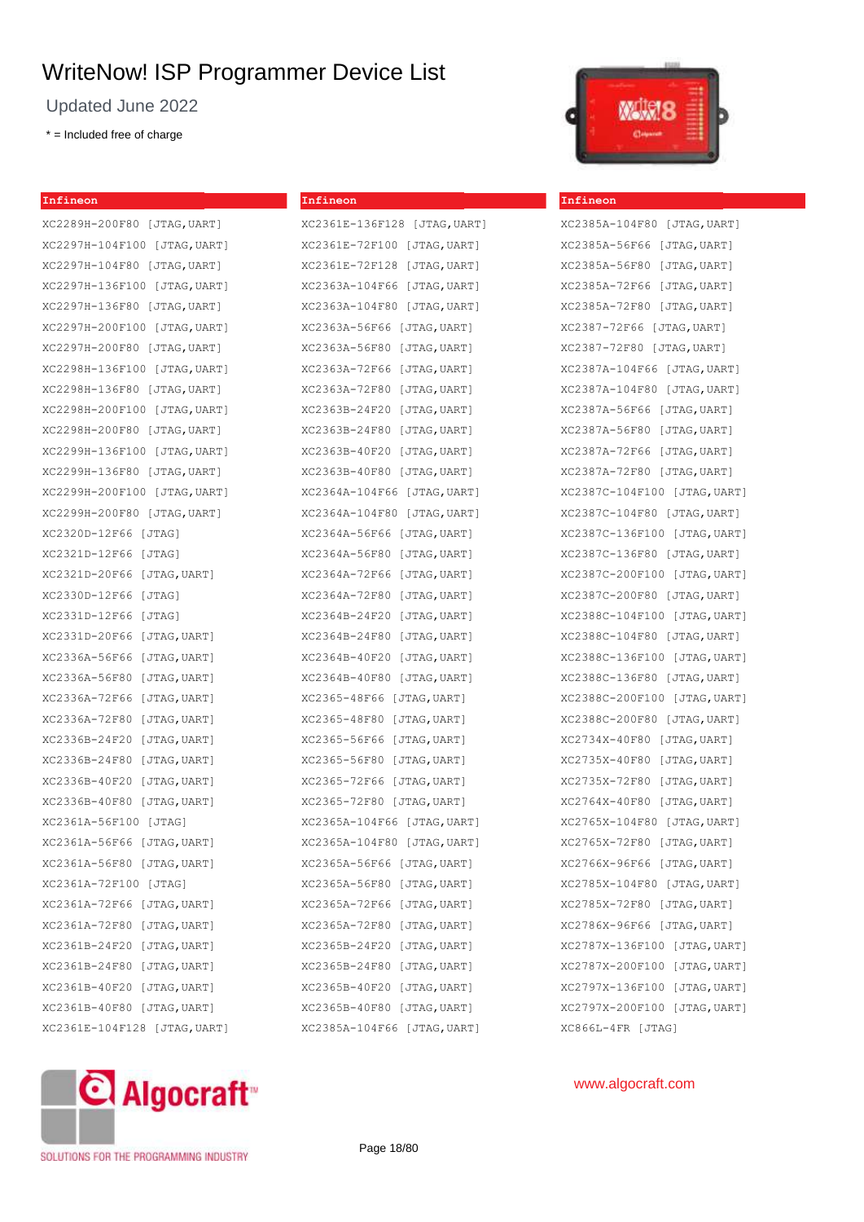# WriteNow! ISP Programmer Device List

Updated June 2022

* = Included free of charge

**Infineon**

XC2289H-200F80 [JTAG,UART]
XC2297H-104F100 [JTAG,UART]
XC2297H-104F80 [JTAG,UART]
XC2297H-136F100 [JTAG,UART]
XC2297H-136F80 [JTAG,UART]
XC2297H-200F100 [JTAG,UART]
XC2297H-200F80 [JTAG,UART]
XC2298H-136F100 [JTAG,UART]
XC2298H-136F80 [JTAG,UART]
XC2298H-200F100 [JTAG,UART]
XC2298H-200F80 [JTAG,UART]
XC2299H-136F100 [JTAG,UART]
XC2299H-136F80 [JTAG,UART]
XC2299H-200F100 [JTAG,UART]
XC2299H-200F80 [JTAG,UART]
XC2320D-12F66 [JTAG]
XC2321D-12F66 [JTAG]
XC2321D-20F66 [JTAG,UART]
XC2330D-12F66 [JTAG]
XC2331D-12F66 [JTAG]
XC2331D-20F66 [JTAG,UART]
XC2336A-56F66 [JTAG,UART]
XC2336A-56F80 [JTAG,UART]
XC2336A-72F66 [JTAG,UART]
XC2336A-72F80 [JTAG,UART]
XC2336B-24F20 [JTAG,UART]
XC2336B-24F80 [JTAG,UART]
XC2336B-40F20 [JTAG,UART]
XC2336B-40F80 [JTAG,UART]
XC2361A-56F100 [JTAG]
XC2361A-56F66 [JTAG,UART]
XC2361A-56F80 [JTAG,UART]
XC2361A-72F100 [JTAG]
XC2361A-72F66 [JTAG,UART]
XC2361A-72F80 [JTAG,UART]
XC2361B-24F20 [JTAG,UART]
XC2361B-24F80 [JTAG,UART]
XC2361B-40F20 [JTAG,UART]
XC2361B-40F80 [JTAG,UART]
XC2361E-104F128 [JTAG,UART]

**Infineon**

XC2361E-136F128 [JTAG,UART]
XC2361E-72F100 [JTAG,UART]
XC2361E-72F128 [JTAG,UART]
XC2363A-104F66 [JTAG,UART]
XC2363A-104F80 [JTAG,UART]
XC2363A-56F66 [JTAG,UART]
XC2363A-56F80 [JTAG,UART]
XC2363A-72F66 [JTAG,UART]
XC2363A-72F80 [JTAG,UART]
XC2363B-24F20 [JTAG,UART]
XC2363B-24F80 [JTAG,UART]
XC2363B-40F20 [JTAG,UART]
XC2363B-40F80 [JTAG,UART]
XC2364A-104F66 [JTAG,UART]
XC2364A-104F80 [JTAG,UART]
XC2364A-56F66 [JTAG,UART]
XC2364A-56F80 [JTAG,UART]
XC2364A-72F66 [JTAG,UART]
XC2364A-72F80 [JTAG,UART]
XC2364B-24F20 [JTAG,UART]
XC2364B-24F80 [JTAG,UART]
XC2364B-40F20 [JTAG,UART]
XC2364B-40F80 [JTAG,UART]
XC2365-48F66 [JTAG,UART]
XC2365-48F80 [JTAG,UART]
XC2365-56F66 [JTAG,UART]
XC2365-56F80 [JTAG,UART]
XC2365-72F66 [JTAG,UART]
XC2365-72F80 [JTAG,UART]
XC2365A-104F66 [JTAG,UART]
XC2365A-104F80 [JTAG,UART]
XC2365A-56F66 [JTAG,UART]
XC2365A-56F80 [JTAG,UART]
XC2365A-72F66 [JTAG,UART]
XC2365A-72F80 [JTAG,UART]
XC2365B-24F20 [JTAG,UART]
XC2365B-24F80 [JTAG,UART]
XC2365B-40F20 [JTAG,UART]
XC2365B-40F80 [JTAG,UART]
XC2385A-104F66 [JTAG,UART]

**Infineon**

XC2385A-104F80 [JTAG,UART]
XC2385A-56F66 [JTAG,UART]
XC2385A-56F80 [JTAG,UART]
XC2385A-72F66 [JTAG,UART]
XC2385A-72F80 [JTAG,UART]
XC2387-72F66 [JTAG,UART]
XC2387-72F80 [JTAG,UART]
XC2387A-104F66 [JTAG,UART]
XC2387A-104F80 [JTAG,UART]
XC2387A-56F66 [JTAG,UART]
XC2387A-56F80 [JTAG,UART]
XC2387A-72F66 [JTAG,UART]
XC2387A-72F80 [JTAG,UART]
XC2387C-104F100 [JTAG,UART]
XC2387C-104F80 [JTAG,UART]
XC2387C-136F100 [JTAG,UART]
XC2387C-136F80 [JTAG,UART]
XC2387C-200F100 [JTAG,UART]
XC2387C-200F80 [JTAG,UART]
XC2388C-104F100 [JTAG,UART]
XC2388C-104F80 [JTAG,UART]
XC2388C-136F100 [JTAG,UART]
XC2388C-136F80 [JTAG,UART]
XC2388C-200F100 [JTAG,UART]
XC2388C-200F80 [JTAG,UART]
XC2734X-40F80 [JTAG,UART]
XC2735X-40F80 [JTAG,UART]
XC2735X-72F80 [JTAG,UART]
XC2764X-40F80 [JTAG,UART]
XC2765X-104F80 [JTAG,UART]
XC2765X-72F80 [JTAG,UART]
XC2766X-96F66 [JTAG,UART]
XC2785X-104F80 [JTAG,UART]
XC2785X-72F80 [JTAG,UART]
XC2786X-96F66 [JTAG,UART]
XC2787X-136F100 [JTAG,UART]
XC2787X-200F100 [JTAG,UART]
XC2797X-136F100 [JTAG,UART]
XC2797X-200F100 [JTAG,UART]
XC866L-4FR [JTAG]

Algocraft™ SOLUTIONS FOR THE PROGRAMMING INDUSTRY

www.algocraft.com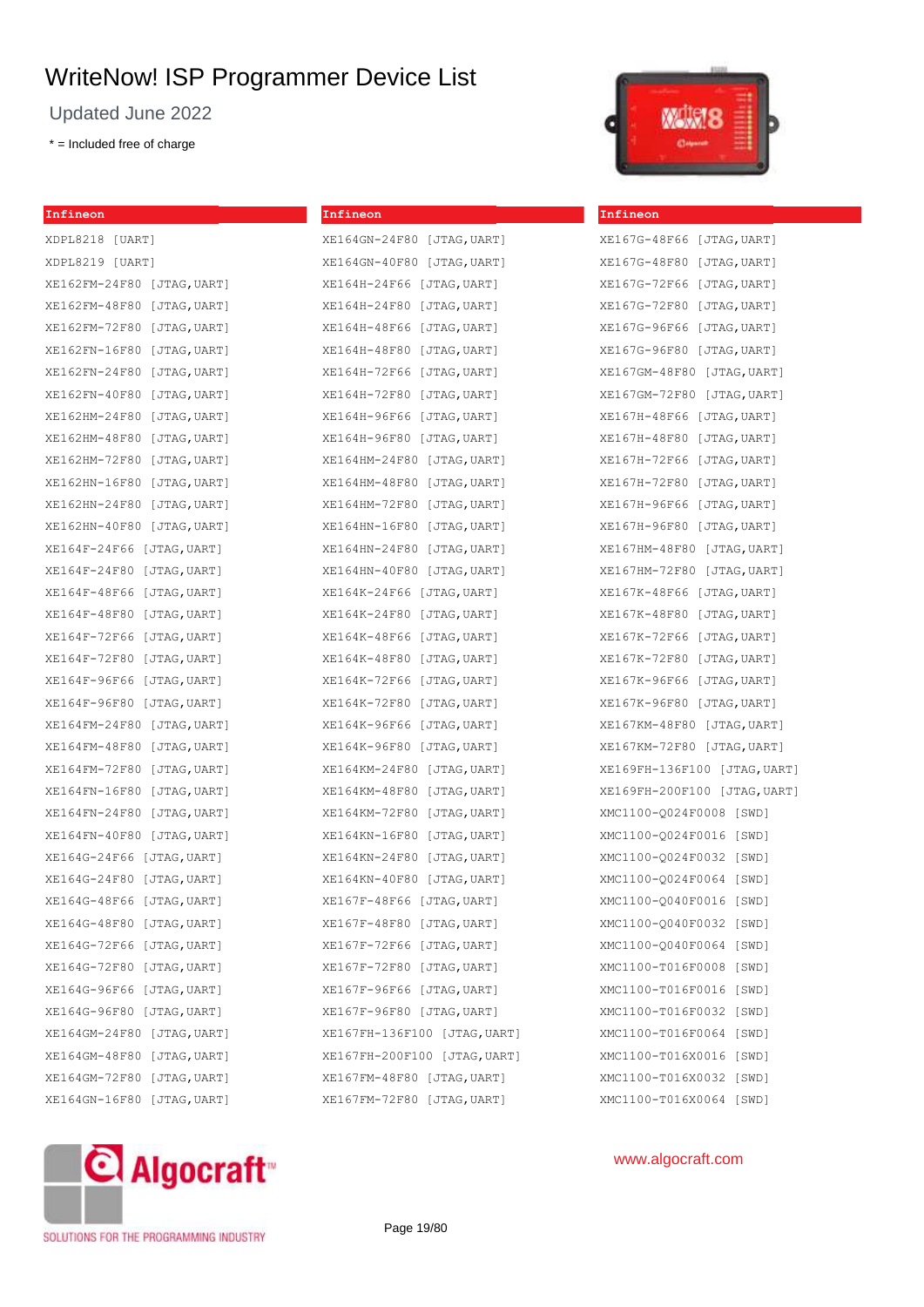# WriteNow! ISP Programmer Device List

Updated June 2022

* = Included free of charge

## Infineon

XDPL8218 [UART]
XDPL8219 [UART]
XE162FM-24F80 [JTAG,UART]
XE162FM-48F80 [JTAG,UART]
XE162FM-72F80 [JTAG,UART]
XE162FN-16F80 [JTAG,UART]
XE162FN-24F80 [JTAG,UART]
XE162FN-40F80 [JTAG,UART]
XE162HM-24F80 [JTAG,UART]
XE162HM-48F80 [JTAG,UART]
XE162HM-72F80 [JTAG,UART]
XE162HN-16F80 [JTAG,UART]
XE162HN-24F80 [JTAG,UART]
XE162HN-40F80 [JTAG,UART]
XE164F-24F66 [JTAG,UART]
XE164F-24F80 [JTAG,UART]
XE164F-48F66 [JTAG,UART]
XE164F-48F80 [JTAG,UART]
XE164F-72F66 [JTAG,UART]
XE164F-72F80 [JTAG,UART]
XE164F-96F66 [JTAG,UART]
XE164F-96F80 [JTAG,UART]
XE164FM-24F80 [JTAG,UART]
XE164FM-48F80 [JTAG,UART]
XE164FM-72F80 [JTAG,UART]
XE164FN-16F80 [JTAG,UART]
XE164FN-24F80 [JTAG,UART]
XE164FN-40F80 [JTAG,UART]
XE164G-24F66 [JTAG,UART]
XE164G-24F80 [JTAG,UART]
XE164G-48F66 [JTAG,UART]
XE164G-48F80 [JTAG,UART]
XE164G-72F66 [JTAG,UART]
XE164G-72F80 [JTAG,UART]
XE164G-96F66 [JTAG,UART]
XE164G-96F80 [JTAG,UART]
XE164GM-24F80 [JTAG,UART]
XE164GM-48F80 [JTAG,UART]
XE164GM-72F80 [JTAG,UART]
XE164GN-16F80 [JTAG,UART]

## Infineon

XE164GN-24F80 [JTAG,UART]
XE164GN-40F80 [JTAG,UART]
XE164H-24F66 [JTAG,UART]
XE164H-24F80 [JTAG,UART]
XE164H-48F66 [JTAG,UART]
XE164H-48F80 [JTAG,UART]
XE164H-72F66 [JTAG,UART]
XE164H-72F80 [JTAG,UART]
XE164H-96F66 [JTAG,UART]
XE164H-96F80 [JTAG,UART]
XE164HM-24F80 [JTAG,UART]
XE164HM-48F80 [JTAG,UART]
XE164HM-72F80 [JTAG,UART]
XE164HN-16F80 [JTAG,UART]
XE164HN-24F80 [JTAG,UART]
XE164HN-40F80 [JTAG,UART]
XE164K-24F66 [JTAG,UART]
XE164K-24F80 [JTAG,UART]
XE164K-48F66 [JTAG,UART]
XE164K-48F80 [JTAG,UART]
XE164K-72F66 [JTAG,UART]
XE164K-72F80 [JTAG,UART]
XE164K-96F66 [JTAG,UART]
XE164K-96F80 [JTAG,UART]
XE164KM-24F80 [JTAG,UART]
XE164KM-48F80 [JTAG,UART]
XE164KM-72F80 [JTAG,UART]
XE164KN-16F80 [JTAG,UART]
XE164KN-24F80 [JTAG,UART]
XE164KN-40F80 [JTAG,UART]
XE167F-48F66 [JTAG,UART]
XE167F-48F80 [JTAG,UART]
XE167F-72F66 [JTAG,UART]
XE167F-72F80 [JTAG,UART]
XE167F-96F66 [JTAG,UART]
XE167F-96F80 [JTAG,UART]
XE167FH-136F100 [JTAG,UART]
XE167FH-200F100 [JTAG,UART]
XE167FM-48F80 [JTAG,UART]
XE167FM-72F80 [JTAG,UART]

## Infineon

XE167G-48F66 [JTAG,UART]
XE167G-48F80 [JTAG,UART]
XE167G-72F66 [JTAG,UART]
XE167G-72F80 [JTAG,UART]
XE167G-96F66 [JTAG,UART]
XE167G-96F80 [JTAG,UART]
XE167GM-48F80 [JTAG,UART]
XE167GM-72F80 [JTAG,UART]
XE167H-48F66 [JTAG,UART]
XE167H-48F80 [JTAG,UART]
XE167H-72F66 [JTAG,UART]
XE167H-72F80 [JTAG,UART]
XE167H-96F66 [JTAG,UART]
XE167H-96F80 [JTAG,UART]
XE167HM-48F80 [JTAG,UART]
XE167HM-72F80 [JTAG,UART]
XE167K-48F66 [JTAG,UART]
XE167K-48F80 [JTAG,UART]
XE167K-72F66 [JTAG,UART]
XE167K-72F80 [JTAG,UART]
XE167K-96F66 [JTAG,UART]
XE167K-96F80 [JTAG,UART]
XE167KM-48F80 [JTAG,UART]
XE167KM-72F80 [JTAG,UART]
XE169FH-136F100 [JTAG,UART]
XE169FH-200F100 [JTAG,UART]
XMC1100-Q024F0008 [SWD]
XMC1100-Q024F0016 [SWD]
XMC1100-Q024F0032 [SWD]
XMC1100-Q024F0064 [SWD]
XMC1100-Q040F0016 [SWD]
XMC1100-Q040F0032 [SWD]
XMC1100-Q040F0064 [SWD]
XMC1100-T016F0008 [SWD]
XMC1100-T016F0016 [SWD]
XMC1100-T016F0032 [SWD]
XMC1100-T016F0064 [SWD]
XMC1100-T016X0016 [SWD]
XMC1100-T016X0032 [SWD]
XMC1100-T016X0064 [SWD]

www.algocraft.com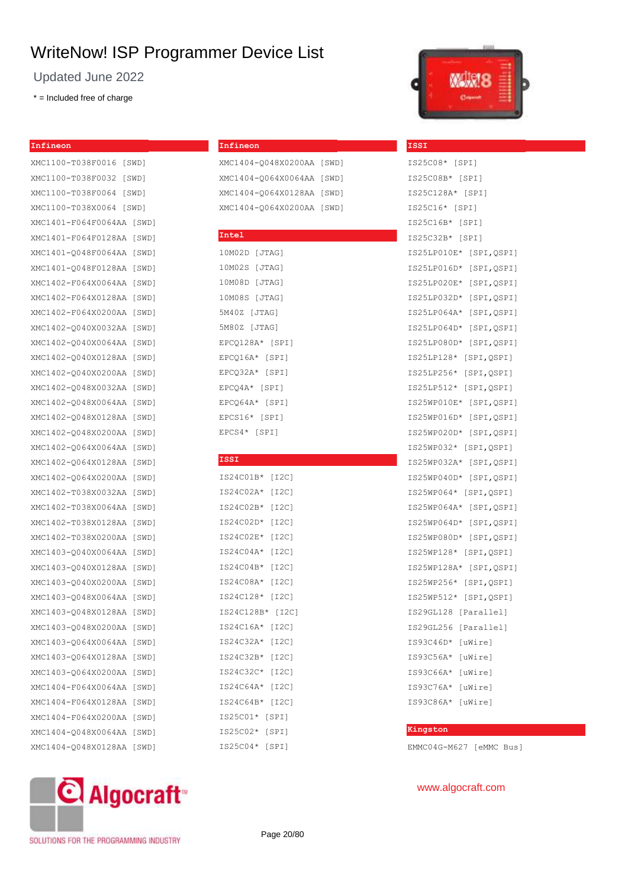# WriteNow! ISP Programmer Device List

Updated June 2022

* = Included free of charge

## Infineon

XMC1100-T038F0016 [SWD]
XMC1100-T038F0032 [SWD]
XMC1100-T038F0064 [SWD]
XMC1100-T038X0064 [SWD]
XMC1401-F064F0064AA [SWD]
XMC1401-F064F0128AA [SWD]
XMC1401-Q048F0064AA [SWD]
XMC1401-Q048F0128AA [SWD]
XMC1402-F064X0064AA [SWD]
XMC1402-F064X0128AA [SWD]
XMC1402-F064X0200AA [SWD]
XMC1402-Q040X0032AA [SWD]
XMC1402-Q040X0064AA [SWD]
XMC1402-Q040X0128AA [SWD]
XMC1402-Q040X0200AA [SWD]
XMC1402-Q048X0032AA [SWD]
XMC1402-Q048X0064AA [SWD]
XMC1402-Q048X0128AA [SWD]
XMC1402-Q048X0200AA [SWD]
XMC1402-Q064X0064AA [SWD]
XMC1402-Q064X0128AA [SWD]
XMC1402-Q064X0200AA [SWD]
XMC1402-T038X0032AA [SWD]
XMC1402-T038X0064AA [SWD]
XMC1402-T038X0128AA [SWD]
XMC1402-T038X0200AA [SWD]
XMC1403-Q040X0064AA [SWD]
XMC1403-Q040X0128AA [SWD]
XMC1403-Q040X0200AA [SWD]
XMC1403-Q048X0064AA [SWD]
XMC1403-Q048X0128AA [SWD]
XMC1403-Q048X0200AA [SWD]
XMC1403-Q064X0064AA [SWD]
XMC1403-Q064X0128AA [SWD]
XMC1403-Q064X0200AA [SWD]
XMC1404-F064X0064AA [SWD]
XMC1404-F064X0128AA [SWD]
XMC1404-F064X0200AA [SWD]
XMC1404-Q048X0064AA [SWD]
XMC1404-Q048X0128AA [SWD]

## Infineon

XMC1404-Q048X0200AA [SWD]
XMC1404-Q064X0064AA [SWD]
XMC1404-Q064X0128AA [SWD]
XMC1404-Q064X0200AA [SWD]

## Intel

10M02D [JTAG]
10M02S [JTAG]
10M08D [JTAG]
10M08S [JTAG]
5M40Z [JTAG]
5M80Z [JTAG]
EPCQ128A* [SPI]
EPCQ16A* [SPI]
EPCQ32A* [SPI]
EPCQ4A* [SPI]
EPCQ64A* [SPI]
EPCS16* [SPI]
EPCS4* [SPI]

## ISSI

IS24C01B* [I2C]
IS24C02A* [I2C]
IS24C02B* [I2C]
IS24C02D* [I2C]
IS24C02E* [I2C]
IS24C04A* [I2C]
IS24C04B* [I2C]
IS24C08A* [I2C]
IS24C128* [I2C]
IS24C128B* [I2C]
IS24C16A* [I2C]
IS24C32A* [I2C]
IS24C32B* [I2C]
IS24C32C* [I2C]
IS24C64A* [I2C]
IS24C64B* [I2C]
IS25C01* [SPI]
IS25C02* [SPI]
IS25C04* [SPI]

## ISSI

IS25C08* [SPI]
IS25C08B* [SPI]
IS25C128A* [SPI]
IS25C16* [SPI]
IS25C16B* [SPI]
IS25C32B* [SPI]
IS25LP010E* [SPI,QSPI]
IS25LP016D* [SPI,QSPI]
IS25LP020E* [SPI,QSPI]
IS25LP032D* [SPI,QSPI]
IS25LP064A* [SPI,QSPI]
IS25LP064D* [SPI,QSPI]
IS25LP080D* [SPI,QSPI]
IS25LP128* [SPI,QSPI]
IS25LP256* [SPI,QSPI]
IS25LP512* [SPI,QSPI]
IS25WP010E* [SPI,QSPI]
IS25WP016D* [SPI,QSPI]
IS25WP020D* [SPI,QSPI]
IS25WP032* [SPI,QSPI]
IS25WP032A* [SPI,QSPI]
IS25WP040D* [SPI,QSPI]
IS25WP064* [SPI,QSPI]
IS25WP064A* [SPI,QSPI]
IS25WP064D* [SPI,QSPI]
IS25WP080D* [SPI,QSPI]
IS25WP128* [SPI,QSPI]
IS25WP128A* [SPI,QSPI]
IS25WP256* [SPI,QSPI]
IS25WP512* [SPI,QSPI]
IS29GL128 [Parallel]
IS29GL256 [Parallel]
IS93C46D* [uWire]
IS93C56A* [uWire]
IS93C66A* [uWire]
IS93C76A* [uWire]
IS93C86A* [uWire]

## Kingston

EMMC04G-M627 [eMMC Bus]

www.algocraft.com

Algocraft™ SOLUTIONS FOR THE PROGRAMMING INDUSTRY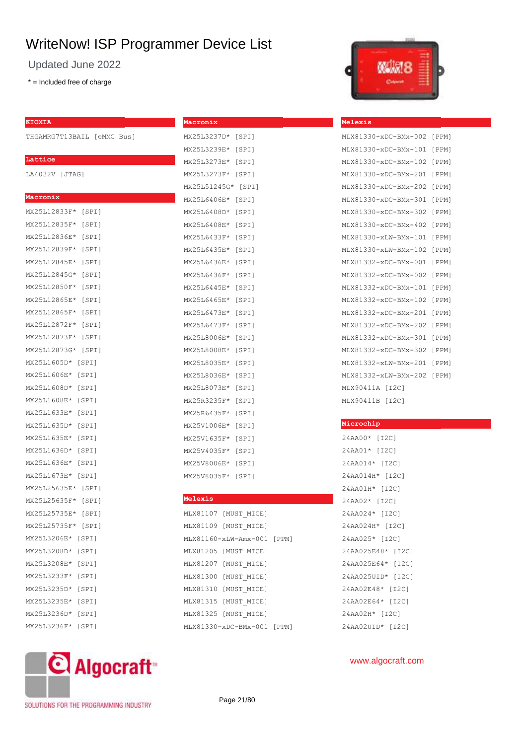# WriteNow! ISP Programmer Device List

Updated June 2022

* = Included free of charge

## KIOXIA

THGAMRG7T13BAIL [eMMC Bus]

## Lattice

LA4032V [JTAG]

## Macronix

MX25L12833F* [SPI]
MX25L12835F* [SPI]
MX25L12836E* [SPI]
MX25L12839F* [SPI]
MX25L12845E* [SPI]
MX25L12845G* [SPI]
MX25L12850F* [SPI]
MX25L12865E* [SPI]
MX25L12865F* [SPI]
MX25L12872F* [SPI]
MX25L12873F* [SPI]
MX25L12873G* [SPI]
MX25L1605D* [SPI]
MX25L1606E* [SPI]
MX25L1608D* [SPI]
MX25L1608E* [SPI]
MX25L1633E* [SPI]
MX25L1635D* [SPI]
MX25L1635E* [SPI]
MX25L1636D* [SPI]
MX25L1636E* [SPI]
MX25L1673E* [SPI]
MX25L25635E* [SPI]
MX25L25635F* [SPI]
MX25L25735E* [SPI]
MX25L25735F* [SPI]
MX25L3206E* [SPI]
MX25L3208D* [SPI]
MX25L3208E* [SPI]
MX25L3233F* [SPI]
MX25L3235D* [SPI]
MX25L3235E* [SPI]
MX25L3236D* [SPI]
MX25L3236F* [SPI]

## Macronix

MX25L3237D* [SPI]
MX25L3239E* [SPI]
MX25L3273E* [SPI]
MX25L3273F* [SPI]
MX25L51245G* [SPI]
MX25L6406E* [SPI]
MX25L6408D* [SPI]
MX25L6408E* [SPI]
MX25L6433F* [SPI]
MX25L6435E* [SPI]
MX25L6436E* [SPI]
MX25L6436F* [SPI]
MX25L6445E* [SPI]
MX25L6465E* [SPI]
MX25L6473E* [SPI]
MX25L6473F* [SPI]
MX25L8006E* [SPI]
MX25L8008E* [SPI]
MX25L8035E* [SPI]
MX25L8036E* [SPI]
MX25L8073E* [SPI]
MX25R3235F* [SPI]
MX25R6435F* [SPI]
MX25V1006E* [SPI]
MX25V1635F* [SPI]
MX25V4035F* [SPI]
MX25V8006E* [SPI]
MX25V8035F* [SPI]

## Melexis

MLX81107 [MUST_MICE]
MLX81109 [MUST_MICE]
MLX81160-xLW-Amx-001 [PPM]
MLX81205 [MUST_MICE]
MLX81207 [MUST_MICE]
MLX81300 [MUST_MICE]
MLX81310 [MUST_MICE]
MLX81315 [MUST_MICE]
MLX81325 [MUST_MICE]
MLX81330-xDC-BMx-001 [PPM]

## Melexis

MLX81330-xDC-BMx-002 [PPM]
MLX81330-xDC-BMx-101 [PPM]
MLX81330-xDC-BMx-102 [PPM]
MLX81330-xDC-BMx-201 [PPM]
MLX81330-xDC-BMx-202 [PPM]
MLX81330-xDC-BMx-301 [PPM]
MLX81330-xDC-BMx-302 [PPM]
MLX81330-xDC-BMx-402 [PPM]
MLX81330-xLW-BMx-101 [PPM]
MLX81330-xLW-BMx-102 [PPM]
MLX81332-xDC-BMx-001 [PPM]
MLX81332-xDC-BMx-002 [PPM]
MLX81332-xDC-BMx-101 [PPM]
MLX81332-xDC-BMx-102 [PPM]
MLX81332-xDC-BMx-201 [PPM]
MLX81332-xDC-BMx-202 [PPM]
MLX81332-xDC-BMx-301 [PPM]
MLX81332-xDC-BMx-302 [PPM]
MLX81332-xLW-BMx-201 [PPM]
MLX81332-xLW-BMx-202 [PPM]
MLX90411A [I2C]
MLX90411B [I2C]

## Microchip

24AA00* [I2C]
24AA01* [I2C]
24AA014* [I2C]
24AA014H* [I2C]
24AA01H* [I2C]
24AA02* [I2C]
24AA024* [I2C]
24AA024H* [I2C]
24AA025* [I2C]
24AA025E48* [I2C]
24AA025E64* [I2C]
24AA025UID* [I2C]
24AA02E48* [I2C]
24AA02E64* [I2C]
24AA02H* [I2C]
24AA02UID* [I2C]

Algocraft — SOLUTIONS FOR THE PROGRAMMING INDUSTRY

www.algocraft.com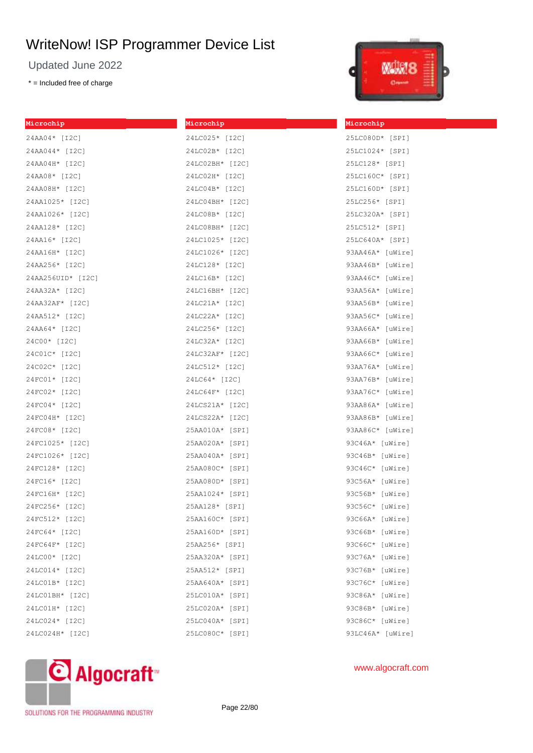# WriteNow! ISP Programmer Device List

Updated June 2022

* = Included free of charge

**Microchip**

24AA04* [I2C]
24AA044* [I2C]
24AA04H* [I2C]
24AA08* [I2C]
24AA08H* [I2C]
24AA1025* [I2C]
24AA1026* [I2C]
24AA128* [I2C]
24AA16* [I2C]
24AA16H* [I2C]
24AA256* [I2C]
24AA256UID* [I2C]
24AA32A* [I2C]
24AA32AF* [I2C]
24AA512* [I2C]
24AA64* [I2C]
24C00* [I2C]
24C01C* [I2C]
24C02C* [I2C]
24FC01* [I2C]
24FC02* [I2C]
24FC04* [I2C]
24FC04H* [I2C]
24FC08* [I2C]
24FC1025* [I2C]
24FC1026* [I2C]
24FC128* [I2C]
24FC16* [I2C]
24FC16H* [I2C]
24FC256* [I2C]
24FC512* [I2C]
24FC64* [I2C]
24FC64F* [I2C]
24LC00* [I2C]
24LC014* [I2C]
24LC01B* [I2C]
24LC01BH* [I2C]
24LC01H* [I2C]
24LC024* [I2C]
24LC024H* [I2C]

**Microchip**

24LC025* [I2C]
24LC02B* [I2C]
24LC02BH* [I2C]
24LC02H* [I2C]
24LC04B* [I2C]
24LC04BH* [I2C]
24LC08B* [I2C]
24LC08BH* [I2C]
24LC1025* [I2C]
24LC1026* [I2C]
24LC128* [I2C]
24LC16B* [I2C]
24LC16BH* [I2C]
24LC21A* [I2C]
24LC22A* [I2C]
24LC256* [I2C]
24LC32A* [I2C]
24LC32AF* [I2C]
24LC512* [I2C]
24LC64* [I2C]
24LC64F* [I2C]
24LCS21A* [I2C]
24LCS22A* [I2C]
25AA010A* [SPI]
25AA020A* [SPI]
25AA040A* [SPI]
25AA080C* [SPI]
25AA080D* [SPI]
25AA1024* [SPI]
25AA128* [SPI]
25AA160C* [SPI]
25AA160D* [SPI]
25AA256* [SPI]
25AA320A* [SPI]
25AA512* [SPI]
25AA640A* [SPI]
25LC010A* [SPI]
25LC020A* [SPI]
25LC040A* [SPI]
25LC080C* [SPI]

**Microchip**

25LC080D* [SPI]
25LC1024* [SPI]
25LC128* [SPI]
25LC160C* [SPI]
25LC160D* [SPI]
25LC256* [SPI]
25LC320A* [SPI]
25LC512* [SPI]
25LC640A* [SPI]
93AA46A* [uWire]
93AA46B* [uWire]
93AA46C* [uWire]
93AA56A* [uWire]
93AA56B* [uWire]
93AA56C* [uWire]
93AA66A* [uWire]
93AA66B* [uWire]
93AA66C* [uWire]
93AA76A* [uWire]
93AA76B* [uWire]
93AA76C* [uWire]
93AA86A* [uWire]
93AA86B* [uWire]
93AA86C* [uWire]
93C46A* [uWire]
93C46B* [uWire]
93C46C* [uWire]
93C56A* [uWire]
93C56B* [uWire]
93C56C* [uWire]
93C66A* [uWire]
93C66B* [uWire]
93C66C* [uWire]
93C76A* [uWire]
93C76B* [uWire]
93C76C* [uWire]
93C86A* [uWire]
93C86B* [uWire]
93C86C* [uWire]
93LC46A* [uWire]

Algocraft™ SOLUTIONS FOR THE PROGRAMMING INDUSTRY

www.algocraft.com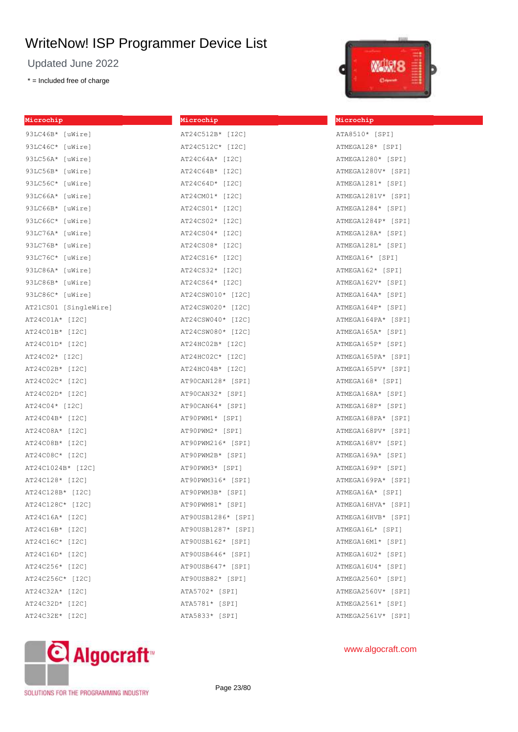# WriteNow! ISP Programmer Device List

Updated June 2022

* = Included free of charge

## Microchip

93LC46B* [uWire]
93LC46C* [uWire]
93LC56A* [uWire]
93LC56B* [uWire]
93LC56C* [uWire]
93LC66A* [uWire]
93LC66B* [uWire]
93LC66C* [uWire]
93LC76A* [uWire]
93LC76B* [uWire]
93LC76C* [uWire]
93LC86A* [uWire]
93LC86B* [uWire]
93LC86C* [uWire]
AT21CS01 [SingleWire]
AT24C01A* [I2C]
AT24C01B* [I2C]
AT24C01D* [I2C]
AT24C02* [I2C]
AT24C02B* [I2C]
AT24C02C* [I2C]
AT24C02D* [I2C]
AT24C04* [I2C]
AT24C04B* [I2C]
AT24C08A* [I2C]
AT24C08B* [I2C]
AT24C08C* [I2C]
AT24C1024B* [I2C]
AT24C128* [I2C]
AT24C128B* [I2C]
AT24C128C* [I2C]
AT24C16A* [I2C]
AT24C16B* [I2C]
AT24C16C* [I2C]
AT24C16D* [I2C]
AT24C256* [I2C]
AT24C256C* [I2C]
AT24C32A* [I2C]
AT24C32D* [I2C]
AT24C32E* [I2C]

## Microchip

AT24C512B* [I2C]
AT24C512C* [I2C]
AT24C64A* [I2C]
AT24C64B* [I2C]
AT24C64D* [I2C]
AT24CM01* [I2C]
AT24CS01* [I2C]
AT24CS02* [I2C]
AT24CS04* [I2C]
AT24CS08* [I2C]
AT24CS16* [I2C]
AT24CS32* [I2C]
AT24CS64* [I2C]
AT24CSW010* [I2C]
AT24CSW020* [I2C]
AT24CSW040* [I2C]
AT24CSW080* [I2C]
AT24HC02B* [I2C]
AT24HC02C* [I2C]
AT24HC04B* [I2C]
AT90CAN128* [SPI]
AT90CAN32* [SPI]
AT90CAN64* [SPI]
AT90PWM1* [SPI]
AT90PWM2* [SPI]
AT90PWM216* [SPI]
AT90PWM2B* [SPI]
AT90PWM3* [SPI]
AT90PWM316* [SPI]
AT90PWM3B* [SPI]
AT90PWM81* [SPI]
AT90USB1286* [SPI]
AT90USB1287* [SPI]
AT90USB162* [SPI]
AT90USB646* [SPI]
AT90USB647* [SPI]
AT90USB82* [SPI]
ATA5702* [SPI]
ATA5781* [SPI]
ATA5833* [SPI]

## Microchip

ATA8510* [SPI]
ATMEGA128* [SPI]
ATMEGA1280* [SPI]
ATMEGA1280V* [SPI]
ATMEGA1281* [SPI]
ATMEGA1281V* [SPI]
ATMEGA1284* [SPI]
ATMEGA1284P* [SPI]
ATMEGA128A* [SPI]
ATMEGA128L* [SPI]
ATMEGA16* [SPI]
ATMEGA162* [SPI]
ATMEGA162V* [SPI]
ATMEGA164A* [SPI]
ATMEGA164P* [SPI]
ATMEGA164PA* [SPI]
ATMEGA165A* [SPI]
ATMEGA165P* [SPI]
ATMEGA165PA* [SPI]
ATMEGA165PV* [SPI]
ATMEGA168* [SPI]
ATMEGA168A* [SPI]
ATMEGA168P* [SPI]
ATMEGA168PA* [SPI]
ATMEGA168PV* [SPI]
ATMEGA168V* [SPI]
ATMEGA169A* [SPI]
ATMEGA169P* [SPI]
ATMEGA169PA* [SPI]
ATMEGA16A* [SPI]
ATMEGA16HVA* [SPI]
ATMEGA16HVB* [SPI]
ATMEGA16L* [SPI]
ATMEGA16M1* [SPI]
ATMEGA16U2* [SPI]
ATMEGA16U4* [SPI]
ATMEGA2560* [SPI]
ATMEGA2560V* [SPI]
ATMEGA2561* [SPI]
ATMEGA2561V* [SPI]

Algocraft™ SOLUTIONS FOR THE PROGRAMMING INDUSTRY

www.algocraft.com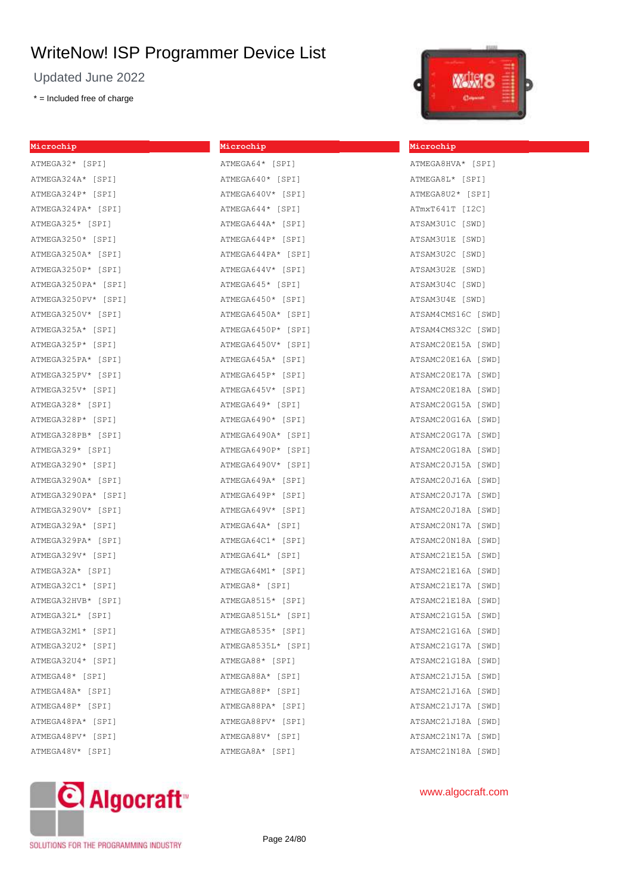# WriteNow! ISP Programmer Device List

Updated June 2022

\* = Included free of charge

## Microchip

ATMEGA32* [SPI]
ATMEGA324A* [SPI]
ATMEGA324P* [SPI]
ATMEGA324PA* [SPI]
ATMEGA325* [SPI]
ATMEGA3250* [SPI]
ATMEGA3250A* [SPI]
ATMEGA3250P* [SPI]
ATMEGA3250PA* [SPI]
ATMEGA3250PV* [SPI]
ATMEGA3250V* [SPI]
ATMEGA325A* [SPI]
ATMEGA325P* [SPI]
ATMEGA325PA* [SPI]
ATMEGA325PV* [SPI]
ATMEGA325V* [SPI]
ATMEGA328* [SPI]
ATMEGA328P* [SPI]
ATMEGA328PB* [SPI]
ATMEGA329* [SPI]
ATMEGA3290* [SPI]
ATMEGA3290A* [SPI]
ATMEGA3290PA* [SPI]
ATMEGA3290V* [SPI]
ATMEGA329A* [SPI]
ATMEGA329PA* [SPI]
ATMEGA329V* [SPI]
ATMEGA32A* [SPI]
ATMEGA32C1* [SPI]
ATMEGA32HVB* [SPI]
ATMEGA32L* [SPI]
ATMEGA32M1* [SPI]
ATMEGA32U2* [SPI]
ATMEGA32U4* [SPI]
ATMEGA48* [SPI]
ATMEGA48A* [SPI]
ATMEGA48P* [SPI]
ATMEGA48PA* [SPI]
ATMEGA48PV* [SPI]
ATMEGA48V* [SPI]

## Microchip

ATMEGA64* [SPI]
ATMEGA640* [SPI]
ATMEGA640V* [SPI]
ATMEGA644* [SPI]
ATMEGA644A* [SPI]
ATMEGA644P* [SPI]
ATMEGA644PA* [SPI]
ATMEGA644V* [SPI]
ATMEGA645* [SPI]
ATMEGA6450* [SPI]
ATMEGA6450A* [SPI]
ATMEGA6450P* [SPI]
ATMEGA6450V* [SPI]
ATMEGA645A* [SPI]
ATMEGA645P* [SPI]
ATMEGA645V* [SPI]
ATMEGA649* [SPI]
ATMEGA6490* [SPI]
ATMEGA6490A* [SPI]
ATMEGA6490P* [SPI]
ATMEGA6490V* [SPI]
ATMEGA649A* [SPI]
ATMEGA649P* [SPI]
ATMEGA649V* [SPI]
ATMEGA64A* [SPI]
ATMEGA64C1* [SPI]
ATMEGA64L* [SPI]
ATMEGA64M1* [SPI]
ATMEGA8* [SPI]
ATMEGA8515* [SPI]
ATMEGA8515L* [SPI]
ATMEGA8535* [SPI]
ATMEGA8535L* [SPI]
ATMEGA88* [SPI]
ATMEGA88A* [SPI]
ATMEGA88P* [SPI]
ATMEGA88PA* [SPI]
ATMEGA88PV* [SPI]
ATMEGA88V* [SPI]
ATMEGA8A* [SPI]

## Microchip

ATMEGA8HVA* [SPI]
ATMEGA8L* [SPI]
ATMEGA8U2* [SPI]
ATmxT641T [I2C]
ATSAM3U1C [SWD]
ATSAM3U1E [SWD]
ATSAM3U2C [SWD]
ATSAM3U2E [SWD]
ATSAM3U4C [SWD]
ATSAM3U4E [SWD]
ATSAM4CMS16C [SWD]
ATSAM4CMS32C [SWD]
ATSAMC20E15A [SWD]
ATSAMC20E16A [SWD]
ATSAMC20E17A [SWD]
ATSAMC20E18A [SWD]
ATSAMC20G15A [SWD]
ATSAMC20G16A [SWD]
ATSAMC20G17A [SWD]
ATSAMC20G18A [SWD]
ATSAMC20J15A [SWD]
ATSAMC20J16A [SWD]
ATSAMC20J17A [SWD]
ATSAMC20J18A [SWD]
ATSAMC20N17A [SWD]
ATSAMC20N18A [SWD]
ATSAMC21E15A [SWD]
ATSAMC21E16A [SWD]
ATSAMC21E17A [SWD]
ATSAMC21E18A [SWD]
ATSAMC21G15A [SWD]
ATSAMC21G16A [SWD]
ATSAMC21G17A [SWD]
ATSAMC21G18A [SWD]
ATSAMC21J15A [SWD]
ATSAMC21J16A [SWD]
ATSAMC21J17A [SWD]
ATSAMC21J18A [SWD]
ATSAMC21N17A [SWD]
ATSAMC21N18A [SWD]

Algocraft™ — SOLUTIONS FOR THE PROGRAMMING INDUSTRY

www.algocraft.com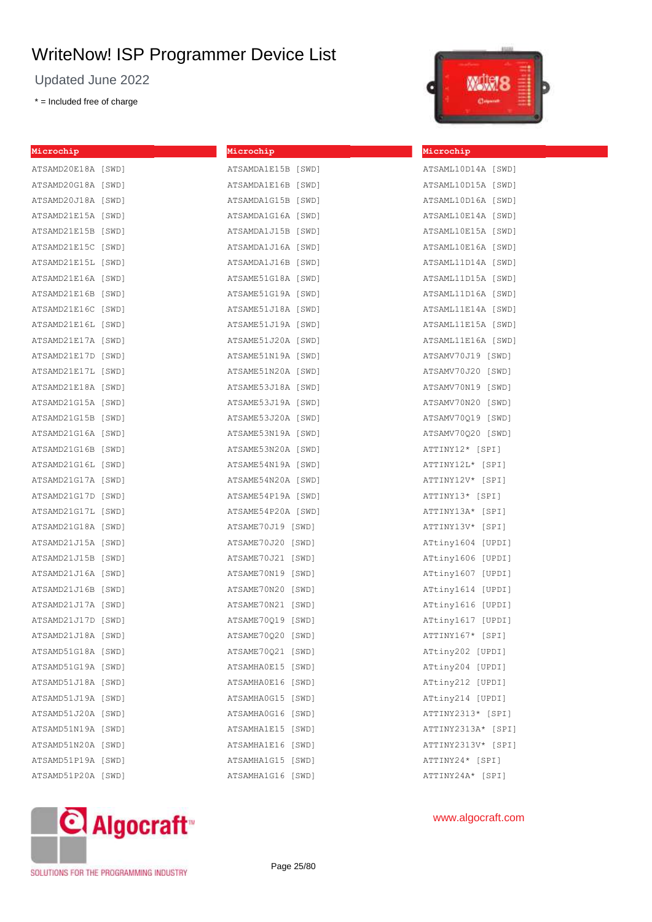# WriteNow! ISP Programmer Device List

Updated June 2022

\* = Included free of charge

| Microchip | Microchip | Microchip |
|---|---|---|
| ATSAMD20E18A [SWD] | ATSAMDA1E15B [SWD] | ATSAML10D14A [SWD] |
| ATSAMD20G18A [SWD] | ATSAMDA1E16B [SWD] | ATSAML10D15A [SWD] |
| ATSAMD20J18A [SWD] | ATSAMDA1G15B [SWD] | ATSAML10D16A [SWD] |
| ATSAMD21E15A [SWD] | ATSAMDA1G16A [SWD] | ATSAML10E14A [SWD] |
| ATSAMD21E15B [SWD] | ATSAMDA1J15B [SWD] | ATSAML10E15A [SWD] |
| ATSAMD21E15C [SWD] | ATSAMDA1J16A [SWD] | ATSAML10E16A [SWD] |
| ATSAMD21E15L [SWD] | ATSAMDA1J16B [SWD] | ATSAML11D14A [SWD] |
| ATSAMD21E16A [SWD] | ATSAME51G18A [SWD] | ATSAML11D15A [SWD] |
| ATSAMD21E16B [SWD] | ATSAME51G19A [SWD] | ATSAML11D16A [SWD] |
| ATSAMD21E16C [SWD] | ATSAME51J18A [SWD] | ATSAML11E14A [SWD] |
| ATSAMD21E16L [SWD] | ATSAME51J19A [SWD] | ATSAML11E15A [SWD] |
| ATSAMD21E17A [SWD] | ATSAME51J20A [SWD] | ATSAML11E16A [SWD] |
| ATSAMD21E17D [SWD] | ATSAME51N19A [SWD] | ATSAMV70J19 [SWD] |
| ATSAMD21E17L [SWD] | ATSAME51N20A [SWD] | ATSAMV70J20 [SWD] |
| ATSAMD21E18A [SWD] | ATSAME53J18A [SWD] | ATSAMV70N19 [SWD] |
| ATSAMD21G15A [SWD] | ATSAME53J19A [SWD] | ATSAMV70N20 [SWD] |
| ATSAMD21G15B [SWD] | ATSAME53J20A [SWD] | ATSAMV70Q19 [SWD] |
| ATSAMD21G16A [SWD] | ATSAME53N19A [SWD] | ATSAMV70Q20 [SWD] |
| ATSAMD21G16B [SWD] | ATSAME53N20A [SWD] | ATTINY12* [SPI] |
| ATSAMD21G16L [SWD] | ATSAME54N19A [SWD] | ATTINY12L* [SPI] |
| ATSAMD21G17A [SWD] | ATSAME54N20A [SWD] | ATTINY12V* [SPI] |
| ATSAMD21G17D [SWD] | ATSAME54P19A [SWD] | ATTINY13* [SPI] |
| ATSAMD21G17L [SWD] | ATSAME54P20A [SWD] | ATTINY13A* [SPI] |
| ATSAMD21G18A [SWD] | ATSAME70J19 [SWD] | ATTINY13V* [SPI] |
| ATSAMD21J15A [SWD] | ATSAME70J20 [SWD] | ATtiny1604 [UPDI] |
| ATSAMD21J15B [SWD] | ATSAME70J21 [SWD] | ATtiny1606 [UPDI] |
| ATSAMD21J16A [SWD] | ATSAME70N19 [SWD] | ATtiny1607 [UPDI] |
| ATSAMD21J16B [SWD] | ATSAME70N20 [SWD] | ATtiny1614 [UPDI] |
| ATSAMD21J17A [SWD] | ATSAME70N21 [SWD] | ATtiny1616 [UPDI] |
| ATSAMD21J17D [SWD] | ATSAME70Q19 [SWD] | ATtiny1617 [UPDI] |
| ATSAMD21J18A [SWD] | ATSAME70Q20 [SWD] | ATTINY167* [SPI] |
| ATSAMD51G18A [SWD] | ATSAME70Q21 [SWD] | ATtiny202 [UPDI] |
| ATSAMD51G19A [SWD] | ATSAMHA0E15 [SWD] | ATtiny204 [UPDI] |
| ATSAMD51J18A [SWD] | ATSAMHA0E16 [SWD] | ATtiny212 [UPDI] |
| ATSAMD51J19A [SWD] | ATSAMHA0G15 [SWD] | ATtiny214 [UPDI] |
| ATSAMD51J20A [SWD] | ATSAMHA0G16 [SWD] | ATTINY2313* [SPI] |
| ATSAMD51N19A [SWD] | ATSAMHA1E15 [SWD] | ATTINY2313A* [SPI] |
| ATSAMD51N20A [SWD] | ATSAMHA1E16 [SWD] | ATTINY2313V* [SPI] |
| ATSAMD51P19A [SWD] | ATSAMHA1G15 [SWD] | ATTINY24* [SPI] |
| ATSAMD51P20A [SWD] | ATSAMHA1G16 [SWD] | ATTINY24A* [SPI] |

Algocraft™ SOLUTIONS FOR THE PROGRAMMING INDUSTRY

www.algocraft.com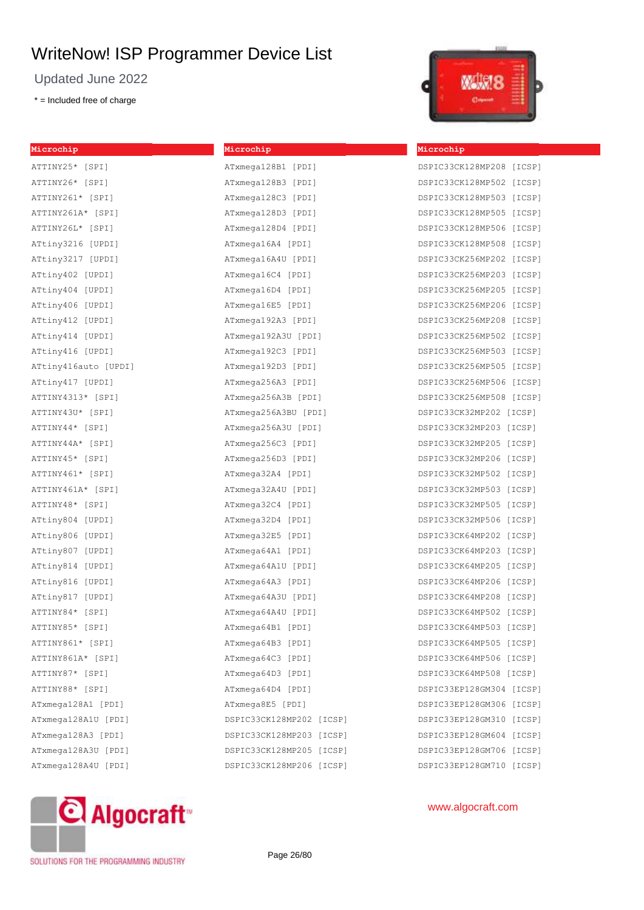# WriteNow! ISP Programmer Device List

Updated June 2022

* = Included free of charge

**Microchip**

ATTINY25* [SPI]
ATTINY26* [SPI]
ATTINY261* [SPI]
ATTINY261A* [SPI]
ATTINY26L* [SPI]
ATtiny3216 [UPDI]
ATtiny3217 [UPDI]
ATtiny402 [UPDI]
ATtiny404 [UPDI]
ATtiny406 [UPDI]
ATtiny412 [UPDI]
ATtiny414 [UPDI]
ATtiny416 [UPDI]
ATtiny416auto [UPDI]
ATtiny417 [UPDI]
ATTINY4313* [SPI]
ATTINY43U* [SPI]
ATTINY44* [SPI]
ATTINY44A* [SPI]
ATTINY45* [SPI]
ATTINY461* [SPI]
ATTINY461A* [SPI]
ATTINY48* [SPI]
ATtiny804 [UPDI]
ATtiny806 [UPDI]
ATtiny807 [UPDI]
ATtiny814 [UPDI]
ATtiny816 [UPDI]
ATtiny817 [UPDI]
ATTINY84* [SPI]
ATTINY85* [SPI]
ATTINY861* [SPI]
ATTINY861A* [SPI]
ATTINY87* [SPI]
ATTINY88* [SPI]
ATxmega128A1 [PDI]
ATxmega128A1U [PDI]
ATxmega128A3 [PDI]
ATxmega128A3U [PDI]
ATxmega128A4U [PDI]

**Microchip**

ATxmega128B1 [PDI]
ATxmega128B3 [PDI]
ATxmega128C3 [PDI]
ATxmega128D3 [PDI]
ATxmega128D4 [PDI]
ATxmega16A4 [PDI]
ATxmega16A4U [PDI]
ATxmega16C4 [PDI]
ATxmega16D4 [PDI]
ATxmega16E5 [PDI]
ATxmega192A3 [PDI]
ATxmega192A3U [PDI]
ATxmega192C3 [PDI]
ATxmega192D3 [PDI]
ATxmega256A3 [PDI]
ATxmega256A3B [PDI]
ATxmega256A3BU [PDI]
ATxmega256A3U [PDI]
ATxmega256C3 [PDI]
ATxmega256D3 [PDI]
ATxmega32A4 [PDI]
ATxmega32A4U [PDI]
ATxmega32C4 [PDI]
ATxmega32D4 [PDI]
ATxmega32E5 [PDI]
ATxmega64A1 [PDI]
ATxmega64A1U [PDI]
ATxmega64A3 [PDI]
ATxmega64A3U [PDI]
ATxmega64A4U [PDI]
ATxmega64B1 [PDI]
ATxmega64B3 [PDI]
ATxmega64C3 [PDI]
ATxmega64D3 [PDI]
ATxmega64D4 [PDI]
ATxmega8E5 [PDI]
DSPIC33CK128MP202 [ICSP]
DSPIC33CK128MP203 [ICSP]
DSPIC33CK128MP205 [ICSP]
DSPIC33CK128MP206 [ICSP]

**Microchip**

DSPIC33CK128MP208 [ICSP]
DSPIC33CK128MP502 [ICSP]
DSPIC33CK128MP503 [ICSP]
DSPIC33CK128MP505 [ICSP]
DSPIC33CK128MP506 [ICSP]
DSPIC33CK128MP508 [ICSP]
DSPIC33CK256MP202 [ICSP]
DSPIC33CK256MP203 [ICSP]
DSPIC33CK256MP205 [ICSP]
DSPIC33CK256MP206 [ICSP]
DSPIC33CK256MP208 [ICSP]
DSPIC33CK256MP502 [ICSP]
DSPIC33CK256MP503 [ICSP]
DSPIC33CK256MP505 [ICSP]
DSPIC33CK256MP506 [ICSP]
DSPIC33CK256MP508 [ICSP]
DSPIC33CK32MP202 [ICSP]
DSPIC33CK32MP203 [ICSP]
DSPIC33CK32MP205 [ICSP]
DSPIC33CK32MP206 [ICSP]
DSPIC33CK32MP502 [ICSP]
DSPIC33CK32MP503 [ICSP]
DSPIC33CK32MP505 [ICSP]
DSPIC33CK32MP506 [ICSP]
DSPIC33CK64MP202 [ICSP]
DSPIC33CK64MP203 [ICSP]
DSPIC33CK64MP205 [ICSP]
DSPIC33CK64MP206 [ICSP]
DSPIC33CK64MP208 [ICSP]
DSPIC33CK64MP502 [ICSP]
DSPIC33CK64MP503 [ICSP]
DSPIC33CK64MP505 [ICSP]
DSPIC33CK64MP506 [ICSP]
DSPIC33CK64MP508 [ICSP]
DSPIC33EP128GM304 [ICSP]
DSPIC33EP128GM306 [ICSP]
DSPIC33EP128GM310 [ICSP]
DSPIC33EP128GM604 [ICSP]
DSPIC33EP128GM706 [ICSP]
DSPIC33EP128GM710 [ICSP]

Algocraft™ SOLUTIONS FOR THE PROGRAMMING INDUSTRY

www.algocraft.com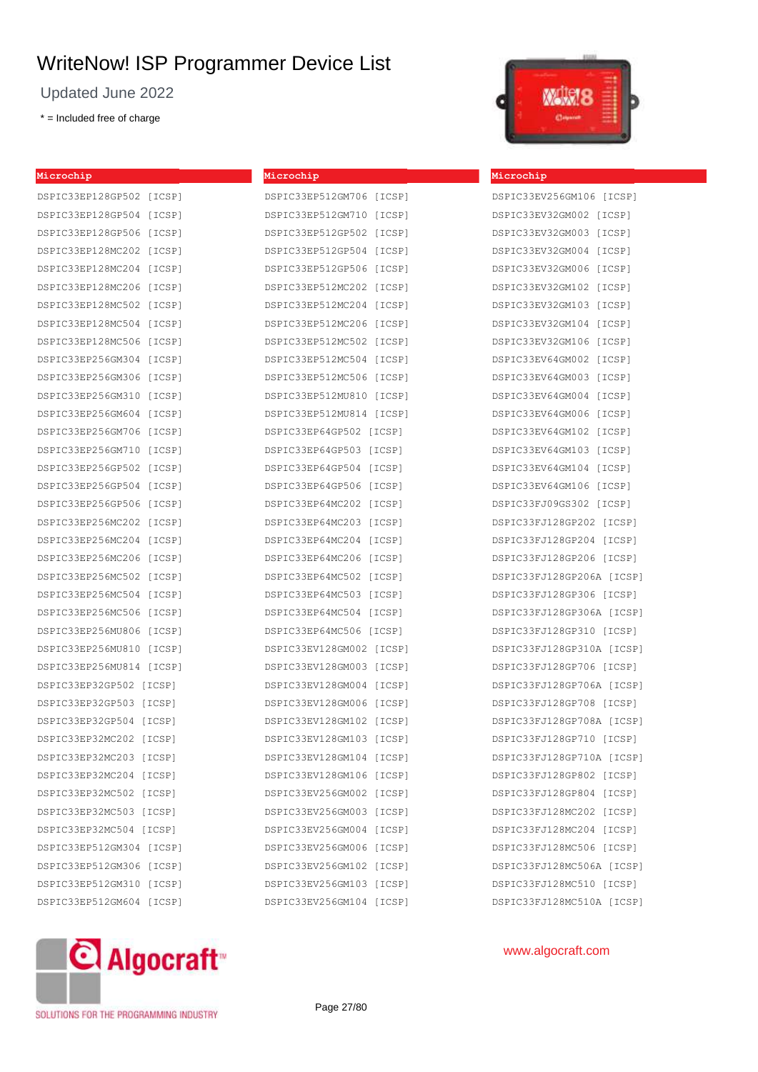# WriteNow! ISP Programmer Device List

Updated June 2022

* = Included free of charge

**Microchip**

DSPIC33EP128GP502 [ICSP]
DSPIC33EP128GP504 [ICSP]
DSPIC33EP128GP506 [ICSP]
DSPIC33EP128MC202 [ICSP]
DSPIC33EP128MC204 [ICSP]
DSPIC33EP128MC206 [ICSP]
DSPIC33EP128MC502 [ICSP]
DSPIC33EP128MC504 [ICSP]
DSPIC33EP128MC506 [ICSP]
DSPIC33EP256GM304 [ICSP]
DSPIC33EP256GM306 [ICSP]
DSPIC33EP256GM310 [ICSP]
DSPIC33EP256GM604 [ICSP]
DSPIC33EP256GM706 [ICSP]
DSPIC33EP256GM710 [ICSP]
DSPIC33EP256GP502 [ICSP]
DSPIC33EP256GP504 [ICSP]
DSPIC33EP256GP506 [ICSP]
DSPIC33EP256MC202 [ICSP]
DSPIC33EP256MC204 [ICSP]
DSPIC33EP256MC206 [ICSP]
DSPIC33EP256MC502 [ICSP]
DSPIC33EP256MC504 [ICSP]
DSPIC33EP256MC506 [ICSP]
DSPIC33EP256MU806 [ICSP]
DSPIC33EP256MU810 [ICSP]
DSPIC33EP256MU814 [ICSP]
DSPIC33EP32GP502 [ICSP]
DSPIC33EP32GP503 [ICSP]
DSPIC33EP32GP504 [ICSP]
DSPIC33EP32MC202 [ICSP]
DSPIC33EP32MC203 [ICSP]
DSPIC33EP32MC204 [ICSP]
DSPIC33EP32MC502 [ICSP]
DSPIC33EP32MC503 [ICSP]
DSPIC33EP32MC504 [ICSP]
DSPIC33EP512GM304 [ICSP]
DSPIC33EP512GM306 [ICSP]
DSPIC33EP512GM310 [ICSP]
DSPIC33EP512GM604 [ICSP]

**Microchip**

DSPIC33EP512GM706 [ICSP]
DSPIC33EP512GM710 [ICSP]
DSPIC33EP512GP502 [ICSP]
DSPIC33EP512GP504 [ICSP]
DSPIC33EP512GP506 [ICSP]
DSPIC33EP512MC202 [ICSP]
DSPIC33EP512MC204 [ICSP]
DSPIC33EP512MC206 [ICSP]
DSPIC33EP512MC502 [ICSP]
DSPIC33EP512MC504 [ICSP]
DSPIC33EP512MC506 [ICSP]
DSPIC33EP512MU810 [ICSP]
DSPIC33EP512MU814 [ICSP]
DSPIC33EP64GP502 [ICSP]
DSPIC33EP64GP503 [ICSP]
DSPIC33EP64GP504 [ICSP]
DSPIC33EP64GP506 [ICSP]
DSPIC33EP64MC202 [ICSP]
DSPIC33EP64MC203 [ICSP]
DSPIC33EP64MC204 [ICSP]
DSPIC33EP64MC206 [ICSP]
DSPIC33EP64MC502 [ICSP]
DSPIC33EP64MC503 [ICSP]
DSPIC33EP64MC504 [ICSP]
DSPIC33EP64MC506 [ICSP]
DSPIC33EV128GM002 [ICSP]
DSPIC33EV128GM003 [ICSP]
DSPIC33EV128GM004 [ICSP]
DSPIC33EV128GM006 [ICSP]
DSPIC33EV128GM102 [ICSP]
DSPIC33EV128GM103 [ICSP]
DSPIC33EV128GM104 [ICSP]
DSPIC33EV128GM106 [ICSP]
DSPIC33EV256GM002 [ICSP]
DSPIC33EV256GM003 [ICSP]
DSPIC33EV256GM004 [ICSP]
DSPIC33EV256GM006 [ICSP]
DSPIC33EV256GM102 [ICSP]
DSPIC33EV256GM103 [ICSP]
DSPIC33EV256GM104 [ICSP]

**Microchip**

DSPIC33EV256GM106 [ICSP]
DSPIC33EV32GM002 [ICSP]
DSPIC33EV32GM003 [ICSP]
DSPIC33EV32GM004 [ICSP]
DSPIC33EV32GM006 [ICSP]
DSPIC33EV32GM102 [ICSP]
DSPIC33EV32GM103 [ICSP]
DSPIC33EV32GM104 [ICSP]
DSPIC33EV32GM106 [ICSP]
DSPIC33EV64GM002 [ICSP]
DSPIC33EV64GM003 [ICSP]
DSPIC33EV64GM004 [ICSP]
DSPIC33EV64GM006 [ICSP]
DSPIC33EV64GM102 [ICSP]
DSPIC33EV64GM103 [ICSP]
DSPIC33EV64GM104 [ICSP]
DSPIC33EV64GM106 [ICSP]
DSPIC33FJ09GS302 [ICSP]
DSPIC33FJ128GP202 [ICSP]
DSPIC33FJ128GP204 [ICSP]
DSPIC33FJ128GP206 [ICSP]
DSPIC33FJ128GP206A [ICSP]
DSPIC33FJ128GP306 [ICSP]
DSPIC33FJ128GP306A [ICSP]
DSPIC33FJ128GP310 [ICSP]
DSPIC33FJ128GP310A [ICSP]
DSPIC33FJ128GP706 [ICSP]
DSPIC33FJ128GP706A [ICSP]
DSPIC33FJ128GP708 [ICSP]
DSPIC33FJ128GP708A [ICSP]
DSPIC33FJ128GP710 [ICSP]
DSPIC33FJ128GP710A [ICSP]
DSPIC33FJ128GP802 [ICSP]
DSPIC33FJ128GP804 [ICSP]
DSPIC33FJ128MC202 [ICSP]
DSPIC33FJ128MC204 [ICSP]
DSPIC33FJ128MC506 [ICSP]
DSPIC33FJ128MC506A [ICSP]
DSPIC33FJ128MC510 [ICSP]
DSPIC33FJ128MC510A [ICSP]

Algocraft™ SOLUTIONS FOR THE PROGRAMMING INDUSTRY

www.algocraft.com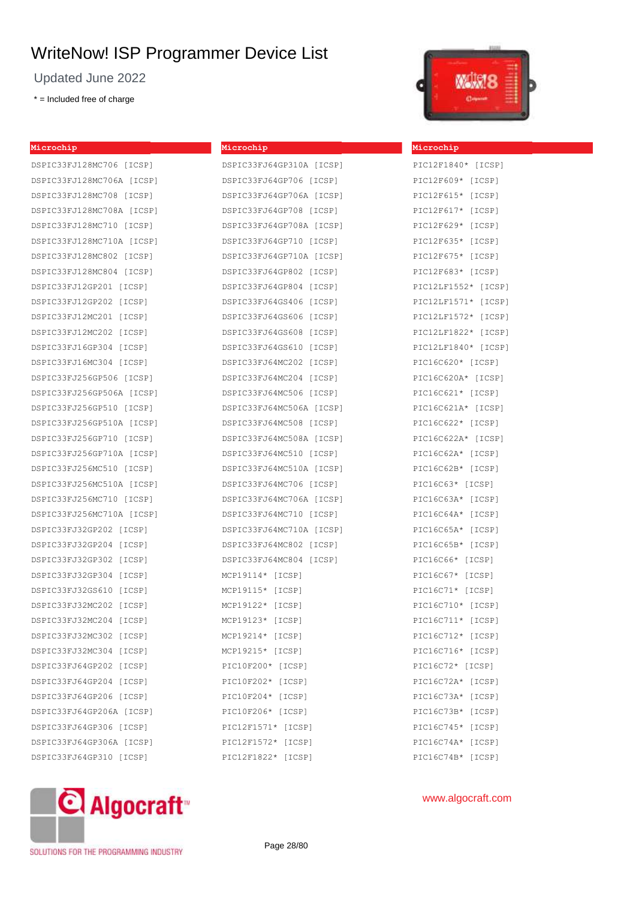# WriteNow! ISP Programmer Device List

Updated June 2022

\* = Included free of charge

## Microchip

DSPIC33FJ128MC706 [ICSP]
DSPIC33FJ128MC706A [ICSP]
DSPIC33FJ128MC708 [ICSP]
DSPIC33FJ128MC708A [ICSP]
DSPIC33FJ128MC710 [ICSP]
DSPIC33FJ128MC710A [ICSP]
DSPIC33FJ128MC802 [ICSP]
DSPIC33FJ128MC804 [ICSP]
DSPIC33FJ12GP201 [ICSP]
DSPIC33FJ12GP202 [ICSP]
DSPIC33FJ12MC201 [ICSP]
DSPIC33FJ12MC202 [ICSP]
DSPIC33FJ16GP304 [ICSP]
DSPIC33FJ16MC304 [ICSP]
DSPIC33FJ256GP506 [ICSP]
DSPIC33FJ256GP506A [ICSP]
DSPIC33FJ256GP510 [ICSP]
DSPIC33FJ256GP510A [ICSP]
DSPIC33FJ256GP710 [ICSP]
DSPIC33FJ256GP710A [ICSP]
DSPIC33FJ256MC510 [ICSP]
DSPIC33FJ256MC510A [ICSP]
DSPIC33FJ256MC710 [ICSP]
DSPIC33FJ256MC710A [ICSP]
DSPIC33FJ32GP202 [ICSP]
DSPIC33FJ32GP204 [ICSP]
DSPIC33FJ32GP302 [ICSP]
DSPIC33FJ32GP304 [ICSP]
DSPIC33FJ32GS610 [ICSP]
DSPIC33FJ32MC202 [ICSP]
DSPIC33FJ32MC204 [ICSP]
DSPIC33FJ32MC302 [ICSP]
DSPIC33FJ32MC304 [ICSP]
DSPIC33FJ64GP202 [ICSP]
DSPIC33FJ64GP204 [ICSP]
DSPIC33FJ64GP206 [ICSP]
DSPIC33FJ64GP206A [ICSP]
DSPIC33FJ64GP306 [ICSP]
DSPIC33FJ64GP306A [ICSP]
DSPIC33FJ64GP310 [ICSP]

## Microchip

DSPIC33FJ64GP310A [ICSP]
DSPIC33FJ64GP706 [ICSP]
DSPIC33FJ64GP706A [ICSP]
DSPIC33FJ64GP708 [ICSP]
DSPIC33FJ64GP708A [ICSP]
DSPIC33FJ64GP710 [ICSP]
DSPIC33FJ64GP710A [ICSP]
DSPIC33FJ64GP802 [ICSP]
DSPIC33FJ64GP804 [ICSP]
DSPIC33FJ64GS406 [ICSP]
DSPIC33FJ64GS606 [ICSP]
DSPIC33FJ64GS608 [ICSP]
DSPIC33FJ64GS610 [ICSP]
DSPIC33FJ64MC202 [ICSP]
DSPIC33FJ64MC204 [ICSP]
DSPIC33FJ64MC506 [ICSP]
DSPIC33FJ64MC506A [ICSP]
DSPIC33FJ64MC508 [ICSP]
DSPIC33FJ64MC508A [ICSP]
DSPIC33FJ64MC510 [ICSP]
DSPIC33FJ64MC510A [ICSP]
DSPIC33FJ64MC706 [ICSP]
DSPIC33FJ64MC706A [ICSP]
DSPIC33FJ64MC710 [ICSP]
DSPIC33FJ64MC710A [ICSP]
DSPIC33FJ64MC802 [ICSP]
DSPIC33FJ64MC804 [ICSP]
MCP19114* [ICSP]
MCP19115* [ICSP]
MCP19122* [ICSP]
MCP19123* [ICSP]
MCP19214* [ICSP]
MCP19215* [ICSP]
PIC10F200* [ICSP]
PIC10F202* [ICSP]
PIC10F204* [ICSP]
PIC10F206* [ICSP]
PIC12F1571* [ICSP]
PIC12F1572* [ICSP]
PIC12F1822* [ICSP]

## Microchip

PIC12F1840* [ICSP]
PIC12F609* [ICSP]
PIC12F615* [ICSP]
PIC12F617* [ICSP]
PIC12F629* [ICSP]
PIC12F635* [ICSP]
PIC12F675* [ICSP]
PIC12F683* [ICSP]
PIC12LF1552* [ICSP]
PIC12LF1571* [ICSP]
PIC12LF1572* [ICSP]
PIC12LF1822* [ICSP]
PIC12LF1840* [ICSP]
PIC16C620* [ICSP]
PIC16C620A* [ICSP]
PIC16C621* [ICSP]
PIC16C621A* [ICSP]
PIC16C622* [ICSP]
PIC16C622A* [ICSP]
PIC16C62A* [ICSP]
PIC16C62B* [ICSP]
PIC16C63* [ICSP]
PIC16C63A* [ICSP]
PIC16C64A* [ICSP]
PIC16C65A* [ICSP]
PIC16C65B* [ICSP]
PIC16C66* [ICSP]
PIC16C67* [ICSP]
PIC16C71* [ICSP]
PIC16C710* [ICSP]
PIC16C711* [ICSP]
PIC16C712* [ICSP]
PIC16C716* [ICSP]
PIC16C72* [ICSP]
PIC16C72A* [ICSP]
PIC16C73A* [ICSP]
PIC16C73B* [ICSP]
PIC16C745* [ICSP]
PIC16C74A* [ICSP]
PIC16C74B* [ICSP]

Algocraft™ SOLUTIONS FOR THE PROGRAMMING INDUSTRY

www.algocraft.com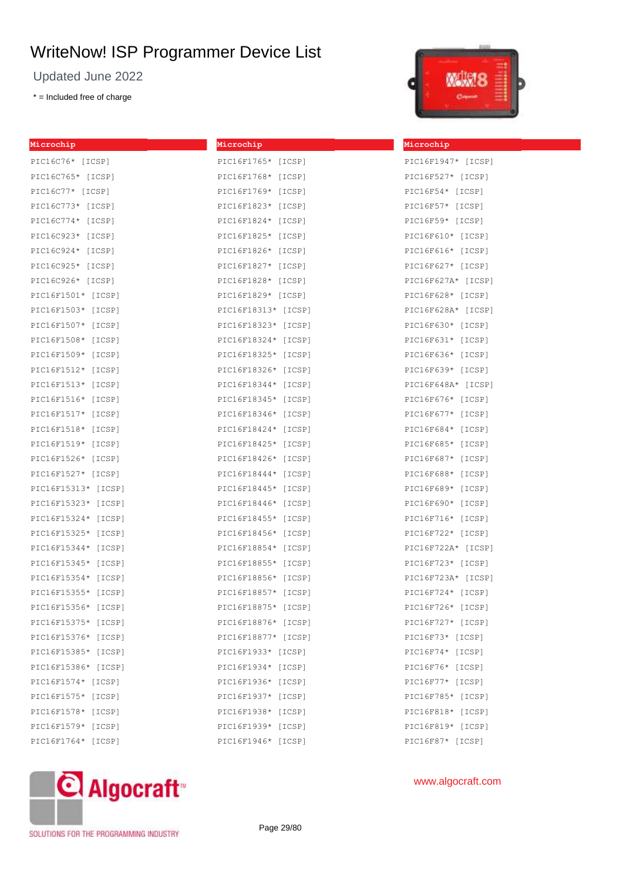# WriteNow! ISP Programmer Device List

Updated June 2022

\* = Included free of charge

**Microchip**

PIC16C76* [ICSP]
PIC16C765* [ICSP]
PIC16C77* [ICSP]
PIC16C773* [ICSP]
PIC16C774* [ICSP]
PIC16C923* [ICSP]
PIC16C924* [ICSP]
PIC16C925* [ICSP]
PIC16C926* [ICSP]
PIC16F1501* [ICSP]
PIC16F1503* [ICSP]
PIC16F1507* [ICSP]
PIC16F1508* [ICSP]
PIC16F1509* [ICSP]
PIC16F1512* [ICSP]
PIC16F1513* [ICSP]
PIC16F1516* [ICSP]
PIC16F1517* [ICSP]
PIC16F1518* [ICSP]
PIC16F1519* [ICSP]
PIC16F1526* [ICSP]
PIC16F1527* [ICSP]
PIC16F15313* [ICSP]
PIC16F15323* [ICSP]
PIC16F15324* [ICSP]
PIC16F15325* [ICSP]
PIC16F15344* [ICSP]
PIC16F15345* [ICSP]
PIC16F15354* [ICSP]
PIC16F15355* [ICSP]
PIC16F15356* [ICSP]
PIC16F15375* [ICSP]
PIC16F15376* [ICSP]
PIC16F15385* [ICSP]
PIC16F15386* [ICSP]
PIC16F1574* [ICSP]
PIC16F1575* [ICSP]
PIC16F1578* [ICSP]
PIC16F1579* [ICSP]
PIC16F1764* [ICSP]

**Microchip**

PIC16F1765* [ICSP]
PIC16F1768* [ICSP]
PIC16F1769* [ICSP]
PIC16F1823* [ICSP]
PIC16F1824* [ICSP]
PIC16F1825* [ICSP]
PIC16F1826* [ICSP]
PIC16F1827* [ICSP]
PIC16F1828* [ICSP]
PIC16F1829* [ICSP]
PIC16F18313* [ICSP]
PIC16F18323* [ICSP]
PIC16F18324* [ICSP]
PIC16F18325* [ICSP]
PIC16F18326* [ICSP]
PIC16F18344* [ICSP]
PIC16F18345* [ICSP]
PIC16F18346* [ICSP]
PIC16F18424* [ICSP]
PIC16F18425* [ICSP]
PIC16F18426* [ICSP]
PIC16F18444* [ICSP]
PIC16F18445* [ICSP]
PIC16F18446* [ICSP]
PIC16F18455* [ICSP]
PIC16F18456* [ICSP]
PIC16F18854* [ICSP]
PIC16F18855* [ICSP]
PIC16F18856* [ICSP]
PIC16F18857* [ICSP]
PIC16F18875* [ICSP]
PIC16F18876* [ICSP]
PIC16F18877* [ICSP]
PIC16F1933* [ICSP]
PIC16F1934* [ICSP]
PIC16F1936* [ICSP]
PIC16F1937* [ICSP]
PIC16F1938* [ICSP]
PIC16F1939* [ICSP]
PIC16F1946* [ICSP]

**Microchip**

PIC16F1947* [ICSP]
PIC16F527* [ICSP]
PIC16F54* [ICSP]
PIC16F57* [ICSP]
PIC16F59* [ICSP]
PIC16F610* [ICSP]
PIC16F616* [ICSP]
PIC16F627* [ICSP]
PIC16F627A* [ICSP]
PIC16F628* [ICSP]
PIC16F628A* [ICSP]
PIC16F630* [ICSP]
PIC16F631* [ICSP]
PIC16F636* [ICSP]
PIC16F639* [ICSP]
PIC16F648A* [ICSP]
PIC16F676* [ICSP]
PIC16F677* [ICSP]
PIC16F684* [ICSP]
PIC16F685* [ICSP]
PIC16F687* [ICSP]
PIC16F688* [ICSP]
PIC16F689* [ICSP]
PIC16F690* [ICSP]
PIC16F716* [ICSP]
PIC16F722* [ICSP]
PIC16F722A* [ICSP]
PIC16F723* [ICSP]
PIC16F723A* [ICSP]
PIC16F724* [ICSP]
PIC16F726* [ICSP]
PIC16F727* [ICSP]
PIC16F73* [ICSP]
PIC16F74* [ICSP]
PIC16F76* [ICSP]
PIC16F77* [ICSP]
PIC16F785* [ICSP]
PIC16F818* [ICSP]
PIC16F819* [ICSP]
PIC16F87* [ICSP]

Algocraft™ SOLUTIONS FOR THE PROGRAMMING INDUSTRY

www.algocraft.com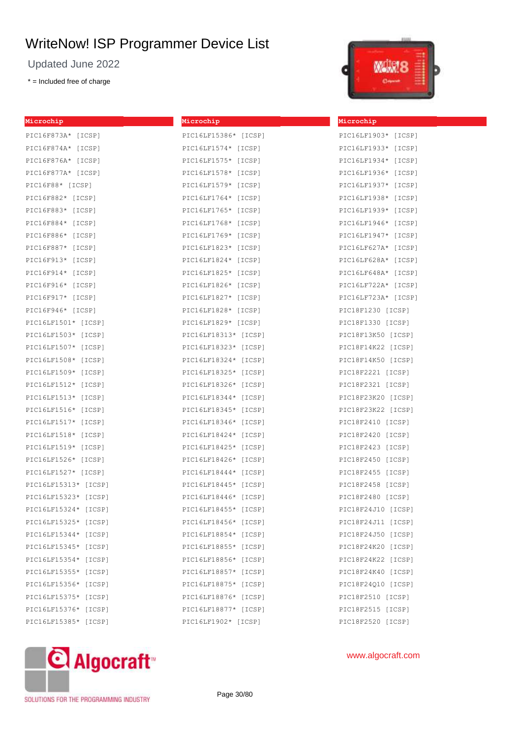# WriteNow! ISP Programmer Device List

Updated June 2022

* = Included free of charge

**Microchip**

PIC16F873A* [ICSP]
PIC16F874A* [ICSP]
PIC16F876A* [ICSP]
PIC16F877A* [ICSP]
PIC16F88* [ICSP]
PIC16F882* [ICSP]
PIC16F883* [ICSP]
PIC16F884* [ICSP]
PIC16F886* [ICSP]
PIC16F887* [ICSP]
PIC16F913* [ICSP]
PIC16F914* [ICSP]
PIC16F916* [ICSP]
PIC16F917* [ICSP]
PIC16F946* [ICSP]
PIC16LF1501* [ICSP]
PIC16LF1503* [ICSP]
PIC16LF1507* [ICSP]
PIC16LF1508* [ICSP]
PIC16LF1509* [ICSP]
PIC16LF1512* [ICSP]
PIC16LF1513* [ICSP]
PIC16LF1516* [ICSP]
PIC16LF1517* [ICSP]
PIC16LF1518* [ICSP]
PIC16LF1519* [ICSP]
PIC16LF1526* [ICSP]
PIC16LF1527* [ICSP]
PIC16LF15313* [ICSP]
PIC16LF15323* [ICSP]
PIC16LF15324* [ICSP]
PIC16LF15325* [ICSP]
PIC16LF15344* [ICSP]
PIC16LF15345* [ICSP]
PIC16LF15354* [ICSP]
PIC16LF15355* [ICSP]
PIC16LF15356* [ICSP]
PIC16LF15375* [ICSP]
PIC16LF15376* [ICSP]
PIC16LF15385* [ICSP]

**Microchip**

PIC16LF15386* [ICSP]
PIC16LF1574* [ICSP]
PIC16LF1575* [ICSP]
PIC16LF1578* [ICSP]
PIC16LF1579* [ICSP]
PIC16LF1764* [ICSP]
PIC16LF1765* [ICSP]
PIC16LF1768* [ICSP]
PIC16LF1769* [ICSP]
PIC16LF1823* [ICSP]
PIC16LF1824* [ICSP]
PIC16LF1825* [ICSP]
PIC16LF1826* [ICSP]
PIC16LF1827* [ICSP]
PIC16LF1828* [ICSP]
PIC16LF1829* [ICSP]
PIC16LF18313* [ICSP]
PIC16LF18323* [ICSP]
PIC16LF18324* [ICSP]
PIC16LF18325* [ICSP]
PIC16LF18326* [ICSP]
PIC16LF18344* [ICSP]
PIC16LF18345* [ICSP]
PIC16LF18346* [ICSP]
PIC16LF18424* [ICSP]
PIC16LF18425* [ICSP]
PIC16LF18426* [ICSP]
PIC16LF18444* [ICSP]
PIC16LF18445* [ICSP]
PIC16LF18446* [ICSP]
PIC16LF18455* [ICSP]
PIC16LF18456* [ICSP]
PIC16LF18854* [ICSP]
PIC16LF18855* [ICSP]
PIC16LF18856* [ICSP]
PIC16LF18857* [ICSP]
PIC16LF18875* [ICSP]
PIC16LF18876* [ICSP]
PIC16LF18877* [ICSP]
PIC16LF1902* [ICSP]

**Microchip**

PIC16LF1903* [ICSP]
PIC16LF1933* [ICSP]
PIC16LF1934* [ICSP]
PIC16LF1936* [ICSP]
PIC16LF1937* [ICSP]
PIC16LF1938* [ICSP]
PIC16LF1939* [ICSP]
PIC16LF1946* [ICSP]
PIC16LF1947* [ICSP]
PIC16LF627A* [ICSP]
PIC16LF628A* [ICSP]
PIC16LF648A* [ICSP]
PIC16LF722A* [ICSP]
PIC16LF723A* [ICSP]
PIC18F1230 [ICSP]
PIC18F1330 [ICSP]
PIC18F13K50 [ICSP]
PIC18F14K22 [ICSP]
PIC18F14K50 [ICSP]
PIC18F2221 [ICSP]
PIC18F2321 [ICSP]
PIC18F23K20 [ICSP]
PIC18F23K22 [ICSP]
PIC18F2410 [ICSP]
PIC18F2420 [ICSP]
PIC18F2423 [ICSP]
PIC18F2450 [ICSP]
PIC18F2455 [ICSP]
PIC18F2458 [ICSP]
PIC18F2480 [ICSP]
PIC18F24J10 [ICSP]
PIC18F24J11 [ICSP]
PIC18F24J50 [ICSP]
PIC18F24K20 [ICSP]
PIC18F24K22 [ICSP]
PIC18F24K40 [ICSP]
PIC18F24Q10 [ICSP]
PIC18F2510 [ICSP]
PIC18F2515 [ICSP]
PIC18F2520 [ICSP]

Algocraft™ SOLUTIONS FOR THE PROGRAMMING INDUSTRY

www.algocraft.com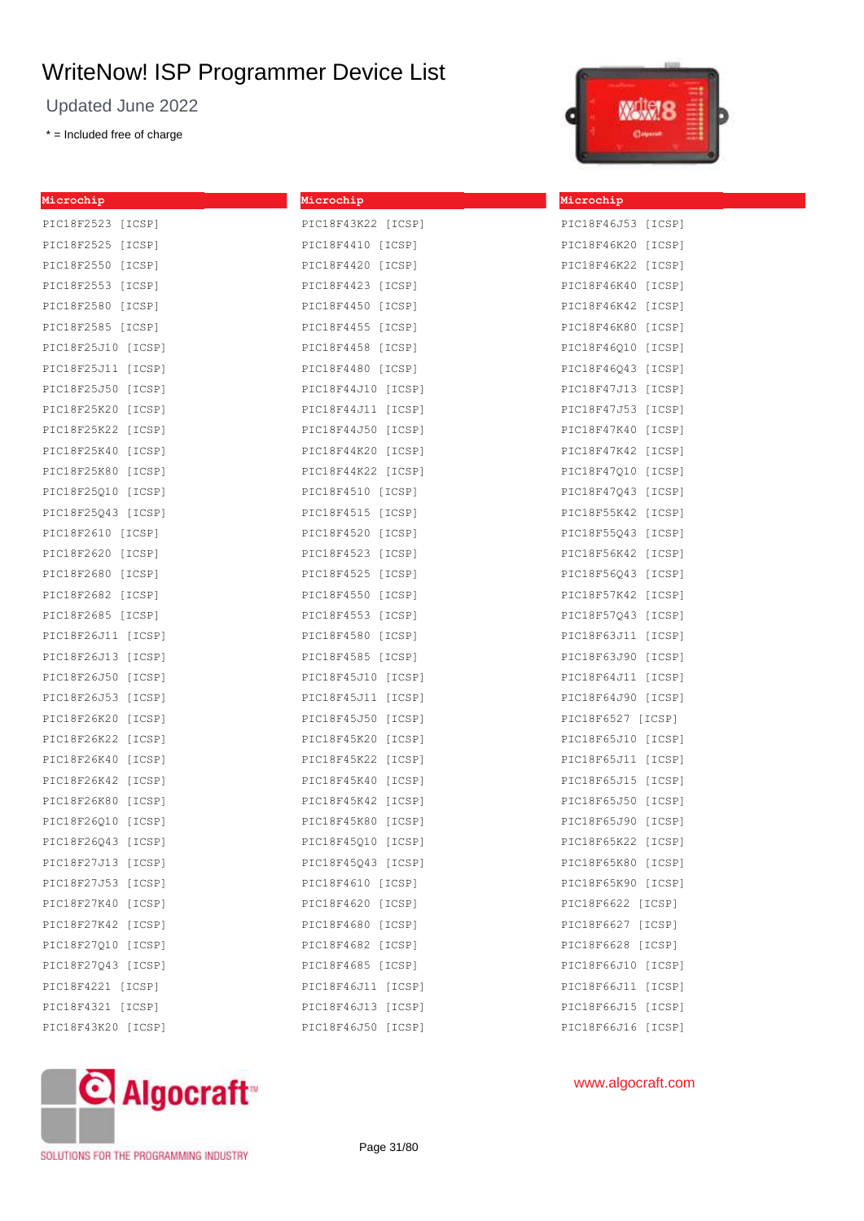# WriteNow! ISP Programmer Device List

Updated June 2022

* = Included free of charge

**Microchip**

PIC18F2523 [ICSP]
PIC18F2525 [ICSP]
PIC18F2550 [ICSP]
PIC18F2553 [ICSP]
PIC18F2580 [ICSP]
PIC18F2585 [ICSP]
PIC18F25J10 [ICSP]
PIC18F25J11 [ICSP]
PIC18F25J50 [ICSP]
PIC18F25K20 [ICSP]
PIC18F25K22 [ICSP]
PIC18F25K40 [ICSP]
PIC18F25K80 [ICSP]
PIC18F25Q10 [ICSP]
PIC18F25Q43 [ICSP]
PIC18F2610 [ICSP]
PIC18F2620 [ICSP]
PIC18F2680 [ICSP]
PIC18F2682 [ICSP]
PIC18F2685 [ICSP]
PIC18F26J11 [ICSP]
PIC18F26J13 [ICSP]
PIC18F26J50 [ICSP]
PIC18F26J53 [ICSP]
PIC18F26K20 [ICSP]
PIC18F26K22 [ICSP]
PIC18F26K40 [ICSP]
PIC18F26K42 [ICSP]
PIC18F26K80 [ICSP]
PIC18F26Q10 [ICSP]
PIC18F26Q43 [ICSP]
PIC18F27J13 [ICSP]
PIC18F27J53 [ICSP]
PIC18F27K40 [ICSP]
PIC18F27K42 [ICSP]
PIC18F27Q10 [ICSP]
PIC18F27Q43 [ICSP]
PIC18F4221 [ICSP]
PIC18F4321 [ICSP]
PIC18F43K20 [ICSP]

**Microchip**

PIC18F43K22 [ICSP]
PIC18F4410 [ICSP]
PIC18F4420 [ICSP]
PIC18F4423 [ICSP]
PIC18F4450 [ICSP]
PIC18F4455 [ICSP]
PIC18F4458 [ICSP]
PIC18F4480 [ICSP]
PIC18F44J10 [ICSP]
PIC18F44J11 [ICSP]
PIC18F44J50 [ICSP]
PIC18F44K20 [ICSP]
PIC18F44K22 [ICSP]
PIC18F4510 [ICSP]
PIC18F4515 [ICSP]
PIC18F4520 [ICSP]
PIC18F4523 [ICSP]
PIC18F4525 [ICSP]
PIC18F4550 [ICSP]
PIC18F4553 [ICSP]
PIC18F4580 [ICSP]
PIC18F4585 [ICSP]
PIC18F45J10 [ICSP]
PIC18F45J11 [ICSP]
PIC18F45J50 [ICSP]
PIC18F45K20 [ICSP]
PIC18F45K22 [ICSP]
PIC18F45K40 [ICSP]
PIC18F45K42 [ICSP]
PIC18F45K80 [ICSP]
PIC18F45Q10 [ICSP]
PIC18F45Q43 [ICSP]
PIC18F4610 [ICSP]
PIC18F4620 [ICSP]
PIC18F4680 [ICSP]
PIC18F4682 [ICSP]
PIC18F4685 [ICSP]
PIC18F46J11 [ICSP]
PIC18F46J13 [ICSP]
PIC18F46J50 [ICSP]

**Microchip**

PIC18F46J53 [ICSP]
PIC18F46K20 [ICSP]
PIC18F46K22 [ICSP]
PIC18F46K40 [ICSP]
PIC18F46K42 [ICSP]
PIC18F46K80 [ICSP]
PIC18F46Q10 [ICSP]
PIC18F46Q43 [ICSP]
PIC18F47J13 [ICSP]
PIC18F47J53 [ICSP]
PIC18F47K40 [ICSP]
PIC18F47K42 [ICSP]
PIC18F47Q10 [ICSP]
PIC18F47Q43 [ICSP]
PIC18F55K42 [ICSP]
PIC18F55Q43 [ICSP]
PIC18F56K42 [ICSP]
PIC18F56Q43 [ICSP]
PIC18F57K42 [ICSP]
PIC18F57Q43 [ICSP]
PIC18F63J11 [ICSP]
PIC18F63J90 [ICSP]
PIC18F64J11 [ICSP]
PIC18F64J90 [ICSP]
PIC18F6527 [ICSP]
PIC18F65J10 [ICSP]
PIC18F65J11 [ICSP]
PIC18F65J15 [ICSP]
PIC18F65J50 [ICSP]
PIC18F65J90 [ICSP]
PIC18F65K22 [ICSP]
PIC18F65K80 [ICSP]
PIC18F65K90 [ICSP]
PIC18F6622 [ICSP]
PIC18F6627 [ICSP]
PIC18F6628 [ICSP]
PIC18F66J10 [ICSP]
PIC18F66J11 [ICSP]
PIC18F66J15 [ICSP]
PIC18F66J16 [ICSP]

www.algocraft.com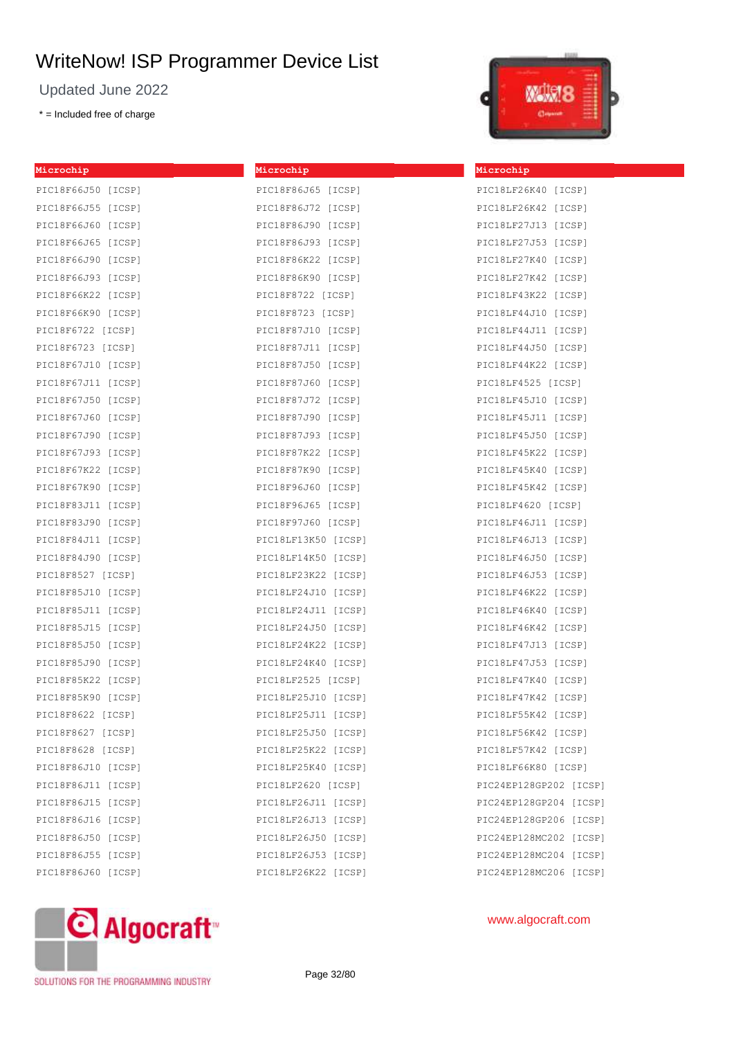# WriteNow! ISP Programmer Device List

Updated June 2022

* = Included free of charge

**Microchip**

PIC18F66J50 [ICSP]
PIC18F66J55 [ICSP]
PIC18F66J60 [ICSP]
PIC18F66J65 [ICSP]
PIC18F66J90 [ICSP]
PIC18F66J93 [ICSP]
PIC18F66K22 [ICSP]
PIC18F66K90 [ICSP]
PIC18F6722 [ICSP]
PIC18F6723 [ICSP]
PIC18F67J10 [ICSP]
PIC18F67J11 [ICSP]
PIC18F67J50 [ICSP]
PIC18F67J60 [ICSP]
PIC18F67J90 [ICSP]
PIC18F67J93 [ICSP]
PIC18F67K22 [ICSP]
PIC18F67K90 [ICSP]
PIC18F83J11 [ICSP]
PIC18F83J90 [ICSP]
PIC18F84J11 [ICSP]
PIC18F84J90 [ICSP]
PIC18F8527 [ICSP]
PIC18F85J10 [ICSP]
PIC18F85J11 [ICSP]
PIC18F85J15 [ICSP]
PIC18F85J50 [ICSP]
PIC18F85J90 [ICSP]
PIC18F85K22 [ICSP]
PIC18F85K90 [ICSP]
PIC18F8622 [ICSP]
PIC18F8627 [ICSP]
PIC18F8628 [ICSP]
PIC18F86J10 [ICSP]
PIC18F86J11 [ICSP]
PIC18F86J15 [ICSP]
PIC18F86J16 [ICSP]
PIC18F86J50 [ICSP]
PIC18F86J55 [ICSP]
PIC18F86J60 [ICSP]

**Microchip**

PIC18F86J65 [ICSP]
PIC18F86J72 [ICSP]
PIC18F86J90 [ICSP]
PIC18F86J93 [ICSP]
PIC18F86K22 [ICSP]
PIC18F86K90 [ICSP]
PIC18F8722 [ICSP]
PIC18F8723 [ICSP]
PIC18F87J10 [ICSP]
PIC18F87J11 [ICSP]
PIC18F87J50 [ICSP]
PIC18F87J60 [ICSP]
PIC18F87J72 [ICSP]
PIC18F87J90 [ICSP]
PIC18F87J93 [ICSP]
PIC18F87K22 [ICSP]
PIC18F87K90 [ICSP]
PIC18F96J60 [ICSP]
PIC18F96J65 [ICSP]
PIC18F97J60 [ICSP]
PIC18LF13K50 [ICSP]
PIC18LF14K50 [ICSP]
PIC18LF23K22 [ICSP]
PIC18LF24J10 [ICSP]
PIC18LF24J11 [ICSP]
PIC18LF24J50 [ICSP]
PIC18LF24K22 [ICSP]
PIC18LF24K40 [ICSP]
PIC18LF2525 [ICSP]
PIC18LF25J10 [ICSP]
PIC18LF25J11 [ICSP]
PIC18LF25J50 [ICSP]
PIC18LF25K22 [ICSP]
PIC18LF25K40 [ICSP]
PIC18LF2620 [ICSP]
PIC18LF26J11 [ICSP]
PIC18LF26J13 [ICSP]
PIC18LF26J50 [ICSP]
PIC18LF26J53 [ICSP]
PIC18LF26K22 [ICSP]

**Microchip**

PIC18LF26K40 [ICSP]
PIC18LF26K42 [ICSP]
PIC18LF27J13 [ICSP]
PIC18LF27J53 [ICSP]
PIC18LF27K40 [ICSP]
PIC18LF27K42 [ICSP]
PIC18LF43K22 [ICSP]
PIC18LF44J10 [ICSP]
PIC18LF44J11 [ICSP]
PIC18LF44J50 [ICSP]
PIC18LF44K22 [ICSP]
PIC18LF4525 [ICSP]
PIC18LF45J10 [ICSP]
PIC18LF45J11 [ICSP]
PIC18LF45J50 [ICSP]
PIC18LF45K22 [ICSP]
PIC18LF45K40 [ICSP]
PIC18LF45K42 [ICSP]
PIC18LF4620 [ICSP]
PIC18LF46J11 [ICSP]
PIC18LF46J13 [ICSP]
PIC18LF46J50 [ICSP]
PIC18LF46J53 [ICSP]
PIC18LF46K22 [ICSP]
PIC18LF46K40 [ICSP]
PIC18LF46K42 [ICSP]
PIC18LF47J13 [ICSP]
PIC18LF47J53 [ICSP]
PIC18LF47K40 [ICSP]
PIC18LF47K42 [ICSP]
PIC18LF55K42 [ICSP]
PIC18LF56K42 [ICSP]
PIC18LF57K42 [ICSP]
PIC18LF66K80 [ICSP]
PIC24EP128GP202 [ICSP]
PIC24EP128GP204 [ICSP]
PIC24EP128GP206 [ICSP]
PIC24EP128MC202 [ICSP]
PIC24EP128MC204 [ICSP]
PIC24EP128MC206 [ICSP]

Algocraft™ SOLUTIONS FOR THE PROGRAMMING INDUSTRY

www.algocraft.com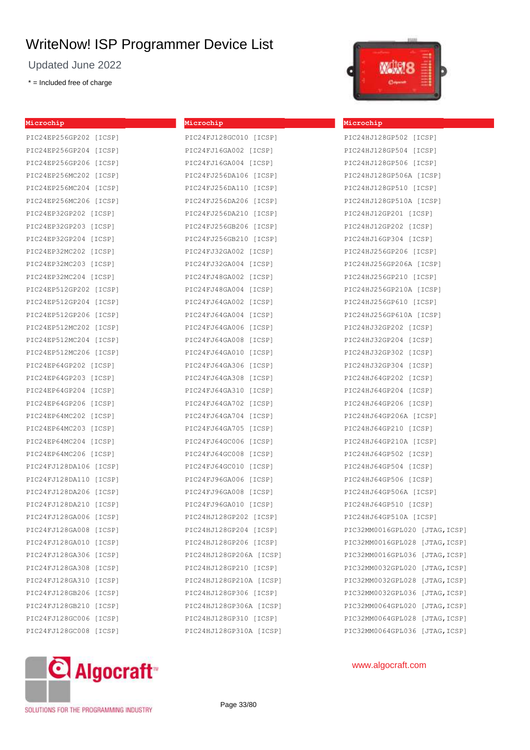# WriteNow! ISP Programmer Device List

Updated June 2022

* = Included free of charge

## Microchip

PIC24EP256GP202 [ICSP]
PIC24EP256GP204 [ICSP]
PIC24EP256GP206 [ICSP]
PIC24EP256MC202 [ICSP]
PIC24EP256MC204 [ICSP]
PIC24EP256MC206 [ICSP]
PIC24EP32GP202 [ICSP]
PIC24EP32GP203 [ICSP]
PIC24EP32GP204 [ICSP]
PIC24EP32MC202 [ICSP]
PIC24EP32MC203 [ICSP]
PIC24EP32MC204 [ICSP]
PIC24EP512GP202 [ICSP]
PIC24EP512GP204 [ICSP]
PIC24EP512GP206 [ICSP]
PIC24EP512MC202 [ICSP]
PIC24EP512MC204 [ICSP]
PIC24EP512MC206 [ICSP]
PIC24EP64GP202 [ICSP]
PIC24EP64GP203 [ICSP]
PIC24EP64GP204 [ICSP]
PIC24EP64GP206 [ICSP]
PIC24EP64MC202 [ICSP]
PIC24EP64MC203 [ICSP]
PIC24EP64MC204 [ICSP]
PIC24EP64MC206 [ICSP]
PIC24FJ128DA106 [ICSP]
PIC24FJ128DA110 [ICSP]
PIC24FJ128DA206 [ICSP]
PIC24FJ128DA210 [ICSP]
PIC24FJ128GA006 [ICSP]
PIC24FJ128GA008 [ICSP]
PIC24FJ128GA010 [ICSP]
PIC24FJ128GA306 [ICSP]
PIC24FJ128GA308 [ICSP]
PIC24FJ128GA310 [ICSP]
PIC24FJ128GB206 [ICSP]
PIC24FJ128GB210 [ICSP]
PIC24FJ128GC006 [ICSP]
PIC24FJ128GC008 [ICSP]

## Microchip

PIC24FJ128GC010 [ICSP]
PIC24FJ16GA002 [ICSP]
PIC24FJ16GA004 [ICSP]
PIC24FJ256DA106 [ICSP]
PIC24FJ256DA110 [ICSP]
PIC24FJ256DA206 [ICSP]
PIC24FJ256DA210 [ICSP]
PIC24FJ256GB206 [ICSP]
PIC24FJ256GB210 [ICSP]
PIC24FJ32GA002 [ICSP]
PIC24FJ32GA004 [ICSP]
PIC24FJ48GA002 [ICSP]
PIC24FJ48GA004 [ICSP]
PIC24FJ64GA002 [ICSP]
PIC24FJ64GA004 [ICSP]
PIC24FJ64GA006 [ICSP]
PIC24FJ64GA008 [ICSP]
PIC24FJ64GA010 [ICSP]
PIC24FJ64GA306 [ICSP]
PIC24FJ64GA308 [ICSP]
PIC24FJ64GA310 [ICSP]
PIC24FJ64GA702 [ICSP]
PIC24FJ64GA704 [ICSP]
PIC24FJ64GA705 [ICSP]
PIC24FJ64GC006 [ICSP]
PIC24FJ64GC008 [ICSP]
PIC24FJ64GC010 [ICSP]
PIC24FJ96GA006 [ICSP]
PIC24FJ96GA008 [ICSP]
PIC24FJ96GA010 [ICSP]
PIC24HJ128GP202 [ICSP]
PIC24HJ128GP204 [ICSP]
PIC24HJ128GP206 [ICSP]
PIC24HJ128GP206A [ICSP]
PIC24HJ128GP210 [ICSP]
PIC24HJ128GP210A [ICSP]
PIC24HJ128GP306 [ICSP]
PIC24HJ128GP306A [ICSP]
PIC24HJ128GP310 [ICSP]
PIC24HJ128GP310A [ICSP]

## Microchip

PIC24HJ128GP502 [ICSP]
PIC24HJ128GP504 [ICSP]
PIC24HJ128GP506 [ICSP]
PIC24HJ128GP506A [ICSP]
PIC24HJ128GP510 [ICSP]
PIC24HJ128GP510A [ICSP]
PIC24HJ12GP201 [ICSP]
PIC24HJ12GP202 [ICSP]
PIC24HJ16GP304 [ICSP]
PIC24HJ256GP206 [ICSP]
PIC24HJ256GP206A [ICSP]
PIC24HJ256GP210 [ICSP]
PIC24HJ256GP210A [ICSP]
PIC24HJ256GP610 [ICSP]
PIC24HJ256GP610A [ICSP]
PIC24HJ32GP202 [ICSP]
PIC24HJ32GP204 [ICSP]
PIC24HJ32GP302 [ICSP]
PIC24HJ32GP304 [ICSP]
PIC24HJ64GP202 [ICSP]
PIC24HJ64GP204 [ICSP]
PIC24HJ64GP206 [ICSP]
PIC24HJ64GP206A [ICSP]
PIC24HJ64GP210 [ICSP]
PIC24HJ64GP210A [ICSP]
PIC24HJ64GP502 [ICSP]
PIC24HJ64GP504 [ICSP]
PIC24HJ64GP506 [ICSP]
PIC24HJ64GP506A [ICSP]
PIC24HJ64GP510 [ICSP]
PIC24HJ64GP510A [ICSP]
PIC32MM0016GPL020 [JTAG,ICSP]
PIC32MM0016GPL028 [JTAG,ICSP]
PIC32MM0016GPL036 [JTAG,ICSP]
PIC32MM0032GPL020 [JTAG,ICSP]
PIC32MM0032GPL028 [JTAG,ICSP]
PIC32MM0032GPL036 [JTAG,ICSP]
PIC32MM0064GPL020 [JTAG,ICSP]
PIC32MM0064GPL028 [JTAG,ICSP]
PIC32MM0064GPL036 [JTAG,ICSP]

Algocraft
SOLUTIONS FOR THE PROGRAMMING INDUSTRY

www.algocraft.com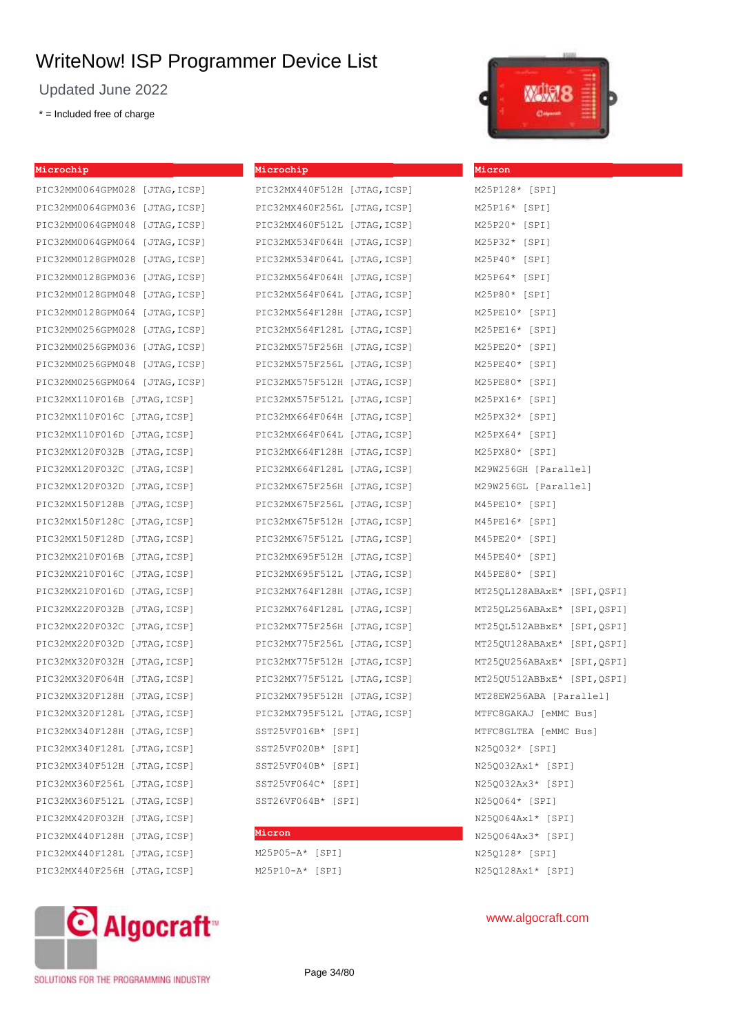# WriteNow! ISP Programmer Device List

Updated June 2022

* = Included free of charge

## Microchip

PIC32MM0064GPM028 [JTAG,ICSP]
PIC32MM0064GPM036 [JTAG,ICSP]
PIC32MM0064GPM048 [JTAG,ICSP]
PIC32MM0064GPM064 [JTAG,ICSP]
PIC32MM0128GPM028 [JTAG,ICSP]
PIC32MM0128GPM036 [JTAG,ICSP]
PIC32MM0128GPM048 [JTAG,ICSP]
PIC32MM0128GPM064 [JTAG,ICSP]
PIC32MM0256GPM028 [JTAG,ICSP]
PIC32MM0256GPM036 [JTAG,ICSP]
PIC32MM0256GPM048 [JTAG,ICSP]
PIC32MM0256GPM064 [JTAG,ICSP]
PIC32MX110F016B [JTAG,ICSP]
PIC32MX110F016C [JTAG,ICSP]
PIC32MX110F016D [JTAG,ICSP]
PIC32MX120F032B [JTAG,ICSP]
PIC32MX120F032C [JTAG,ICSP]
PIC32MX120F032D [JTAG,ICSP]
PIC32MX150F128B [JTAG,ICSP]
PIC32MX150F128C [JTAG,ICSP]
PIC32MX150F128D [JTAG,ICSP]
PIC32MX210F016B [JTAG,ICSP]
PIC32MX210F016C [JTAG,ICSP]
PIC32MX210F016D [JTAG,ICSP]
PIC32MX220F032B [JTAG,ICSP]
PIC32MX220F032C [JTAG,ICSP]
PIC32MX220F032D [JTAG,ICSP]
PIC32MX320F032H [JTAG,ICSP]
PIC32MX320F064H [JTAG,ICSP]
PIC32MX320F128H [JTAG,ICSP]
PIC32MX320F128L [JTAG,ICSP]
PIC32MX340F128H [JTAG,ICSP]
PIC32MX340F128L [JTAG,ICSP]
PIC32MX340F512H [JTAG,ICSP]
PIC32MX360F256L [JTAG,ICSP]
PIC32MX360F512L [JTAG,ICSP]
PIC32MX420F032H [JTAG,ICSP]
PIC32MX440F128H [JTAG,ICSP]
PIC32MX440F128L [JTAG,ICSP]
PIC32MX440F256H [JTAG,ICSP]

## Microchip

PIC32MX440F512H [JTAG,ICSP]
PIC32MX460F256L [JTAG,ICSP]
PIC32MX460F512L [JTAG,ICSP]
PIC32MX534F064H [JTAG,ICSP]
PIC32MX534F064L [JTAG,ICSP]
PIC32MX564F064H [JTAG,ICSP]
PIC32MX564F064L [JTAG,ICSP]
PIC32MX564F128H [JTAG,ICSP]
PIC32MX564F128L [JTAG,ICSP]
PIC32MX575F256H [JTAG,ICSP]
PIC32MX575F256L [JTAG,ICSP]
PIC32MX575F512H [JTAG,ICSP]
PIC32MX575F512L [JTAG,ICSP]
PIC32MX664F064H [JTAG,ICSP]
PIC32MX664F064L [JTAG,ICSP]
PIC32MX664F128H [JTAG,ICSP]
PIC32MX664F128L [JTAG,ICSP]
PIC32MX675F256H [JTAG,ICSP]
PIC32MX675F256L [JTAG,ICSP]
PIC32MX675F512H [JTAG,ICSP]
PIC32MX675F512L [JTAG,ICSP]
PIC32MX695F512H [JTAG,ICSP]
PIC32MX695F512L [JTAG,ICSP]
PIC32MX764F128H [JTAG,ICSP]
PIC32MX764F128L [JTAG,ICSP]
PIC32MX775F256H [JTAG,ICSP]
PIC32MX775F256L [JTAG,ICSP]
PIC32MX775F512H [JTAG,ICSP]
PIC32MX775F512L [JTAG,ICSP]
PIC32MX795F512H [JTAG,ICSP]
PIC32MX795F512L [JTAG,ICSP]
SST25VF016B* [SPI]
SST25VF020B* [SPI]
SST25VF040B* [SPI]
SST25VF064C* [SPI]
SST26VF064B* [SPI]

## Micron

M25P05-A* [SPI]
M25P10-A* [SPI]

## Micron

M25P128* [SPI]
M25P16* [SPI]
M25P20* [SPI]
M25P32* [SPI]
M25P40* [SPI]
M25P64* [SPI]
M25P80* [SPI]
M25PE10* [SPI]
M25PE16* [SPI]
M25PE20* [SPI]
M25PE40* [SPI]
M25PE80* [SPI]
M25PX16* [SPI]
M25PX32* [SPI]
M25PX64* [SPI]
M25PX80* [SPI]
M29W256GH [Parallel]
M29W256GL [Parallel]
M45PE10* [SPI]
M45PE16* [SPI]
M45PE20* [SPI]
M45PE40* [SPI]
M45PE80* [SPI]
MT25QL128ABAxE* [SPI,QSPI]
MT25QL256ABAxE* [SPI,QSPI]
MT25QL512ABBxE* [SPI,QSPI]
MT25QU128ABAxE* [SPI,QSPI]
MT25QU256ABAxE* [SPI,QSPI]
MT25QU512ABBxE* [SPI,QSPI]
MT28EW256ABA [Parallel]
MTFC8GAKAJ [eMMC Bus]
MTFC8GLTEA [eMMC Bus]
N25Q032* [SPI]
N25Q032Ax1* [SPI]
N25Q032Ax3* [SPI]
N25Q064* [SPI]
N25Q064Ax1* [SPI]
N25Q064Ax3* [SPI]
N25Q128* [SPI]
N25Q128Ax1* [SPI]

Algocraft™ SOLUTIONS FOR THE PROGRAMMING INDUSTRY

www.algocraft.com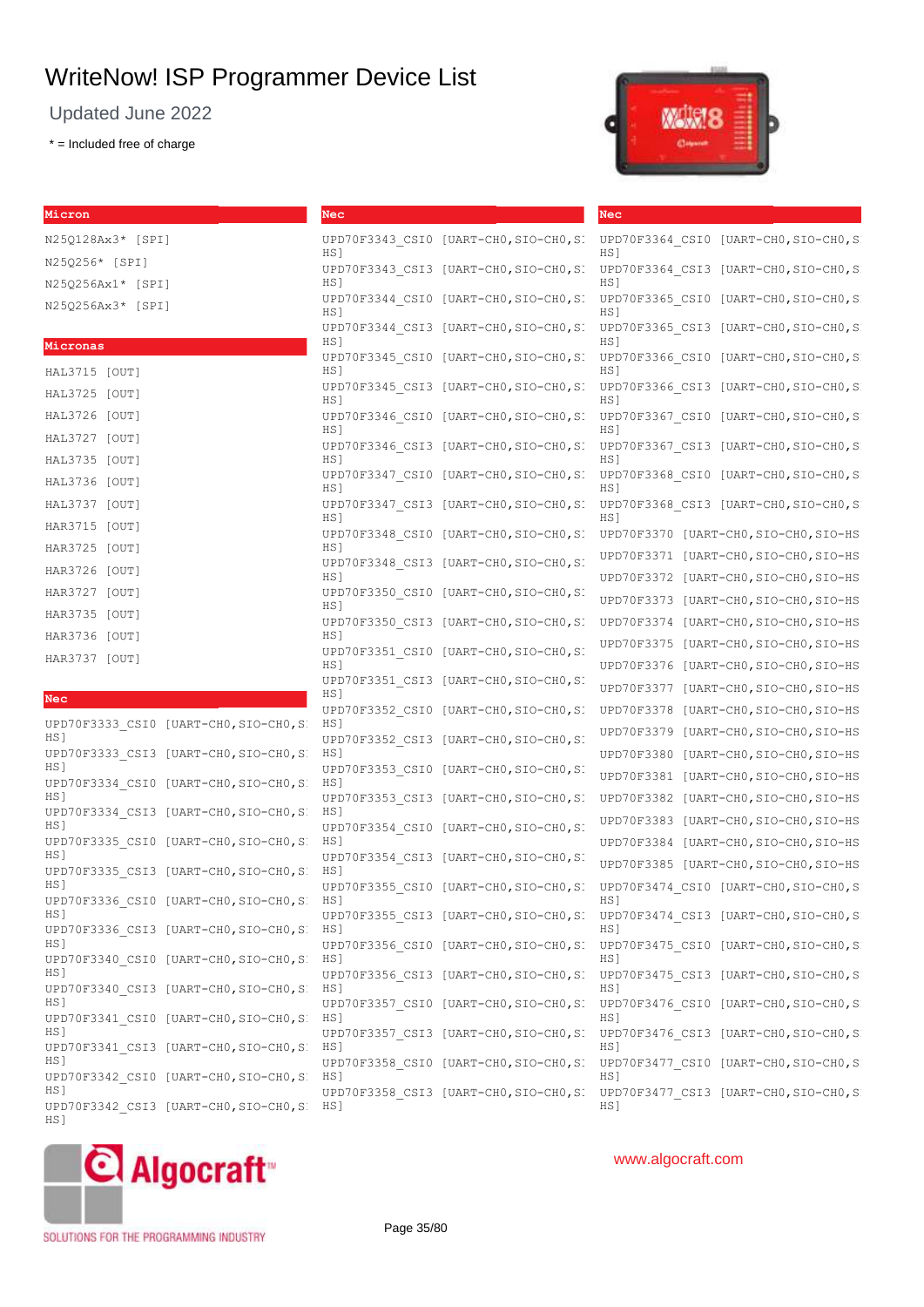# WriteNow! ISP Programmer Device List

Updated June 2022

* = Included free of charge

## Micron

N25Q128Ax3* [SPI]
N25Q256* [SPI]
N25Q256Ax1* [SPI]
N25Q256Ax3* [SPI]

## Micronas

HAL3715 [OUT]
HAL3725 [OUT]
HAL3726 [OUT]
HAL3727 [OUT]
HAL3735 [OUT]
HAL3736 [OUT]
HAL3737 [OUT]
HAR3715 [OUT]
HAR3725 [OUT]
HAR3726 [OUT]
HAR3727 [OUT]
HAR3735 [OUT]
HAR3736 [OUT]
HAR3737 [OUT]

## Nec

UPD70F3333_CSI0 [UART-CH0,SIO-CH0,SIO-HS]
UPD70F3333_CSI3 [UART-CH0,SIO-CH0,SIO-HS]
UPD70F3334_CSI0 [UART-CH0,SIO-CH0,SIO-HS]
UPD70F3334_CSI3 [UART-CH0,SIO-CH0,SIO-HS]
UPD70F3335_CSI0 [UART-CH0,SIO-CH0,SIO-HS]
UPD70F3335_CSI3 [UART-CH0,SIO-CH0,SIO-HS]
UPD70F3336_CSI0 [UART-CH0,SIO-CH0,SIO-HS]
UPD70F3336_CSI3 [UART-CH0,SIO-CH0,SIO-HS]
UPD70F3340_CSI0 [UART-CH0,SIO-CH0,SIO-HS]
UPD70F3340_CSI3 [UART-CH0,SIO-CH0,SIO-HS]
UPD70F3341_CSI0 [UART-CH0,SIO-CH0,SIO-HS]
UPD70F3341_CSI3 [UART-CH0,SIO-CH0,SIO-HS]
UPD70F3342_CSI0 [UART-CH0,SIO-CH0,SIO-HS]
UPD70F3342_CSI3 [UART-CH0,SIO-CH0,SIO-HS]
UPD70F3343_CSI0 [UART-CH0,SIO-CH0,SIO-HS]
UPD70F3343_CSI3 [UART-CH0,SIO-CH0,SIO-HS]
UPD70F3344_CSI0 [UART-CH0,SIO-CH0,SIO-HS]
UPD70F3344_CSI3 [UART-CH0,SIO-CH0,SIO-HS]
UPD70F3345_CSI0 [UART-CH0,SIO-CH0,SIO-HS]
UPD70F3345_CSI3 [UART-CH0,SIO-CH0,SIO-HS]
UPD70F3346_CSI0 [UART-CH0,SIO-CH0,SIO-HS]
UPD70F3346_CSI3 [UART-CH0,SIO-CH0,SIO-HS]
UPD70F3347_CSI0 [UART-CH0,SIO-CH0,SIO-HS]
UPD70F3347_CSI3 [UART-CH0,SIO-CH0,SIO-HS]
UPD70F3348_CSI0 [UART-CH0,SIO-CH0,SIO-HS]
UPD70F3348_CSI3 [UART-CH0,SIO-CH0,SIO-HS]
UPD70F3350_CSI0 [UART-CH0,SIO-CH0,SIO-HS]
UPD70F3350_CSI3 [UART-CH0,SIO-CH0,SIO-HS]
UPD70F3351_CSI0 [UART-CH0,SIO-CH0,SIO-HS]
UPD70F3351_CSI3 [UART-CH0,SIO-CH0,SIO-HS]
UPD70F3352_CSI0 [UART-CH0,SIO-CH0,SIO-HS]
UPD70F3352_CSI3 [UART-CH0,SIO-CH0,SIO-HS]
UPD70F3353_CSI0 [UART-CH0,SIO-CH0,SIO-HS]
UPD70F3353_CSI3 [UART-CH0,SIO-CH0,SIO-HS]
UPD70F3354_CSI0 [UART-CH0,SIO-CH0,SIO-HS]
UPD70F3354_CSI3 [UART-CH0,SIO-CH0,SIO-HS]
UPD70F3355_CSI0 [UART-CH0,SIO-CH0,SIO-HS]
UPD70F3355_CSI3 [UART-CH0,SIO-CH0,SIO-HS]
UPD70F3356_CSI0 [UART-CH0,SIO-CH0,SIO-HS]
UPD70F3356_CSI3 [UART-CH0,SIO-CH0,SIO-HS]
UPD70F3357_CSI0 [UART-CH0,SIO-CH0,SIO-HS]
UPD70F3357_CSI3 [UART-CH0,SIO-CH0,SIO-HS]
UPD70F3358_CSI0 [UART-CH0,SIO-CH0,SIO-HS]
UPD70F3358_CSI3 [UART-CH0,SIO-CH0,SIO-HS]
UPD70F3364_CSI0 [UART-CH0,SIO-CH0,SIO-HS]
UPD70F3364_CSI3 [UART-CH0,SIO-CH0,SIO-HS]
UPD70F3365_CSI0 [UART-CH0,SIO-CH0,SIO-HS]
UPD70F3365_CSI3 [UART-CH0,SIO-CH0,SIO-HS]
UPD70F3366_CSI0 [UART-CH0,SIO-CH0,SIO-HS]
UPD70F3366_CSI3 [UART-CH0,SIO-CH0,SIO-HS]
UPD70F3367_CSI0 [UART-CH0,SIO-CH0,SIO-HS]
UPD70F3367_CSI3 [UART-CH0,SIO-CH0,SIO-HS]
UPD70F3368_CSI0 [UART-CH0,SIO-CH0,SIO-HS]
UPD70F3368_CSI3 [UART-CH0,SIO-CH0,SIO-HS]
UPD70F3370 [UART-CH0,SIO-CH0,SIO-HS]
UPD70F3371 [UART-CH0,SIO-CH0,SIO-HS]
UPD70F3372 [UART-CH0,SIO-CH0,SIO-HS]
UPD70F3373 [UART-CH0,SIO-CH0,SIO-HS]
UPD70F3374 [UART-CH0,SIO-CH0,SIO-HS]
UPD70F3375 [UART-CH0,SIO-CH0,SIO-HS]
UPD70F3376 [UART-CH0,SIO-CH0,SIO-HS]
UPD70F3377 [UART-CH0,SIO-CH0,SIO-HS]
UPD70F3378 [UART-CH0,SIO-CH0,SIO-HS]
UPD70F3379 [UART-CH0,SIO-CH0,SIO-HS]
UPD70F3380 [UART-CH0,SIO-CH0,SIO-HS]
UPD70F3381 [UART-CH0,SIO-CH0,SIO-HS]
UPD70F3382 [UART-CH0,SIO-CH0,SIO-HS]
UPD70F3383 [UART-CH0,SIO-CH0,SIO-HS]
UPD70F3384 [UART-CH0,SIO-CH0,SIO-HS]
UPD70F3385 [UART-CH0,SIO-CH0,SIO-HS]
UPD70F3474_CSI0 [UART-CH0,SIO-CH0,SIO-HS]
UPD70F3474_CSI3 [UART-CH0,SIO-CH0,SIO-HS]
UPD70F3475_CSI0 [UART-CH0,SIO-CH0,SIO-HS]
UPD70F3475_CSI3 [UART-CH0,SIO-CH0,SIO-HS]
UPD70F3476_CSI0 [UART-CH0,SIO-CH0,SIO-HS]
UPD70F3476_CSI3 [UART-CH0,SIO-CH0,SIO-HS]
UPD70F3477_CSI0 [UART-CH0,SIO-CH0,SIO-HS]
UPD70F3477_CSI3 [UART-CH0,SIO-CH0,SIO-HS]

www.algocraft.com

Algocraft — SOLUTIONS FOR THE PROGRAMMING INDUSTRY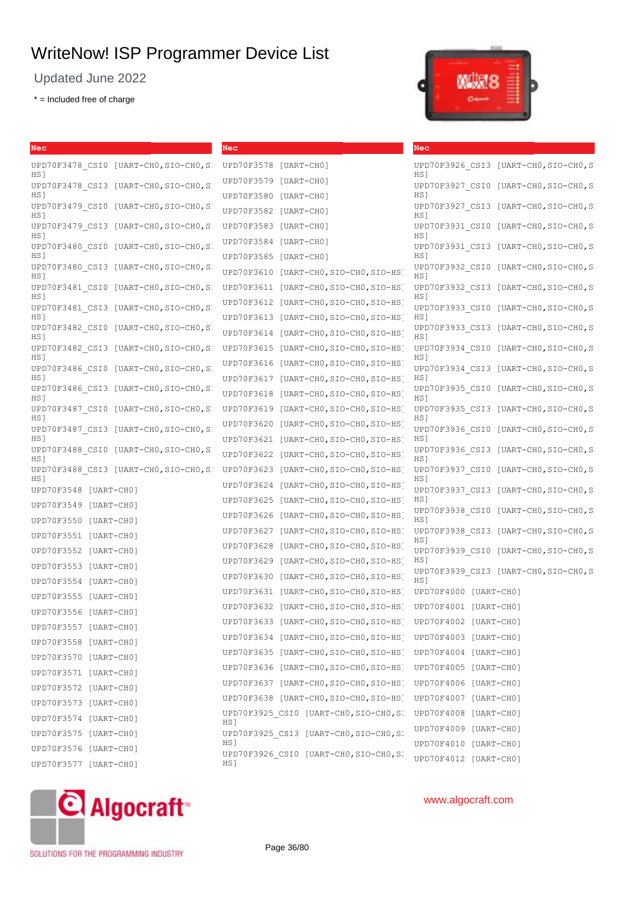# WriteNow! ISP Programmer Device List

Updated June 2022

* = Included free of charge

| Nec |
|---|
| UPD70F3478_CSI0 [UART-CH0,SIO-CH0,SIO-HS] |
| UPD70F3478_CSI3 [UART-CH0,SIO-CH0,SIO-HS] |
| UPD70F3479_CSI0 [UART-CH0,SIO-CH0,SIO-HS] |
| UPD70F3479_CSI3 [UART-CH0,SIO-CH0,SIO-HS] |
| UPD70F3480_CSI0 [UART-CH0,SIO-CH0,SIO-HS] |
| UPD70F3480_CSI3 [UART-CH0,SIO-CH0,SIO-HS] |
| UPD70F3481_CSI0 [UART-CH0,SIO-CH0,SIO-HS] |
| UPD70F3481_CSI3 [UART-CH0,SIO-CH0,SIO-HS] |
| UPD70F3482_CSI0 [UART-CH0,SIO-CH0,SIO-HS] |
| UPD70F3482_CSI3 [UART-CH0,SIO-CH0,SIO-HS] |
| UPD70F3486_CSI0 [UART-CH0,SIO-CH0,SIO-HS] |
| UPD70F3486_CSI3 [UART-CH0,SIO-CH0,SIO-HS] |
| UPD70F3487_CSI0 [UART-CH0,SIO-CH0,SIO-HS] |
| UPD70F3487_CSI3 [UART-CH0,SIO-CH0,SIO-HS] |
| UPD70F3488_CSI0 [UART-CH0,SIO-CH0,SIO-HS] |
| UPD70F3488_CSI3 [UART-CH0,SIO-CH0,SIO-HS] |
| UPD70F3548 [UART-CH0] |
| UPD70F3549 [UART-CH0] |
| UPD70F3550 [UART-CH0] |
| UPD70F3551 [UART-CH0] |
| UPD70F3552 [UART-CH0] |
| UPD70F3553 [UART-CH0] |
| UPD70F3554 [UART-CH0] |
| UPD70F3555 [UART-CH0] |
| UPD70F3556 [UART-CH0] |
| UPD70F3557 [UART-CH0] |
| UPD70F3558 [UART-CH0] |
| UPD70F3570 [UART-CH0] |
| UPD70F3571 [UART-CH0] |
| UPD70F3572 [UART-CH0] |
| UPD70F3573 [UART-CH0] |
| UPD70F3574 [UART-CH0] |
| UPD70F3575 [UART-CH0] |
| UPD70F3576 [UART-CH0] |
| UPD70F3577 [UART-CH0] |

| Nec |
|---|
| UPD70F3578 [UART-CH0] |
| UPD70F3579 [UART-CH0] |
| UPD70F3580 [UART-CH0] |
| UPD70F3582 [UART-CH0] |
| UPD70F3583 [UART-CH0] |
| UPD70F3584 [UART-CH0] |
| UPD70F3585 [UART-CH0] |
| UPD70F3610 [UART-CH0,SIO-CH0,SIO-HS] |
| UPD70F3611 [UART-CH0,SIO-CH0,SIO-HS] |
| UPD70F3612 [UART-CH0,SIO-CH0,SIO-HS] |
| UPD70F3613 [UART-CH0,SIO-CH0,SIO-HS] |
| UPD70F3614 [UART-CH0,SIO-CH0,SIO-HS] |
| UPD70F3615 [UART-CH0,SIO-CH0,SIO-HS] |
| UPD70F3616 [UART-CH0,SIO-CH0,SIO-HS] |
| UPD70F3617 [UART-CH0,SIO-CH0,SIO-HS] |
| UPD70F3618 [UART-CH0,SIO-CH0,SIO-HS] |
| UPD70F3619 [UART-CH0,SIO-CH0,SIO-HS] |
| UPD70F3620 [UART-CH0,SIO-CH0,SIO-HS] |
| UPD70F3621 [UART-CH0,SIO-CH0,SIO-HS] |
| UPD70F3622 [UART-CH0,SIO-CH0,SIO-HS] |
| UPD70F3623 [UART-CH0,SIO-CH0,SIO-HS] |
| UPD70F3624 [UART-CH0,SIO-CH0,SIO-HS] |
| UPD70F3625 [UART-CH0,SIO-CH0,SIO-HS] |
| UPD70F3626 [UART-CH0,SIO-CH0,SIO-HS] |
| UPD70F3627 [UART-CH0,SIO-CH0,SIO-HS] |
| UPD70F3628 [UART-CH0,SIO-CH0,SIO-HS] |
| UPD70F3629 [UART-CH0,SIO-CH0,SIO-HS] |
| UPD70F3630 [UART-CH0,SIO-CH0,SIO-HS] |
| UPD70F3631 [UART-CH0,SIO-CH0,SIO-HS] |
| UPD70F3632 [UART-CH0,SIO-CH0,SIO-HS] |
| UPD70F3633 [UART-CH0,SIO-CH0,SIO-HS] |
| UPD70F3634 [UART-CH0,SIO-CH0,SIO-HS] |
| UPD70F3635 [UART-CH0,SIO-CH0,SIO-HS] |
| UPD70F3636 [UART-CH0,SIO-CH0,SIO-HS] |
| UPD70F3637 [UART-CH0,SIO-CH0,SIO-HS] |
| UPD70F3638 [UART-CH0,SIO-CH0,SIO-HS] |
| UPD70F3925_CSI0 [UART-CH0,SIO-CH0,SIO-HS] |
| UPD70F3925_CSI3 [UART-CH0,SIO-CH0,SIO-HS] |
| UPD70F3926_CSI0 [UART-CH0,SIO-CH0,SIO-HS] |

| Nec |
|---|
| UPD70F3926_CSI3 [UART-CH0,SIO-CH0,SIO-HS] |
| UPD70F3927_CSI0 [UART-CH0,SIO-CH0,SIO-HS] |
| UPD70F3927_CSI3 [UART-CH0,SIO-CH0,SIO-HS] |
| UPD70F3931_CSI0 [UART-CH0,SIO-CH0,SIO-HS] |
| UPD70F3931_CSI3 [UART-CH0,SIO-CH0,SIO-HS] |
| UPD70F3932_CSI0 [UART-CH0,SIO-CH0,SIO-HS] |
| UPD70F3932_CSI3 [UART-CH0,SIO-CH0,SIO-HS] |
| UPD70F3933_CSI0 [UART-CH0,SIO-CH0,SIO-HS] |
| UPD70F3933_CSI3 [UART-CH0,SIO-CH0,SIO-HS] |
| UPD70F3934_CSI0 [UART-CH0,SIO-CH0,SIO-HS] |
| UPD70F3934_CSI3 [UART-CH0,SIO-CH0,SIO-HS] |
| UPD70F3935_CSI0 [UART-CH0,SIO-CH0,SIO-HS] |
| UPD70F3935_CSI3 [UART-CH0,SIO-CH0,SIO-HS] |
| UPD70F3936_CSI0 [UART-CH0,SIO-CH0,SIO-HS] |
| UPD70F3936_CSI3 [UART-CH0,SIO-CH0,SIO-HS] |
| UPD70F3937_CSI0 [UART-CH0,SIO-CH0,SIO-HS] |
| UPD70F3937_CSI3 [UART-CH0,SIO-CH0,SIO-HS] |
| UPD70F3938_CSI0 [UART-CH0,SIO-CH0,SIO-HS] |
| UPD70F3938_CSI3 [UART-CH0,SIO-CH0,SIO-HS] |
| UPD70F3939_CSI0 [UART-CH0,SIO-CH0,SIO-HS] |
| UPD70F3939_CSI3 [UART-CH0,SIO-CH0,SIO-HS] |
| UPD70F4000 [UART-CH0] |
| UPD70F4001 [UART-CH0] |
| UPD70F4002 [UART-CH0] |
| UPD70F4003 [UART-CH0] |
| UPD70F4004 [UART-CH0] |
| UPD70F4005 [UART-CH0] |
| UPD70F4006 [UART-CH0] |
| UPD70F4007 [UART-CH0] |
| UPD70F4008 [UART-CH0] |
| UPD70F4009 [UART-CH0] |
| UPD70F4010 [UART-CH0] |
| UPD70F4012 [UART-CH0] |

Algocraft™ SOLUTIONS FOR THE PROGRAMMING INDUSTRY

www.algocraft.com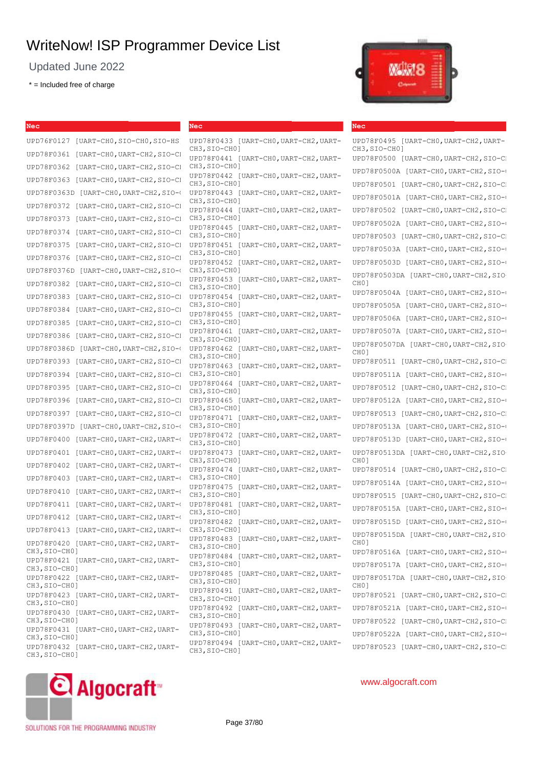# WriteNow! ISP Programmer Device List

Updated June 2022

* = Included free of charge

## Nec

UPD76F0127 [UART-CH0,SIO-CH0,SIO-HS

UPD78F0361 [UART-CH0,UART-CH2,SIO-CI

UPD78F0362 [UART-CH0,UART-CH2,SIO-CI

UPD78F0363 [UART-CH0,UART-CH2,SIO-CI

UPD78F0363D [UART-CH0,UART-CH2,SIO-(

UPD78F0372 [UART-CH0,UART-CH2,SIO-CI

UPD78F0373 [UART-CH0,UART-CH2,SIO-CI

UPD78F0374 [UART-CH0,UART-CH2,SIO-CI

UPD78F0375 [UART-CH0,UART-CH2,SIO-CI

UPD78F0376 [UART-CH0,UART-CH2,SIO-CI

UPD78F0376D [UART-CH0,UART-CH2,SIO-(

UPD78F0382 [UART-CH0,UART-CH2,SIO-CI

UPD78F0383 [UART-CH0,UART-CH2,SIO-CI

UPD78F0384 [UART-CH0,UART-CH2,SIO-CI

UPD78F0385 [UART-CH0,UART-CH2,SIO-CI

UPD78F0386 [UART-CH0,UART-CH2,SIO-CI

UPD78F0386D [UART-CH0,UART-CH2,SIO-(

UPD78F0393 [UART-CH0,UART-CH2,SIO-CI

UPD78F0394 [UART-CH0,UART-CH2,SIO-CI

UPD78F0395 [UART-CH0,UART-CH2,SIO-CI

UPD78F0396 [UART-CH0,UART-CH2,SIO-CI

UPD78F0397 [UART-CH0,UART-CH2,SIO-CI

UPD78F0397D [UART-CH0,UART-CH2,SIO-(

UPD78F0400 [UART-CH0,UART-CH2,UART-(

UPD78F0401 [UART-CH0,UART-CH2,UART-(

UPD78F0402 [UART-CH0,UART-CH2,UART-(

UPD78F0403 [UART-CH0,UART-CH2,UART-(

UPD78F0410 [UART-CH0,UART-CH2,UART-(

UPD78F0411 [UART-CH0,UART-CH2,UART-(

UPD78F0412 [UART-CH0,UART-CH2,UART-(

UPD78F0413 [UART-CH0,UART-CH2,UART-(

UPD78F0420 [UART-CH0,UART-CH2,UART-CH3,SIO-CH0]

UPD78F0421 [UART-CH0,UART-CH2,UART-CH3,SIO-CH0]

UPD78F0422 [UART-CH0,UART-CH2,UART-CH3,SIO-CH0]

UPD78F0423 [UART-CH0,UART-CH2,UART-CH3,SIO-CH0]

UPD78F0430 [UART-CH0,UART-CH2,UART-CH3,SIO-CH0]

UPD78F0431 [UART-CH0,UART-CH2,UART-CH3,SIO-CH0]

UPD78F0432 [UART-CH0,UART-CH2,UART-CH3,SIO-CH0]

## Nec

UPD78F0433 [UART-CH0,UART-CH2,UART-CH3,SIO-CH0]

UPD78F0441 [UART-CH0,UART-CH2,UART-CH3,SIO-CH0]

UPD78F0442 [UART-CH0,UART-CH2,UART-CH3,SIO-CH0]

UPD78F0443 [UART-CH0,UART-CH2,UART-CH3,SIO-CH0]

UPD78F0444 [UART-CH0,UART-CH2,UART-CH3,SIO-CH0]

UPD78F0445 [UART-CH0,UART-CH2,UART-CH3,SIO-CH0]

UPD78F0451 [UART-CH0,UART-CH2,UART-CH3,SIO-CH0]

UPD78F0452 [UART-CH0,UART-CH2,UART-CH3,SIO-CH0]

UPD78F0453 [UART-CH0,UART-CH2,UART-CH3,SIO-CH0]

UPD78F0454 [UART-CH0,UART-CH2,UART-CH3,SIO-CH0]

UPD78F0455 [UART-CH0,UART-CH2,UART-CH3,SIO-CH0]

UPD78F0461 [UART-CH0,UART-CH2,UART-CH3,SIO-CH0]

UPD78F0462 [UART-CH0,UART-CH2,UART-CH3,SIO-CH0]

UPD78F0463 [UART-CH0,UART-CH2,UART-CH3,SIO-CH0]

UPD78F0464 [UART-CH0,UART-CH2,UART-CH3,SIO-CH0]

UPD78F0465 [UART-CH0,UART-CH2,UART-CH3,SIO-CH0]

UPD78F0471 [UART-CH0,UART-CH2,UART-CH3,SIO-CH0]

UPD78F0472 [UART-CH0,UART-CH2,UART-CH3,SIO-CH0]

UPD78F0473 [UART-CH0,UART-CH2,UART-CH3,SIO-CH0]

UPD78F0474 [UART-CH0,UART-CH2,UART-CH3,SIO-CH0]

UPD78F0475 [UART-CH0,UART-CH2,UART-CH3,SIO-CH0]

UPD78F0481 [UART-CH0,UART-CH2,UART-CH3,SIO-CH0]

UPD78F0482 [UART-CH0,UART-CH2,UART-CH3,SIO-CH0]

UPD78F0483 [UART-CH0,UART-CH2,UART-CH3,SIO-CH0]

UPD78F0484 [UART-CH0,UART-CH2,UART-CH3,SIO-CH0]

UPD78F0485 [UART-CH0,UART-CH2,UART-CH3,SIO-CH0]

UPD78F0491 [UART-CH0,UART-CH2,UART-CH3,SIO-CH0]

UPD78F0492 [UART-CH0,UART-CH2,UART-CH3,SIO-CH0]

UPD78F0493 [UART-CH0,UART-CH2,UART-CH3,SIO-CH0]

UPD78F0494 [UART-CH0,UART-CH2,UART-CH3,SIO-CH0]

## Nec

UPD78F0495 [UART-CH0,UART-CH2,UART-CH3,SIO-CH0]

UPD78F0500 [UART-CH0,UART-CH2,SIO-CI

UPD78F0500A [UART-CH0,UART-CH2,SIO-(

UPD78F0501 [UART-CH0,UART-CH2,SIO-CI

UPD78F0501A [UART-CH0,UART-CH2,SIO-(

UPD78F0502 [UART-CH0,UART-CH2,SIO-CI

UPD78F0502A [UART-CH0,UART-CH2,SIO-(

UPD78F0503 [UART-CH0,UART-CH2,SIO-CI

UPD78F0503A [UART-CH0,UART-CH2,SIO-(

UPD78F0503D [UART-CH0,UART-CH2,SIO-(

UPD78F0503DA [UART-CH0,UART-CH2,SIO CH0]

UPD78F0504A [UART-CH0,UART-CH2,SIO-(

UPD78F0505A [UART-CH0,UART-CH2,SIO-(

UPD78F0506A [UART-CH0,UART-CH2,SIO-(

UPD78F0507A [UART-CH0,UART-CH2,SIO-(

UPD78F0507DA [UART-CH0,UART-CH2,SIO CH0]

UPD78F0511 [UART-CH0,UART-CH2,SIO-CI

UPD78F0511A [UART-CH0,UART-CH2,SIO-(

UPD78F0512 [UART-CH0,UART-CH2,SIO-CI

UPD78F0512A [UART-CH0,UART-CH2,SIO-(

UPD78F0513 [UART-CH0,UART-CH2,SIO-CI

UPD78F0513A [UART-CH0,UART-CH2,SIO-(

UPD78F0513D [UART-CH0,UART-CH2,SIO-(

UPD78F0513DA [UART-CH0,UART-CH2,SIO CH0]

UPD78F0514 [UART-CH0,UART-CH2,SIO-CI

UPD78F0514A [UART-CH0,UART-CH2,SIO-(

UPD78F0515 [UART-CH0,UART-CH2,SIO-CI

UPD78F0515A [UART-CH0,UART-CH2,SIO-(

UPD78F0515D [UART-CH0,UART-CH2,SIO-(

UPD78F0515DA [UART-CH0,UART-CH2,SIO CH0]

UPD78F0516A [UART-CH0,UART-CH2,SIO-(

UPD78F0517A [UART-CH0,UART-CH2,SIO-(

UPD78F0517DA [UART-CH0,UART-CH2,SIO CH0]

UPD78F0521 [UART-CH0,UART-CH2,SIO-CI

UPD78F0521A [UART-CH0,UART-CH2,SIO-(

UPD78F0522 [UART-CH0,UART-CH2,SIO-CI

UPD78F0522A [UART-CH0,UART-CH2,SIO-(

UPD78F0523 [UART-CH0,UART-CH2,SIO-CI

Algocraft™

SOLUTIONS FOR THE PROGRAMMING INDUSTRY

www.algocraft.com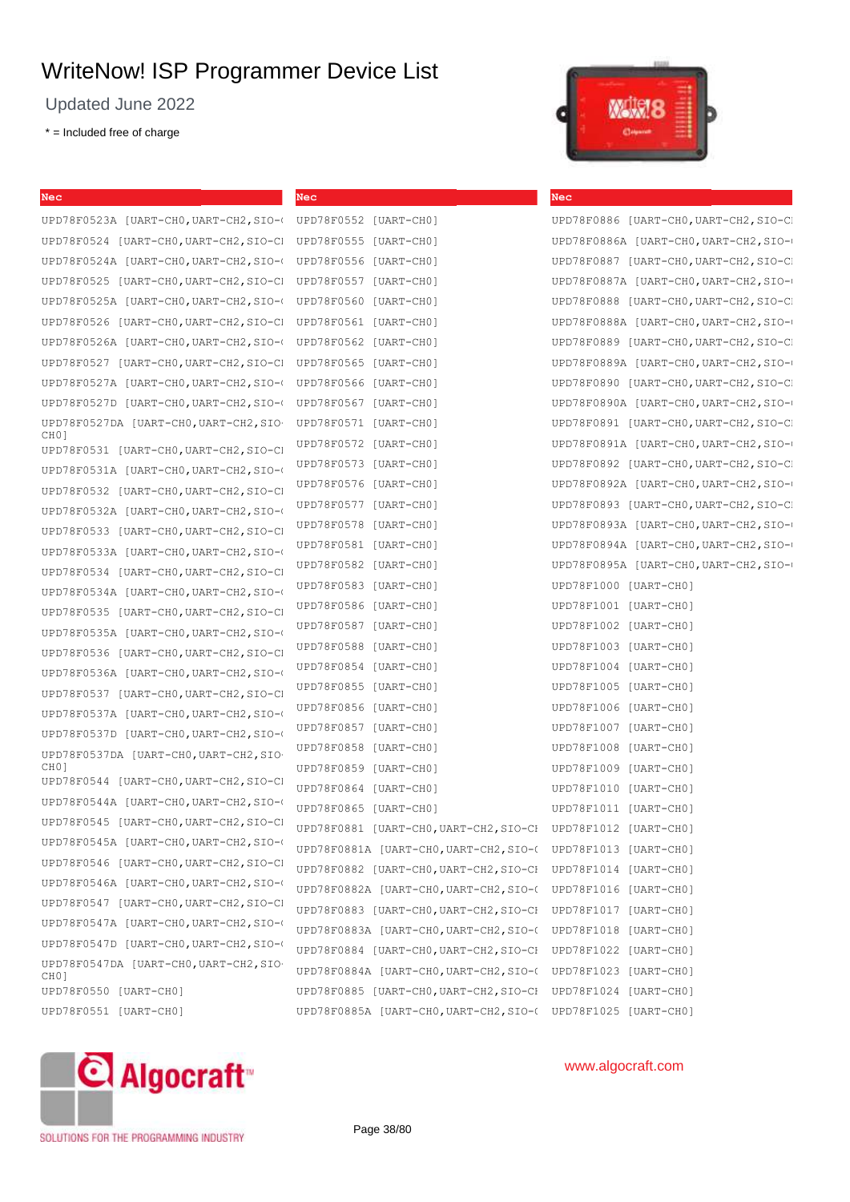# WriteNow! ISP Programmer Device List

Updated June 2022

\* = Included free of charge

## Nec

UPD78F0523A [UART-CH0,UART-CH2,SIO-(
UPD78F0524 [UART-CH0,UART-CH2,SIO-CI
UPD78F0524A [UART-CH0,UART-CH2,SIO-(
UPD78F0525 [UART-CH0,UART-CH2,SIO-CI
UPD78F0525A [UART-CH0,UART-CH2,SIO-(
UPD78F0526 [UART-CH0,UART-CH2,SIO-CI
UPD78F0526A [UART-CH0,UART-CH2,SIO-(
UPD78F0527 [UART-CH0,UART-CH2,SIO-CI
UPD78F0527A [UART-CH0,UART-CH2,SIO-(
UPD78F0527D [UART-CH0,UART-CH2,SIO-(
UPD78F0527DA [UART-CH0,UART-CH2,SIO-CH0]
UPD78F0531 [UART-CH0,UART-CH2,SIO-CI
UPD78F0531A [UART-CH0,UART-CH2,SIO-(
UPD78F0532 [UART-CH0,UART-CH2,SIO-CI
UPD78F0532A [UART-CH0,UART-CH2,SIO-(
UPD78F0533 [UART-CH0,UART-CH2,SIO-CI
UPD78F0533A [UART-CH0,UART-CH2,SIO-(
UPD78F0534 [UART-CH0,UART-CH2,SIO-CI
UPD78F0534A [UART-CH0,UART-CH2,SIO-(
UPD78F0535 [UART-CH0,UART-CH2,SIO-CI
UPD78F0535A [UART-CH0,UART-CH2,SIO-(
UPD78F0536 [UART-CH0,UART-CH2,SIO-CI
UPD78F0536A [UART-CH0,UART-CH2,SIO-(
UPD78F0537 [UART-CH0,UART-CH2,SIO-CI
UPD78F0537A [UART-CH0,UART-CH2,SIO-(
UPD78F0537D [UART-CH0,UART-CH2,SIO-(
UPD78F0537DA [UART-CH0,UART-CH2,SIO-CH0]
UPD78F0544 [UART-CH0,UART-CH2,SIO-CI
UPD78F0544A [UART-CH0,UART-CH2,SIO-(
UPD78F0545 [UART-CH0,UART-CH2,SIO-CI
UPD78F0545A [UART-CH0,UART-CH2,SIO-(
UPD78F0546 [UART-CH0,UART-CH2,SIO-CI
UPD78F0546A [UART-CH0,UART-CH2,SIO-(
UPD78F0547 [UART-CH0,UART-CH2,SIO-CI
UPD78F0547A [UART-CH0,UART-CH2,SIO-(
UPD78F0547D [UART-CH0,UART-CH2,SIO-(
UPD78F0547DA [UART-CH0,UART-CH2,SIO-CH0]
UPD78F0550 [UART-CH0]
UPD78F0551 [UART-CH0]

## Nec

UPD78F0552 [UART-CH0]
UPD78F0555 [UART-CH0]
UPD78F0556 [UART-CH0]
UPD78F0557 [UART-CH0]
UPD78F0560 [UART-CH0]
UPD78F0561 [UART-CH0]
UPD78F0562 [UART-CH0]
UPD78F0565 [UART-CH0]
UPD78F0566 [UART-CH0]
UPD78F0567 [UART-CH0]
UPD78F0571 [UART-CH0]
UPD78F0572 [UART-CH0]
UPD78F0573 [UART-CH0]
UPD78F0576 [UART-CH0]
UPD78F0577 [UART-CH0]
UPD78F0578 [UART-CH0]
UPD78F0581 [UART-CH0]
UPD78F0582 [UART-CH0]
UPD78F0583 [UART-CH0]
UPD78F0586 [UART-CH0]
UPD78F0587 [UART-CH0]
UPD78F0588 [UART-CH0]
UPD78F0854 [UART-CH0]
UPD78F0855 [UART-CH0]
UPD78F0856 [UART-CH0]
UPD78F0857 [UART-CH0]
UPD78F0858 [UART-CH0]
UPD78F0859 [UART-CH0]
UPD78F0864 [UART-CH0]
UPD78F0865 [UART-CH0]
UPD78F0881 [UART-CH0,UART-CH2,SIO-CI
UPD78F0881A [UART-CH0,UART-CH2,SIO-(
UPD78F0882 [UART-CH0,UART-CH2,SIO-CI
UPD78F0882A [UART-CH0,UART-CH2,SIO-(
UPD78F0883 [UART-CH0,UART-CH2,SIO-CI
UPD78F0883A [UART-CH0,UART-CH2,SIO-(
UPD78F0884 [UART-CH0,UART-CH2,SIO-CI
UPD78F0884A [UART-CH0,UART-CH2,SIO-(
UPD78F0885 [UART-CH0,UART-CH2,SIO-CI
UPD78F0885A [UART-CH0,UART-CH2,SIO-(

## Nec

UPD78F0886 [UART-CH0,UART-CH2,SIO-CI
UPD78F0886A [UART-CH0,UART-CH2,SIO-(
UPD78F0887 [UART-CH0,UART-CH2,SIO-CI
UPD78F0887A [UART-CH0,UART-CH2,SIO-(
UPD78F0888 [UART-CH0,UART-CH2,SIO-CI
UPD78F0888A [UART-CH0,UART-CH2,SIO-(
UPD78F0889 [UART-CH0,UART-CH2,SIO-CI
UPD78F0889A [UART-CH0,UART-CH2,SIO-(
UPD78F0890 [UART-CH0,UART-CH2,SIO-CI
UPD78F0890A [UART-CH0,UART-CH2,SIO-(
UPD78F0891 [UART-CH0,UART-CH2,SIO-CI
UPD78F0891A [UART-CH0,UART-CH2,SIO-(
UPD78F0892 [UART-CH0,UART-CH2,SIO-CI
UPD78F0892A [UART-CH0,UART-CH2,SIO-(
UPD78F0893 [UART-CH0,UART-CH2,SIO-CI
UPD78F0893A [UART-CH0,UART-CH2,SIO-(
UPD78F0894A [UART-CH0,UART-CH2,SIO-(
UPD78F0895A [UART-CH0,UART-CH2,SIO-(
UPD78F1000 [UART-CH0]
UPD78F1001 [UART-CH0]
UPD78F1002 [UART-CH0]
UPD78F1003 [UART-CH0]
UPD78F1004 [UART-CH0]
UPD78F1005 [UART-CH0]
UPD78F1006 [UART-CH0]
UPD78F1007 [UART-CH0]
UPD78F1008 [UART-CH0]
UPD78F1009 [UART-CH0]
UPD78F1010 [UART-CH0]
UPD78F1011 [UART-CH0]
UPD78F1012 [UART-CH0]
UPD78F1013 [UART-CH0]
UPD78F1014 [UART-CH0]
UPD78F1016 [UART-CH0]
UPD78F1017 [UART-CH0]
UPD78F1018 [UART-CH0]
UPD78F1022 [UART-CH0]
UPD78F1023 [UART-CH0]
UPD78F1024 [UART-CH0]
UPD78F1025 [UART-CH0]

Algocraft™ SOLUTIONS FOR THE PROGRAMMING INDUSTRY

www.algocraft.com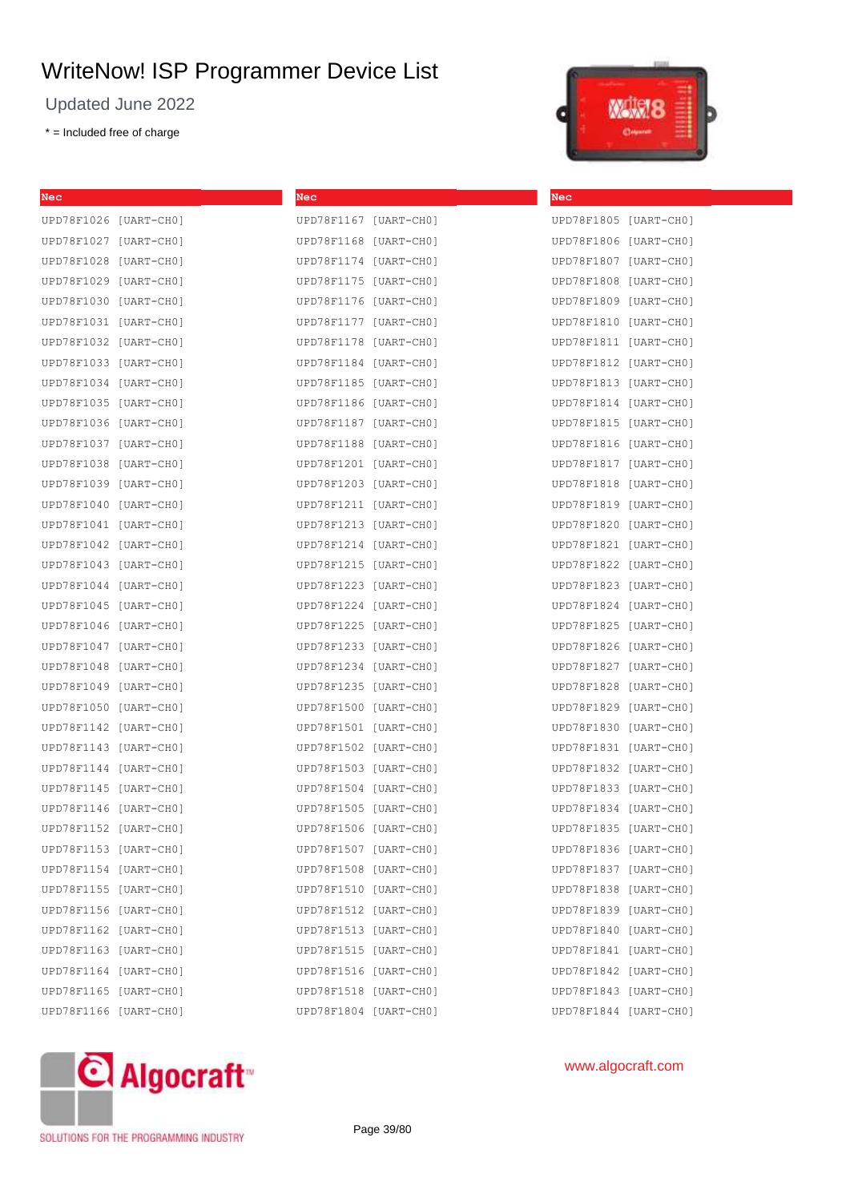# WriteNow! ISP Programmer Device List

Updated June 2022

* = Included free of charge

| Nec | Nec | Nec |
|---|---|---|
| UPD78F1026 [UART-CH0] | UPD78F1167 [UART-CH0] | UPD78F1805 [UART-CH0] |
| UPD78F1027 [UART-CH0] | UPD78F1168 [UART-CH0] | UPD78F1806 [UART-CH0] |
| UPD78F1028 [UART-CH0] | UPD78F1174 [UART-CH0] | UPD78F1807 [UART-CH0] |
| UPD78F1029 [UART-CH0] | UPD78F1175 [UART-CH0] | UPD78F1808 [UART-CH0] |
| UPD78F1030 [UART-CH0] | UPD78F1176 [UART-CH0] | UPD78F1809 [UART-CH0] |
| UPD78F1031 [UART-CH0] | UPD78F1177 [UART-CH0] | UPD78F1810 [UART-CH0] |
| UPD78F1032 [UART-CH0] | UPD78F1178 [UART-CH0] | UPD78F1811 [UART-CH0] |
| UPD78F1033 [UART-CH0] | UPD78F1184 [UART-CH0] | UPD78F1812 [UART-CH0] |
| UPD78F1034 [UART-CH0] | UPD78F1185 [UART-CH0] | UPD78F1813 [UART-CH0] |
| UPD78F1035 [UART-CH0] | UPD78F1186 [UART-CH0] | UPD78F1814 [UART-CH0] |
| UPD78F1036 [UART-CH0] | UPD78F1187 [UART-CH0] | UPD78F1815 [UART-CH0] |
| UPD78F1037 [UART-CH0] | UPD78F1188 [UART-CH0] | UPD78F1816 [UART-CH0] |
| UPD78F1038 [UART-CH0] | UPD78F1201 [UART-CH0] | UPD78F1817 [UART-CH0] |
| UPD78F1039 [UART-CH0] | UPD78F1203 [UART-CH0] | UPD78F1818 [UART-CH0] |
| UPD78F1040 [UART-CH0] | UPD78F1211 [UART-CH0] | UPD78F1819 [UART-CH0] |
| UPD78F1041 [UART-CH0] | UPD78F1213 [UART-CH0] | UPD78F1820 [UART-CH0] |
| UPD78F1042 [UART-CH0] | UPD78F1214 [UART-CH0] | UPD78F1821 [UART-CH0] |
| UPD78F1043 [UART-CH0] | UPD78F1215 [UART-CH0] | UPD78F1822 [UART-CH0] |
| UPD78F1044 [UART-CH0] | UPD78F1223 [UART-CH0] | UPD78F1823 [UART-CH0] |
| UPD78F1045 [UART-CH0] | UPD78F1224 [UART-CH0] | UPD78F1824 [UART-CH0] |
| UPD78F1046 [UART-CH0] | UPD78F1225 [UART-CH0] | UPD78F1825 [UART-CH0] |
| UPD78F1047 [UART-CH0] | UPD78F1233 [UART-CH0] | UPD78F1826 [UART-CH0] |
| UPD78F1048 [UART-CH0] | UPD78F1234 [UART-CH0] | UPD78F1827 [UART-CH0] |
| UPD78F1049 [UART-CH0] | UPD78F1235 [UART-CH0] | UPD78F1828 [UART-CH0] |
| UPD78F1050 [UART-CH0] | UPD78F1500 [UART-CH0] | UPD78F1829 [UART-CH0] |
| UPD78F1142 [UART-CH0] | UPD78F1501 [UART-CH0] | UPD78F1830 [UART-CH0] |
| UPD78F1143 [UART-CH0] | UPD78F1502 [UART-CH0] | UPD78F1831 [UART-CH0] |
| UPD78F1144 [UART-CH0] | UPD78F1503 [UART-CH0] | UPD78F1832 [UART-CH0] |
| UPD78F1145 [UART-CH0] | UPD78F1504 [UART-CH0] | UPD78F1833 [UART-CH0] |
| UPD78F1146 [UART-CH0] | UPD78F1505 [UART-CH0] | UPD78F1834 [UART-CH0] |
| UPD78F1152 [UART-CH0] | UPD78F1506 [UART-CH0] | UPD78F1835 [UART-CH0] |
| UPD78F1153 [UART-CH0] | UPD78F1507 [UART-CH0] | UPD78F1836 [UART-CH0] |
| UPD78F1154 [UART-CH0] | UPD78F1508 [UART-CH0] | UPD78F1837 [UART-CH0] |
| UPD78F1155 [UART-CH0] | UPD78F1510 [UART-CH0] | UPD78F1838 [UART-CH0] |
| UPD78F1156 [UART-CH0] | UPD78F1512 [UART-CH0] | UPD78F1839 [UART-CH0] |
| UPD78F1162 [UART-CH0] | UPD78F1513 [UART-CH0] | UPD78F1840 [UART-CH0] |
| UPD78F1163 [UART-CH0] | UPD78F1515 [UART-CH0] | UPD78F1841 [UART-CH0] |
| UPD78F1164 [UART-CH0] | UPD78F1516 [UART-CH0] | UPD78F1842 [UART-CH0] |
| UPD78F1165 [UART-CH0] | UPD78F1518 [UART-CH0] | UPD78F1843 [UART-CH0] |
| UPD78F1166 [UART-CH0] | UPD78F1804 [UART-CH0] | UPD78F1844 [UART-CH0] |

Algocraft™ SOLUTIONS FOR THE PROGRAMMING INDUSTRY

www.algocraft.com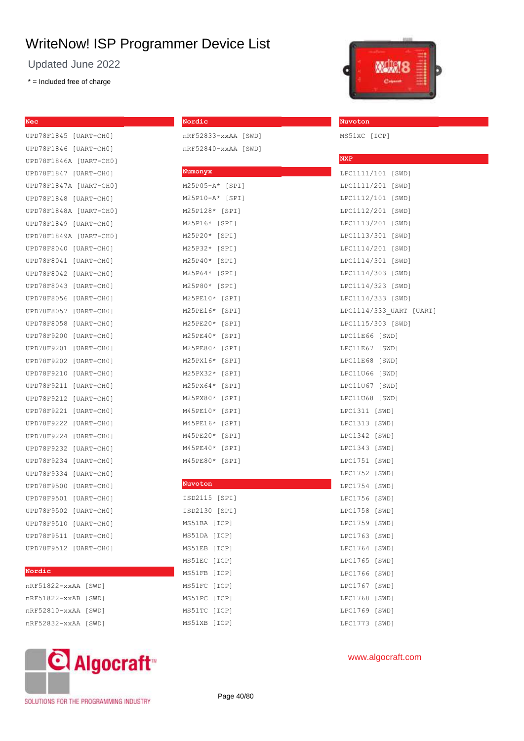# WriteNow! ISP Programmer Device List

Updated June 2022

* = Included free of charge

## Nec

UPD78F1845 [UART-CH0]
UPD78F1846 [UART-CH0]
UPD78F1846A [UART-CH0]
UPD78F1847 [UART-CH0]
UPD78F1847A [UART-CH0]
UPD78F1848 [UART-CH0]
UPD78F1848A [UART-CH0]
UPD78F1849 [UART-CH0]
UPD78F1849A [UART-CH0]
UPD78F8040 [UART-CH0]
UPD78F8041 [UART-CH0]
UPD78F8042 [UART-CH0]
UPD78F8043 [UART-CH0]
UPD78F8056 [UART-CH0]
UPD78F8057 [UART-CH0]
UPD78F8058 [UART-CH0]
UPD78F9200 [UART-CH0]
UPD78F9201 [UART-CH0]
UPD78F9202 [UART-CH0]
UPD78F9210 [UART-CH0]
UPD78F9211 [UART-CH0]
UPD78F9212 [UART-CH0]
UPD78F9221 [UART-CH0]
UPD78F9222 [UART-CH0]
UPD78F9224 [UART-CH0]
UPD78F9232 [UART-CH0]
UPD78F9234 [UART-CH0]
UPD78F9334 [UART-CH0]
UPD78F9500 [UART-CH0]
UPD78F9501 [UART-CH0]
UPD78F9502 [UART-CH0]
UPD78F9510 [UART-CH0]
UPD78F9511 [UART-CH0]
UPD78F9512 [UART-CH0]

## Nordic

nRF51822-xxAA [SWD]
nRF51822-xxAB [SWD]
nRF52810-xxAA [SWD]
nRF52832-xxAA [SWD]
nRF52833-xxAA [SWD]
nRF52840-xxAA [SWD]

## Numonyx

M25P05-A* [SPI]
M25P10-A* [SPI]
M25P128* [SPI]
M25P16* [SPI]
M25P20* [SPI]
M25P32* [SPI]
M25P40* [SPI]
M25P64* [SPI]
M25P80* [SPI]
M25PE10* [SPI]
M25PE16* [SPI]
M25PE20* [SPI]
M25PE40* [SPI]
M25PE80* [SPI]
M25PX16* [SPI]
M25PX32* [SPI]
M25PX64* [SPI]
M25PX80* [SPI]
M45PE10* [SPI]
M45PE16* [SPI]
M45PE20* [SPI]
M45PE40* [SPI]
M45PE80* [SPI]

## Nuvoton

ISD2115 [SPI]
ISD2130 [SPI]
MS51BA [ICP]
MS51DA [ICP]
MS51EB [ICP]
MS51EC [ICP]
MS51FB [ICP]
MS51FC [ICP]
MS51PC [ICP]
MS51TC [ICP]
MS51XB [ICP]
MS51XC [ICP]

## NXP

LPC1111/101 [SWD]
LPC1111/201 [SWD]
LPC1112/101 [SWD]
LPC1112/201 [SWD]
LPC1113/201 [SWD]
LPC1113/301 [SWD]
LPC1114/201 [SWD]
LPC1114/301 [SWD]
LPC1114/303 [SWD]
LPC1114/323 [SWD]
LPC1114/333 [SWD]
LPC1114/333_UART [UART]
LPC1115/303 [SWD]
LPC11E66 [SWD]
LPC11E67 [SWD]
LPC11E68 [SWD]
LPC11U66 [SWD]
LPC11U67 [SWD]
LPC11U68 [SWD]
LPC1311 [SWD]
LPC1313 [SWD]
LPC1342 [SWD]
LPC1343 [SWD]
LPC1751 [SWD]
LPC1752 [SWD]
LPC1754 [SWD]
LPC1756 [SWD]
LPC1758 [SWD]
LPC1759 [SWD]
LPC1763 [SWD]
LPC1764 [SWD]
LPC1765 [SWD]
LPC1766 [SWD]
LPC1767 [SWD]
LPC1768 [SWD]
LPC1769 [SWD]
LPC1773 [SWD]

Algocraft™
SOLUTIONS FOR THE PROGRAMMING INDUSTRY

www.algocraft.com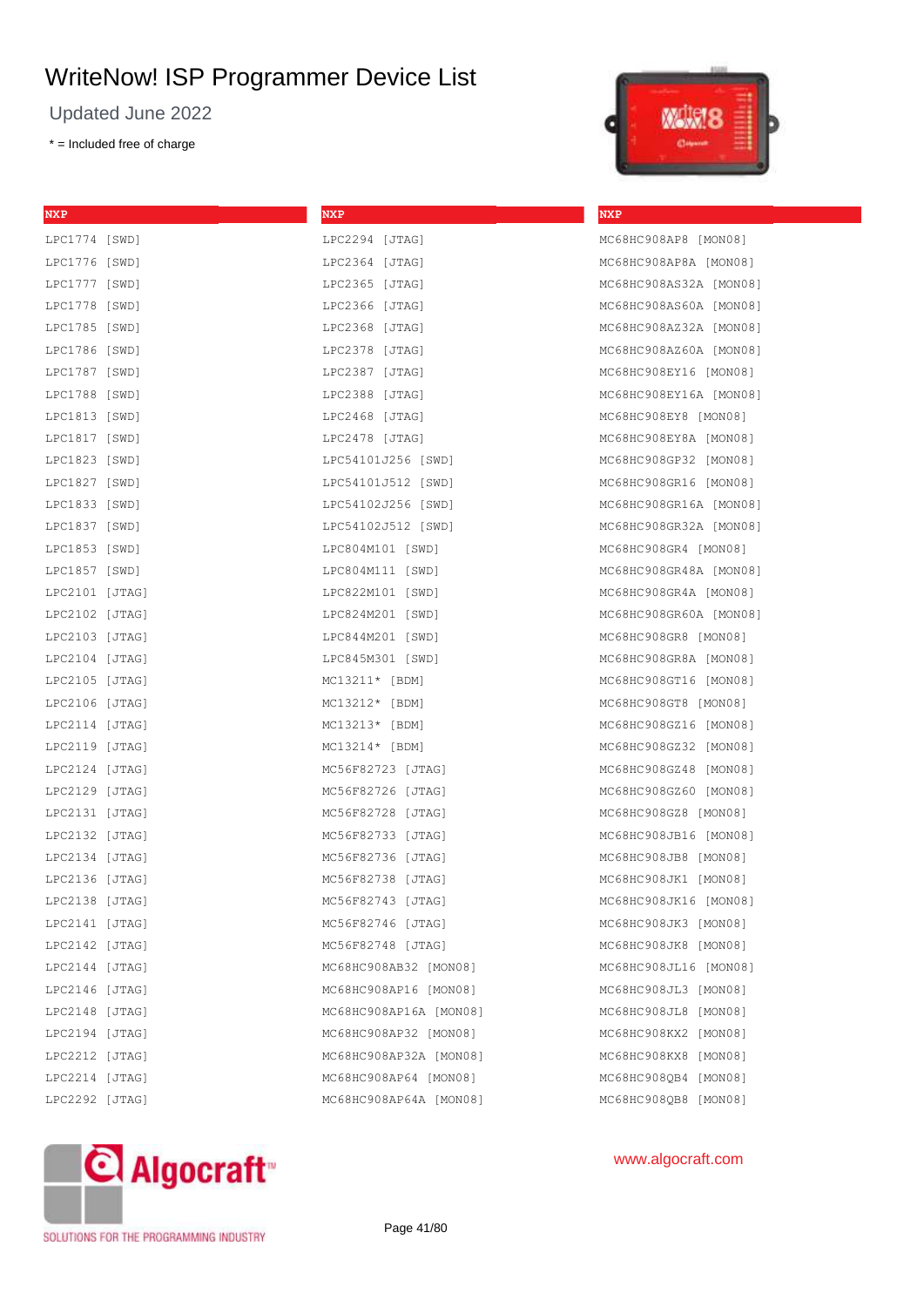# WriteNow! ISP Programmer Device List

Updated June 2022

* = Included free of charge

**NXP**

LPC1774 [SWD]
LPC1776 [SWD]
LPC1777 [SWD]
LPC1778 [SWD]
LPC1785 [SWD]
LPC1786 [SWD]
LPC1787 [SWD]
LPC1788 [SWD]
LPC1813 [SWD]
LPC1817 [SWD]
LPC1823 [SWD]
LPC1827 [SWD]
LPC1833 [SWD]
LPC1837 [SWD]
LPC1853 [SWD]
LPC1857 [SWD]
LPC2101 [JTAG]
LPC2102 [JTAG]
LPC2103 [JTAG]
LPC2104 [JTAG]
LPC2105 [JTAG]
LPC2106 [JTAG]
LPC2114 [JTAG]
LPC2119 [JTAG]
LPC2124 [JTAG]
LPC2129 [JTAG]
LPC2131 [JTAG]
LPC2132 [JTAG]
LPC2134 [JTAG]
LPC2136 [JTAG]
LPC2138 [JTAG]
LPC2141 [JTAG]
LPC2142 [JTAG]
LPC2144 [JTAG]
LPC2146 [JTAG]
LPC2148 [JTAG]
LPC2194 [JTAG]
LPC2212 [JTAG]
LPC2214 [JTAG]
LPC2292 [JTAG]

**NXP**

LPC2294 [JTAG]
LPC2364 [JTAG]
LPC2365 [JTAG]
LPC2366 [JTAG]
LPC2368 [JTAG]
LPC2378 [JTAG]
LPC2387 [JTAG]
LPC2388 [JTAG]
LPC2468 [JTAG]
LPC2478 [JTAG]
LPC54101J256 [SWD]
LPC54101J512 [SWD]
LPC54102J256 [SWD]
LPC54102J512 [SWD]
LPC804M101 [SWD]
LPC804M111 [SWD]
LPC822M101 [SWD]
LPC824M201 [SWD]
LPC844M201 [SWD]
LPC845M301 [SWD]
MC13211* [BDM]
MC13212* [BDM]
MC13213* [BDM]
MC13214* [BDM]
MC56F82723 [JTAG]
MC56F82726 [JTAG]
MC56F82728 [JTAG]
MC56F82733 [JTAG]
MC56F82736 [JTAG]
MC56F82738 [JTAG]
MC56F82743 [JTAG]
MC56F82746 [JTAG]
MC56F82748 [JTAG]
MC68HC908AB32 [MON08]
MC68HC908AP16 [MON08]
MC68HC908AP16A [MON08]
MC68HC908AP32 [MON08]
MC68HC908AP32A [MON08]
MC68HC908AP64 [MON08]
MC68HC908AP64A [MON08]

**NXP**

MC68HC908AP8 [MON08]
MC68HC908AP8A [MON08]
MC68HC908AS32A [MON08]
MC68HC908AS60A [MON08]
MC68HC908AZ32A [MON08]
MC68HC908AZ60A [MON08]
MC68HC908EY16 [MON08]
MC68HC908EY16A [MON08]
MC68HC908EY8 [MON08]
MC68HC908EY8A [MON08]
MC68HC908GP32 [MON08]
MC68HC908GR16 [MON08]
MC68HC908GR16A [MON08]
MC68HC908GR32A [MON08]
MC68HC908GR4 [MON08]
MC68HC908GR48A [MON08]
MC68HC908GR4A [MON08]
MC68HC908GR60A [MON08]
MC68HC908GR8 [MON08]
MC68HC908GR8A [MON08]
MC68HC908GT16 [MON08]
MC68HC908GT8 [MON08]
MC68HC908GZ16 [MON08]
MC68HC908GZ32 [MON08]
MC68HC908GZ48 [MON08]
MC68HC908GZ60 [MON08]
MC68HC908GZ8 [MON08]
MC68HC908JB16 [MON08]
MC68HC908JB8 [MON08]
MC68HC908JK1 [MON08]
MC68HC908JK16 [MON08]
MC68HC908JK3 [MON08]
MC68HC908JK8 [MON08]
MC68HC908JL16 [MON08]
MC68HC908JL3 [MON08]
MC68HC908JL8 [MON08]
MC68HC908KX2 [MON08]
MC68HC908KX8 [MON08]
MC68HC908QB4 [MON08]
MC68HC908QB8 [MON08]

www.algocraft.com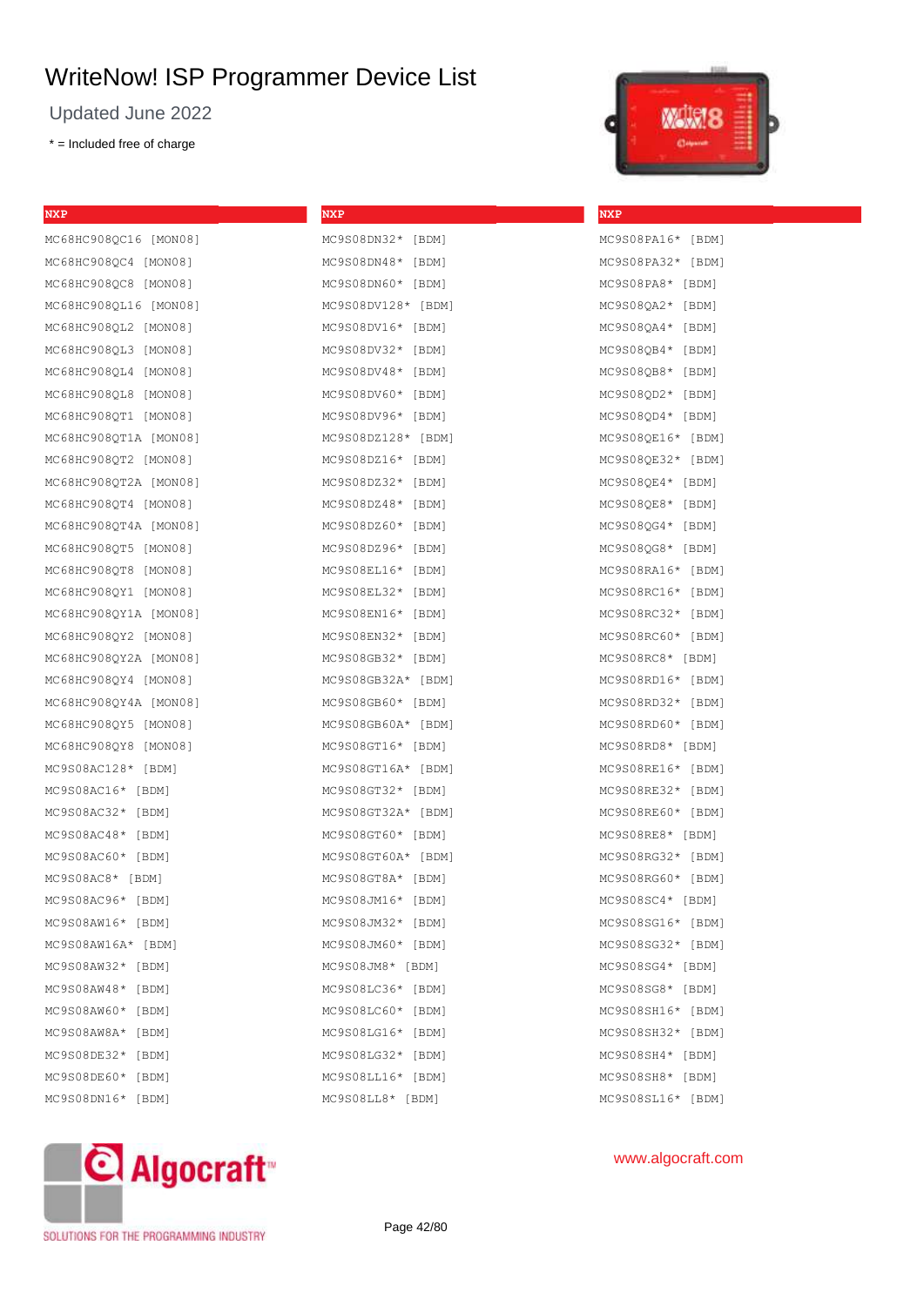# WriteNow! ISP Programmer Device List

Updated June 2022

\* = Included free of charge

**NXP**

MC68HC908QC16 [MON08]
MC68HC908QC4 [MON08]
MC68HC908QC8 [MON08]
MC68HC908QL16 [MON08]
MC68HC908QL2 [MON08]
MC68HC908QL3 [MON08]
MC68HC908QL4 [MON08]
MC68HC908QL8 [MON08]
MC68HC908QT1 [MON08]
MC68HC908QT1A [MON08]
MC68HC908QT2 [MON08]
MC68HC908QT2A [MON08]
MC68HC908QT4 [MON08]
MC68HC908QT4A [MON08]
MC68HC908QT5 [MON08]
MC68HC908QT8 [MON08]
MC68HC908QY1 [MON08]
MC68HC908QY1A [MON08]
MC68HC908QY2 [MON08]
MC68HC908QY2A [MON08]
MC68HC908QY4 [MON08]
MC68HC908QY4A [MON08]
MC68HC908QY5 [MON08]
MC68HC908QY8 [MON08]
MC9S08AC128* [BDM]
MC9S08AC16* [BDM]
MC9S08AC32* [BDM]
MC9S08AC48* [BDM]
MC9S08AC60* [BDM]
MC9S08AC8* [BDM]
MC9S08AC96* [BDM]
MC9S08AW16* [BDM]
MC9S08AW16A* [BDM]
MC9S08AW32* [BDM]
MC9S08AW48* [BDM]
MC9S08AW60* [BDM]
MC9S08AW8A* [BDM]
MC9S08DE32* [BDM]
MC9S08DE60* [BDM]
MC9S08DN16* [BDM]

**NXP**

MC9S08DN32* [BDM]
MC9S08DN48* [BDM]
MC9S08DN60* [BDM]
MC9S08DV128* [BDM]
MC9S08DV16* [BDM]
MC9S08DV32* [BDM]
MC9S08DV48* [BDM]
MC9S08DV60* [BDM]
MC9S08DV96* [BDM]
MC9S08DZ128* [BDM]
MC9S08DZ16* [BDM]
MC9S08DZ32* [BDM]
MC9S08DZ48* [BDM]
MC9S08DZ60* [BDM]
MC9S08DZ96* [BDM]
MC9S08EL16* [BDM]
MC9S08EL32* [BDM]
MC9S08EN16* [BDM]
MC9S08EN32* [BDM]
MC9S08GB32* [BDM]
MC9S08GB32A* [BDM]
MC9S08GB60* [BDM]
MC9S08GB60A* [BDM]
MC9S08GT16* [BDM]
MC9S08GT16A* [BDM]
MC9S08GT32* [BDM]
MC9S08GT32A* [BDM]
MC9S08GT60* [BDM]
MC9S08GT60A* [BDM]
MC9S08GT8A* [BDM]
MC9S08JM16* [BDM]
MC9S08JM32* [BDM]
MC9S08JM60* [BDM]
MC9S08JM8* [BDM]
MC9S08LC36* [BDM]
MC9S08LC60* [BDM]
MC9S08LG16* [BDM]
MC9S08LG32* [BDM]
MC9S08LL16* [BDM]
MC9S08LL8* [BDM]

**NXP**

MC9S08PA16* [BDM]
MC9S08PA32* [BDM]
MC9S08PA8* [BDM]
MC9S08QA2* [BDM]
MC9S08QA4* [BDM]
MC9S08QB4* [BDM]
MC9S08QB8* [BDM]
MC9S08QD2* [BDM]
MC9S08QD4* [BDM]
MC9S08QE16* [BDM]
MC9S08QE32* [BDM]
MC9S08QE4* [BDM]
MC9S08QE8* [BDM]
MC9S08QG4* [BDM]
MC9S08QG8* [BDM]
MC9S08RA16* [BDM]
MC9S08RC16* [BDM]
MC9S08RC32* [BDM]
MC9S08RC60* [BDM]
MC9S08RC8* [BDM]
MC9S08RD16* [BDM]
MC9S08RD32* [BDM]
MC9S08RD60* [BDM]
MC9S08RD8* [BDM]
MC9S08RE16* [BDM]
MC9S08RE32* [BDM]
MC9S08RE60* [BDM]
MC9S08RE8* [BDM]
MC9S08RG32* [BDM]
MC9S08RG60* [BDM]
MC9S08SC4* [BDM]
MC9S08SG16* [BDM]
MC9S08SG32* [BDM]
MC9S08SG4* [BDM]
MC9S08SG8* [BDM]
MC9S08SH16* [BDM]
MC9S08SH32* [BDM]
MC9S08SH4* [BDM]
MC9S08SH8* [BDM]
MC9S08SL16* [BDM]

Algocraft™ SOLUTIONS FOR THE PROGRAMMING INDUSTRY

www.algocraft.com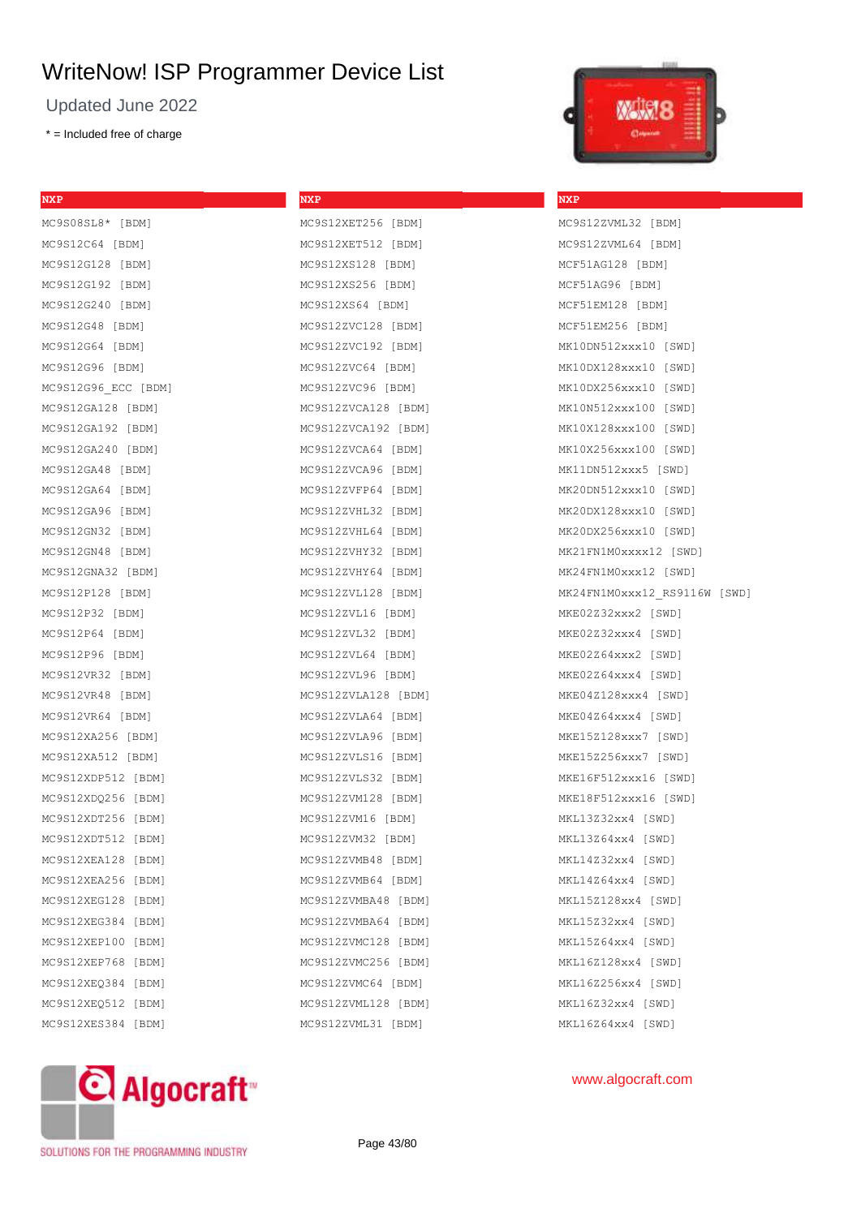# WriteNow! ISP Programmer Device List

Updated June 2022

\* = Included free of charge

### NXP

MC9S08SL8* [BDM]
MC9S12C64 [BDM]
MC9S12G128 [BDM]
MC9S12G192 [BDM]
MC9S12G240 [BDM]
MC9S12G48 [BDM]
MC9S12G64 [BDM]
MC9S12G96 [BDM]
MC9S12G96_ECC [BDM]
MC9S12GA128 [BDM]
MC9S12GA192 [BDM]
MC9S12GA240 [BDM]
MC9S12GA48 [BDM]
MC9S12GA64 [BDM]
MC9S12GA96 [BDM]
MC9S12GN32 [BDM]
MC9S12GN48 [BDM]
MC9S12GNA32 [BDM]
MC9S12P128 [BDM]
MC9S12P32 [BDM]
MC9S12P64 [BDM]
MC9S12P96 [BDM]
MC9S12VR32 [BDM]
MC9S12VR48 [BDM]
MC9S12VR64 [BDM]
MC9S12XA256 [BDM]
MC9S12XA512 [BDM]
MC9S12XDP512 [BDM]
MC9S12XDQ256 [BDM]
MC9S12XDT256 [BDM]
MC9S12XDT512 [BDM]
MC9S12XEA128 [BDM]
MC9S12XEA256 [BDM]
MC9S12XEG128 [BDM]
MC9S12XEG384 [BDM]
MC9S12XEP100 [BDM]
MC9S12XEP768 [BDM]
MC9S12XEQ384 [BDM]
MC9S12XEQ512 [BDM]
MC9S12XES384 [BDM]

### NXP

MC9S12XET256 [BDM]
MC9S12XET512 [BDM]
MC9S12XS128 [BDM]
MC9S12XS256 [BDM]
MC9S12XS64 [BDM]
MC9S12ZVC128 [BDM]
MC9S12ZVC192 [BDM]
MC9S12ZVC64 [BDM]
MC9S12ZVC96 [BDM]
MC9S12ZVCA128 [BDM]
MC9S12ZVCA192 [BDM]
MC9S12ZVCA64 [BDM]
MC9S12ZVCA96 [BDM]
MC9S12ZVFP64 [BDM]
MC9S12ZVHL32 [BDM]
MC9S12ZVHL64 [BDM]
MC9S12ZVHY32 [BDM]
MC9S12ZVHY64 [BDM]
MC9S12ZVL128 [BDM]
MC9S12ZVL16 [BDM]
MC9S12ZVL32 [BDM]
MC9S12ZVL64 [BDM]
MC9S12ZVL96 [BDM]
MC9S12ZVLA128 [BDM]
MC9S12ZVLA64 [BDM]
MC9S12ZVLA96 [BDM]
MC9S12ZVLS16 [BDM]
MC9S12ZVLS32 [BDM]
MC9S12ZVM128 [BDM]
MC9S12ZVM16 [BDM]
MC9S12ZVM32 [BDM]
MC9S12ZVMB48 [BDM]
MC9S12ZVMB64 [BDM]
MC9S12ZVMBA48 [BDM]
MC9S12ZVMBA64 [BDM]
MC9S12ZVMC128 [BDM]
MC9S12ZVMC256 [BDM]
MC9S12ZVMC64 [BDM]
MC9S12ZVML128 [BDM]
MC9S12ZVML31 [BDM]

### NXP

MC9S12ZVML32 [BDM]
MC9S12ZVML64 [BDM]
MCF51AG128 [BDM]
MCF51AG96 [BDM]
MCF51EM128 [BDM]
MCF51EM256 [BDM]
MK10DN512xxx10 [SWD]
MK10DX128xxx10 [SWD]
MK10DX256xxx10 [SWD]
MK10N512xxx100 [SWD]
MK10X128xxx100 [SWD]
MK10X256xxx100 [SWD]
MK11DN512xxx5 [SWD]
MK20DN512xxx10 [SWD]
MK20DX128xxx10 [SWD]
MK20DX256xxx10 [SWD]
MK21FN1M0xxxx12 [SWD]
MK24FN1M0xxx12 [SWD]
MK24FN1M0xxx12_RS9116W [SWD]
MKE02Z32xxx2 [SWD]
MKE02Z32xxx4 [SWD]
MKE02Z64xxx2 [SWD]
MKE02Z64xxx4 [SWD]
MKE04Z128xxx4 [SWD]
MKE04Z64xxx4 [SWD]
MKE15Z128xxx7 [SWD]
MKE15Z256xxx7 [SWD]
MKE16F512xxx16 [SWD]
MKE18F512xxx16 [SWD]
MKL13Z32xx4 [SWD]
MKL13Z64xx4 [SWD]
MKL14Z32xx4 [SWD]
MKL14Z64xx4 [SWD]
MKL15Z128xx4 [SWD]
MKL15Z32xx4 [SWD]
MKL15Z64xx4 [SWD]
MKL16Z128xx4 [SWD]
MKL16Z256xx4 [SWD]
MKL16Z32xx4 [SWD]
MKL16Z64xx4 [SWD]

SOLUTIONS FOR THE PROGRAMMING INDUSTRY

www.algocraft.com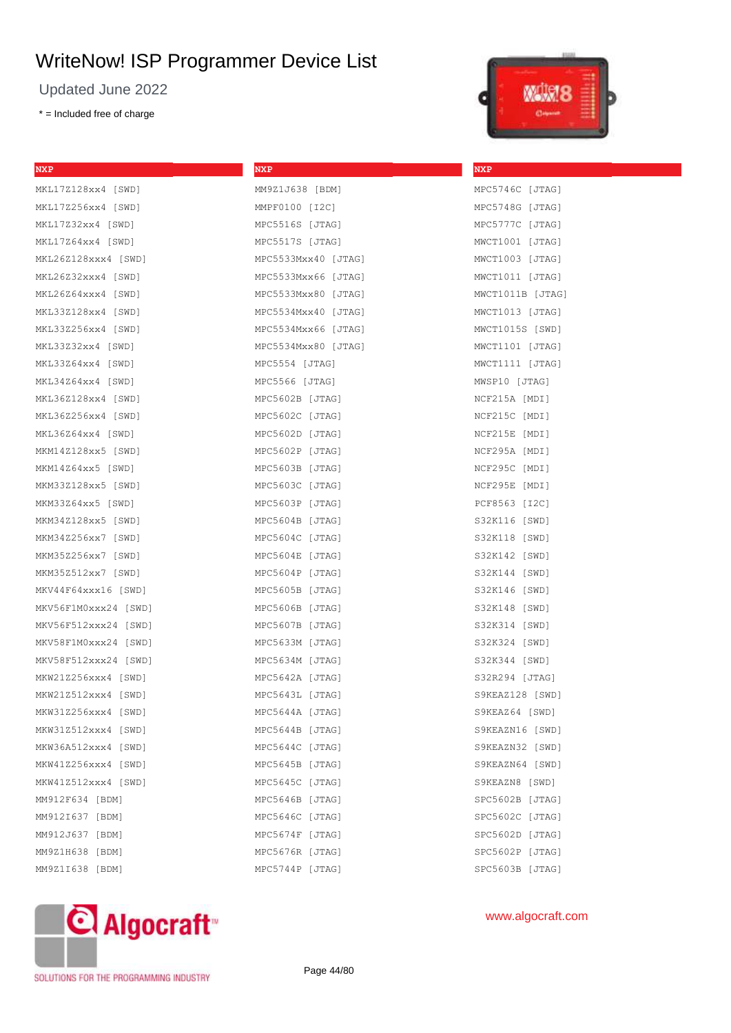# WriteNow! ISP Programmer Device List

Updated June 2022

* = Included free of charge

## NXP

MKL17Z128xx4 [SWD]
MKL17Z256xx4 [SWD]
MKL17Z32xx4 [SWD]
MKL17Z64xx4 [SWD]
MKL26Z128xxx4 [SWD]
MKL26Z32xxx4 [SWD]
MKL26Z64xxx4 [SWD]
MKL33Z128xx4 [SWD]
MKL33Z256xx4 [SWD]
MKL33Z32xx4 [SWD]
MKL33Z64xx4 [SWD]
MKL34Z64xx4 [SWD]
MKL36Z128xx4 [SWD]
MKL36Z256xx4 [SWD]
MKL36Z64xx4 [SWD]
MKM14Z128xx5 [SWD]
MKM14Z64xx5 [SWD]
MKM33Z128xx5 [SWD]
MKM33Z64xx5 [SWD]
MKM34Z128xx5 [SWD]
MKM34Z256xx7 [SWD]
MKM35Z256xx7 [SWD]
MKM35Z512xx7 [SWD]
MKV44F64xxx16 [SWD]
MKV56F1M0xxx24 [SWD]
MKV56F512xxx24 [SWD]
MKV58F1M0xxx24 [SWD]
MKV58F512xxx24 [SWD]
MKW21Z256xxx4 [SWD]
MKW21Z512xxx4 [SWD]
MKW31Z256xxx4 [SWD]
MKW31Z512xxx4 [SWD]
MKW36A512xxx4 [SWD]
MKW41Z256xxx4 [SWD]
MKW41Z512xxx4 [SWD]
MM912F634 [BDM]
MM912I637 [BDM]
MM912J637 [BDM]
MM9Z1H638 [BDM]
MM9Z1I638 [BDM]

## NXP

MM9Z1J638 [BDM]
MMPF0100 [I2C]
MPC5516S [JTAG]
MPC5517S [JTAG]
MPC5533Mxx40 [JTAG]
MPC5533Mxx66 [JTAG]
MPC5533Mxx80 [JTAG]
MPC5534Mxx40 [JTAG]
MPC5534Mxx66 [JTAG]
MPC5534Mxx80 [JTAG]
MPC5554 [JTAG]
MPC5566 [JTAG]
MPC5602B [JTAG]
MPC5602C [JTAG]
MPC5602D [JTAG]
MPC5602P [JTAG]
MPC5603B [JTAG]
MPC5603C [JTAG]
MPC5603P [JTAG]
MPC5604B [JTAG]
MPC5604C [JTAG]
MPC5604E [JTAG]
MPC5604P [JTAG]
MPC5605B [JTAG]
MPC5606B [JTAG]
MPC5607B [JTAG]
MPC5633M [JTAG]
MPC5634M [JTAG]
MPC5642A [JTAG]
MPC5643L [JTAG]
MPC5644A [JTAG]
MPC5644B [JTAG]
MPC5644C [JTAG]
MPC5645B [JTAG]
MPC5645C [JTAG]
MPC5646B [JTAG]
MPC5646C [JTAG]
MPC5674F [JTAG]
MPC5676R [JTAG]
MPC5744P [JTAG]

## NXP

MPC5746C [JTAG]
MPC5748G [JTAG]
MPC5777C [JTAG]
MWCT1001 [JTAG]
MWCT1003 [JTAG]
MWCT1011 [JTAG]
MWCT1011B [JTAG]
MWCT1013 [JTAG]
MWCT1015S [SWD]
MWCT1101 [JTAG]
MWCT1111 [JTAG]
MWSP10 [JTAG]
NCF215A [MDI]
NCF215C [MDI]
NCF215E [MDI]
NCF295A [MDI]
NCF295C [MDI]
NCF295E [MDI]
PCF8563 [I2C]
S32K116 [SWD]
S32K118 [SWD]
S32K142 [SWD]
S32K144 [SWD]
S32K146 [SWD]
S32K148 [SWD]
S32K314 [SWD]
S32K324 [SWD]
S32K344 [SWD]
S32R294 [JTAG]
S9KEAZ128 [SWD]
S9KEAZ64 [SWD]
S9KEAZN16 [SWD]
S9KEAZN32 [SWD]
S9KEAZN64 [SWD]
S9KEAZN8 [SWD]
SPC5602B [JTAG]
SPC5602C [JTAG]
SPC5602D [JTAG]
SPC5602P [JTAG]
SPC5603B [JTAG]

Algocraft™ SOLUTIONS FOR THE PROGRAMMING INDUSTRY

www.algocraft.com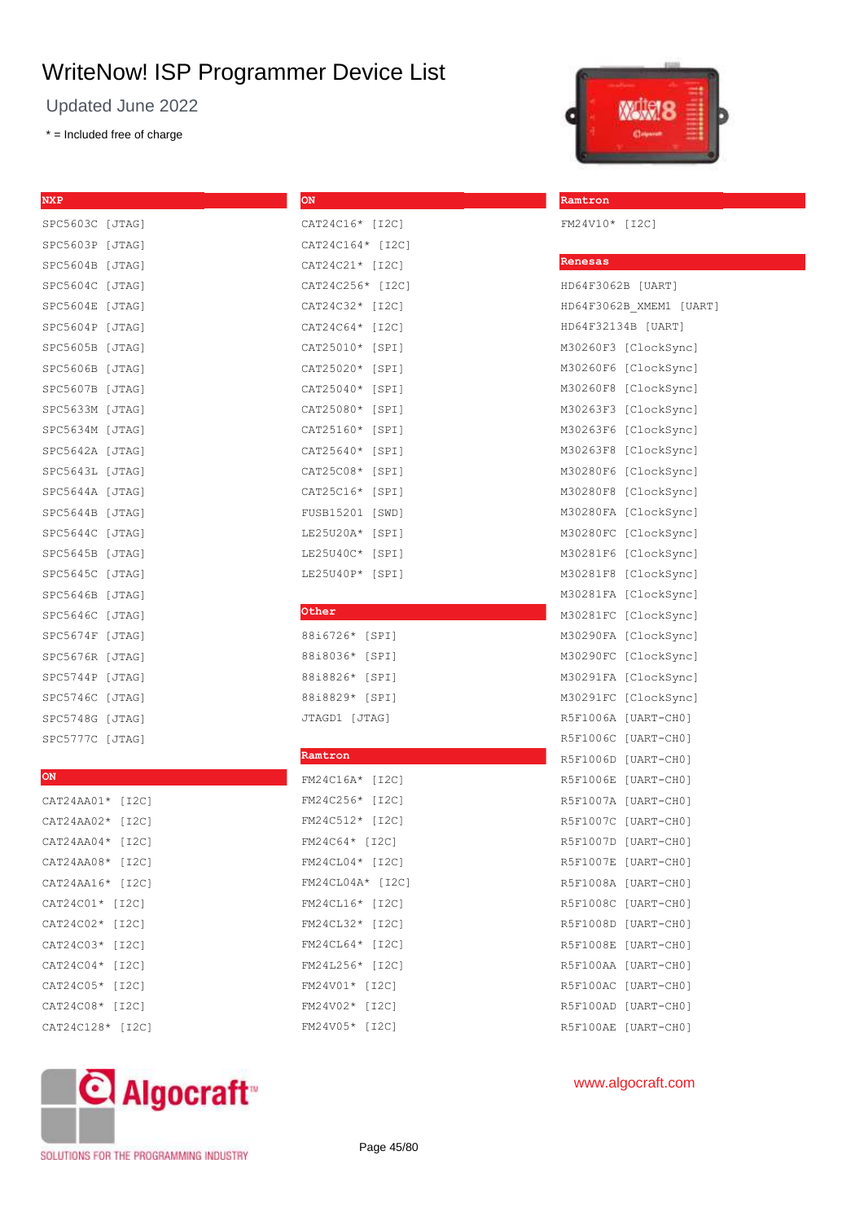# WriteNow! ISP Programmer Device List

Updated June 2022

\* = Included free of charge

## NXP

SPC5603C [JTAG]
SPC5603P [JTAG]
SPC5604B [JTAG]
SPC5604C [JTAG]
SPC5604E [JTAG]
SPC5604P [JTAG]
SPC5605B [JTAG]
SPC5606B [JTAG]
SPC5607B [JTAG]
SPC5633M [JTAG]
SPC5634M [JTAG]
SPC5642A [JTAG]
SPC5643L [JTAG]
SPC5644A [JTAG]
SPC5644B [JTAG]
SPC5644C [JTAG]
SPC5645B [JTAG]
SPC5645C [JTAG]
SPC5646B [JTAG]
SPC5646C [JTAG]
SPC5674F [JTAG]
SPC5676R [JTAG]
SPC5744P [JTAG]
SPC5746C [JTAG]
SPC5748G [JTAG]
SPC5777C [JTAG]

## ON

CAT24AA01* [I2C]
CAT24AA02* [I2C]
CAT24AA04* [I2C]
CAT24AA08* [I2C]
CAT24AA16* [I2C]
CAT24C01* [I2C]
CAT24C02* [I2C]
CAT24C03* [I2C]
CAT24C04* [I2C]
CAT24C05* [I2C]
CAT24C08* [I2C]
CAT24C128* [I2C]
CAT24C16* [I2C]
CAT24C164* [I2C]
CAT24C21* [I2C]
CAT24C256* [I2C]
CAT24C32* [I2C]
CAT24C64* [I2C]
CAT25010* [SPI]
CAT25020* [SPI]
CAT25040* [SPI]
CAT25080* [SPI]
CAT25160* [SPI]
CAT25640* [SPI]
CAT25C08* [SPI]
CAT25C16* [SPI]
FUSB15201 [SWD]
LE25U20A* [SPI]
LE25U40C* [SPI]
LE25U40P* [SPI]

## Other

88i6726* [SPI]
88i8036* [SPI]
88i8826* [SPI]
88i8829* [SPI]
JTAGD1 [JTAG]

## Ramtron

FM24C16A* [I2C]
FM24C256* [I2C]
FM24C512* [I2C]
FM24C64* [I2C]
FM24CL04* [I2C]
FM24CL04A* [I2C]
FM24CL16* [I2C]
FM24CL32* [I2C]
FM24CL64* [I2C]
FM24L256* [I2C]
FM24V01* [I2C]
FM24V02* [I2C]
FM24V05* [I2C]
FM24V10* [I2C]

## Renesas

HD64F3062B [UART]
HD64F3062B_XMEM1 [UART]
HD64F32134B [UART]
M30260F3 [ClockSync]
M30260F6 [ClockSync]
M30260F8 [ClockSync]
M30263F3 [ClockSync]
M30263F6 [ClockSync]
M30263F8 [ClockSync]
M30280F6 [ClockSync]
M30280F8 [ClockSync]
M30280FA [ClockSync]
M30280FC [ClockSync]
M30281F6 [ClockSync]
M30281F8 [ClockSync]
M30281FA [ClockSync]
M30281FC [ClockSync]
M30290FA [ClockSync]
M30290FC [ClockSync]
M30291FA [ClockSync]
M30291FC [ClockSync]
R5F1006A [UART-CH0]
R5F1006C [UART-CH0]
R5F1006D [UART-CH0]
R5F1006E [UART-CH0]
R5F1007A [UART-CH0]
R5F1007C [UART-CH0]
R5F1007D [UART-CH0]
R5F1007E [UART-CH0]
R5F1008A [UART-CH0]
R5F1008C [UART-CH0]
R5F1008D [UART-CH0]
R5F1008E [UART-CH0]
R5F100AA [UART-CH0]
R5F100AC [UART-CH0]
R5F100AD [UART-CH0]
R5F100AE [UART-CH0]

Algocraft™ SOLUTIONS FOR THE PROGRAMMING INDUSTRY

www.algocraft.com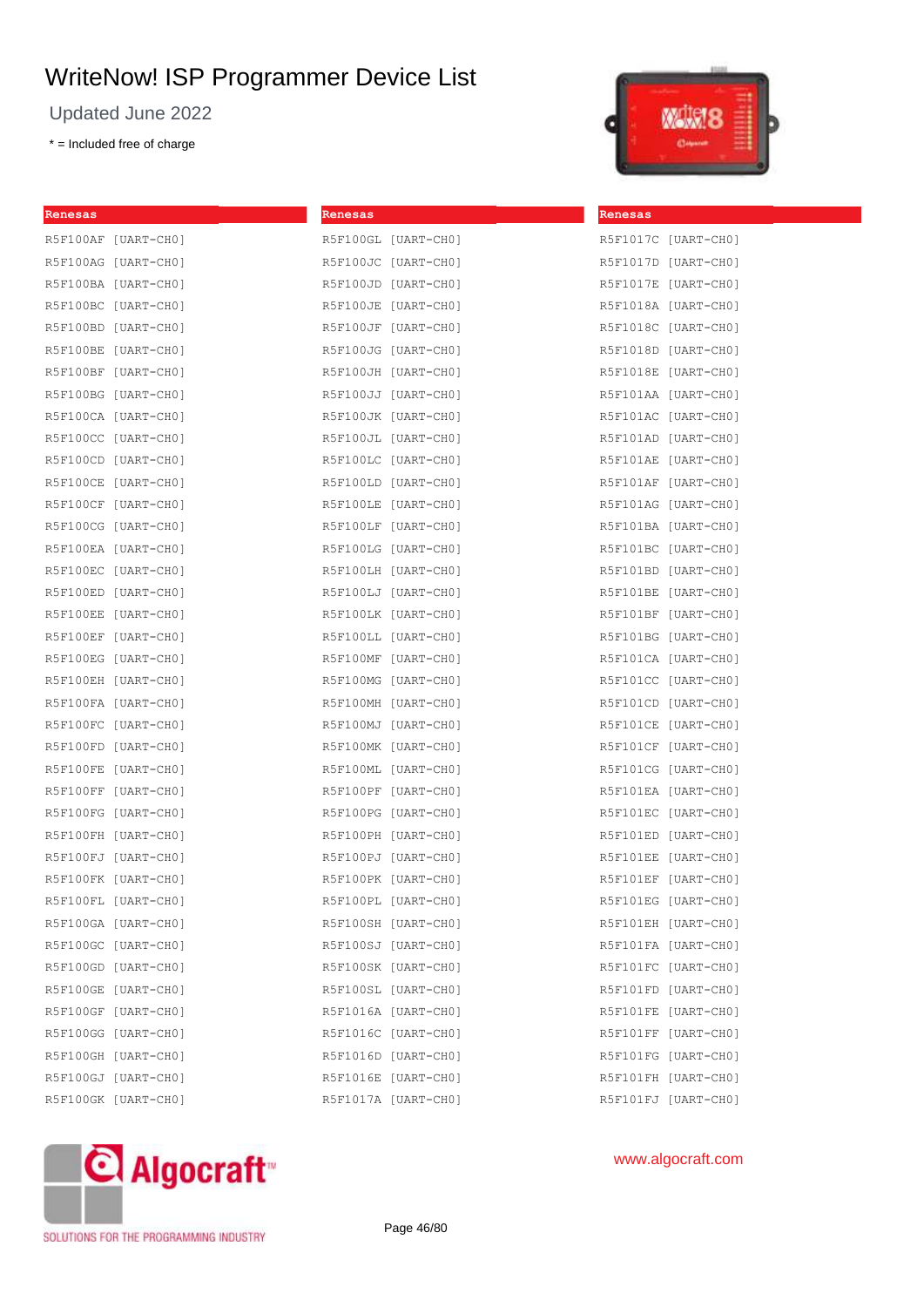# WriteNow! ISP Programmer Device List

Updated June 2022

* = Included free of charge

**Renesas**

R5F100AF [UART-CH0]
R5F100AG [UART-CH0]
R5F100BA [UART-CH0]
R5F100BC [UART-CH0]
R5F100BD [UART-CH0]
R5F100BE [UART-CH0]
R5F100BF [UART-CH0]
R5F100BG [UART-CH0]
R5F100CA [UART-CH0]
R5F100CC [UART-CH0]
R5F100CD [UART-CH0]
R5F100CE [UART-CH0]
R5F100CF [UART-CH0]
R5F100CG [UART-CH0]
R5F100EA [UART-CH0]
R5F100EC [UART-CH0]
R5F100ED [UART-CH0]
R5F100EE [UART-CH0]
R5F100EF [UART-CH0]
R5F100EG [UART-CH0]
R5F100EH [UART-CH0]
R5F100FA [UART-CH0]
R5F100FC [UART-CH0]
R5F100FD [UART-CH0]
R5F100FE [UART-CH0]
R5F100FF [UART-CH0]
R5F100FG [UART-CH0]
R5F100FH [UART-CH0]
R5F100FJ [UART-CH0]
R5F100FK [UART-CH0]
R5F100FL [UART-CH0]
R5F100GA [UART-CH0]
R5F100GC [UART-CH0]
R5F100GD [UART-CH0]
R5F100GE [UART-CH0]
R5F100GF [UART-CH0]
R5F100GG [UART-CH0]
R5F100GH [UART-CH0]
R5F100GJ [UART-CH0]
R5F100GK [UART-CH0]

**Renesas**

R5F100GL [UART-CH0]
R5F100JC [UART-CH0]
R5F100JD [UART-CH0]
R5F100JE [UART-CH0]
R5F100JF [UART-CH0]
R5F100JG [UART-CH0]
R5F100JH [UART-CH0]
R5F100JJ [UART-CH0]
R5F100JK [UART-CH0]
R5F100JL [UART-CH0]
R5F100LC [UART-CH0]
R5F100LD [UART-CH0]
R5F100LE [UART-CH0]
R5F100LF [UART-CH0]
R5F100LG [UART-CH0]
R5F100LH [UART-CH0]
R5F100LJ [UART-CH0]
R5F100LK [UART-CH0]
R5F100LL [UART-CH0]
R5F100MF [UART-CH0]
R5F100MG [UART-CH0]
R5F100MH [UART-CH0]
R5F100MJ [UART-CH0]
R5F100MK [UART-CH0]
R5F100ML [UART-CH0]
R5F100PF [UART-CH0]
R5F100PG [UART-CH0]
R5F100PH [UART-CH0]
R5F100PJ [UART-CH0]
R5F100PK [UART-CH0]
R5F100PL [UART-CH0]
R5F100SH [UART-CH0]
R5F100SJ [UART-CH0]
R5F100SK [UART-CH0]
R5F100SL [UART-CH0]
R5F1016A [UART-CH0]
R5F1016C [UART-CH0]
R5F1016D [UART-CH0]
R5F1016E [UART-CH0]
R5F1017A [UART-CH0]

**Renesas**

R5F1017C [UART-CH0]
R5F1017D [UART-CH0]
R5F1017E [UART-CH0]
R5F1018A [UART-CH0]
R5F1018C [UART-CH0]
R5F1018D [UART-CH0]
R5F1018E [UART-CH0]
R5F101AA [UART-CH0]
R5F101AC [UART-CH0]
R5F101AD [UART-CH0]
R5F101AE [UART-CH0]
R5F101AF [UART-CH0]
R5F101AG [UART-CH0]
R5F101BA [UART-CH0]
R5F101BC [UART-CH0]
R5F101BD [UART-CH0]
R5F101BE [UART-CH0]
R5F101BF [UART-CH0]
R5F101BG [UART-CH0]
R5F101CA [UART-CH0]
R5F101CC [UART-CH0]
R5F101CD [UART-CH0]
R5F101CE [UART-CH0]
R5F101CF [UART-CH0]
R5F101CG [UART-CH0]
R5F101EA [UART-CH0]
R5F101EC [UART-CH0]
R5F101ED [UART-CH0]
R5F101EE [UART-CH0]
R5F101EF [UART-CH0]
R5F101EG [UART-CH0]
R5F101EH [UART-CH0]
R5F101FA [UART-CH0]
R5F101FC [UART-CH0]
R5F101FD [UART-CH0]
R5F101FE [UART-CH0]
R5F101FF [UART-CH0]
R5F101FG [UART-CH0]
R5F101FH [UART-CH0]
R5F101FJ [UART-CH0]

www.algocraft.com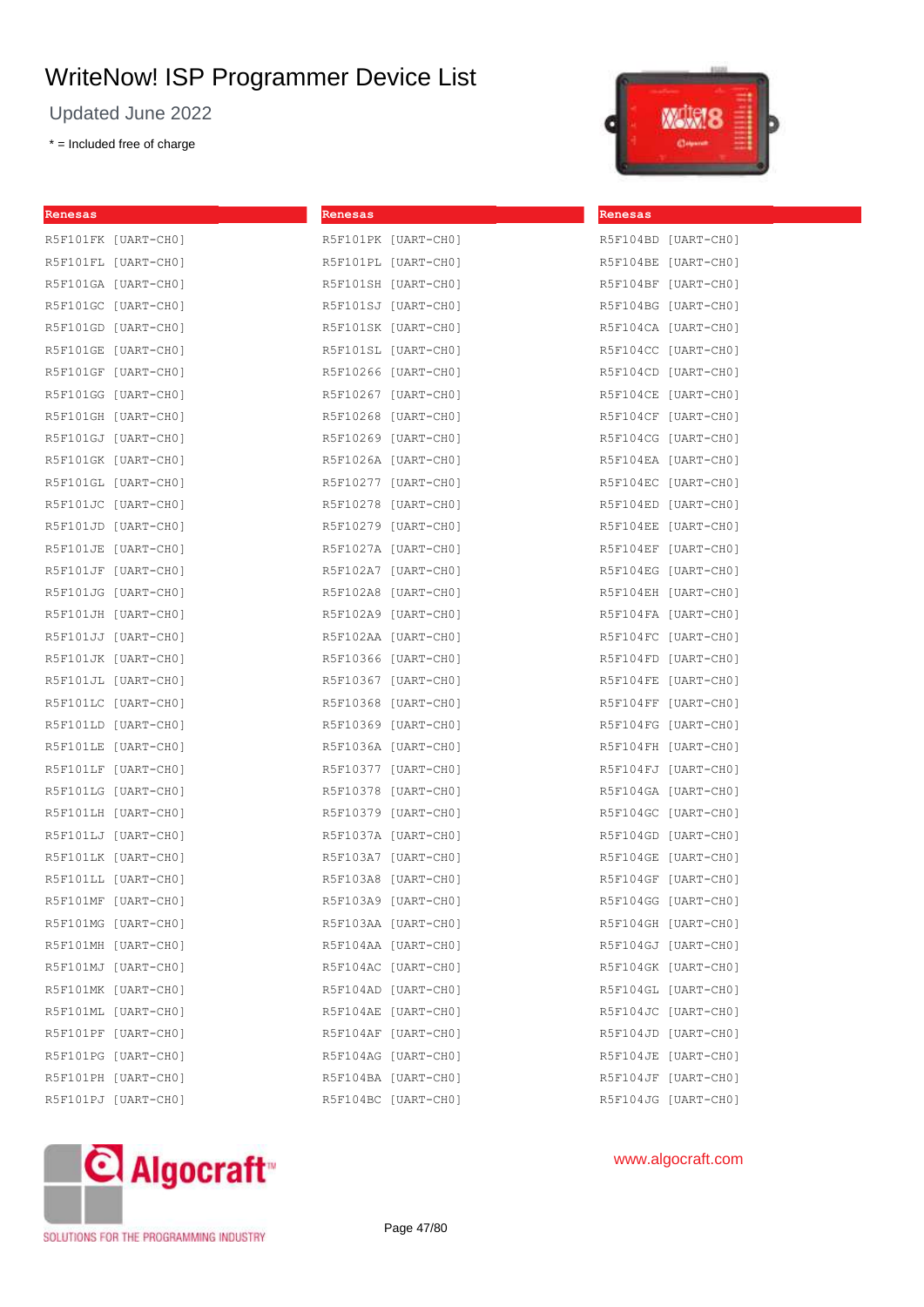# WriteNow! ISP Programmer Device List

Updated June 2022

* = Included free of charge

## Renesas

R5F101FK [UART-CH0]
R5F101FL [UART-CH0]
R5F101GA [UART-CH0]
R5F101GC [UART-CH0]
R5F101GD [UART-CH0]
R5F101GE [UART-CH0]
R5F101GF [UART-CH0]
R5F101GG [UART-CH0]
R5F101GH [UART-CH0]
R5F101GJ [UART-CH0]
R5F101GK [UART-CH0]
R5F101GL [UART-CH0]
R5F101JC [UART-CH0]
R5F101JD [UART-CH0]
R5F101JE [UART-CH0]
R5F101JF [UART-CH0]
R5F101JG [UART-CH0]
R5F101JH [UART-CH0]
R5F101JJ [UART-CH0]
R5F101JK [UART-CH0]
R5F101JL [UART-CH0]
R5F101LC [UART-CH0]
R5F101LD [UART-CH0]
R5F101LE [UART-CH0]
R5F101LF [UART-CH0]
R5F101LG [UART-CH0]
R5F101LH [UART-CH0]
R5F101LJ [UART-CH0]
R5F101LK [UART-CH0]
R5F101LL [UART-CH0]
R5F101MF [UART-CH0]
R5F101MG [UART-CH0]
R5F101MH [UART-CH0]
R5F101MJ [UART-CH0]
R5F101MK [UART-CH0]
R5F101ML [UART-CH0]
R5F101PF [UART-CH0]
R5F101PG [UART-CH0]
R5F101PH [UART-CH0]
R5F101PJ [UART-CH0]

## Renesas

R5F101PK [UART-CH0]
R5F101PL [UART-CH0]
R5F101SH [UART-CH0]
R5F101SJ [UART-CH0]
R5F101SK [UART-CH0]
R5F101SL [UART-CH0]
R5F10266 [UART-CH0]
R5F10267 [UART-CH0]
R5F10268 [UART-CH0]
R5F10269 [UART-CH0]
R5F1026A [UART-CH0]
R5F10277 [UART-CH0]
R5F10278 [UART-CH0]
R5F10279 [UART-CH0]
R5F1027A [UART-CH0]
R5F102A7 [UART-CH0]
R5F102A8 [UART-CH0]
R5F102A9 [UART-CH0]
R5F102AA [UART-CH0]
R5F10366 [UART-CH0]
R5F10367 [UART-CH0]
R5F10368 [UART-CH0]
R5F10369 [UART-CH0]
R5F1036A [UART-CH0]
R5F10377 [UART-CH0]
R5F10378 [UART-CH0]
R5F10379 [UART-CH0]
R5F1037A [UART-CH0]
R5F103A7 [UART-CH0]
R5F103A8 [UART-CH0]
R5F103A9 [UART-CH0]
R5F103AA [UART-CH0]
R5F104AA [UART-CH0]
R5F104AC [UART-CH0]
R5F104AD [UART-CH0]
R5F104AE [UART-CH0]
R5F104AF [UART-CH0]
R5F104AG [UART-CH0]
R5F104BA [UART-CH0]
R5F104BC [UART-CH0]

## Renesas

R5F104BD [UART-CH0]
R5F104BE [UART-CH0]
R5F104BF [UART-CH0]
R5F104BG [UART-CH0]
R5F104CA [UART-CH0]
R5F104CC [UART-CH0]
R5F104CD [UART-CH0]
R5F104CE [UART-CH0]
R5F104CF [UART-CH0]
R5F104CG [UART-CH0]
R5F104EA [UART-CH0]
R5F104EC [UART-CH0]
R5F104ED [UART-CH0]
R5F104EE [UART-CH0]
R5F104EF [UART-CH0]
R5F104EG [UART-CH0]
R5F104EH [UART-CH0]
R5F104FA [UART-CH0]
R5F104FC [UART-CH0]
R5F104FD [UART-CH0]
R5F104FE [UART-CH0]
R5F104FF [UART-CH0]
R5F104FG [UART-CH0]
R5F104FH [UART-CH0]
R5F104FJ [UART-CH0]
R5F104GA [UART-CH0]
R5F104GC [UART-CH0]
R5F104GD [UART-CH0]
R5F104GE [UART-CH0]
R5F104GF [UART-CH0]
R5F104GG [UART-CH0]
R5F104GH [UART-CH0]
R5F104GJ [UART-CH0]
R5F104GK [UART-CH0]
R5F104GL [UART-CH0]
R5F104JC [UART-CH0]
R5F104JD [UART-CH0]
R5F104JE [UART-CH0]
R5F104JF [UART-CH0]
R5F104JG [UART-CH0]

Algocraft
SOLUTIONS FOR THE PROGRAMMING INDUSTRY

www.algocraft.com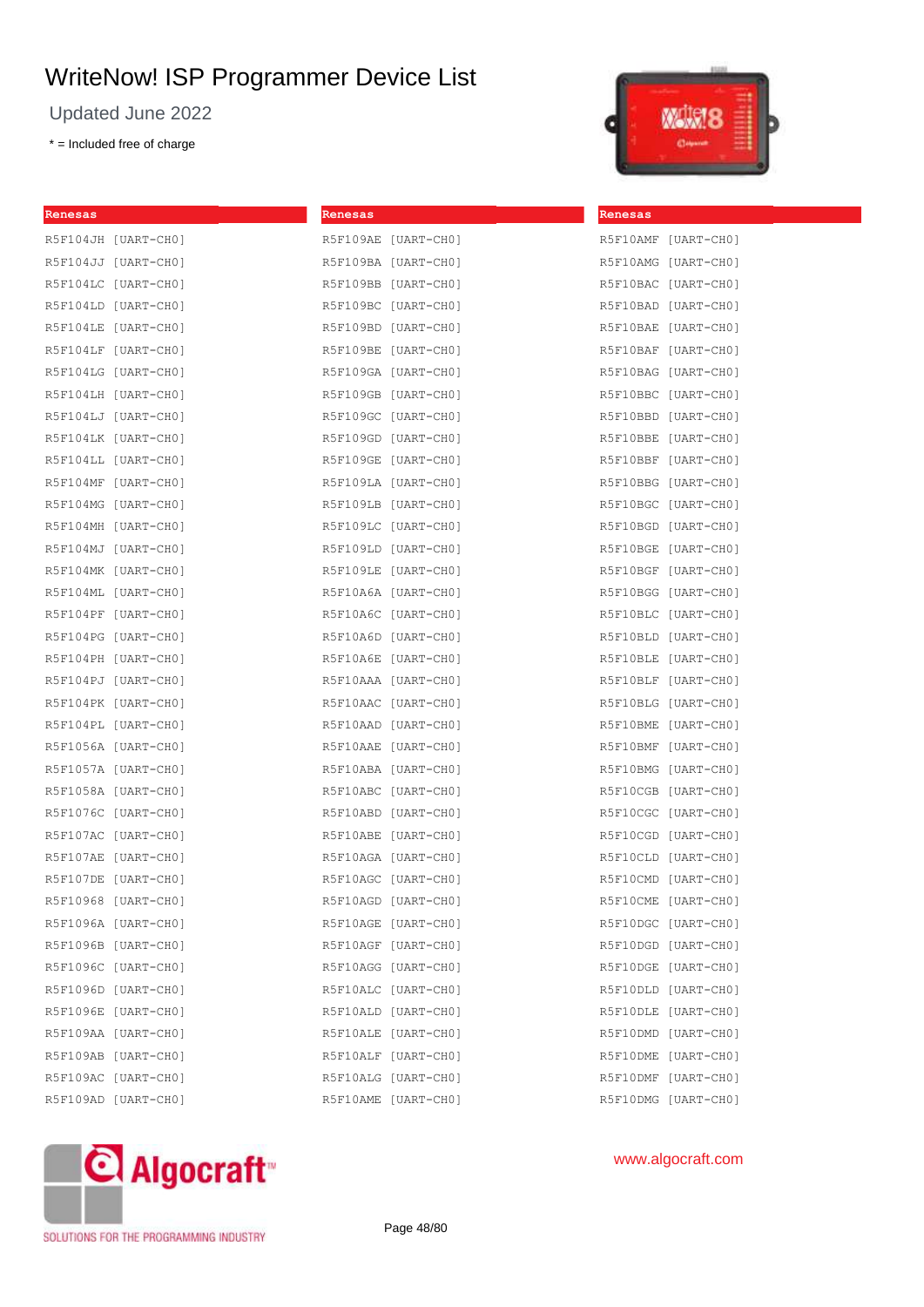# WriteNow! ISP Programmer Device List

Updated June 2022

* = Included free of charge

**Renesas**

R5F104JH [UART-CH0]
R5F104JJ [UART-CH0]
R5F104LC [UART-CH0]
R5F104LD [UART-CH0]
R5F104LE [UART-CH0]
R5F104LF [UART-CH0]
R5F104LG [UART-CH0]
R5F104LH [UART-CH0]
R5F104LJ [UART-CH0]
R5F104LK [UART-CH0]
R5F104LL [UART-CH0]
R5F104MF [UART-CH0]
R5F104MG [UART-CH0]
R5F104MH [UART-CH0]
R5F104MJ [UART-CH0]
R5F104MK [UART-CH0]
R5F104ML [UART-CH0]
R5F104PF [UART-CH0]
R5F104PG [UART-CH0]
R5F104PH [UART-CH0]
R5F104PJ [UART-CH0]
R5F104PK [UART-CH0]
R5F104PL [UART-CH0]
R5F1056A [UART-CH0]
R5F1057A [UART-CH0]
R5F1058A [UART-CH0]
R5F1076C [UART-CH0]
R5F107AC [UART-CH0]
R5F107AE [UART-CH0]
R5F107DE [UART-CH0]
R5F10968 [UART-CH0]
R5F1096A [UART-CH0]
R5F1096B [UART-CH0]
R5F1096C [UART-CH0]
R5F1096D [UART-CH0]
R5F1096E [UART-CH0]
R5F109AA [UART-CH0]
R5F109AB [UART-CH0]
R5F109AC [UART-CH0]
R5F109AD [UART-CH0]

**Renesas**

R5F109AE [UART-CH0]
R5F109BA [UART-CH0]
R5F109BB [UART-CH0]
R5F109BC [UART-CH0]
R5F109BD [UART-CH0]
R5F109BE [UART-CH0]
R5F109GA [UART-CH0]
R5F109GB [UART-CH0]
R5F109GC [UART-CH0]
R5F109GD [UART-CH0]
R5F109GE [UART-CH0]
R5F109LA [UART-CH0]
R5F109LB [UART-CH0]
R5F109LC [UART-CH0]
R5F109LD [UART-CH0]
R5F109LE [UART-CH0]
R5F10A6A [UART-CH0]
R5F10A6C [UART-CH0]
R5F10A6D [UART-CH0]
R5F10A6E [UART-CH0]
R5F10AAA [UART-CH0]
R5F10AAC [UART-CH0]
R5F10AAD [UART-CH0]
R5F10AAE [UART-CH0]
R5F10ABA [UART-CH0]
R5F10ABC [UART-CH0]
R5F10ABD [UART-CH0]
R5F10ABE [UART-CH0]
R5F10AGA [UART-CH0]
R5F10AGC [UART-CH0]
R5F10AGD [UART-CH0]
R5F10AGE [UART-CH0]
R5F10AGF [UART-CH0]
R5F10AGG [UART-CH0]
R5F10ALC [UART-CH0]
R5F10ALD [UART-CH0]
R5F10ALE [UART-CH0]
R5F10ALF [UART-CH0]
R5F10ALG [UART-CH0]
R5F10AME [UART-CH0]

**Renesas**

R5F10AMF [UART-CH0]
R5F10AMG [UART-CH0]
R5F10BAC [UART-CH0]
R5F10BAD [UART-CH0]
R5F10BAE [UART-CH0]
R5F10BAF [UART-CH0]
R5F10BAG [UART-CH0]
R5F10BBC [UART-CH0]
R5F10BBD [UART-CH0]
R5F10BBE [UART-CH0]
R5F10BBF [UART-CH0]
R5F10BBG [UART-CH0]
R5F10BGC [UART-CH0]
R5F10BGD [UART-CH0]
R5F10BGE [UART-CH0]
R5F10BGF [UART-CH0]
R5F10BGG [UART-CH0]
R5F10BLC [UART-CH0]
R5F10BLD [UART-CH0]
R5F10BLE [UART-CH0]
R5F10BLF [UART-CH0]
R5F10BLG [UART-CH0]
R5F10BME [UART-CH0]
R5F10BMF [UART-CH0]
R5F10BMG [UART-CH0]
R5F10CGB [UART-CH0]
R5F10CGC [UART-CH0]
R5F10CGD [UART-CH0]
R5F10CLD [UART-CH0]
R5F10CMD [UART-CH0]
R5F10CME [UART-CH0]
R5F10DGC [UART-CH0]
R5F10DGD [UART-CH0]
R5F10DGE [UART-CH0]
R5F10DLD [UART-CH0]
R5F10DLE [UART-CH0]
R5F10DMD [UART-CH0]
R5F10DME [UART-CH0]
R5F10DMF [UART-CH0]
R5F10DMG [UART-CH0]

SOLUTIONS FOR THE PROGRAMMING INDUSTRY

www.algocraft.com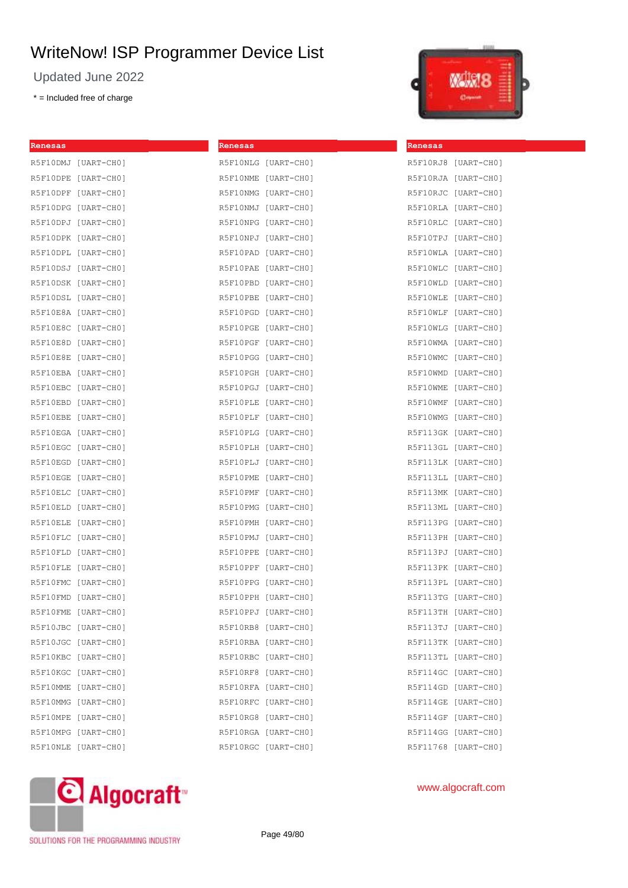# WriteNow! ISP Programmer Device List

Updated June 2022

\* = Included free of charge

| Renesas |
|---|
| R5F10DMJ [UART-CH0] |
| R5F10DPE [UART-CH0] |
| R5F10DPF [UART-CH0] |
| R5F10DPG [UART-CH0] |
| R5F10DPJ [UART-CH0] |
| R5F10DPK [UART-CH0] |
| R5F10DPL [UART-CH0] |
| R5F10DSJ [UART-CH0] |
| R5F10DSK [UART-CH0] |
| R5F10DSL [UART-CH0] |
| R5F10E8A [UART-CH0] |
| R5F10E8C [UART-CH0] |
| R5F10E8D [UART-CH0] |
| R5F10E8E [UART-CH0] |
| R5F10EBA [UART-CH0] |
| R5F10EBC [UART-CH0] |
| R5F10EBD [UART-CH0] |
| R5F10EBE [UART-CH0] |
| R5F10EGA [UART-CH0] |
| R5F10EGC [UART-CH0] |
| R5F10EGD [UART-CH0] |
| R5F10EGE [UART-CH0] |
| R5F10ELC [UART-CH0] |
| R5F10ELD [UART-CH0] |
| R5F10ELE [UART-CH0] |
| R5F10FLC [UART-CH0] |
| R5F10FLD [UART-CH0] |
| R5F10FLE [UART-CH0] |
| R5F10FMC [UART-CH0] |
| R5F10FMD [UART-CH0] |
| R5F10FME [UART-CH0] |
| R5F10JBC [UART-CH0] |
| R5F10JGC [UART-CH0] |
| R5F10KBC [UART-CH0] |
| R5F10KGC [UART-CH0] |
| R5F10MME [UART-CH0] |
| R5F10MMG [UART-CH0] |
| R5F10MPE [UART-CH0] |
| R5F10MPG [UART-CH0] |
| R5F10NLE [UART-CH0] |

| Renesas |
|---|
| R5F10NLG [UART-CH0] |
| R5F10NME [UART-CH0] |
| R5F10NMG [UART-CH0] |
| R5F10NMJ [UART-CH0] |
| R5F10NPG [UART-CH0] |
| R5F10NPJ [UART-CH0] |
| R5F10PAD [UART-CH0] |
| R5F10PAE [UART-CH0] |
| R5F10PBD [UART-CH0] |
| R5F10PBE [UART-CH0] |
| R5F10PGD [UART-CH0] |
| R5F10PGE [UART-CH0] |
| R5F10PGF [UART-CH0] |
| R5F10PGG [UART-CH0] |
| R5F10PGH [UART-CH0] |
| R5F10PGJ [UART-CH0] |
| R5F10PLE [UART-CH0] |
| R5F10PLF [UART-CH0] |
| R5F10PLG [UART-CH0] |
| R5F10PLH [UART-CH0] |
| R5F10PLJ [UART-CH0] |
| R5F10PME [UART-CH0] |
| R5F10PMF [UART-CH0] |
| R5F10PMG [UART-CH0] |
| R5F10PMH [UART-CH0] |
| R5F10PMJ [UART-CH0] |
| R5F10PPE [UART-CH0] |
| R5F10PPF [UART-CH0] |
| R5F10PPG [UART-CH0] |
| R5F10PPH [UART-CH0] |
| R5F10PPJ [UART-CH0] |
| R5F10RB8 [UART-CH0] |
| R5F10RBA [UART-CH0] |
| R5F10RBC [UART-CH0] |
| R5F10RF8 [UART-CH0] |
| R5F10RFA [UART-CH0] |
| R5F10RFC [UART-CH0] |
| R5F10RG8 [UART-CH0] |
| R5F10RGA [UART-CH0] |
| R5F10RGC [UART-CH0] |

| Renesas |
|---|
| R5F10RJ8 [UART-CH0] |
| R5F10RJA [UART-CH0] |
| R5F10RJC [UART-CH0] |
| R5F10RLA [UART-CH0] |
| R5F10RLC [UART-CH0] |
| R5F10TPJ [UART-CH0] |
| R5F10WLA [UART-CH0] |
| R5F10WLC [UART-CH0] |
| R5F10WLD [UART-CH0] |
| R5F10WLE [UART-CH0] |
| R5F10WLF [UART-CH0] |
| R5F10WLG [UART-CH0] |
| R5F10WMA [UART-CH0] |
| R5F10WMC [UART-CH0] |
| R5F10WMD [UART-CH0] |
| R5F10WME [UART-CH0] |
| R5F10WMF [UART-CH0] |
| R5F10WMG [UART-CH0] |
| R5F113GK [UART-CH0] |
| R5F113GL [UART-CH0] |
| R5F113LK [UART-CH0] |
| R5F113LL [UART-CH0] |
| R5F113MK [UART-CH0] |
| R5F113ML [UART-CH0] |
| R5F113PG [UART-CH0] |
| R5F113PH [UART-CH0] |
| R5F113PJ [UART-CH0] |
| R5F113PK [UART-CH0] |
| R5F113PL [UART-CH0] |
| R5F113TG [UART-CH0] |
| R5F113TH [UART-CH0] |
| R5F113TJ [UART-CH0] |
| R5F113TK [UART-CH0] |
| R5F113TL [UART-CH0] |
| R5F114GC [UART-CH0] |
| R5F114GD [UART-CH0] |
| R5F114GE [UART-CH0] |
| R5F114GF [UART-CH0] |
| R5F114GG [UART-CH0] |
| R5F11768 [UART-CH0] |

Algocraft™ SOLUTIONS FOR THE PROGRAMMING INDUSTRY

www.algocraft.com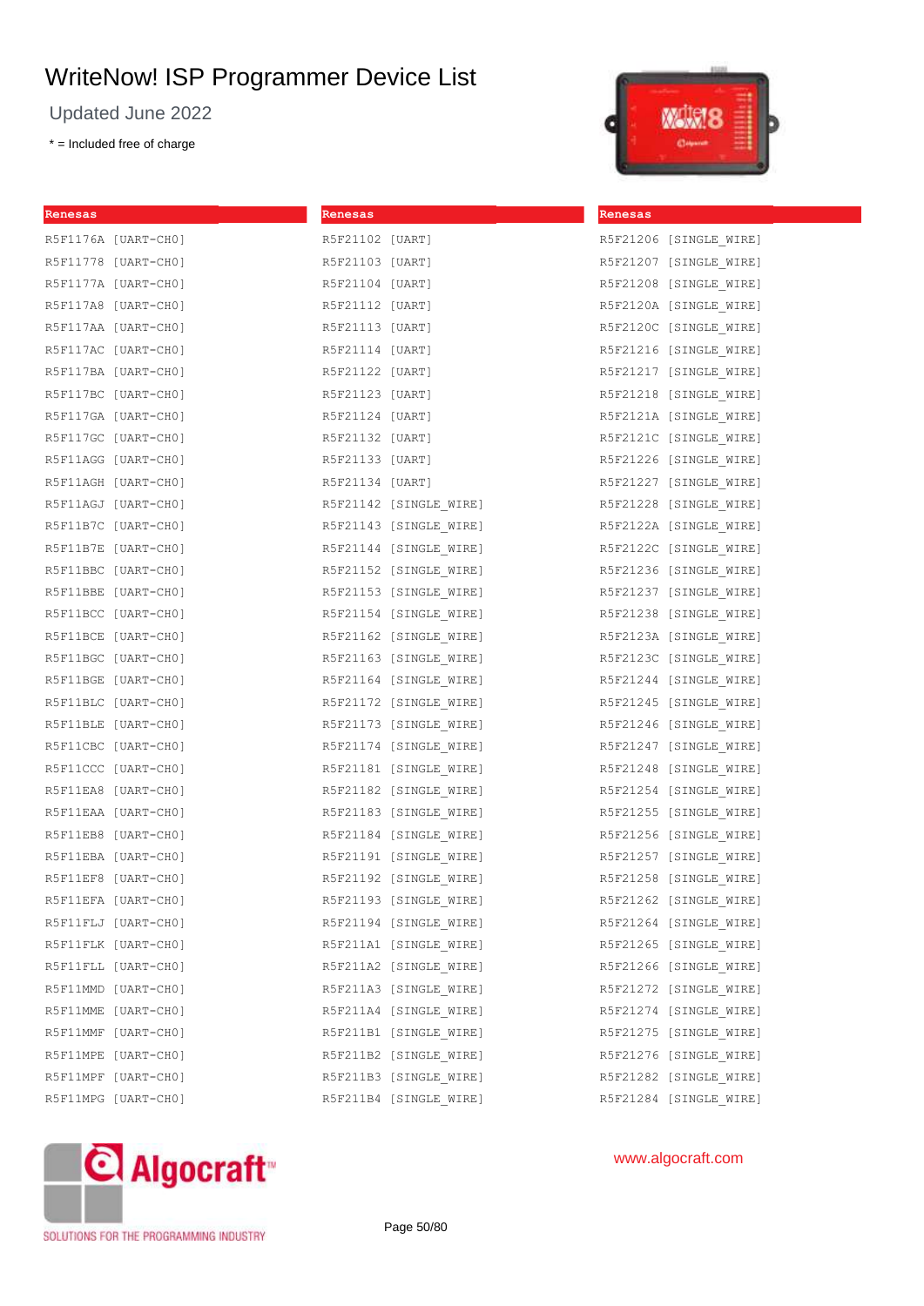# WriteNow! ISP Programmer Device List

Updated June 2022

* = Included free of charge

**Renesas**

R5F1176A [UART-CH0]
R5F11778 [UART-CH0]
R5F1177A [UART-CH0]
R5F117A8 [UART-CH0]
R5F117AA [UART-CH0]
R5F117AC [UART-CH0]
R5F117BA [UART-CH0]
R5F117BC [UART-CH0]
R5F117GA [UART-CH0]
R5F117GC [UART-CH0]
R5F11AGG [UART-CH0]
R5F11AGH [UART-CH0]
R5F11AGJ [UART-CH0]
R5F11B7C [UART-CH0]
R5F11B7E [UART-CH0]
R5F11BBC [UART-CH0]
R5F11BBE [UART-CH0]
R5F11BCC [UART-CH0]
R5F11BCE [UART-CH0]
R5F11BGC [UART-CH0]
R5F11BGE [UART-CH0]
R5F11BLC [UART-CH0]
R5F11BLE [UART-CH0]
R5F11CBC [UART-CH0]
R5F11CCC [UART-CH0]
R5F11EA8 [UART-CH0]
R5F11EAA [UART-CH0]
R5F11EB8 [UART-CH0]
R5F11EBA [UART-CH0]
R5F11EF8 [UART-CH0]
R5F11EFA [UART-CH0]
R5F11FLJ [UART-CH0]
R5F11FLK [UART-CH0]
R5F11FLL [UART-CH0]
R5F11MMD [UART-CH0]
R5F11MME [UART-CH0]
R5F11MMF [UART-CH0]
R5F11MPE [UART-CH0]
R5F11MPF [UART-CH0]
R5F11MPG [UART-CH0]

**Renesas**

R5F21102 [UART]
R5F21103 [UART]
R5F21104 [UART]
R5F21112 [UART]
R5F21113 [UART]
R5F21114 [UART]
R5F21122 [UART]
R5F21123 [UART]
R5F21124 [UART]
R5F21132 [UART]
R5F21133 [UART]
R5F21134 [UART]
R5F21142 [SINGLE_WIRE]
R5F21143 [SINGLE_WIRE]
R5F21144 [SINGLE_WIRE]
R5F21152 [SINGLE_WIRE]
R5F21153 [SINGLE_WIRE]
R5F21154 [SINGLE_WIRE]
R5F21162 [SINGLE_WIRE]
R5F21163 [SINGLE_WIRE]
R5F21164 [SINGLE_WIRE]
R5F21172 [SINGLE_WIRE]
R5F21173 [SINGLE_WIRE]
R5F21174 [SINGLE_WIRE]
R5F21181 [SINGLE_WIRE]
R5F21182 [SINGLE_WIRE]
R5F21183 [SINGLE_WIRE]
R5F21184 [SINGLE_WIRE]
R5F21191 [SINGLE_WIRE]
R5F21192 [SINGLE_WIRE]
R5F21193 [SINGLE_WIRE]
R5F21194 [SINGLE_WIRE]
R5F211A1 [SINGLE_WIRE]
R5F211A2 [SINGLE_WIRE]
R5F211A3 [SINGLE_WIRE]
R5F211A4 [SINGLE_WIRE]
R5F211B1 [SINGLE_WIRE]
R5F211B2 [SINGLE_WIRE]
R5F211B3 [SINGLE_WIRE]
R5F211B4 [SINGLE_WIRE]

**Renesas**

R5F21206 [SINGLE_WIRE]
R5F21207 [SINGLE_WIRE]
R5F21208 [SINGLE_WIRE]
R5F2120A [SINGLE_WIRE]
R5F2120C [SINGLE_WIRE]
R5F21216 [SINGLE_WIRE]
R5F21217 [SINGLE_WIRE]
R5F21218 [SINGLE_WIRE]
R5F2121A [SINGLE_WIRE]
R5F2121C [SINGLE_WIRE]
R5F21226 [SINGLE_WIRE]
R5F21227 [SINGLE_WIRE]
R5F21228 [SINGLE_WIRE]
R5F2122A [SINGLE_WIRE]
R5F2122C [SINGLE_WIRE]
R5F21236 [SINGLE_WIRE]
R5F21237 [SINGLE_WIRE]
R5F21238 [SINGLE_WIRE]
R5F2123A [SINGLE_WIRE]
R5F2123C [SINGLE_WIRE]
R5F21244 [SINGLE_WIRE]
R5F21245 [SINGLE_WIRE]
R5F21246 [SINGLE_WIRE]
R5F21247 [SINGLE_WIRE]
R5F21248 [SINGLE_WIRE]
R5F21254 [SINGLE_WIRE]
R5F21255 [SINGLE_WIRE]
R5F21256 [SINGLE_WIRE]
R5F21257 [SINGLE_WIRE]
R5F21258 [SINGLE_WIRE]
R5F21262 [SINGLE_WIRE]
R5F21264 [SINGLE_WIRE]
R5F21265 [SINGLE_WIRE]
R5F21266 [SINGLE_WIRE]
R5F21272 [SINGLE_WIRE]
R5F21274 [SINGLE_WIRE]
R5F21275 [SINGLE_WIRE]
R5F21276 [SINGLE_WIRE]
R5F21282 [SINGLE_WIRE]
R5F21284 [SINGLE_WIRE]

Algocraft™ SOLUTIONS FOR THE PROGRAMMING INDUSTRY

www.algocraft.com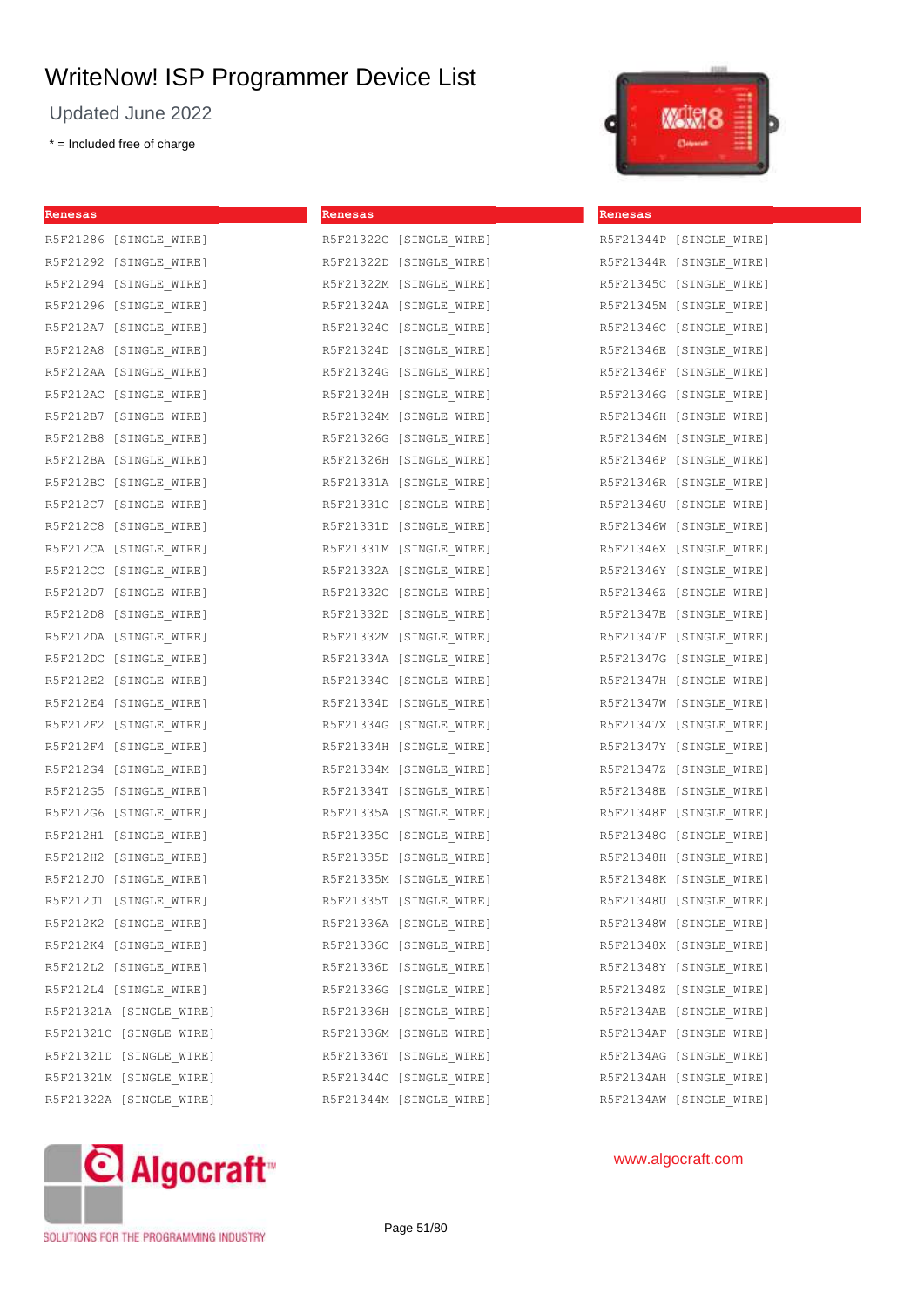# WriteNow! ISP Programmer Device List

Updated June 2022

* = Included free of charge

## Renesas

R5F21286 [SINGLE_WIRE]
R5F21292 [SINGLE_WIRE]
R5F21294 [SINGLE_WIRE]
R5F21296 [SINGLE_WIRE]
R5F212A7 [SINGLE_WIRE]
R5F212A8 [SINGLE_WIRE]
R5F212AA [SINGLE_WIRE]
R5F212AC [SINGLE_WIRE]
R5F212B7 [SINGLE_WIRE]
R5F212B8 [SINGLE_WIRE]
R5F212BA [SINGLE_WIRE]
R5F212BC [SINGLE_WIRE]
R5F212C7 [SINGLE_WIRE]
R5F212C8 [SINGLE_WIRE]
R5F212CA [SINGLE_WIRE]
R5F212CC [SINGLE_WIRE]
R5F212D7 [SINGLE_WIRE]
R5F212D8 [SINGLE_WIRE]
R5F212DA [SINGLE_WIRE]
R5F212DC [SINGLE_WIRE]
R5F212E2 [SINGLE_WIRE]
R5F212E4 [SINGLE_WIRE]
R5F212F2 [SINGLE_WIRE]
R5F212F4 [SINGLE_WIRE]
R5F212G4 [SINGLE_WIRE]
R5F212G5 [SINGLE_WIRE]
R5F212G6 [SINGLE_WIRE]
R5F212H1 [SINGLE_WIRE]
R5F212H2 [SINGLE_WIRE]
R5F212J0 [SINGLE_WIRE]
R5F212J1 [SINGLE_WIRE]
R5F212K2 [SINGLE_WIRE]
R5F212K4 [SINGLE_WIRE]
R5F212L2 [SINGLE_WIRE]
R5F212L4 [SINGLE_WIRE]
R5F21321A [SINGLE_WIRE]
R5F21321C [SINGLE_WIRE]
R5F21321D [SINGLE_WIRE]
R5F21321M [SINGLE_WIRE]
R5F21322A [SINGLE_WIRE]

## Renesas

R5F21322C [SINGLE_WIRE]
R5F21322D [SINGLE_WIRE]
R5F21322M [SINGLE_WIRE]
R5F21324A [SINGLE_WIRE]
R5F21324C [SINGLE_WIRE]
R5F21324D [SINGLE_WIRE]
R5F21324G [SINGLE_WIRE]
R5F21324H [SINGLE_WIRE]
R5F21324M [SINGLE_WIRE]
R5F21326G [SINGLE_WIRE]
R5F21326H [SINGLE_WIRE]
R5F21331A [SINGLE_WIRE]
R5F21331C [SINGLE_WIRE]
R5F21331D [SINGLE_WIRE]
R5F21331M [SINGLE_WIRE]
R5F21332A [SINGLE_WIRE]
R5F21332C [SINGLE_WIRE]
R5F21332D [SINGLE_WIRE]
R5F21332M [SINGLE_WIRE]
R5F21334A [SINGLE_WIRE]
R5F21334C [SINGLE_WIRE]
R5F21334D [SINGLE_WIRE]
R5F21334G [SINGLE_WIRE]
R5F21334H [SINGLE_WIRE]
R5F21334M [SINGLE_WIRE]
R5F21334T [SINGLE_WIRE]
R5F21335A [SINGLE_WIRE]
R5F21335C [SINGLE_WIRE]
R5F21335D [SINGLE_WIRE]
R5F21335M [SINGLE_WIRE]
R5F21335T [SINGLE_WIRE]
R5F21336A [SINGLE_WIRE]
R5F21336C [SINGLE_WIRE]
R5F21336D [SINGLE_WIRE]
R5F21336G [SINGLE_WIRE]
R5F21336H [SINGLE_WIRE]
R5F21336M [SINGLE_WIRE]
R5F21336T [SINGLE_WIRE]
R5F21344C [SINGLE_WIRE]
R5F21344M [SINGLE_WIRE]

## Renesas

R5F21344P [SINGLE_WIRE]
R5F21344R [SINGLE_WIRE]
R5F21345C [SINGLE_WIRE]
R5F21345M [SINGLE_WIRE]
R5F21346C [SINGLE_WIRE]
R5F21346E [SINGLE_WIRE]
R5F21346F [SINGLE_WIRE]
R5F21346G [SINGLE_WIRE]
R5F21346H [SINGLE_WIRE]
R5F21346M [SINGLE_WIRE]
R5F21346P [SINGLE_WIRE]
R5F21346R [SINGLE_WIRE]
R5F21346U [SINGLE_WIRE]
R5F21346W [SINGLE_WIRE]
R5F21346X [SINGLE_WIRE]
R5F21346Y [SINGLE_WIRE]
R5F21346Z [SINGLE_WIRE]
R5F21347E [SINGLE_WIRE]
R5F21347F [SINGLE_WIRE]
R5F21347G [SINGLE_WIRE]
R5F21347H [SINGLE_WIRE]
R5F21347W [SINGLE_WIRE]
R5F21347X [SINGLE_WIRE]
R5F21347Y [SINGLE_WIRE]
R5F21347Z [SINGLE_WIRE]
R5F21348E [SINGLE_WIRE]
R5F21348F [SINGLE_WIRE]
R5F21348G [SINGLE_WIRE]
R5F21348H [SINGLE_WIRE]
R5F21348K [SINGLE_WIRE]
R5F21348U [SINGLE_WIRE]
R5F21348W [SINGLE_WIRE]
R5F21348X [SINGLE_WIRE]
R5F21348Y [SINGLE_WIRE]
R5F21348Z [SINGLE_WIRE]
R5F2134AE [SINGLE_WIRE]
R5F2134AF [SINGLE_WIRE]
R5F2134AG [SINGLE_WIRE]
R5F2134AH [SINGLE_WIRE]
R5F2134AW [SINGLE_WIRE]

Algocraft™ SOLUTIONS FOR THE PROGRAMMING INDUSTRY

www.algocraft.com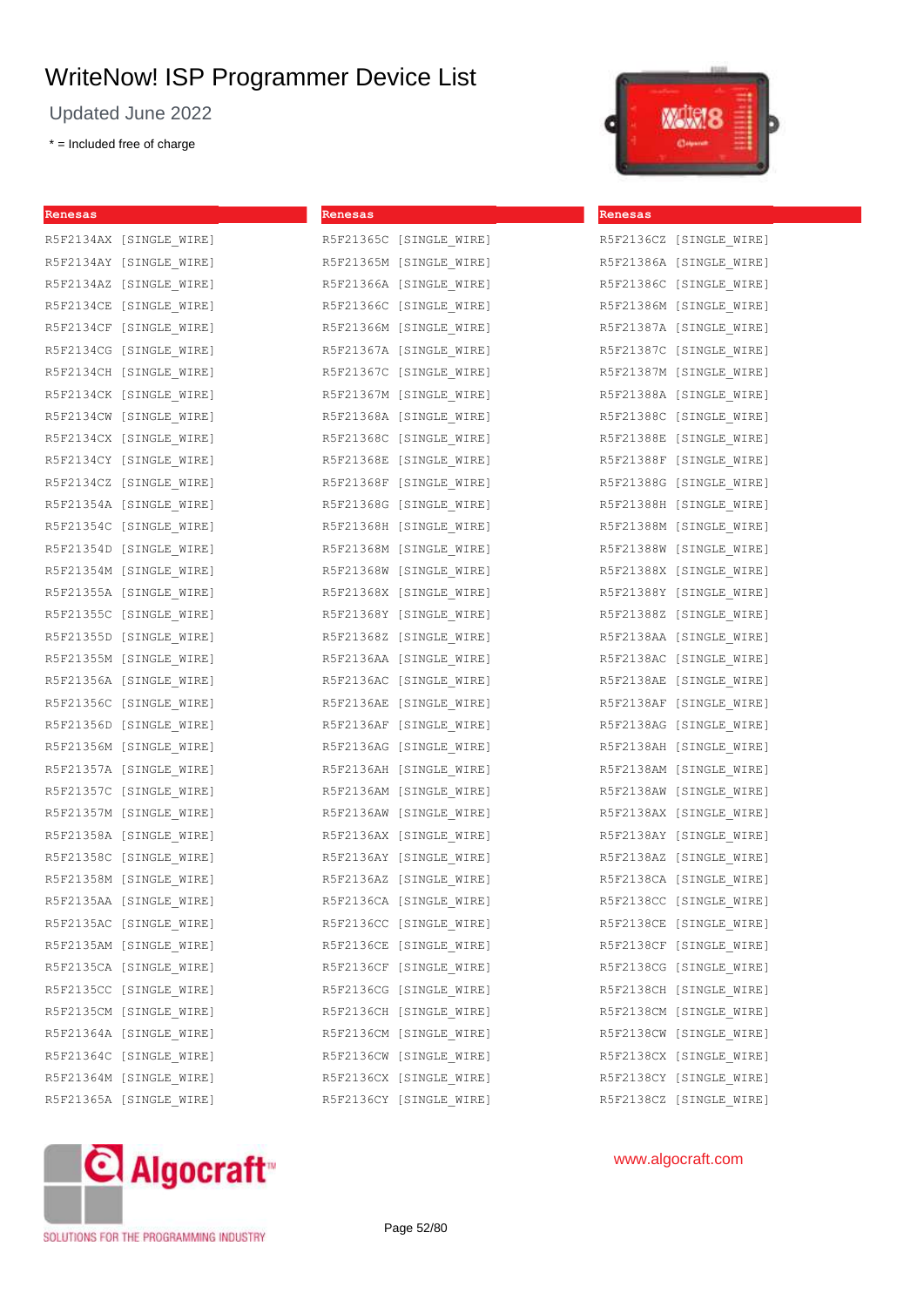# WriteNow! ISP Programmer Device List

Updated June 2022

* = Included free of charge

**Renesas**

R5F2134AX [SINGLE_WIRE]
R5F2134AY [SINGLE_WIRE]
R5F2134AZ [SINGLE_WIRE]
R5F2134CE [SINGLE_WIRE]
R5F2134CF [SINGLE_WIRE]
R5F2134CG [SINGLE_WIRE]
R5F2134CH [SINGLE_WIRE]
R5F2134CK [SINGLE_WIRE]
R5F2134CW [SINGLE_WIRE]
R5F2134CX [SINGLE_WIRE]
R5F2134CY [SINGLE_WIRE]
R5F2134CZ [SINGLE_WIRE]
R5F21354A [SINGLE_WIRE]
R5F21354C [SINGLE_WIRE]
R5F21354D [SINGLE_WIRE]
R5F21354M [SINGLE_WIRE]
R5F21355A [SINGLE_WIRE]
R5F21355C [SINGLE_WIRE]
R5F21355D [SINGLE_WIRE]
R5F21355M [SINGLE_WIRE]
R5F21356A [SINGLE_WIRE]
R5F21356C [SINGLE_WIRE]
R5F21356D [SINGLE_WIRE]
R5F21356M [SINGLE_WIRE]
R5F21357A [SINGLE_WIRE]
R5F21357C [SINGLE_WIRE]
R5F21357M [SINGLE_WIRE]
R5F21358A [SINGLE_WIRE]
R5F21358C [SINGLE_WIRE]
R5F21358M [SINGLE_WIRE]
R5F2135AA [SINGLE_WIRE]
R5F2135AC [SINGLE_WIRE]
R5F2135AM [SINGLE_WIRE]
R5F2135CA [SINGLE_WIRE]
R5F2135CC [SINGLE_WIRE]
R5F2135CM [SINGLE_WIRE]
R5F21364A [SINGLE_WIRE]
R5F21364C [SINGLE_WIRE]
R5F21364M [SINGLE_WIRE]
R5F21365A [SINGLE_WIRE]

**Renesas**

R5F21365C [SINGLE_WIRE]
R5F21365M [SINGLE_WIRE]
R5F21366A [SINGLE_WIRE]
R5F21366C [SINGLE_WIRE]
R5F21366M [SINGLE_WIRE]
R5F21367A [SINGLE_WIRE]
R5F21367C [SINGLE_WIRE]
R5F21367M [SINGLE_WIRE]
R5F21368A [SINGLE_WIRE]
R5F21368C [SINGLE_WIRE]
R5F21368E [SINGLE_WIRE]
R5F21368F [SINGLE_WIRE]
R5F21368G [SINGLE_WIRE]
R5F21368H [SINGLE_WIRE]
R5F21368M [SINGLE_WIRE]
R5F21368W [SINGLE_WIRE]
R5F21368X [SINGLE_WIRE]
R5F21368Y [SINGLE_WIRE]
R5F21368Z [SINGLE_WIRE]
R5F2136AA [SINGLE_WIRE]
R5F2136AC [SINGLE_WIRE]
R5F2136AE [SINGLE_WIRE]
R5F2136AF [SINGLE_WIRE]
R5F2136AG [SINGLE_WIRE]
R5F2136AH [SINGLE_WIRE]
R5F2136AM [SINGLE_WIRE]
R5F2136AW [SINGLE_WIRE]
R5F2136AX [SINGLE_WIRE]
R5F2136AY [SINGLE_WIRE]
R5F2136AZ [SINGLE_WIRE]
R5F2136CA [SINGLE_WIRE]
R5F2136CC [SINGLE_WIRE]
R5F2136CE [SINGLE_WIRE]
R5F2136CF [SINGLE_WIRE]
R5F2136CG [SINGLE_WIRE]
R5F2136CH [SINGLE_WIRE]
R5F2136CM [SINGLE_WIRE]
R5F2136CW [SINGLE_WIRE]
R5F2136CX [SINGLE_WIRE]
R5F2136CY [SINGLE_WIRE]

**Renesas**

R5F2136CZ [SINGLE_WIRE]
R5F21386A [SINGLE_WIRE]
R5F21386C [SINGLE_WIRE]
R5F21386M [SINGLE_WIRE]
R5F21387A [SINGLE_WIRE]
R5F21387C [SINGLE_WIRE]
R5F21387M [SINGLE_WIRE]
R5F21388A [SINGLE_WIRE]
R5F21388C [SINGLE_WIRE]
R5F21388E [SINGLE_WIRE]
R5F21388F [SINGLE_WIRE]
R5F21388G [SINGLE_WIRE]
R5F21388H [SINGLE_WIRE]
R5F21388M [SINGLE_WIRE]
R5F21388W [SINGLE_WIRE]
R5F21388X [SINGLE_WIRE]
R5F21388Y [SINGLE_WIRE]
R5F21388Z [SINGLE_WIRE]
R5F2138AA [SINGLE_WIRE]
R5F2138AC [SINGLE_WIRE]
R5F2138AE [SINGLE_WIRE]
R5F2138AF [SINGLE_WIRE]
R5F2138AG [SINGLE_WIRE]
R5F2138AH [SINGLE_WIRE]
R5F2138AM [SINGLE_WIRE]
R5F2138AW [SINGLE_WIRE]
R5F2138AX [SINGLE_WIRE]
R5F2138AY [SINGLE_WIRE]
R5F2138AZ [SINGLE_WIRE]
R5F2138CA [SINGLE_WIRE]
R5F2138CC [SINGLE_WIRE]
R5F2138CE [SINGLE_WIRE]
R5F2138CF [SINGLE_WIRE]
R5F2138CG [SINGLE_WIRE]
R5F2138CH [SINGLE_WIRE]
R5F2138CM [SINGLE_WIRE]
R5F2138CW [SINGLE_WIRE]
R5F2138CX [SINGLE_WIRE]
R5F2138CY [SINGLE_WIRE]
R5F2138CZ [SINGLE_WIRE]

Algocraft™ SOLUTIONS FOR THE PROGRAMMING INDUSTRY

www.algocraft.com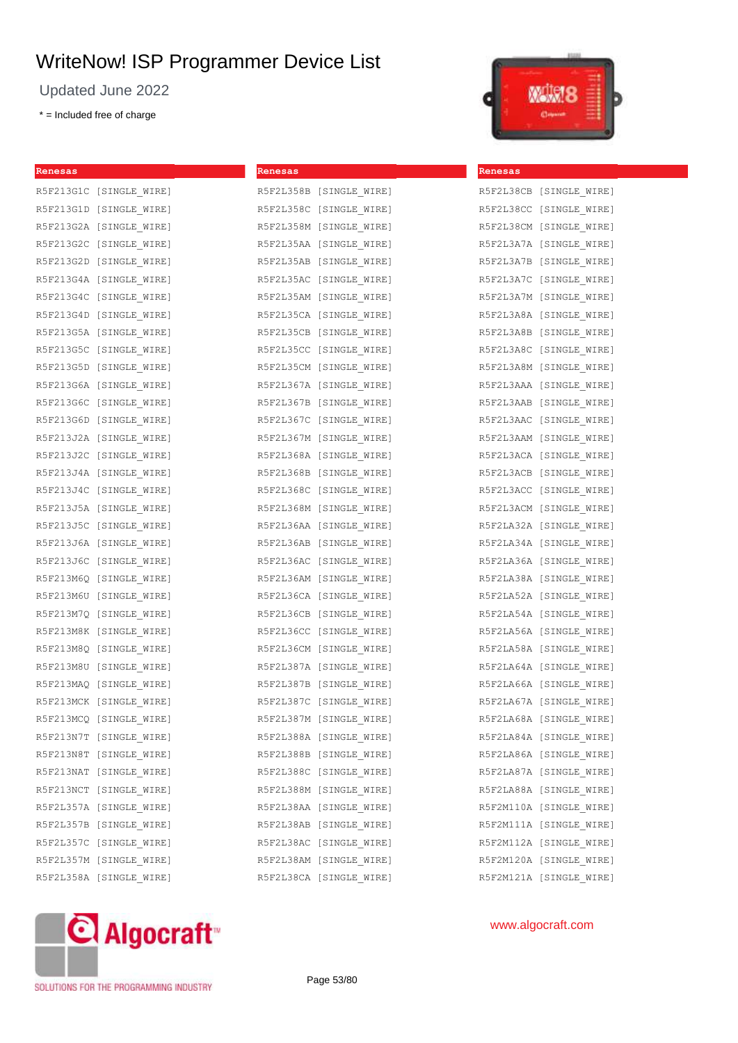# WriteNow! ISP Programmer Device List

Updated June 2022

* = Included free of charge

**Renesas**

R5F213G1C [SINGLE_WIRE]
R5F213G1D [SINGLE_WIRE]
R5F213G2A [SINGLE_WIRE]
R5F213G2C [SINGLE_WIRE]
R5F213G2D [SINGLE_WIRE]
R5F213G4A [SINGLE_WIRE]
R5F213G4C [SINGLE_WIRE]
R5F213G4D [SINGLE_WIRE]
R5F213G5A [SINGLE_WIRE]
R5F213G5C [SINGLE_WIRE]
R5F213G5D [SINGLE_WIRE]
R5F213G6A [SINGLE_WIRE]
R5F213G6C [SINGLE_WIRE]
R5F213G6D [SINGLE_WIRE]
R5F213J2A [SINGLE_WIRE]
R5F213J2C [SINGLE_WIRE]
R5F213J4A [SINGLE_WIRE]
R5F213J4C [SINGLE_WIRE]
R5F213J5A [SINGLE_WIRE]
R5F213J5C [SINGLE_WIRE]
R5F213J6A [SINGLE_WIRE]
R5F213J6C [SINGLE_WIRE]
R5F213M6Q [SINGLE_WIRE]
R5F213M6U [SINGLE_WIRE]
R5F213M7Q [SINGLE_WIRE]
R5F213M8K [SINGLE_WIRE]
R5F213M8Q [SINGLE_WIRE]
R5F213M8U [SINGLE_WIRE]
R5F213MAQ [SINGLE_WIRE]
R5F213MCK [SINGLE_WIRE]
R5F213MCQ [SINGLE_WIRE]
R5F213N7T [SINGLE_WIRE]
R5F213N8T [SINGLE_WIRE]
R5F213NAT [SINGLE_WIRE]
R5F213NCT [SINGLE_WIRE]
R5F2L357A [SINGLE_WIRE]
R5F2L357B [SINGLE_WIRE]
R5F2L357C [SINGLE_WIRE]
R5F2L357M [SINGLE_WIRE]
R5F2L358A [SINGLE_WIRE]

**Renesas**

R5F2L358B [SINGLE_WIRE]
R5F2L358C [SINGLE_WIRE]
R5F2L358M [SINGLE_WIRE]
R5F2L35AA [SINGLE_WIRE]
R5F2L35AB [SINGLE_WIRE]
R5F2L35AC [SINGLE_WIRE]
R5F2L35AM [SINGLE_WIRE]
R5F2L35CA [SINGLE_WIRE]
R5F2L35CB [SINGLE_WIRE]
R5F2L35CC [SINGLE_WIRE]
R5F2L35CM [SINGLE_WIRE]
R5F2L367A [SINGLE_WIRE]
R5F2L367B [SINGLE_WIRE]
R5F2L367C [SINGLE_WIRE]
R5F2L367M [SINGLE_WIRE]
R5F2L368A [SINGLE_WIRE]
R5F2L368B [SINGLE_WIRE]
R5F2L368C [SINGLE_WIRE]
R5F2L368M [SINGLE_WIRE]
R5F2L36AA [SINGLE_WIRE]
R5F2L36AB [SINGLE_WIRE]
R5F2L36AC [SINGLE_WIRE]
R5F2L36AM [SINGLE_WIRE]
R5F2L36CA [SINGLE_WIRE]
R5F2L36CB [SINGLE_WIRE]
R5F2L36CC [SINGLE_WIRE]
R5F2L36CM [SINGLE_WIRE]
R5F2L387A [SINGLE_WIRE]
R5F2L387B [SINGLE_WIRE]
R5F2L387C [SINGLE_WIRE]
R5F2L387M [SINGLE_WIRE]
R5F2L388A [SINGLE_WIRE]
R5F2L388B [SINGLE_WIRE]
R5F2L388C [SINGLE_WIRE]
R5F2L388M [SINGLE_WIRE]
R5F2L38AA [SINGLE_WIRE]
R5F2L38AB [SINGLE_WIRE]
R5F2L38AC [SINGLE_WIRE]
R5F2L38AM [SINGLE_WIRE]
R5F2L38CA [SINGLE_WIRE]

**Renesas**

R5F2L38CB [SINGLE_WIRE]
R5F2L38CC [SINGLE_WIRE]
R5F2L38CM [SINGLE_WIRE]
R5F2L3A7A [SINGLE_WIRE]
R5F2L3A7B [SINGLE_WIRE]
R5F2L3A7C [SINGLE_WIRE]
R5F2L3A7M [SINGLE_WIRE]
R5F2L3A8A [SINGLE_WIRE]
R5F2L3A8B [SINGLE_WIRE]
R5F2L3A8C [SINGLE_WIRE]
R5F2L3A8M [SINGLE_WIRE]
R5F2L3AAA [SINGLE_WIRE]
R5F2L3AAB [SINGLE_WIRE]
R5F2L3AAC [SINGLE_WIRE]
R5F2L3AAM [SINGLE_WIRE]
R5F2L3ACA [SINGLE_WIRE]
R5F2L3ACB [SINGLE_WIRE]
R5F2L3ACC [SINGLE_WIRE]
R5F2L3ACM [SINGLE_WIRE]
R5F2LA32A [SINGLE_WIRE]
R5F2LA34A [SINGLE_WIRE]
R5F2LA36A [SINGLE_WIRE]
R5F2LA38A [SINGLE_WIRE]
R5F2LA52A [SINGLE_WIRE]
R5F2LA54A [SINGLE_WIRE]
R5F2LA56A [SINGLE_WIRE]
R5F2LA58A [SINGLE_WIRE]
R5F2LA64A [SINGLE_WIRE]
R5F2LA66A [SINGLE_WIRE]
R5F2LA67A [SINGLE_WIRE]
R5F2LA68A [SINGLE_WIRE]
R5F2LA84A [SINGLE_WIRE]
R5F2LA86A [SINGLE_WIRE]
R5F2LA87A [SINGLE_WIRE]
R5F2LA88A [SINGLE_WIRE]
R5F2M110A [SINGLE_WIRE]
R5F2M111A [SINGLE_WIRE]
R5F2M112A [SINGLE_WIRE]
R5F2M120A [SINGLE_WIRE]
R5F2M121A [SINGLE_WIRE]

Algocraft
SOLUTIONS FOR THE PROGRAMMING INDUSTRY

www.algocraft.com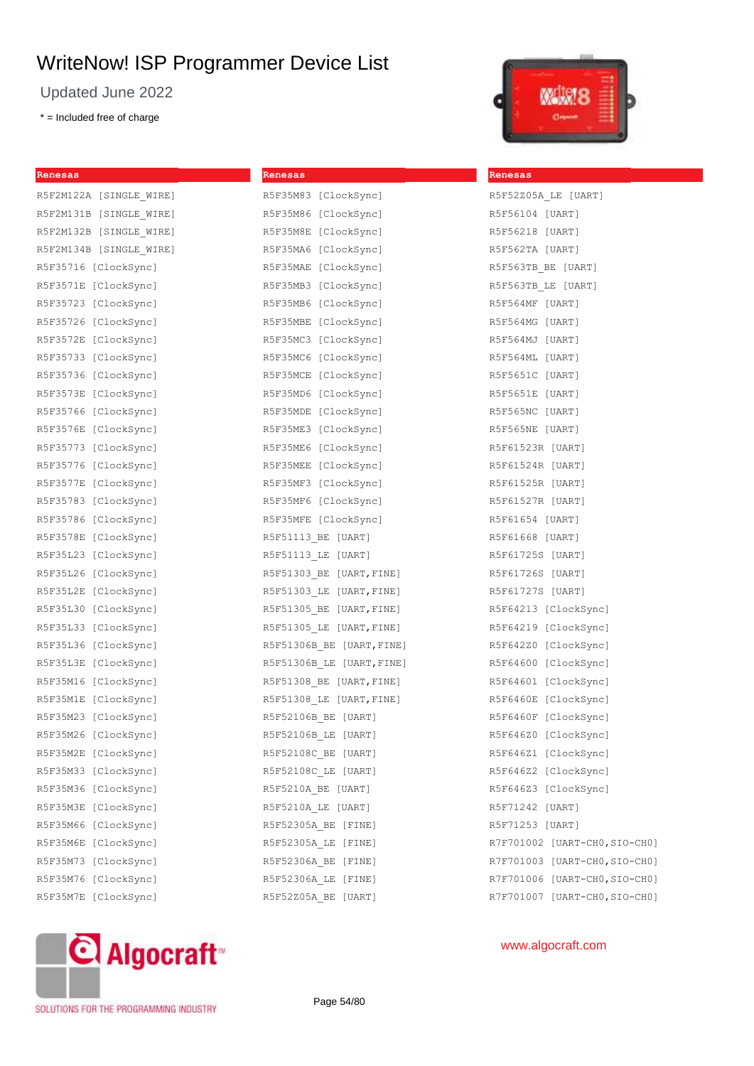# WriteNow! ISP Programmer Device List

Updated June 2022

\* = Included free of charge

**Renesas**

R5F2M122A [SINGLE_WIRE]
R5F2M131B [SINGLE_WIRE]
R5F2M132B [SINGLE_WIRE]
R5F2M134B [SINGLE_WIRE]
R5F35716 [ClockSync]
R5F3571E [ClockSync]
R5F35723 [ClockSync]
R5F35726 [ClockSync]
R5F3572E [ClockSync]
R5F35733 [ClockSync]
R5F35736 [ClockSync]
R5F3573E [ClockSync]
R5F35766 [ClockSync]
R5F3576E [ClockSync]
R5F35773 [ClockSync]
R5F35776 [ClockSync]
R5F3577E [ClockSync]
R5F35783 [ClockSync]
R5F35786 [ClockSync]
R5F3578E [ClockSync]
R5F35L23 [ClockSync]
R5F35L26 [ClockSync]
R5F35L2E [ClockSync]
R5F35L30 [ClockSync]
R5F35L33 [ClockSync]
R5F35L36 [ClockSync]
R5F35L3E [ClockSync]
R5F35M16 [ClockSync]
R5F35M1E [ClockSync]
R5F35M23 [ClockSync]
R5F35M26 [ClockSync]
R5F35M2E [ClockSync]
R5F35M33 [ClockSync]
R5F35M36 [ClockSync]
R5F35M3E [ClockSync]
R5F35M66 [ClockSync]
R5F35M6E [ClockSync]
R5F35M73 [ClockSync]
R5F35M76 [ClockSync]
R5F35M7E [ClockSync]

**Renesas**

R5F35M83 [ClockSync]
R5F35M86 [ClockSync]
R5F35M8E [ClockSync]
R5F35MA6 [ClockSync]
R5F35MAE [ClockSync]
R5F35MB3 [ClockSync]
R5F35MB6 [ClockSync]
R5F35MBE [ClockSync]
R5F35MC3 [ClockSync]
R5F35MC6 [ClockSync]
R5F35MCE [ClockSync]
R5F35MD6 [ClockSync]
R5F35MDE [ClockSync]
R5F35ME3 [ClockSync]
R5F35ME6 [ClockSync]
R5F35MEE [ClockSync]
R5F35MF3 [ClockSync]
R5F35MF6 [ClockSync]
R5F35MFE [ClockSync]
R5F51113_BE [UART]
R5F51113_LE [UART]
R5F51303_BE [UART,FINE]
R5F51303_LE [UART,FINE]
R5F51305_BE [UART,FINE]
R5F51305_LE [UART,FINE]
R5F51306B_BE [UART,FINE]
R5F51306B_LE [UART,FINE]
R5F51308_BE [UART,FINE]
R5F51308_LE [UART,FINE]
R5F52106B_BE [UART]
R5F52106B_LE [UART]
R5F52108C_BE [UART]
R5F52108C_LE [UART]
R5F5210A_BE [UART]
R5F5210A_LE [UART]
R5F52305A_BE [FINE]
R5F52305A_LE [FINE]
R5F52306A_BE [FINE]
R5F52306A_LE [FINE]
R5F52Z05A_BE [UART]

**Renesas**

R5F52Z05A_LE [UART]
R5F56104 [UART]
R5F56218 [UART]
R5F562TA [UART]
R5F563TB_BE [UART]
R5F563TB_LE [UART]
R5F564MF [UART]
R5F564MG [UART]
R5F564MJ [UART]
R5F564ML [UART]
R5F5651C [UART]
R5F5651E [UART]
R5F565NC [UART]
R5F565NE [UART]
R5F61523R [UART]
R5F61524R [UART]
R5F61525R [UART]
R5F61527R [UART]
R5F61654 [UART]
R5F61668 [UART]
R5F61725S [UART]
R5F61726S [UART]
R5F61727S [UART]
R5F64213 [ClockSync]
R5F64219 [ClockSync]
R5F642Z0 [ClockSync]
R5F64600 [ClockSync]
R5F64601 [ClockSync]
R5F6460E [ClockSync]
R5F6460F [ClockSync]
R5F646Z0 [ClockSync]
R5F646Z1 [ClockSync]
R5F646Z2 [ClockSync]
R5F646Z3 [ClockSync]
R5F71242 [UART]
R5F71253 [UART]
R7F701002 [UART-CH0,SIO-CH0]
R7F701003 [UART-CH0,SIO-CH0]
R7F701006 [UART-CH0,SIO-CH0]
R7F701007 [UART-CH0,SIO-CH0]

Algocraft™ SOLUTIONS FOR THE PROGRAMMING INDUSTRY

www.algocraft.com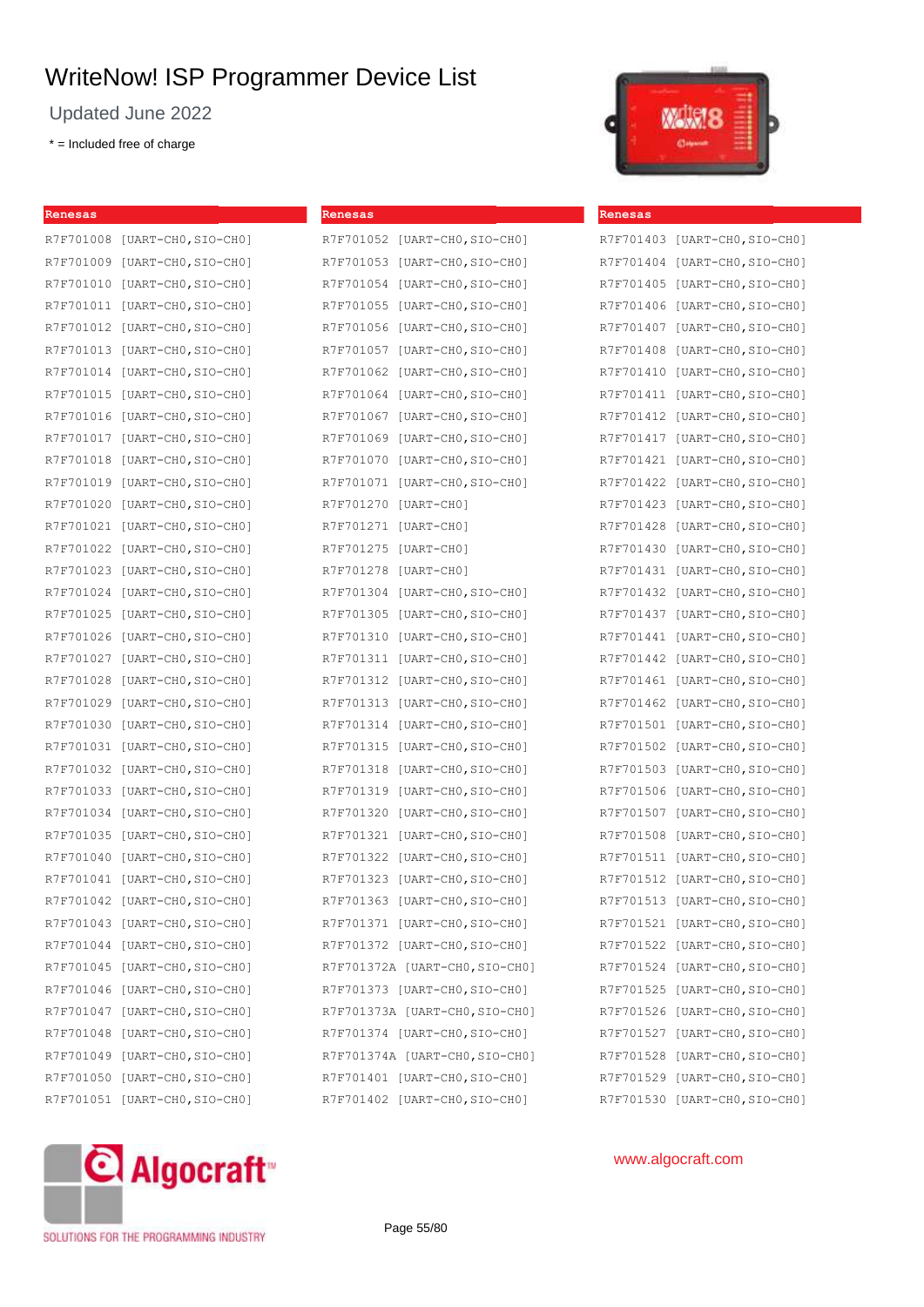# WriteNow! ISP Programmer Device List

Updated June 2022

* = Included free of charge

| Renesas |
|---|
| R7F701008 [UART-CH0,SIO-CH0] |
| R7F701009 [UART-CH0,SIO-CH0] |
| R7F701010 [UART-CH0,SIO-CH0] |
| R7F701011 [UART-CH0,SIO-CH0] |
| R7F701012 [UART-CH0,SIO-CH0] |
| R7F701013 [UART-CH0,SIO-CH0] |
| R7F701014 [UART-CH0,SIO-CH0] |
| R7F701015 [UART-CH0,SIO-CH0] |
| R7F701016 [UART-CH0,SIO-CH0] |
| R7F701017 [UART-CH0,SIO-CH0] |
| R7F701018 [UART-CH0,SIO-CH0] |
| R7F701019 [UART-CH0,SIO-CH0] |
| R7F701020 [UART-CH0,SIO-CH0] |
| R7F701021 [UART-CH0,SIO-CH0] |
| R7F701022 [UART-CH0,SIO-CH0] |
| R7F701023 [UART-CH0,SIO-CH0] |
| R7F701024 [UART-CH0,SIO-CH0] |
| R7F701025 [UART-CH0,SIO-CH0] |
| R7F701026 [UART-CH0,SIO-CH0] |
| R7F701027 [UART-CH0,SIO-CH0] |
| R7F701028 [UART-CH0,SIO-CH0] |
| R7F701029 [UART-CH0,SIO-CH0] |
| R7F701030 [UART-CH0,SIO-CH0] |
| R7F701031 [UART-CH0,SIO-CH0] |
| R7F701032 [UART-CH0,SIO-CH0] |
| R7F701033 [UART-CH0,SIO-CH0] |
| R7F701034 [UART-CH0,SIO-CH0] |
| R7F701035 [UART-CH0,SIO-CH0] |
| R7F701040 [UART-CH0,SIO-CH0] |
| R7F701041 [UART-CH0,SIO-CH0] |
| R7F701042 [UART-CH0,SIO-CH0] |
| R7F701043 [UART-CH0,SIO-CH0] |
| R7F701044 [UART-CH0,SIO-CH0] |
| R7F701045 [UART-CH0,SIO-CH0] |
| R7F701046 [UART-CH0,SIO-CH0] |
| R7F701047 [UART-CH0,SIO-CH0] |
| R7F701048 [UART-CH0,SIO-CH0] |
| R7F701049 [UART-CH0,SIO-CH0] |
| R7F701050 [UART-CH0,SIO-CH0] |
| R7F701051 [UART-CH0,SIO-CH0] |

| Renesas |
|---|
| R7F701052 [UART-CH0,SIO-CH0] |
| R7F701053 [UART-CH0,SIO-CH0] |
| R7F701054 [UART-CH0,SIO-CH0] |
| R7F701055 [UART-CH0,SIO-CH0] |
| R7F701056 [UART-CH0,SIO-CH0] |
| R7F701057 [UART-CH0,SIO-CH0] |
| R7F701062 [UART-CH0,SIO-CH0] |
| R7F701064 [UART-CH0,SIO-CH0] |
| R7F701067 [UART-CH0,SIO-CH0] |
| R7F701069 [UART-CH0,SIO-CH0] |
| R7F701070 [UART-CH0,SIO-CH0] |
| R7F701071 [UART-CH0,SIO-CH0] |
| R7F701270 [UART-CH0] |
| R7F701271 [UART-CH0] |
| R7F701275 [UART-CH0] |
| R7F701278 [UART-CH0] |
| R7F701304 [UART-CH0,SIO-CH0] |
| R7F701305 [UART-CH0,SIO-CH0] |
| R7F701310 [UART-CH0,SIO-CH0] |
| R7F701311 [UART-CH0,SIO-CH0] |
| R7F701312 [UART-CH0,SIO-CH0] |
| R7F701313 [UART-CH0,SIO-CH0] |
| R7F701314 [UART-CH0,SIO-CH0] |
| R7F701315 [UART-CH0,SIO-CH0] |
| R7F701318 [UART-CH0,SIO-CH0] |
| R7F701319 [UART-CH0,SIO-CH0] |
| R7F701320 [UART-CH0,SIO-CH0] |
| R7F701321 [UART-CH0,SIO-CH0] |
| R7F701322 [UART-CH0,SIO-CH0] |
| R7F701323 [UART-CH0,SIO-CH0] |
| R7F701363 [UART-CH0,SIO-CH0] |
| R7F701371 [UART-CH0,SIO-CH0] |
| R7F701372 [UART-CH0,SIO-CH0] |
| R7F701372A [UART-CH0,SIO-CH0] |
| R7F701373 [UART-CH0,SIO-CH0] |
| R7F701373A [UART-CH0,SIO-CH0] |
| R7F701374 [UART-CH0,SIO-CH0] |
| R7F701374A [UART-CH0,SIO-CH0] |
| R7F701401 [UART-CH0,SIO-CH0] |
| R7F701402 [UART-CH0,SIO-CH0] |

| Renesas |
|---|
| R7F701403 [UART-CH0,SIO-CH0] |
| R7F701404 [UART-CH0,SIO-CH0] |
| R7F701405 [UART-CH0,SIO-CH0] |
| R7F701406 [UART-CH0,SIO-CH0] |
| R7F701407 [UART-CH0,SIO-CH0] |
| R7F701408 [UART-CH0,SIO-CH0] |
| R7F701410 [UART-CH0,SIO-CH0] |
| R7F701411 [UART-CH0,SIO-CH0] |
| R7F701412 [UART-CH0,SIO-CH0] |
| R7F701417 [UART-CH0,SIO-CH0] |
| R7F701421 [UART-CH0,SIO-CH0] |
| R7F701422 [UART-CH0,SIO-CH0] |
| R7F701423 [UART-CH0,SIO-CH0] |
| R7F701428 [UART-CH0,SIO-CH0] |
| R7F701430 [UART-CH0,SIO-CH0] |
| R7F701431 [UART-CH0,SIO-CH0] |
| R7F701432 [UART-CH0,SIO-CH0] |
| R7F701437 [UART-CH0,SIO-CH0] |
| R7F701441 [UART-CH0,SIO-CH0] |
| R7F701442 [UART-CH0,SIO-CH0] |
| R7F701461 [UART-CH0,SIO-CH0] |
| R7F701462 [UART-CH0,SIO-CH0] |
| R7F701501 [UART-CH0,SIO-CH0] |
| R7F701502 [UART-CH0,SIO-CH0] |
| R7F701503 [UART-CH0,SIO-CH0] |
| R7F701506 [UART-CH0,SIO-CH0] |
| R7F701507 [UART-CH0,SIO-CH0] |
| R7F701508 [UART-CH0,SIO-CH0] |
| R7F701511 [UART-CH0,SIO-CH0] |
| R7F701512 [UART-CH0,SIO-CH0] |
| R7F701513 [UART-CH0,SIO-CH0] |
| R7F701521 [UART-CH0,SIO-CH0] |
| R7F701522 [UART-CH0,SIO-CH0] |
| R7F701524 [UART-CH0,SIO-CH0] |
| R7F701525 [UART-CH0,SIO-CH0] |
| R7F701526 [UART-CH0,SIO-CH0] |
| R7F701527 [UART-CH0,SIO-CH0] |
| R7F701528 [UART-CH0,SIO-CH0] |
| R7F701529 [UART-CH0,SIO-CH0] |
| R7F701530 [UART-CH0,SIO-CH0] |

Algocraft™ SOLUTIONS FOR THE PROGRAMMING INDUSTRY

www.algocraft.com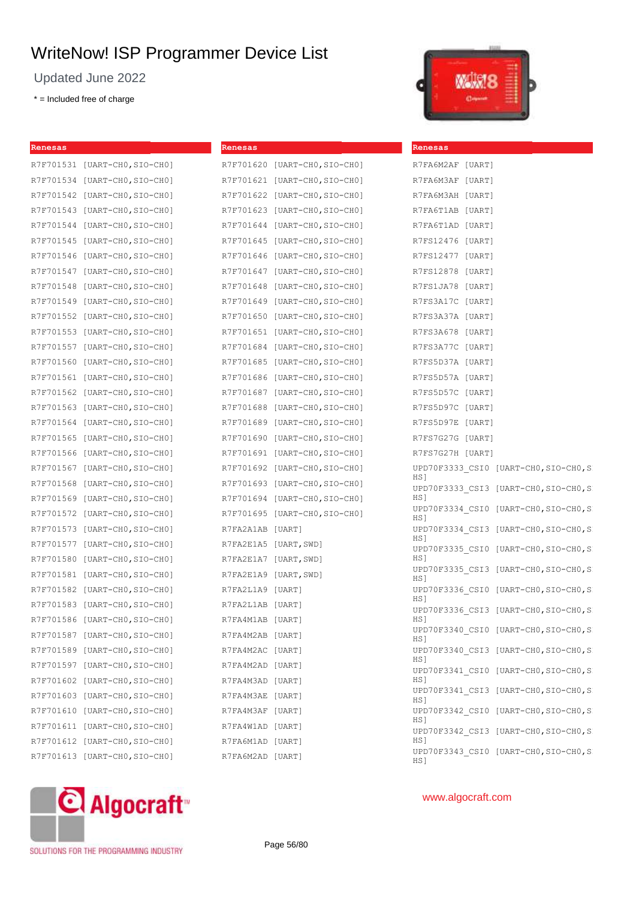# WriteNow! ISP Programmer Device List

Updated June 2022

* = Included free of charge

**Renesas**

R7F701531 [UART-CH0,SIO-CH0]
R7F701534 [UART-CH0,SIO-CH0]
R7F701542 [UART-CH0,SIO-CH0]
R7F701543 [UART-CH0,SIO-CH0]
R7F701544 [UART-CH0,SIO-CH0]
R7F701545 [UART-CH0,SIO-CH0]
R7F701546 [UART-CH0,SIO-CH0]
R7F701547 [UART-CH0,SIO-CH0]
R7F701548 [UART-CH0,SIO-CH0]
R7F701549 [UART-CH0,SIO-CH0]
R7F701552 [UART-CH0,SIO-CH0]
R7F701553 [UART-CH0,SIO-CH0]
R7F701557 [UART-CH0,SIO-CH0]
R7F701560 [UART-CH0,SIO-CH0]
R7F701561 [UART-CH0,SIO-CH0]
R7F701562 [UART-CH0,SIO-CH0]
R7F701563 [UART-CH0,SIO-CH0]
R7F701564 [UART-CH0,SIO-CH0]
R7F701565 [UART-CH0,SIO-CH0]
R7F701566 [UART-CH0,SIO-CH0]
R7F701567 [UART-CH0,SIO-CH0]
R7F701568 [UART-CH0,SIO-CH0]
R7F701569 [UART-CH0,SIO-CH0]
R7F701572 [UART-CH0,SIO-CH0]
R7F701573 [UART-CH0,SIO-CH0]
R7F701577 [UART-CH0,SIO-CH0]
R7F701580 [UART-CH0,SIO-CH0]
R7F701581 [UART-CH0,SIO-CH0]
R7F701582 [UART-CH0,SIO-CH0]
R7F701583 [UART-CH0,SIO-CH0]
R7F701586 [UART-CH0,SIO-CH0]
R7F701587 [UART-CH0,SIO-CH0]
R7F701589 [UART-CH0,SIO-CH0]
R7F701597 [UART-CH0,SIO-CH0]
R7F701602 [UART-CH0,SIO-CH0]
R7F701603 [UART-CH0,SIO-CH0]
R7F701610 [UART-CH0,SIO-CH0]
R7F701611 [UART-CH0,SIO-CH0]
R7F701612 [UART-CH0,SIO-CH0]
R7F701613 [UART-CH0,SIO-CH0]

**Renesas**

R7F701620 [UART-CH0,SIO-CH0]
R7F701621 [UART-CH0,SIO-CH0]
R7F701622 [UART-CH0,SIO-CH0]
R7F701623 [UART-CH0,SIO-CH0]
R7F701644 [UART-CH0,SIO-CH0]
R7F701645 [UART-CH0,SIO-CH0]
R7F701646 [UART-CH0,SIO-CH0]
R7F701647 [UART-CH0,SIO-CH0]
R7F701648 [UART-CH0,SIO-CH0]
R7F701649 [UART-CH0,SIO-CH0]
R7F701650 [UART-CH0,SIO-CH0]
R7F701651 [UART-CH0,SIO-CH0]
R7F701684 [UART-CH0,SIO-CH0]
R7F701685 [UART-CH0,SIO-CH0]
R7F701686 [UART-CH0,SIO-CH0]
R7F701687 [UART-CH0,SIO-CH0]
R7F701688 [UART-CH0,SIO-CH0]
R7F701689 [UART-CH0,SIO-CH0]
R7F701690 [UART-CH0,SIO-CH0]
R7F701691 [UART-CH0,SIO-CH0]
R7F701692 [UART-CH0,SIO-CH0]
R7F701693 [UART-CH0,SIO-CH0]
R7F701694 [UART-CH0,SIO-CH0]
R7F701695 [UART-CH0,SIO-CH0]
R7FA2A1AB [UART]
R7FA2E1A5 [UART,SWD]
R7FA2E1A7 [UART,SWD]
R7FA2E1A9 [UART,SWD]
R7FA2L1A9 [UART]
R7FA2L1AB [UART]
R7FA4M1AB [UART]
R7FA4M2AB [UART]
R7FA4M2AC [UART]
R7FA4M2AD [UART]
R7FA4M3AD [UART]
R7FA4M3AE [UART]
R7FA4M3AF [UART]
R7FA4W1AD [UART]
R7FA6M1AD [UART]
R7FA6M2AD [UART]

**Renesas**

R7FA6M2AF [UART]
R7FA6M3AF [UART]
R7FA6M3AH [UART]
R7FA6T1AB [UART]
R7FA6T1AD [UART]
R7FS12476 [UART]
R7FS12477 [UART]
R7FS12878 [UART]
R7FS1JA78 [UART]
R7FS3A17C [UART]
R7FS3A37A [UART]
R7FS3A678 [UART]
R7FS3A77C [UART]
R7FS5D37A [UART]
R7FS5D57A [UART]
R7FS5D57C [UART]
R7FS5D97C [UART]
R7FS5D97E [UART]
R7FS7G27G [UART]
R7FS7G27H [UART]
UPD70F3333_CSI0 [UART-CH0,SIO-CH0,SHS]
UPD70F3333_CSI3 [UART-CH0,SIO-CH0,SHS]
UPD70F3334_CSI0 [UART-CH0,SIO-CH0,SHS]
UPD70F3334_CSI3 [UART-CH0,SIO-CH0,SHS]
UPD70F3335_CSI0 [UART-CH0,SIO-CH0,SHS]
UPD70F3335_CSI3 [UART-CH0,SIO-CH0,SHS]
UPD70F3336_CSI0 [UART-CH0,SIO-CH0,SHS]
UPD70F3336_CSI3 [UART-CH0,SIO-CH0,SHS]
UPD70F3340_CSI0 [UART-CH0,SIO-CH0,SHS]
UPD70F3340_CSI3 [UART-CH0,SIO-CH0,SHS]
UPD70F3341_CSI0 [UART-CH0,SIO-CH0,SHS]
UPD70F3341_CSI3 [UART-CH0,SIO-CH0,SHS]
UPD70F3342_CSI0 [UART-CH0,SIO-CH0,SHS]
UPD70F3342_CSI3 [UART-CH0,SIO-CH0,SHS]
UPD70F3343_CSI0 [UART-CH0,SIO-CH0,SHS]

Algocraft™ SOLUTIONS FOR THE PROGRAMMING INDUSTRY

www.algocraft.com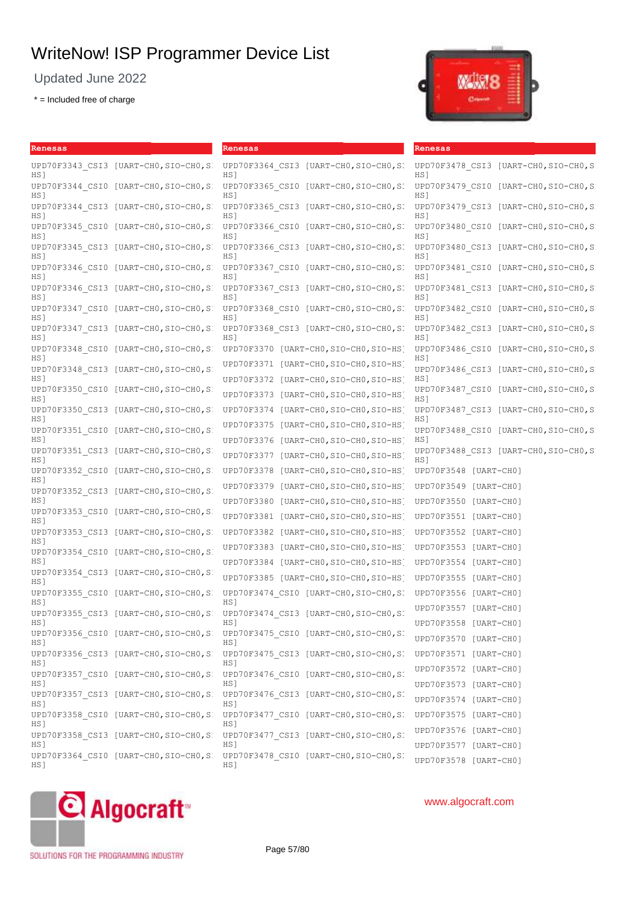# WriteNow! ISP Programmer Device List

Updated June 2022

* = Included free of charge

## Renesas

UPD70F3343_CSI3 [UART-CH0,SIO-CH0,SIO-HS]
UPD70F3344_CSI0 [UART-CH0,SIO-CH0,SIO-HS]
UPD70F3344_CSI3 [UART-CH0,SIO-CH0,SIO-HS]
UPD70F3345_CSI0 [UART-CH0,SIO-CH0,SIO-HS]
UPD70F3345_CSI3 [UART-CH0,SIO-CH0,SIO-HS]
UPD70F3346_CSI0 [UART-CH0,SIO-CH0,SIO-HS]
UPD70F3346_CSI3 [UART-CH0,SIO-CH0,SIO-HS]
UPD70F3347_CSI0 [UART-CH0,SIO-CH0,SIO-HS]
UPD70F3347_CSI3 [UART-CH0,SIO-CH0,SIO-HS]
UPD70F3348_CSI0 [UART-CH0,SIO-CH0,SIO-HS]
UPD70F3348_CSI3 [UART-CH0,SIO-CH0,SIO-HS]
UPD70F3350_CSI0 [UART-CH0,SIO-CH0,SIO-HS]
UPD70F3350_CSI3 [UART-CH0,SIO-CH0,SIO-HS]
UPD70F3351_CSI0 [UART-CH0,SIO-CH0,SIO-HS]
UPD70F3351_CSI3 [UART-CH0,SIO-CH0,SIO-HS]
UPD70F3352_CSI0 [UART-CH0,SIO-CH0,SIO-HS]
UPD70F3352_CSI3 [UART-CH0,SIO-CH0,SIO-HS]
UPD70F3353_CSI0 [UART-CH0,SIO-CH0,SIO-HS]
UPD70F3353_CSI3 [UART-CH0,SIO-CH0,SIO-HS]
UPD70F3354_CSI0 [UART-CH0,SIO-CH0,SIO-HS]
UPD70F3354_CSI3 [UART-CH0,SIO-CH0,SIO-HS]
UPD70F3355_CSI0 [UART-CH0,SIO-CH0,SIO-HS]
UPD70F3355_CSI3 [UART-CH0,SIO-CH0,SIO-HS]
UPD70F3356_CSI0 [UART-CH0,SIO-CH0,SIO-HS]
UPD70F3356_CSI3 [UART-CH0,SIO-CH0,SIO-HS]
UPD70F3357_CSI0 [UART-CH0,SIO-CH0,SIO-HS]
UPD70F3357_CSI3 [UART-CH0,SIO-CH0,SIO-HS]
UPD70F3358_CSI0 [UART-CH0,SIO-CH0,SIO-HS]
UPD70F3358_CSI3 [UART-CH0,SIO-CH0,SIO-HS]
UPD70F3364_CSI0 [UART-CH0,SIO-CH0,SIO-HS]

## Renesas

UPD70F3364_CSI3 [UART-CH0,SIO-CH0,SIO-HS]
UPD70F3365_CSI0 [UART-CH0,SIO-CH0,SIO-HS]
UPD70F3365_CSI3 [UART-CH0,SIO-CH0,SIO-HS]
UPD70F3366_CSI0 [UART-CH0,SIO-CH0,SIO-HS]
UPD70F3366_CSI3 [UART-CH0,SIO-CH0,SIO-HS]
UPD70F3367_CSI0 [UART-CH0,SIO-CH0,SIO-HS]
UPD70F3367_CSI3 [UART-CH0,SIO-CH0,SIO-HS]
UPD70F3368_CSI0 [UART-CH0,SIO-CH0,SIO-HS]
UPD70F3368_CSI3 [UART-CH0,SIO-CH0,SIO-HS]
UPD70F3370 [UART-CH0,SIO-CH0,SIO-HS]
UPD70F3371 [UART-CH0,SIO-CH0,SIO-HS]
UPD70F3372 [UART-CH0,SIO-CH0,SIO-HS]
UPD70F3373 [UART-CH0,SIO-CH0,SIO-HS]
UPD70F3374 [UART-CH0,SIO-CH0,SIO-HS]
UPD70F3375 [UART-CH0,SIO-CH0,SIO-HS]
UPD70F3376 [UART-CH0,SIO-CH0,SIO-HS]
UPD70F3377 [UART-CH0,SIO-CH0,SIO-HS]
UPD70F3378 [UART-CH0,SIO-CH0,SIO-HS]
UPD70F3379 [UART-CH0,SIO-CH0,SIO-HS]
UPD70F3380 [UART-CH0,SIO-CH0,SIO-HS]
UPD70F3381 [UART-CH0,SIO-CH0,SIO-HS]
UPD70F3382 [UART-CH0,SIO-CH0,SIO-HS]
UPD70F3383 [UART-CH0,SIO-CH0,SIO-HS]
UPD70F3384 [UART-CH0,SIO-CH0,SIO-HS]
UPD70F3385 [UART-CH0,SIO-CH0,SIO-HS]
UPD70F3474_CSI0 [UART-CH0,SIO-CH0,SIO-HS]
UPD70F3474_CSI3 [UART-CH0,SIO-CH0,SIO-HS]
UPD70F3475_CSI0 [UART-CH0,SIO-CH0,SIO-HS]
UPD70F3475_CSI3 [UART-CH0,SIO-CH0,SIO-HS]
UPD70F3476_CSI0 [UART-CH0,SIO-CH0,SIO-HS]
UPD70F3476_CSI3 [UART-CH0,SIO-CH0,SIO-HS]
UPD70F3477_CSI0 [UART-CH0,SIO-CH0,SIO-HS]
UPD70F3477_CSI3 [UART-CH0,SIO-CH0,SIO-HS]
UPD70F3478_CSI0 [UART-CH0,SIO-CH0,SIO-HS]

## Renesas

UPD70F3478_CSI3 [UART-CH0,SIO-CH0,SIO-HS]
UPD70F3479_CSI0 [UART-CH0,SIO-CH0,SIO-HS]
UPD70F3479_CSI3 [UART-CH0,SIO-CH0,SIO-HS]
UPD70F3480_CSI0 [UART-CH0,SIO-CH0,SIO-HS]
UPD70F3480_CSI3 [UART-CH0,SIO-CH0,SIO-HS]
UPD70F3481_CSI0 [UART-CH0,SIO-CH0,SIO-HS]
UPD70F3481_CSI3 [UART-CH0,SIO-CH0,SIO-HS]
UPD70F3482_CSI0 [UART-CH0,SIO-CH0,SIO-HS]
UPD70F3482_CSI3 [UART-CH0,SIO-CH0,SIO-HS]
UPD70F3486_CSI0 [UART-CH0,SIO-CH0,SIO-HS]
UPD70F3486_CSI3 [UART-CH0,SIO-CH0,SIO-HS]
UPD70F3487_CSI0 [UART-CH0,SIO-CH0,SIO-HS]
UPD70F3487_CSI3 [UART-CH0,SIO-CH0,SIO-HS]
UPD70F3488_CSI0 [UART-CH0,SIO-CH0,SIO-HS]
UPD70F3488_CSI3 [UART-CH0,SIO-CH0,SIO-HS]
UPD70F3548 [UART-CH0]
UPD70F3549 [UART-CH0]
UPD70F3550 [UART-CH0]
UPD70F3551 [UART-CH0]
UPD70F3552 [UART-CH0]
UPD70F3553 [UART-CH0]
UPD70F3554 [UART-CH0]
UPD70F3555 [UART-CH0]
UPD70F3556 [UART-CH0]
UPD70F3557 [UART-CH0]
UPD70F3558 [UART-CH0]
UPD70F3570 [UART-CH0]
UPD70F3571 [UART-CH0]
UPD70F3572 [UART-CH0]
UPD70F3573 [UART-CH0]
UPD70F3574 [UART-CH0]
UPD70F3575 [UART-CH0]
UPD70F3576 [UART-CH0]
UPD70F3577 [UART-CH0]
UPD70F3578 [UART-CH0]

Algocraft™ SOLUTIONS FOR THE PROGRAMMING INDUSTRY

www.algocraft.com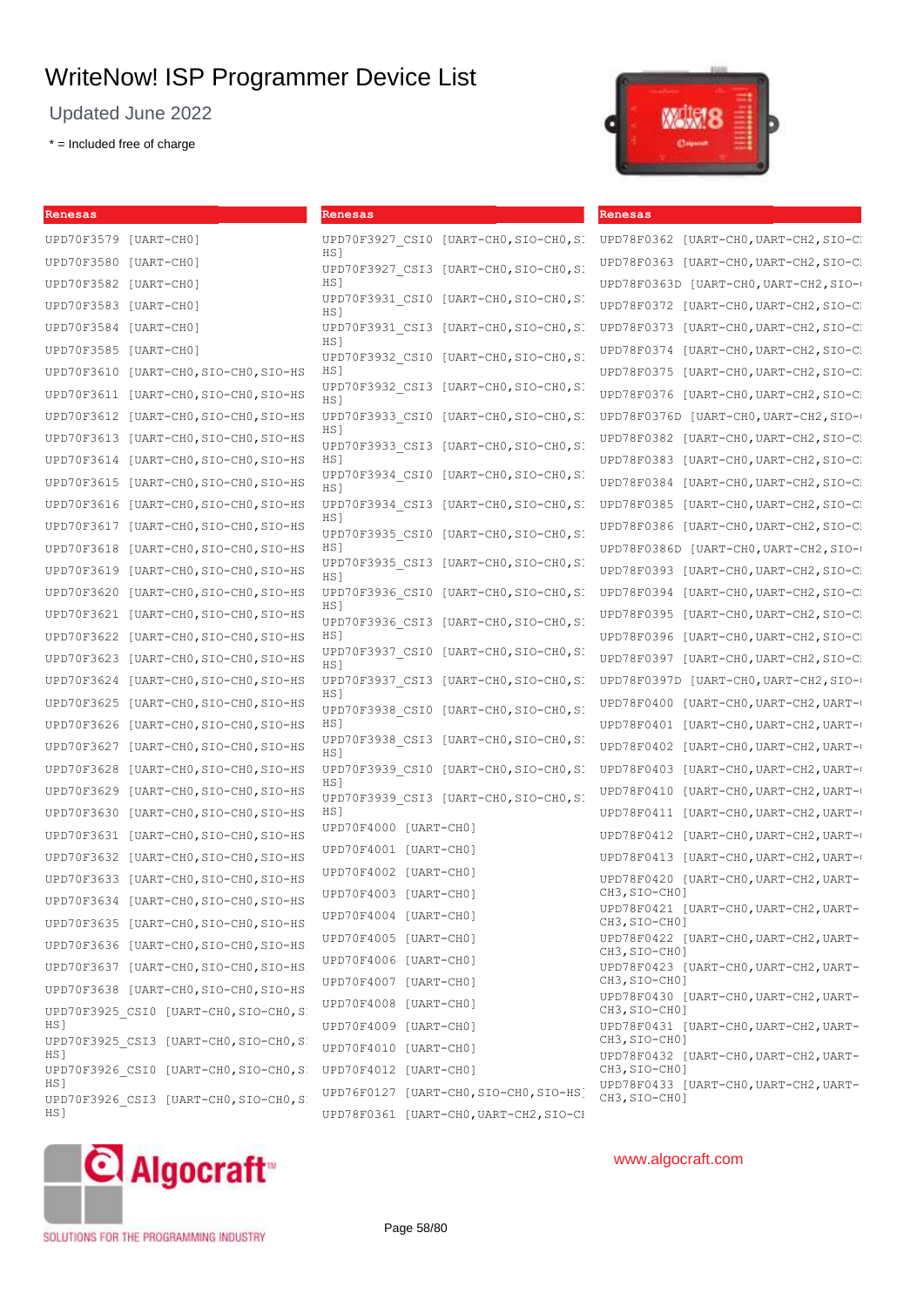# WriteNow! ISP Programmer Device List

Updated June 2022

* = Included free of charge

| Renesas |
|---|
| UPD70F3579 [UART-CH0] |
| UPD70F3580 [UART-CH0] |
| UPD70F3582 [UART-CH0] |
| UPD70F3583 [UART-CH0] |
| UPD70F3584 [UART-CH0] |
| UPD70F3585 [UART-CH0] |
| UPD70F3610 [UART-CH0,SIO-CH0,SIO-HS |
| UPD70F3611 [UART-CH0,SIO-CH0,SIO-HS |
| UPD70F3612 [UART-CH0,SIO-CH0,SIO-HS |
| UPD70F3613 [UART-CH0,SIO-CH0,SIO-HS |
| UPD70F3614 [UART-CH0,SIO-CH0,SIO-HS |
| UPD70F3615 [UART-CH0,SIO-CH0,SIO-HS |
| UPD70F3616 [UART-CH0,SIO-CH0,SIO-HS |
| UPD70F3617 [UART-CH0,SIO-CH0,SIO-HS |
| UPD70F3618 [UART-CH0,SIO-CH0,SIO-HS |
| UPD70F3619 [UART-CH0,SIO-CH0,SIO-HS |
| UPD70F3620 [UART-CH0,SIO-CH0,SIO-HS |
| UPD70F3621 [UART-CH0,SIO-CH0,SIO-HS |
| UPD70F3622 [UART-CH0,SIO-CH0,SIO-HS |
| UPD70F3623 [UART-CH0,SIO-CH0,SIO-HS |
| UPD70F3624 [UART-CH0,SIO-CH0,SIO-HS |
| UPD70F3625 [UART-CH0,SIO-CH0,SIO-HS |
| UPD70F3626 [UART-CH0,SIO-CH0,SIO-HS |
| UPD70F3627 [UART-CH0,SIO-CH0,SIO-HS |
| UPD70F3628 [UART-CH0,SIO-CH0,SIO-HS |
| UPD70F3629 [UART-CH0,SIO-CH0,SIO-HS |
| UPD70F3630 [UART-CH0,SIO-CH0,SIO-HS |
| UPD70F3631 [UART-CH0,SIO-CH0,SIO-HS |
| UPD70F3632 [UART-CH0,SIO-CH0,SIO-HS |
| UPD70F3633 [UART-CH0,SIO-CH0,SIO-HS |
| UPD70F3634 [UART-CH0,SIO-CH0,SIO-HS |
| UPD70F3635 [UART-CH0,SIO-CH0,SIO-HS |
| UPD70F3636 [UART-CH0,SIO-CH0,SIO-HS |
| UPD70F3637 [UART-CH0,SIO-CH0,SIO-HS |
| UPD70F3638 [UART-CH0,SIO-CH0,SIO-HS |
| UPD70F3925_CSI0 [UART-CH0,SIO-CH0,SIO-HS] |
| UPD70F3925_CSI3 [UART-CH0,SIO-CH0,SIO-HS] |
| UPD70F3926_CSI0 [UART-CH0,SIO-CH0,SIO-HS] |
| UPD70F3926_CSI3 [UART-CH0,SIO-CH0,SIO-HS] |

| Renesas |
|---|
| UPD70F3927_CSI0 [UART-CH0,SIO-CH0,SIO-HS] |
| UPD70F3927_CSI3 [UART-CH0,SIO-CH0,SIO-HS] |
| UPD70F3931_CSI0 [UART-CH0,SIO-CH0,SIO-HS] |
| UPD70F3931_CSI3 [UART-CH0,SIO-CH0,SIO-HS] |
| UPD70F3932_CSI0 [UART-CH0,SIO-CH0,SIO-HS] |
| UPD70F3932_CSI3 [UART-CH0,SIO-CH0,SIO-HS] |
| UPD70F3933_CSI0 [UART-CH0,SIO-CH0,SIO-HS] |
| UPD70F3933_CSI3 [UART-CH0,SIO-CH0,SIO-HS] |
| UPD70F3934_CSI0 [UART-CH0,SIO-CH0,SIO-HS] |
| UPD70F3934_CSI3 [UART-CH0,SIO-CH0,SIO-HS] |
| UPD70F3935_CSI0 [UART-CH0,SIO-CH0,SIO-HS] |
| UPD70F3935_CSI3 [UART-CH0,SIO-CH0,SIO-HS] |
| UPD70F3936_CSI0 [UART-CH0,SIO-CH0,SIO-HS] |
| UPD70F3936_CSI3 [UART-CH0,SIO-CH0,SIO-HS] |
| UPD70F3937_CSI0 [UART-CH0,SIO-CH0,SIO-HS] |
| UPD70F3937_CSI3 [UART-CH0,SIO-CH0,SIO-HS] |
| UPD70F3938_CSI0 [UART-CH0,SIO-CH0,SIO-HS] |
| UPD70F3938_CSI3 [UART-CH0,SIO-CH0,SIO-HS] |
| UPD70F3939_CSI0 [UART-CH0,SIO-CH0,SIO-HS] |
| UPD70F3939_CSI3 [UART-CH0,SIO-CH0,SIO-HS] |
| UPD70F4000 [UART-CH0] |
| UPD70F4001 [UART-CH0] |
| UPD70F4002 [UART-CH0] |
| UPD70F4003 [UART-CH0] |
| UPD70F4004 [UART-CH0] |
| UPD70F4005 [UART-CH0] |
| UPD70F4006 [UART-CH0] |
| UPD70F4007 [UART-CH0] |
| UPD70F4008 [UART-CH0] |
| UPD70F4009 [UART-CH0] |
| UPD70F4010 [UART-CH0] |
| UPD70F4012 [UART-CH0] |
| UPD76F0127 [UART-CH0,SIO-CH0,SIO-HS] |
| UPD78F0361 [UART-CH0,UART-CH2,SIO-CH |

| Renesas |
|---|
| UPD78F0362 [UART-CH0,UART-CH2,SIO-CH |
| UPD78F0363 [UART-CH0,UART-CH2,SIO-CH |
| UPD78F0363D [UART-CH0,UART-CH2,SIO- |
| UPD78F0372 [UART-CH0,UART-CH2,SIO-CH |
| UPD78F0373 [UART-CH0,UART-CH2,SIO-CH |
| UPD78F0374 [UART-CH0,UART-CH2,SIO-CH |
| UPD78F0375 [UART-CH0,UART-CH2,SIO-CH |
| UPD78F0376 [UART-CH0,UART-CH2,SIO-CH |
| UPD78F0376D [UART-CH0,UART-CH2,SIO- |
| UPD78F0382 [UART-CH0,UART-CH2,SIO-CH |
| UPD78F0383 [UART-CH0,UART-CH2,SIO-CH |
| UPD78F0384 [UART-CH0,UART-CH2,SIO-CH |
| UPD78F0385 [UART-CH0,UART-CH2,SIO-CH |
| UPD78F0386 [UART-CH0,UART-CH2,SIO-CH |
| UPD78F0386D [UART-CH0,UART-CH2,SIO- |
| UPD78F0393 [UART-CH0,UART-CH2,SIO-CH |
| UPD78F0394 [UART-CH0,UART-CH2,SIO-CH |
| UPD78F0395 [UART-CH0,UART-CH2,SIO-CH |
| UPD78F0396 [UART-CH0,UART-CH2,SIO-CH |
| UPD78F0397 [UART-CH0,UART-CH2,SIO-CH |
| UPD78F0397D [UART-CH0,UART-CH2,SIO- |
| UPD78F0400 [UART-CH0,UART-CH2,UART- |
| UPD78F0401 [UART-CH0,UART-CH2,UART- |
| UPD78F0402 [UART-CH0,UART-CH2,UART- |
| UPD78F0403 [UART-CH0,UART-CH2,UART- |
| UPD78F0410 [UART-CH0,UART-CH2,UART- |
| UPD78F0411 [UART-CH0,UART-CH2,UART- |
| UPD78F0412 [UART-CH0,UART-CH2,UART- |
| UPD78F0413 [UART-CH0,UART-CH2,UART- |
| UPD78F0420 [UART-CH0,UART-CH2,UART-CH3,SIO-CH0] |
| UPD78F0421 [UART-CH0,UART-CH2,UART-CH3,SIO-CH0] |
| UPD78F0422 [UART-CH0,UART-CH2,UART-CH3,SIO-CH0] |
| UPD78F0423 [UART-CH0,UART-CH2,UART-CH3,SIO-CH0] |
| UPD78F0430 [UART-CH0,UART-CH2,UART-CH3,SIO-CH0] |
| UPD78F0431 [UART-CH0,UART-CH2,UART-CH3,SIO-CH0] |
| UPD78F0432 [UART-CH0,UART-CH2,UART-CH3,SIO-CH0] |
| UPD78F0433 [UART-CH0,UART-CH2,UART-CH3,SIO-CH0] |

Algocraft™

SOLUTIONS FOR THE PROGRAMMING INDUSTRY

www.algocraft.com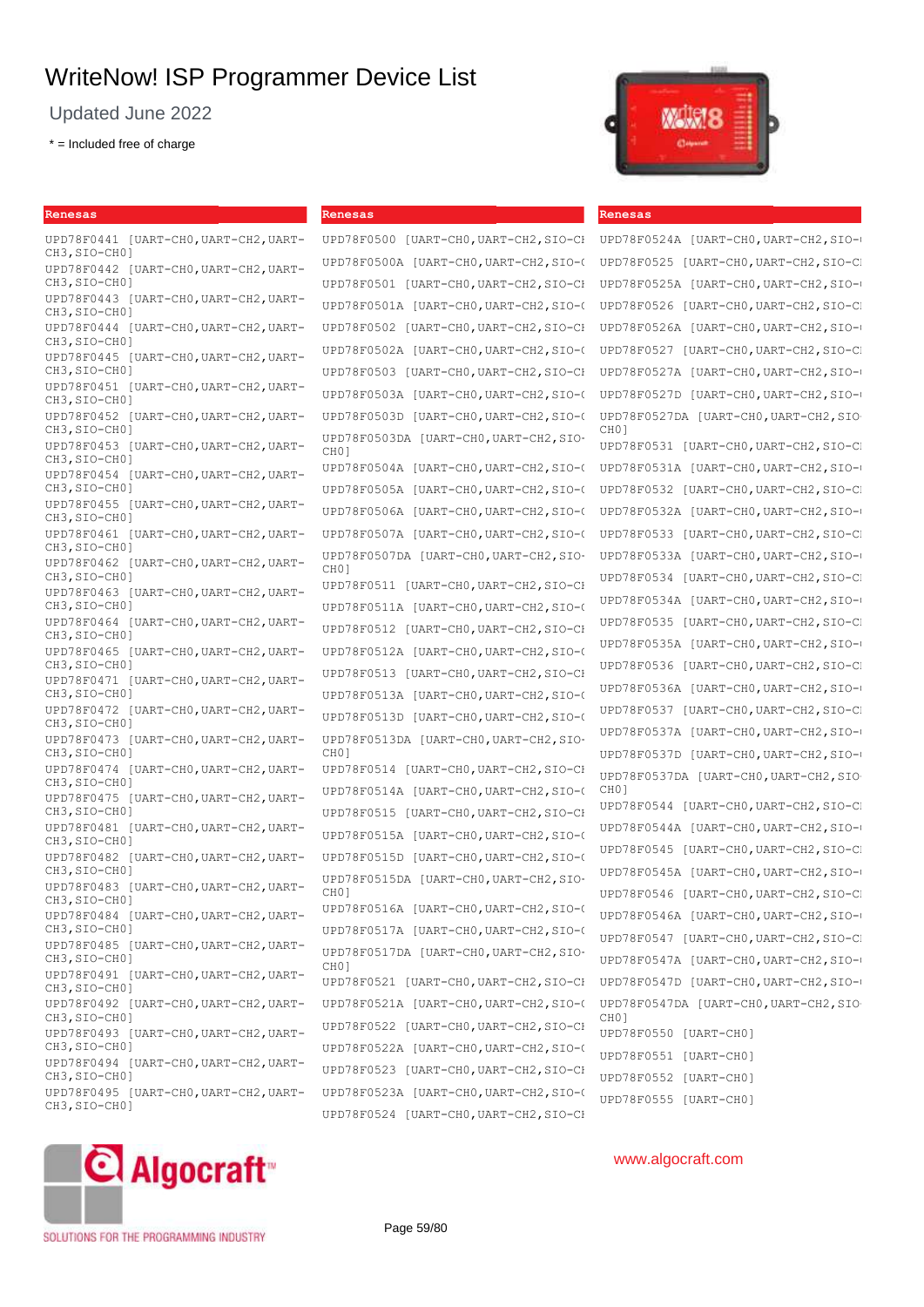# WriteNow! ISP Programmer Device List

Updated June 2022

* = Included free of charge

## Renesas

UPD78F0441 [UART-CH0,UART-CH2,UART-CH3,SIO-CH0]
UPD78F0442 [UART-CH0,UART-CH2,UART-CH3,SIO-CH0]
UPD78F0443 [UART-CH0,UART-CH2,UART-CH3,SIO-CH0]
UPD78F0444 [UART-CH0,UART-CH2,UART-CH3,SIO-CH0]
UPD78F0445 [UART-CH0,UART-CH2,UART-CH3,SIO-CH0]
UPD78F0451 [UART-CH0,UART-CH2,UART-CH3,SIO-CH0]
UPD78F0452 [UART-CH0,UART-CH2,UART-CH3,SIO-CH0]
UPD78F0453 [UART-CH0,UART-CH2,UART-CH3,SIO-CH0]
UPD78F0454 [UART-CH0,UART-CH2,UART-CH3,SIO-CH0]
UPD78F0455 [UART-CH0,UART-CH2,UART-CH3,SIO-CH0]
UPD78F0461 [UART-CH0,UART-CH2,UART-CH3,SIO-CH0]
UPD78F0462 [UART-CH0,UART-CH2,UART-CH3,SIO-CH0]
UPD78F0463 [UART-CH0,UART-CH2,UART-CH3,SIO-CH0]
UPD78F0464 [UART-CH0,UART-CH2,UART-CH3,SIO-CH0]
UPD78F0465 [UART-CH0,UART-CH2,UART-CH3,SIO-CH0]
UPD78F0471 [UART-CH0,UART-CH2,UART-CH3,SIO-CH0]
UPD78F0472 [UART-CH0,UART-CH2,UART-CH3,SIO-CH0]
UPD78F0473 [UART-CH0,UART-CH2,UART-CH3,SIO-CH0]
UPD78F0474 [UART-CH0,UART-CH2,UART-CH3,SIO-CH0]
UPD78F0475 [UART-CH0,UART-CH2,UART-CH3,SIO-CH0]
UPD78F0481 [UART-CH0,UART-CH2,UART-CH3,SIO-CH0]
UPD78F0482 [UART-CH0,UART-CH2,UART-CH3,SIO-CH0]
UPD78F0483 [UART-CH0,UART-CH2,UART-CH3,SIO-CH0]
UPD78F0484 [UART-CH0,UART-CH2,UART-CH3,SIO-CH0]
UPD78F0485 [UART-CH0,UART-CH2,UART-CH3,SIO-CH0]
UPD78F0491 [UART-CH0,UART-CH2,UART-CH3,SIO-CH0]
UPD78F0492 [UART-CH0,UART-CH2,UART-CH3,SIO-CH0]
UPD78F0493 [UART-CH0,UART-CH2,UART-CH3,SIO-CH0]
UPD78F0494 [UART-CH0,UART-CH2,UART-CH3,SIO-CH0]
UPD78F0495 [UART-CH0,UART-CH2,UART-CH3,SIO-CH0]

## Renesas

UPD78F0500 [UART-CH0,UART-CH2,SIO-CH
UPD78F0500A [UART-CH0,UART-CH2,SIO-(
UPD78F0501 [UART-CH0,UART-CH2,SIO-CH
UPD78F0501A [UART-CH0,UART-CH2,SIO-(
UPD78F0502 [UART-CH0,UART-CH2,SIO-CH
UPD78F0502A [UART-CH0,UART-CH2,SIO-(
UPD78F0503 [UART-CH0,UART-CH2,SIO-CH
UPD78F0503A [UART-CH0,UART-CH2,SIO-(
UPD78F0503D [UART-CH0,UART-CH2,SIO-(
UPD78F0503DA [UART-CH0,UART-CH2,SIO-CH0]
UPD78F0504A [UART-CH0,UART-CH2,SIO-(
UPD78F0505A [UART-CH0,UART-CH2,SIO-(
UPD78F0506A [UART-CH0,UART-CH2,SIO-(
UPD78F0507A [UART-CH0,UART-CH2,SIO-(
UPD78F0507DA [UART-CH0,UART-CH2,SIO-CH0]
UPD78F0511 [UART-CH0,UART-CH2,SIO-CH
UPD78F0511A [UART-CH0,UART-CH2,SIO-(
UPD78F0512 [UART-CH0,UART-CH2,SIO-CH
UPD78F0512A [UART-CH0,UART-CH2,SIO-(
UPD78F0513 [UART-CH0,UART-CH2,SIO-CH
UPD78F0513A [UART-CH0,UART-CH2,SIO-(
UPD78F0513D [UART-CH0,UART-CH2,SIO-(
UPD78F0513DA [UART-CH0,UART-CH2,SIO-CH0]
UPD78F0514 [UART-CH0,UART-CH2,SIO-CH
UPD78F0514A [UART-CH0,UART-CH2,SIO-(
UPD78F0515 [UART-CH0,UART-CH2,SIO-CH
UPD78F0515A [UART-CH0,UART-CH2,SIO-(
UPD78F0515D [UART-CH0,UART-CH2,SIO-(
UPD78F0515DA [UART-CH0,UART-CH2,SIO-CH0]
UPD78F0516A [UART-CH0,UART-CH2,SIO-(
UPD78F0517A [UART-CH0,UART-CH2,SIO-(
UPD78F0517DA [UART-CH0,UART-CH2,SIO-CH0]
UPD78F0521 [UART-CH0,UART-CH2,SIO-CH
UPD78F0521A [UART-CH0,UART-CH2,SIO-(
UPD78F0522 [UART-CH0,UART-CH2,SIO-CH
UPD78F0522A [UART-CH0,UART-CH2,SIO-(
UPD78F0523 [UART-CH0,UART-CH2,SIO-CH
UPD78F0523A [UART-CH0,UART-CH2,SIO-(
UPD78F0524 [UART-CH0,UART-CH2,SIO-CH

## Renesas

UPD78F0524A [UART-CH0,UART-CH2,SIO-(
UPD78F0525 [UART-CH0,UART-CH2,SIO-CI
UPD78F0525A [UART-CH0,UART-CH2,SIO-(
UPD78F0526 [UART-CH0,UART-CH2,SIO-CI
UPD78F0526A [UART-CH0,UART-CH2,SIO-(
UPD78F0527 [UART-CH0,UART-CH2,SIO-CI
UPD78F0527A [UART-CH0,UART-CH2,SIO-(
UPD78F0527D [UART-CH0,UART-CH2,SIO-(
UPD78F0527DA [UART-CH0,UART-CH2,SIO-CH0]
UPD78F0531 [UART-CH0,UART-CH2,SIO-CI
UPD78F0531A [UART-CH0,UART-CH2,SIO-(
UPD78F0532 [UART-CH0,UART-CH2,SIO-CI
UPD78F0532A [UART-CH0,UART-CH2,SIO-(
UPD78F0533 [UART-CH0,UART-CH2,SIO-CI
UPD78F0533A [UART-CH0,UART-CH2,SIO-(
UPD78F0534 [UART-CH0,UART-CH2,SIO-CI
UPD78F0534A [UART-CH0,UART-CH2,SIO-(
UPD78F0535 [UART-CH0,UART-CH2,SIO-CI
UPD78F0535A [UART-CH0,UART-CH2,SIO-(
UPD78F0536 [UART-CH0,UART-CH2,SIO-CI
UPD78F0536A [UART-CH0,UART-CH2,SIO-(
UPD78F0537 [UART-CH0,UART-CH2,SIO-CI
UPD78F0537A [UART-CH0,UART-CH2,SIO-(
UPD78F0537D [UART-CH0,UART-CH2,SIO-(
UPD78F0537DA [UART-CH0,UART-CH2,SIO-CH0]
UPD78F0544 [UART-CH0,UART-CH2,SIO-CI
UPD78F0544A [UART-CH0,UART-CH2,SIO-(
UPD78F0545 [UART-CH0,UART-CH2,SIO-CI
UPD78F0545A [UART-CH0,UART-CH2,SIO-(
UPD78F0546 [UART-CH0,UART-CH2,SIO-CI
UPD78F0546A [UART-CH0,UART-CH2,SIO-(
UPD78F0547 [UART-CH0,UART-CH2,SIO-CI
UPD78F0547A [UART-CH0,UART-CH2,SIO-(
UPD78F0547D [UART-CH0,UART-CH2,SIO-(
UPD78F0547DA [UART-CH0,UART-CH2,SIO-CH0]
UPD78F0550 [UART-CH0]
UPD78F0551 [UART-CH0]
UPD78F0552 [UART-CH0]
UPD78F0555 [UART-CH0]

www.algocraft.com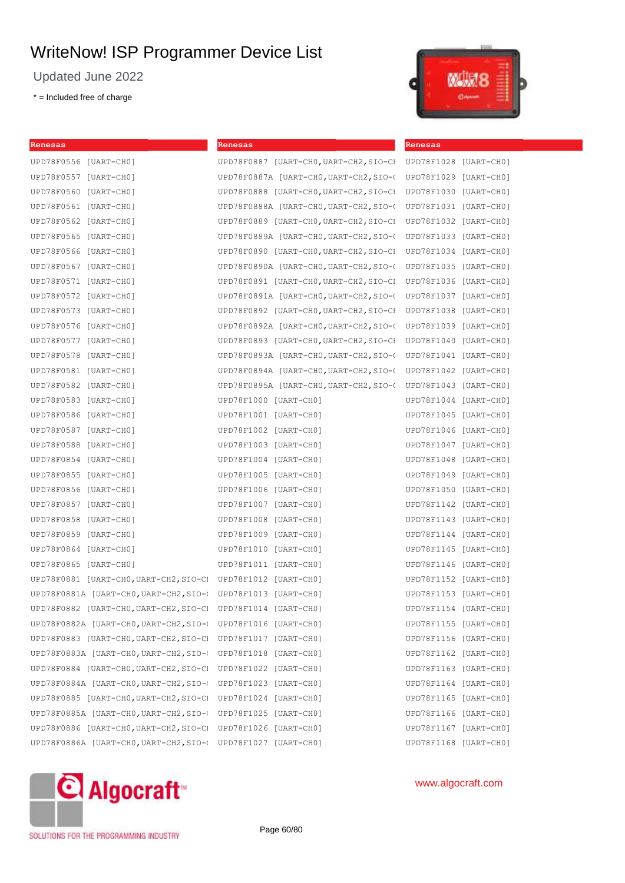# WriteNow! ISP Programmer Device List

Updated June 2022

* = Included free of charge

**Renesas**

UPD78F0556 [UART-CH0]
UPD78F0557 [UART-CH0]
UPD78F0560 [UART-CH0]
UPD78F0561 [UART-CH0]
UPD78F0562 [UART-CH0]
UPD78F0565 [UART-CH0]
UPD78F0566 [UART-CH0]
UPD78F0567 [UART-CH0]
UPD78F0571 [UART-CH0]
UPD78F0572 [UART-CH0]
UPD78F0573 [UART-CH0]
UPD78F0576 [UART-CH0]
UPD78F0577 [UART-CH0]
UPD78F0578 [UART-CH0]
UPD78F0581 [UART-CH0]
UPD78F0582 [UART-CH0]
UPD78F0583 [UART-CH0]
UPD78F0586 [UART-CH0]
UPD78F0587 [UART-CH0]
UPD78F0588 [UART-CH0]
UPD78F0854 [UART-CH0]
UPD78F0855 [UART-CH0]
UPD78F0856 [UART-CH0]
UPD78F0857 [UART-CH0]
UPD78F0858 [UART-CH0]
UPD78F0859 [UART-CH0]
UPD78F0864 [UART-CH0]
UPD78F0865 [UART-CH0]
UPD78F0881 [UART-CH0,UART-CH2,SIO-CI
UPD78F0881A [UART-CH0,UART-CH2,SIO-(
UPD78F0882 [UART-CH0,UART-CH2,SIO-CI
UPD78F0882A [UART-CH0,UART-CH2,SIO-(
UPD78F0883 [UART-CH0,UART-CH2,SIO-CI
UPD78F0883A [UART-CH0,UART-CH2,SIO-(
UPD78F0884 [UART-CH0,UART-CH2,SIO-CI
UPD78F0884A [UART-CH0,UART-CH2,SIO-(
UPD78F0885 [UART-CH0,UART-CH2,SIO-CI
UPD78F0885A [UART-CH0,UART-CH2,SIO-(
UPD78F0886 [UART-CH0,UART-CH2,SIO-CI
UPD78F0886A [UART-CH0,UART-CH2,SIO-(

**Renesas**

UPD78F0887 [UART-CH0,UART-CH2,SIO-CI
UPD78F0887A [UART-CH0,UART-CH2,SIO-(
UPD78F0888 [UART-CH0,UART-CH2,SIO-CI
UPD78F0888A [UART-CH0,UART-CH2,SIO-(
UPD78F0889 [UART-CH0,UART-CH2,SIO-CI
UPD78F0889A [UART-CH0,UART-CH2,SIO-(
UPD78F0890 [UART-CH0,UART-CH2,SIO-CI
UPD78F0890A [UART-CH0,UART-CH2,SIO-(
UPD78F0891 [UART-CH0,UART-CH2,SIO-CI
UPD78F0891A [UART-CH0,UART-CH2,SIO-(
UPD78F0892 [UART-CH0,UART-CH2,SIO-CI
UPD78F0892A [UART-CH0,UART-CH2,SIO-(
UPD78F0893 [UART-CH0,UART-CH2,SIO-CI
UPD78F0893A [UART-CH0,UART-CH2,SIO-(
UPD78F0894A [UART-CH0,UART-CH2,SIO-(
UPD78F0895A [UART-CH0,UART-CH2,SIO-(
UPD78F1000 [UART-CH0]
UPD78F1001 [UART-CH0]
UPD78F1002 [UART-CH0]
UPD78F1003 [UART-CH0]
UPD78F1004 [UART-CH0]
UPD78F1005 [UART-CH0]
UPD78F1006 [UART-CH0]
UPD78F1007 [UART-CH0]
UPD78F1008 [UART-CH0]
UPD78F1009 [UART-CH0]
UPD78F1010 [UART-CH0]
UPD78F1011 [UART-CH0]
UPD78F1012 [UART-CH0]
UPD78F1013 [UART-CH0]
UPD78F1014 [UART-CH0]
UPD78F1016 [UART-CH0]
UPD78F1017 [UART-CH0]
UPD78F1018 [UART-CH0]
UPD78F1022 [UART-CH0]
UPD78F1023 [UART-CH0]
UPD78F1024 [UART-CH0]
UPD78F1025 [UART-CH0]
UPD78F1026 [UART-CH0]
UPD78F1027 [UART-CH0]

**Renesas**

UPD78F1028 [UART-CH0]
UPD78F1029 [UART-CH0]
UPD78F1030 [UART-CH0]
UPD78F1031 [UART-CH0]
UPD78F1032 [UART-CH0]
UPD78F1033 [UART-CH0]
UPD78F1034 [UART-CH0]
UPD78F1035 [UART-CH0]
UPD78F1036 [UART-CH0]
UPD78F1037 [UART-CH0]
UPD78F1038 [UART-CH0]
UPD78F1039 [UART-CH0]
UPD78F1040 [UART-CH0]
UPD78F1041 [UART-CH0]
UPD78F1042 [UART-CH0]
UPD78F1043 [UART-CH0]
UPD78F1044 [UART-CH0]
UPD78F1045 [UART-CH0]
UPD78F1046 [UART-CH0]
UPD78F1047 [UART-CH0]
UPD78F1048 [UART-CH0]
UPD78F1049 [UART-CH0]
UPD78F1050 [UART-CH0]
UPD78F1142 [UART-CH0]
UPD78F1143 [UART-CH0]
UPD78F1144 [UART-CH0]
UPD78F1145 [UART-CH0]
UPD78F1146 [UART-CH0]
UPD78F1152 [UART-CH0]
UPD78F1153 [UART-CH0]
UPD78F1154 [UART-CH0]
UPD78F1155 [UART-CH0]
UPD78F1156 [UART-CH0]
UPD78F1162 [UART-CH0]
UPD78F1163 [UART-CH0]
UPD78F1164 [UART-CH0]
UPD78F1165 [UART-CH0]
UPD78F1166 [UART-CH0]
UPD78F1167 [UART-CH0]
UPD78F1168 [UART-CH0]

Algocraft™ SOLUTIONS FOR THE PROGRAMMING INDUSTRY

www.algocraft.com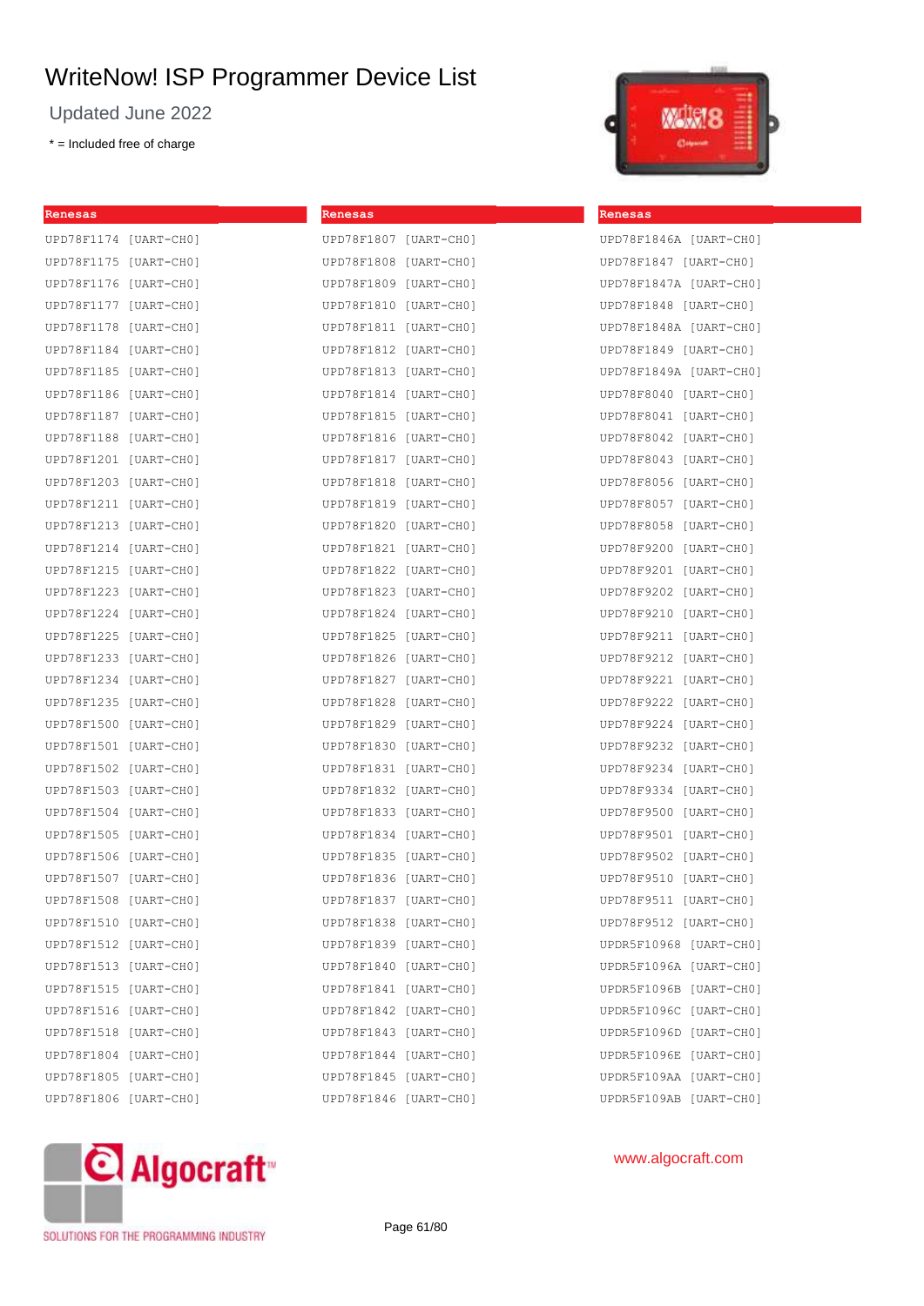# WriteNow! ISP Programmer Device List

Updated June 2022

* = Included free of charge

## Renesas

UPD78F1174 [UART-CH0]
UPD78F1175 [UART-CH0]
UPD78F1176 [UART-CH0]
UPD78F1177 [UART-CH0]
UPD78F1178 [UART-CH0]
UPD78F1184 [UART-CH0]
UPD78F1185 [UART-CH0]
UPD78F1186 [UART-CH0]
UPD78F1187 [UART-CH0]
UPD78F1188 [UART-CH0]
UPD78F1201 [UART-CH0]
UPD78F1203 [UART-CH0]
UPD78F1211 [UART-CH0]
UPD78F1213 [UART-CH0]
UPD78F1214 [UART-CH0]
UPD78F1215 [UART-CH0]
UPD78F1223 [UART-CH0]
UPD78F1224 [UART-CH0]
UPD78F1225 [UART-CH0]
UPD78F1233 [UART-CH0]
UPD78F1234 [UART-CH0]
UPD78F1235 [UART-CH0]
UPD78F1500 [UART-CH0]
UPD78F1501 [UART-CH0]
UPD78F1502 [UART-CH0]
UPD78F1503 [UART-CH0]
UPD78F1504 [UART-CH0]
UPD78F1505 [UART-CH0]
UPD78F1506 [UART-CH0]
UPD78F1507 [UART-CH0]
UPD78F1508 [UART-CH0]
UPD78F1510 [UART-CH0]
UPD78F1512 [UART-CH0]
UPD78F1513 [UART-CH0]
UPD78F1515 [UART-CH0]
UPD78F1516 [UART-CH0]
UPD78F1518 [UART-CH0]
UPD78F1804 [UART-CH0]
UPD78F1805 [UART-CH0]
UPD78F1806 [UART-CH0]

## Renesas

UPD78F1807 [UART-CH0]
UPD78F1808 [UART-CH0]
UPD78F1809 [UART-CH0]
UPD78F1810 [UART-CH0]
UPD78F1811 [UART-CH0]
UPD78F1812 [UART-CH0]
UPD78F1813 [UART-CH0]
UPD78F1814 [UART-CH0]
UPD78F1815 [UART-CH0]
UPD78F1816 [UART-CH0]
UPD78F1817 [UART-CH0]
UPD78F1818 [UART-CH0]
UPD78F1819 [UART-CH0]
UPD78F1820 [UART-CH0]
UPD78F1821 [UART-CH0]
UPD78F1822 [UART-CH0]
UPD78F1823 [UART-CH0]
UPD78F1824 [UART-CH0]
UPD78F1825 [UART-CH0]
UPD78F1826 [UART-CH0]
UPD78F1827 [UART-CH0]
UPD78F1828 [UART-CH0]
UPD78F1829 [UART-CH0]
UPD78F1830 [UART-CH0]
UPD78F1831 [UART-CH0]
UPD78F1832 [UART-CH0]
UPD78F1833 [UART-CH0]
UPD78F1834 [UART-CH0]
UPD78F1835 [UART-CH0]
UPD78F1836 [UART-CH0]
UPD78F1837 [UART-CH0]
UPD78F1838 [UART-CH0]
UPD78F1839 [UART-CH0]
UPD78F1840 [UART-CH0]
UPD78F1841 [UART-CH0]
UPD78F1842 [UART-CH0]
UPD78F1843 [UART-CH0]
UPD78F1844 [UART-CH0]
UPD78F1845 [UART-CH0]
UPD78F1846 [UART-CH0]

## Renesas

UPD78F1846A [UART-CH0]
UPD78F1847 [UART-CH0]
UPD78F1847A [UART-CH0]
UPD78F1848 [UART-CH0]
UPD78F1848A [UART-CH0]
UPD78F1849 [UART-CH0]
UPD78F1849A [UART-CH0]
UPD78F8040 [UART-CH0]
UPD78F8041 [UART-CH0]
UPD78F8042 [UART-CH0]
UPD78F8043 [UART-CH0]
UPD78F8056 [UART-CH0]
UPD78F8057 [UART-CH0]
UPD78F8058 [UART-CH0]
UPD78F9200 [UART-CH0]
UPD78F9201 [UART-CH0]
UPD78F9202 [UART-CH0]
UPD78F9210 [UART-CH0]
UPD78F9211 [UART-CH0]
UPD78F9212 [UART-CH0]
UPD78F9221 [UART-CH0]
UPD78F9222 [UART-CH0]
UPD78F9224 [UART-CH0]
UPD78F9232 [UART-CH0]
UPD78F9234 [UART-CH0]
UPD78F9334 [UART-CH0]
UPD78F9500 [UART-CH0]
UPD78F9501 [UART-CH0]
UPD78F9502 [UART-CH0]
UPD78F9510 [UART-CH0]
UPD78F9511 [UART-CH0]
UPD78F9512 [UART-CH0]
UPDR5F10968 [UART-CH0]
UPDR5F1096A [UART-CH0]
UPDR5F1096B [UART-CH0]
UPDR5F1096C [UART-CH0]
UPDR5F1096D [UART-CH0]
UPDR5F1096E [UART-CH0]
UPDR5F109AA [UART-CH0]
UPDR5F109AB [UART-CH0]

www.algocraft.com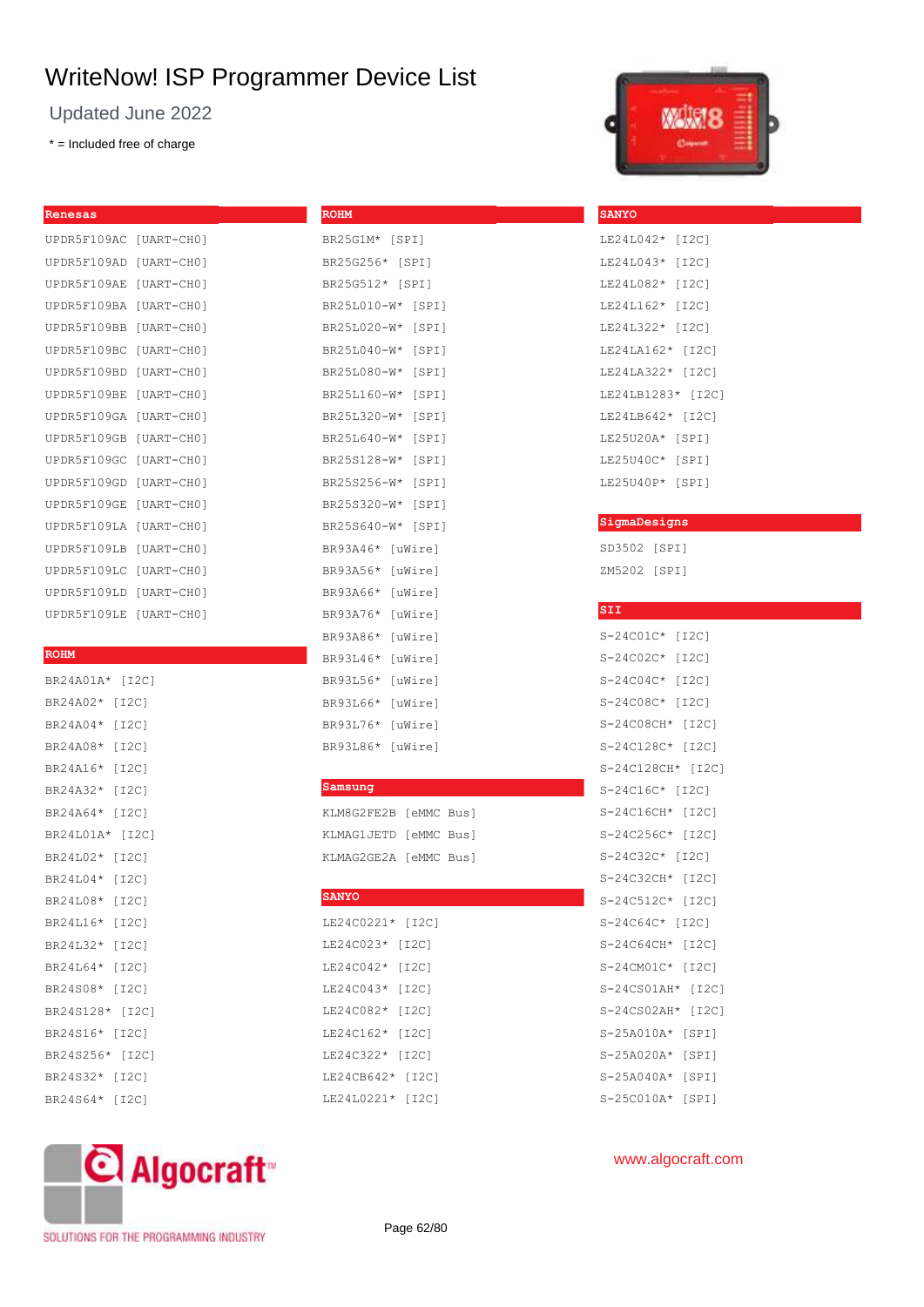# WriteNow! ISP Programmer Device List

Updated June 2022

* = Included free of charge

## Renesas

UPDR5F109AC [UART-CH0]
UPDR5F109AD [UART-CH0]
UPDR5F109AE [UART-CH0]
UPDR5F109BA [UART-CH0]
UPDR5F109BB [UART-CH0]
UPDR5F109BC [UART-CH0]
UPDR5F109BD [UART-CH0]
UPDR5F109BE [UART-CH0]
UPDR5F109GA [UART-CH0]
UPDR5F109GB [UART-CH0]
UPDR5F109GC [UART-CH0]
UPDR5F109GD [UART-CH0]
UPDR5F109GE [UART-CH0]
UPDR5F109LA [UART-CH0]
UPDR5F109LB [UART-CH0]
UPDR5F109LC [UART-CH0]
UPDR5F109LD [UART-CH0]
UPDR5F109LE [UART-CH0]

## ROHM

BR24A01A* [I2C]
BR24A02* [I2C]
BR24A04* [I2C]
BR24A08* [I2C]
BR24A16* [I2C]
BR24A32* [I2C]
BR24A64* [I2C]
BR24L01A* [I2C]
BR24L02* [I2C]
BR24L04* [I2C]
BR24L08* [I2C]
BR24L16* [I2C]
BR24L32* [I2C]
BR24L64* [I2C]
BR24S08* [I2C]
BR24S128* [I2C]
BR24S16* [I2C]
BR24S256* [I2C]
BR24S32* [I2C]
BR24S64* [I2C]

## ROHM

BR25G1M* [SPI]
BR25G256* [SPI]
BR25G512* [SPI]
BR25L010-W* [SPI]
BR25L020-W* [SPI]
BR25L040-W* [SPI]
BR25L080-W* [SPI]
BR25L160-W* [SPI]
BR25L320-W* [SPI]
BR25L640-W* [SPI]
BR25S128-W* [SPI]
BR25S256-W* [SPI]
BR25S320-W* [SPI]
BR25S640-W* [SPI]
BR93A46* [uWire]
BR93A56* [uWire]
BR93A66* [uWire]
BR93A76* [uWire]
BR93A86* [uWire]
BR93L46* [uWire]
BR93L56* [uWire]
BR93L66* [uWire]
BR93L76* [uWire]
BR93L86* [uWire]

## Samsung

KLM8G2FE2B [eMMC Bus]
KLMAG1JETD [eMMC Bus]
KLMAG2GE2A [eMMC Bus]

## SANYO

LE24C0221* [I2C]
LE24C023* [I2C]
LE24C042* [I2C]
LE24C043* [I2C]
LE24C082* [I2C]
LE24C162* [I2C]
LE24C322* [I2C]
LE24CB642* [I2C]
LE24L0221* [I2C]

## SANYO

LE24L042* [I2C]
LE24L043* [I2C]
LE24L082* [I2C]
LE24L162* [I2C]
LE24L322* [I2C]
LE24LA162* [I2C]
LE24LA322* [I2C]
LE24LB1283* [I2C]
LE24LB642* [I2C]
LE25U20A* [SPI]
LE25U40C* [SPI]
LE25U40P* [SPI]

## SigmaDesigns

SD3502 [SPI]
ZM5202 [SPI]

## SII

S-24C01C* [I2C]
S-24C02C* [I2C]
S-24C04C* [I2C]
S-24C08C* [I2C]
S-24C08CH* [I2C]
S-24C128C* [I2C]
S-24C128CH* [I2C]
S-24C16C* [I2C]
S-24C16CH* [I2C]
S-24C256C* [I2C]
S-24C32C* [I2C]
S-24C32CH* [I2C]
S-24C512C* [I2C]
S-24C64C* [I2C]
S-24C64CH* [I2C]
S-24CM01C* [I2C]
S-24CS01AH* [I2C]
S-24CS02AH* [I2C]
S-25A010A* [SPI]
S-25A020A* [SPI]
S-25A040A* [SPI]
S-25C010A* [SPI]

www.algocraft.com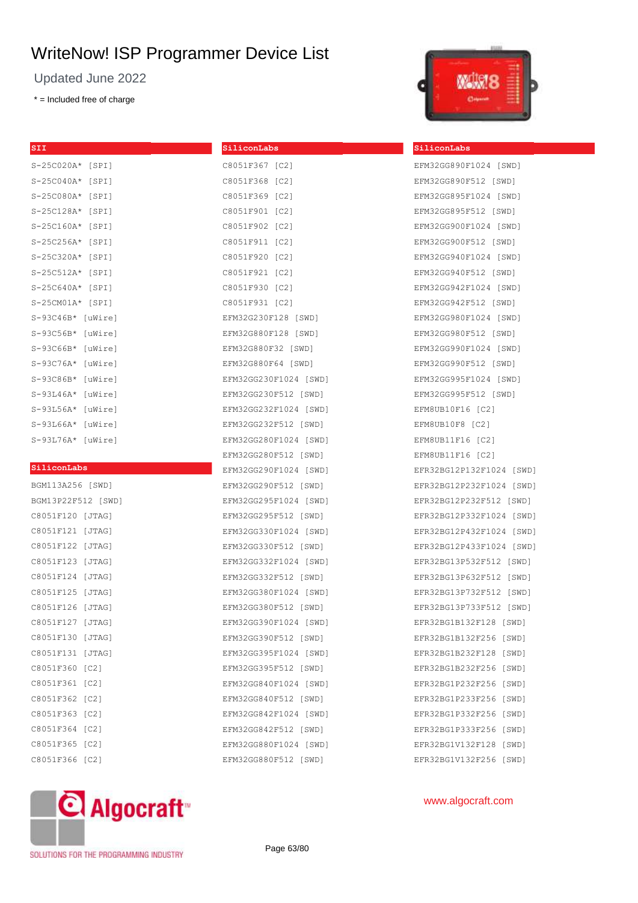# WriteNow! ISP Programmer Device List

Updated June 2022

\* = Included free of charge

**SII**

S-25C020A* [SPI]
S-25C040A* [SPI]
S-25C080A* [SPI]
S-25C128A* [SPI]
S-25C160A* [SPI]
S-25C256A* [SPI]
S-25C320A* [SPI]
S-25C512A* [SPI]
S-25C640A* [SPI]
S-25CM01A* [SPI]
S-93C46B* [uWire]
S-93C56B* [uWire]
S-93C66B* [uWire]
S-93C76A* [uWire]
S-93C86B* [uWire]
S-93L46A* [uWire]
S-93L56A* [uWire]
S-93L66A* [uWire]
S-93L76A* [uWire]

**SiliconLabs**

BGM113A256 [SWD]
BGM13P22F512 [SWD]
C8051F120 [JTAG]
C8051F121 [JTAG]
C8051F122 [JTAG]
C8051F123 [JTAG]
C8051F124 [JTAG]
C8051F125 [JTAG]
C8051F126 [JTAG]
C8051F127 [JTAG]
C8051F130 [JTAG]
C8051F131 [JTAG]
C8051F360 [C2]
C8051F361 [C2]
C8051F362 [C2]
C8051F363 [C2]
C8051F364 [C2]
C8051F365 [C2]
C8051F366 [C2]

**SiliconLabs**

C8051F367 [C2]
C8051F368 [C2]
C8051F369 [C2]
C8051F901 [C2]
C8051F902 [C2]
C8051F911 [C2]
C8051F920 [C2]
C8051F921 [C2]
C8051F930 [C2]
C8051F931 [C2]
EFM32G230F128 [SWD]
EFM32G880F128 [SWD]
EFM32G880F32 [SWD]
EFM32G880F64 [SWD]
EFM32GG230F1024 [SWD]
EFM32GG230F512 [SWD]
EFM32GG232F1024 [SWD]
EFM32GG232F512 [SWD]
EFM32GG280F1024 [SWD]
EFM32GG280F512 [SWD]
EFM32GG290F1024 [SWD]
EFM32GG290F512 [SWD]
EFM32GG295F1024 [SWD]
EFM32GG295F512 [SWD]
EFM32GG330F1024 [SWD]
EFM32GG330F512 [SWD]
EFM32GG332F1024 [SWD]
EFM32GG332F512 [SWD]
EFM32GG380F1024 [SWD]
EFM32GG380F512 [SWD]
EFM32GG390F1024 [SWD]
EFM32GG390F512 [SWD]
EFM32GG395F1024 [SWD]
EFM32GG395F512 [SWD]
EFM32GG840F1024 [SWD]
EFM32GG840F512 [SWD]
EFM32GG842F1024 [SWD]
EFM32GG842F512 [SWD]
EFM32GG880F1024 [SWD]
EFM32GG880F512 [SWD]

**SiliconLabs**

EFM32GG890F1024 [SWD]
EFM32GG890F512 [SWD]
EFM32GG895F1024 [SWD]
EFM32GG895F512 [SWD]
EFM32GG900F1024 [SWD]
EFM32GG900F512 [SWD]
EFM32GG940F1024 [SWD]
EFM32GG940F512 [SWD]
EFM32GG942F1024 [SWD]
EFM32GG942F512 [SWD]
EFM32GG980F1024 [SWD]
EFM32GG980F512 [SWD]
EFM32GG990F1024 [SWD]
EFM32GG990F512 [SWD]
EFM32GG995F1024 [SWD]
EFM32GG995F512 [SWD]
EFM8UB10F16 [C2]
EFM8UB10F8 [C2]
EFM8UB11F16 [C2]
EFM8UB11F16 [C2]
EFR32BG12P132F1024 [SWD]
EFR32BG12P232F1024 [SWD]
EFR32BG12P232F512 [SWD]
EFR32BG12P332F1024 [SWD]
EFR32BG12P432F1024 [SWD]
EFR32BG12P433F1024 [SWD]
EFR32BG13P532F512 [SWD]
EFR32BG13P632F512 [SWD]
EFR32BG13P732F512 [SWD]
EFR32BG13P733F512 [SWD]
EFR32BG1B132F128 [SWD]
EFR32BG1B132F256 [SWD]
EFR32BG1B232F128 [SWD]
EFR32BG1B232F256 [SWD]
EFR32BG1P232F256 [SWD]
EFR32BG1P233F256 [SWD]
EFR32BG1P332F256 [SWD]
EFR32BG1P333F256 [SWD]
EFR32BG1V132F128 [SWD]
EFR32BG1V132F256 [SWD]

Algocraft™ SOLUTIONS FOR THE PROGRAMMING INDUSTRY

www.algocraft.com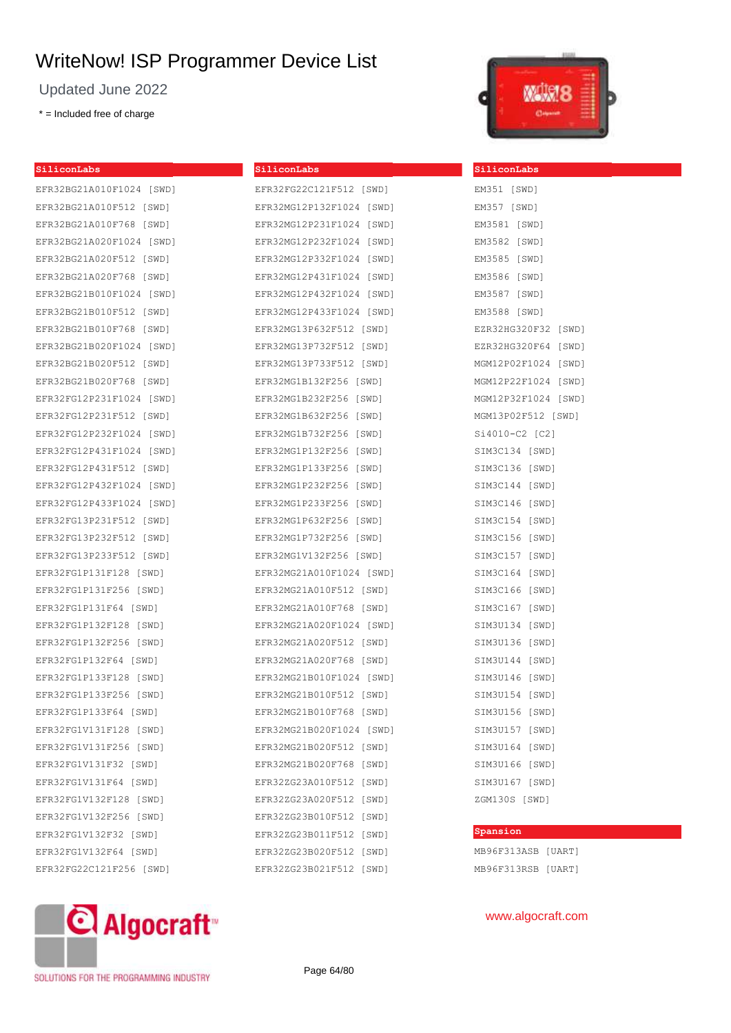# WriteNow! ISP Programmer Device List

Updated June 2022

* = Included free of charge

## SiliconLabs

EFR32BG21A010F1024 [SWD]
EFR32BG21A010F512 [SWD]
EFR32BG21A010F768 [SWD]
EFR32BG21A020F1024 [SWD]
EFR32BG21A020F512 [SWD]
EFR32BG21A020F768 [SWD]
EFR32BG21B010F1024 [SWD]
EFR32BG21B010F512 [SWD]
EFR32BG21B010F768 [SWD]
EFR32BG21B020F1024 [SWD]
EFR32BG21B020F512 [SWD]
EFR32BG21B020F768 [SWD]
EFR32FG12P231F1024 [SWD]
EFR32FG12P231F512 [SWD]
EFR32FG12P232F1024 [SWD]
EFR32FG12P431F1024 [SWD]
EFR32FG12P431F512 [SWD]
EFR32FG12P432F1024 [SWD]
EFR32FG12P433F1024 [SWD]
EFR32FG13P231F512 [SWD]
EFR32FG13P232F512 [SWD]
EFR32FG13P233F512 [SWD]
EFR32FG1P131F128 [SWD]
EFR32FG1P131F256 [SWD]
EFR32FG1P131F64 [SWD]
EFR32FG1P132F128 [SWD]
EFR32FG1P132F256 [SWD]
EFR32FG1P132F64 [SWD]
EFR32FG1P133F128 [SWD]
EFR32FG1P133F256 [SWD]
EFR32FG1P133F64 [SWD]
EFR32FG1V131F128 [SWD]
EFR32FG1V131F256 [SWD]
EFR32FG1V131F32 [SWD]
EFR32FG1V131F64 [SWD]
EFR32FG1V132F128 [SWD]
EFR32FG1V132F256 [SWD]
EFR32FG1V132F32 [SWD]
EFR32FG1V132F64 [SWD]
EFR32FG22C121F256 [SWD]

## SiliconLabs

EFR32FG22C121F512 [SWD]
EFR32MG12P132F1024 [SWD]
EFR32MG12P231F1024 [SWD]
EFR32MG12P232F1024 [SWD]
EFR32MG12P332F1024 [SWD]
EFR32MG12P431F1024 [SWD]
EFR32MG12P432F1024 [SWD]
EFR32MG12P433F1024 [SWD]
EFR32MG13P632F512 [SWD]
EFR32MG13P732F512 [SWD]
EFR32MG13P733F512 [SWD]
EFR32MG1B132F256 [SWD]
EFR32MG1B232F256 [SWD]
EFR32MG1B632F256 [SWD]
EFR32MG1B732F256 [SWD]
EFR32MG1P132F256 [SWD]
EFR32MG1P133F256 [SWD]
EFR32MG1P232F256 [SWD]
EFR32MG1P233F256 [SWD]
EFR32MG1P632F256 [SWD]
EFR32MG1P732F256 [SWD]
EFR32MG1V132F256 [SWD]
EFR32MG21A010F1024 [SWD]
EFR32MG21A010F512 [SWD]
EFR32MG21A010F768 [SWD]
EFR32MG21A020F1024 [SWD]
EFR32MG21A020F512 [SWD]
EFR32MG21A020F768 [SWD]
EFR32MG21B010F1024 [SWD]
EFR32MG21B010F512 [SWD]
EFR32MG21B010F768 [SWD]
EFR32MG21B020F1024 [SWD]
EFR32MG21B020F512 [SWD]
EFR32MG21B020F768 [SWD]
EFR32ZG23A010F512 [SWD]
EFR32ZG23A020F512 [SWD]
EFR32ZG23B010F512 [SWD]
EFR32ZG23B011F512 [SWD]
EFR32ZG23B020F512 [SWD]
EFR32ZG23B021F512 [SWD]

## SiliconLabs

EM351 [SWD]
EM357 [SWD]
EM3581 [SWD]
EM3582 [SWD]
EM3585 [SWD]
EM3586 [SWD]
EM3587 [SWD]
EM3588 [SWD]
EZR32HG320F32 [SWD]
EZR32HG320F64 [SWD]
MGM12P02F1024 [SWD]
MGM12P22F1024 [SWD]
MGM12P32F1024 [SWD]
MGM13P02F512 [SWD]
Si4010-C2 [C2]
SIM3C134 [SWD]
SIM3C136 [SWD]
SIM3C144 [SWD]
SIM3C146 [SWD]
SIM3C154 [SWD]
SIM3C156 [SWD]
SIM3C157 [SWD]
SIM3C164 [SWD]
SIM3C166 [SWD]
SIM3C167 [SWD]
SIM3U134 [SWD]
SIM3U136 [SWD]
SIM3U144 [SWD]
SIM3U146 [SWD]
SIM3U154 [SWD]
SIM3U156 [SWD]
SIM3U157 [SWD]
SIM3U164 [SWD]
SIM3U166 [SWD]
SIM3U167 [SWD]
ZGM130S [SWD]

## Spansion

MB96F313ASB [UART]
MB96F313RSB [UART]

SOLUTIONS FOR THE PROGRAMMING INDUSTRY

www.algocraft.com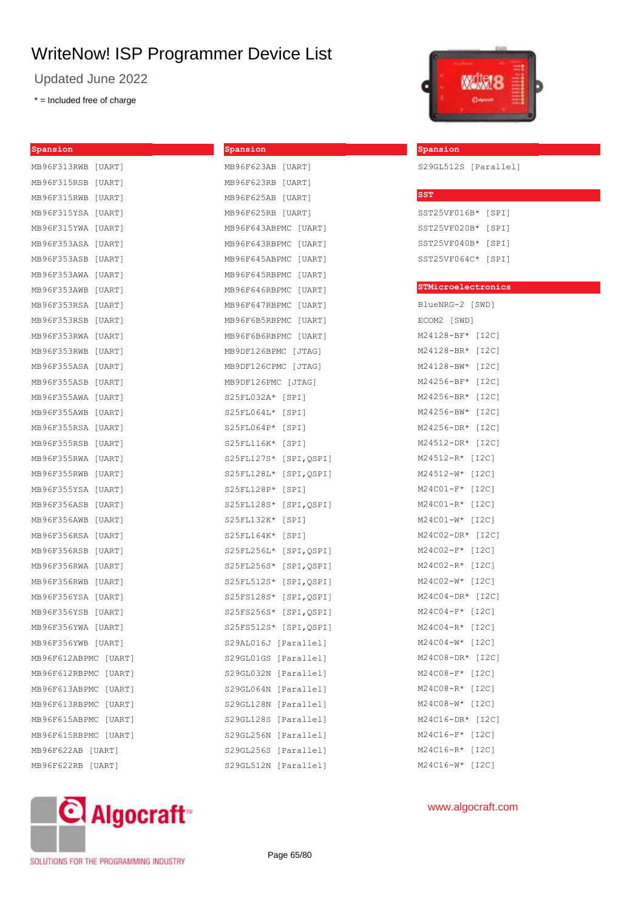# WriteNow! ISP Programmer Device List

Updated June 2022

* = Included free of charge

## Spansion

MB96F313RWB [UART]
MB96F315RSB [UART]
MB96F315RWB [UART]
MB96F315YSA [UART]
MB96F315YWA [UART]
MB96F353ASA [UART]
MB96F353ASB [UART]
MB96F353AWA [UART]
MB96F353AWB [UART]
MB96F353RSA [UART]
MB96F353RSB [UART]
MB96F353RWA [UART]
MB96F353RWB [UART]
MB96F355ASA [UART]
MB96F355ASB [UART]
MB96F355AWA [UART]
MB96F355AWB [UART]
MB96F355RSA [UART]
MB96F355RSB [UART]
MB96F355RWA [UART]
MB96F355RWB [UART]
MB96F355YSA [UART]
MB96F356ASB [UART]
MB96F356AWB [UART]
MB96F356RSA [UART]
MB96F356RSB [UART]
MB96F356RWA [UART]
MB96F356RWB [UART]
MB96F356YSA [UART]
MB96F356YSB [UART]
MB96F356YWA [UART]
MB96F356YWB [UART]
MB96F612ABPMC [UART]
MB96F612RBPMC [UART]
MB96F613ABPMC [UART]
MB96F613RBPMC [UART]
MB96F615ABPMC [UART]
MB96F615RBPMC [UART]
MB96F622AB [UART]
MB96F622RB [UART]

## Spansion

MB96F623AB [UART]
MB96F623RB [UART]
MB96F625AB [UART]
MB96F625RB [UART]
MB96F643ABPMC [UART]
MB96F643RBPMC [UART]
MB96F645ABPMC [UART]
MB96F645RBPMC [UART]
MB96F646RBPMC [UART]
MB96F647RBPMC [UART]
MB96F6B5RBPMC [UART]
MB96F6B6RBPMC [UART]
MB9DF126BPMC [JTAG]
MB9DF126CPMC [JTAG]
MB9DF126PMC [JTAG]
S25FL032A* [SPI]
S25FL064L* [SPI]
S25FL064P* [SPI]
S25FL116K* [SPI]
S25FL127S* [SPI,QSPI]
S25FL128L* [SPI,QSPI]
S25FL128P* [SPI]
S25FL128S* [SPI,QSPI]
S25FL132K* [SPI]
S25FL164K* [SPI]
S25FL256L* [SPI,QSPI]
S25FL256S* [SPI,QSPI]
S25FL512S* [SPI,QSPI]
S25FS128S* [SPI,QSPI]
S25FS256S* [SPI,QSPI]
S25FS512S* [SPI,QSPI]
S29AL016J [Parallel]
S29GL01GS [Parallel]
S29GL032N [Parallel]
S29GL064N [Parallel]
S29GL128N [Parallel]
S29GL128S [Parallel]
S29GL256N [Parallel]
S29GL256S [Parallel]
S29GL512N [Parallel]

## Spansion

S29GL512S [Parallel]

## SST

SST25VF016B* [SPI]
SST25VF020B* [SPI]
SST25VF040B* [SPI]
SST25VF064C* [SPI]

## STMicroelectronics

BlueNRG-2 [SWD]
ECOM2 [SWD]
M24128-BF* [I2C]
M24128-BR* [I2C]
M24128-BW* [I2C]
M24256-BF* [I2C]
M24256-BR* [I2C]
M24256-BW* [I2C]
M24256-DR* [I2C]
M24512-DR* [I2C]
M24512-R* [I2C]
M24512-W* [I2C]
M24C01-F* [I2C]
M24C01-R* [I2C]
M24C01-W* [I2C]
M24C02-DR* [I2C]
M24C02-F* [I2C]
M24C02-R* [I2C]
M24C02-W* [I2C]
M24C04-DR* [I2C]
M24C04-F* [I2C]
M24C04-R* [I2C]
M24C04-W* [I2C]
M24C08-DR* [I2C]
M24C08-F* [I2C]
M24C08-R* [I2C]
M24C08-W* [I2C]
M24C16-DR* [I2C]
M24C16-F* [I2C]
M24C16-R* [I2C]
M24C16-W* [I2C]

Algocraft™
SOLUTIONS FOR THE PROGRAMMING INDUSTRY

www.algocraft.com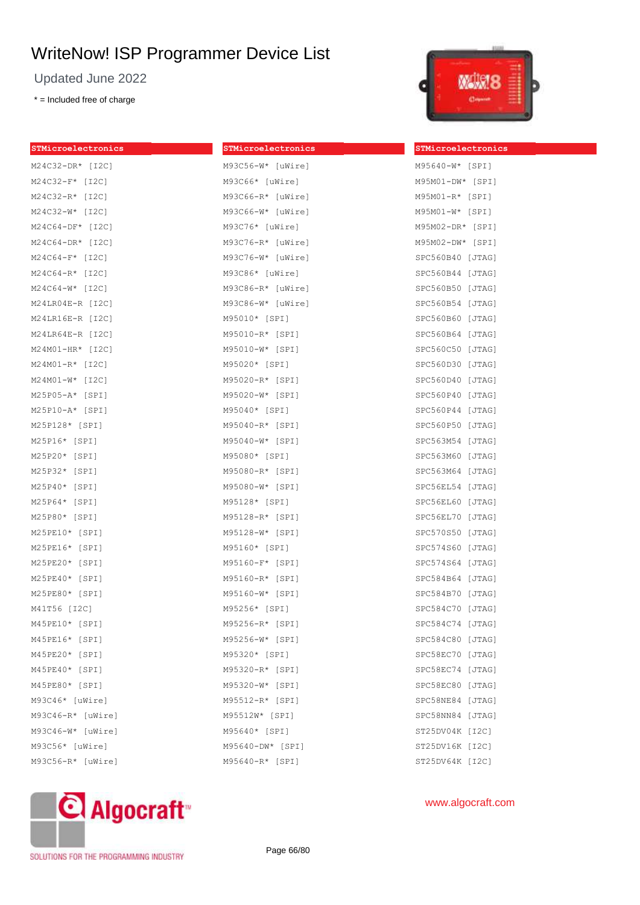# WriteNow! ISP Programmer Device List

Updated June 2022

* = Included free of charge

**STMicroelectronics**

M24C32-DR* [I2C]
M24C32-F* [I2C]
M24C32-R* [I2C]
M24C32-W* [I2C]
M24C64-DF* [I2C]
M24C64-DR* [I2C]
M24C64-F* [I2C]
M24C64-R* [I2C]
M24C64-W* [I2C]
M24LR04E-R [I2C]
M24LR16E-R [I2C]
M24LR64E-R [I2C]
M24M01-HR* [I2C]
M24M01-R* [I2C]
M24M01-W* [I2C]
M25P05-A* [SPI]
M25P10-A* [SPI]
M25P128* [SPI]
M25P16* [SPI]
M25P20* [SPI]
M25P32* [SPI]
M25P40* [SPI]
M25P64* [SPI]
M25P80* [SPI]
M25PE10* [SPI]
M25PE16* [SPI]
M25PE20* [SPI]
M25PE40* [SPI]
M25PE80* [SPI]
M41T56 [I2C]
M45PE10* [SPI]
M45PE16* [SPI]
M45PE20* [SPI]
M45PE40* [SPI]
M45PE80* [SPI]
M93C46* [uWire]
M93C46-R* [uWire]
M93C46-W* [uWire]
M93C56* [uWire]
M93C56-R* [uWire]

**STMicroelectronics**

M93C56-W* [uWire]
M93C66* [uWire]
M93C66-R* [uWire]
M93C66-W* [uWire]
M93C76* [uWire]
M93C76-R* [uWire]
M93C76-W* [uWire]
M93C86* [uWire]
M93C86-R* [uWire]
M93C86-W* [uWire]
M95010* [SPI]
M95010-R* [SPI]
M95010-W* [SPI]
M95020* [SPI]
M95020-R* [SPI]
M95020-W* [SPI]
M95040* [SPI]
M95040-R* [SPI]
M95040-W* [SPI]
M95080* [SPI]
M95080-R* [SPI]
M95080-W* [SPI]
M95128* [SPI]
M95128-R* [SPI]
M95128-W* [SPI]
M95160* [SPI]
M95160-F* [SPI]
M95160-R* [SPI]
M95160-W* [SPI]
M95256* [SPI]
M95256-R* [SPI]
M95256-W* [SPI]
M95320* [SPI]
M95320-R* [SPI]
M95320-W* [SPI]
M95512-R* [SPI]
M95512W* [SPI]
M95640* [SPI]
M95640-DW* [SPI]
M95640-R* [SPI]

**STMicroelectronics**

M95640-W* [SPI]
M95M01-DW* [SPI]
M95M01-R* [SPI]
M95M01-W* [SPI]
M95M02-DR* [SPI]
M95M02-DW* [SPI]
SPC560B40 [JTAG]
SPC560B44 [JTAG]
SPC560B50 [JTAG]
SPC560B54 [JTAG]
SPC560B60 [JTAG]
SPC560B64 [JTAG]
SPC560C50 [JTAG]
SPC560D30 [JTAG]
SPC560D40 [JTAG]
SPC560P40 [JTAG]
SPC560P44 [JTAG]
SPC560P50 [JTAG]
SPC563M54 [JTAG]
SPC563M60 [JTAG]
SPC563M64 [JTAG]
SPC56EL54 [JTAG]
SPC56EL60 [JTAG]
SPC56EL70 [JTAG]
SPC570S50 [JTAG]
SPC574S60 [JTAG]
SPC574S64 [JTAG]
SPC584B64 [JTAG]
SPC584B70 [JTAG]
SPC584C70 [JTAG]
SPC584C74 [JTAG]
SPC584C80 [JTAG]
SPC58EC70 [JTAG]
SPC58EC74 [JTAG]
SPC58EC80 [JTAG]
SPC58NE84 [JTAG]
SPC58NN84 [JTAG]
ST25DV04K [I2C]
ST25DV16K [I2C]
ST25DV64K [I2C]

www.algocraft.com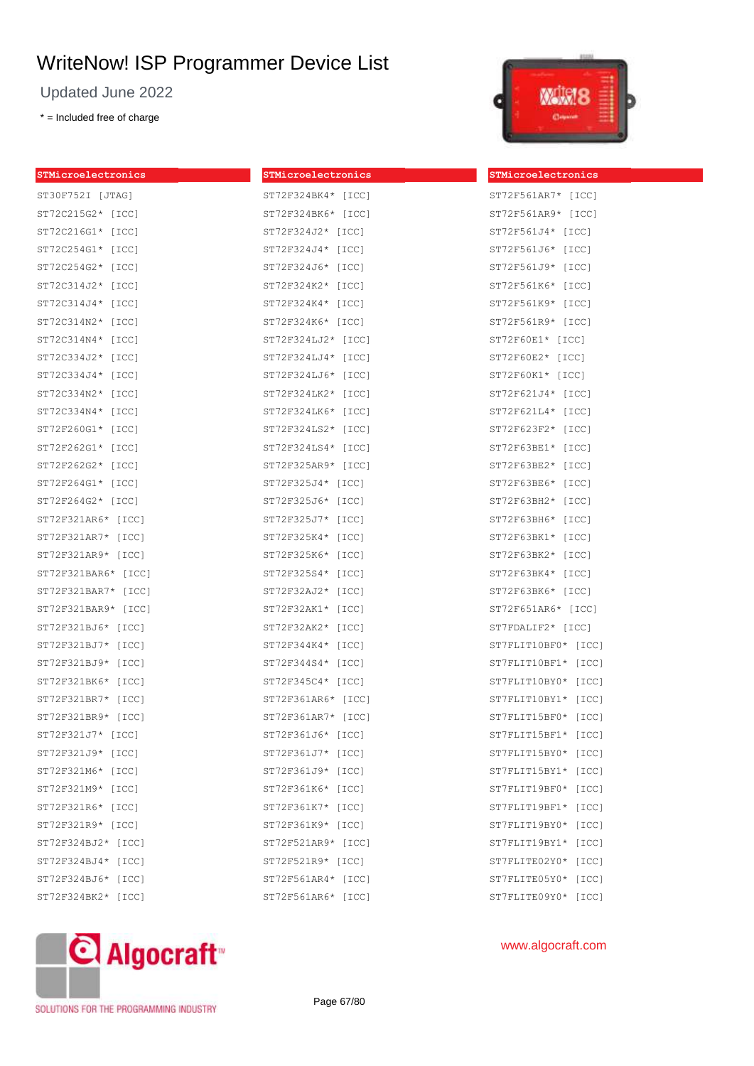# WriteNow! ISP Programmer Device List

Updated June 2022

\* = Included free of charge

**STMicroelectronics**

ST30F752I [JTAG]
ST72C215G2* [ICC]
ST72C216G1* [ICC]
ST72C254G1* [ICC]
ST72C254G2* [ICC]
ST72C314J2* [ICC]
ST72C314J4* [ICC]
ST72C314N2* [ICC]
ST72C314N4* [ICC]
ST72C334J2* [ICC]
ST72C334J4* [ICC]
ST72C334N2* [ICC]
ST72C334N4* [ICC]
ST72F260G1* [ICC]
ST72F262G1* [ICC]
ST72F262G2* [ICC]
ST72F264G1* [ICC]
ST72F264G2* [ICC]
ST72F321AR6* [ICC]
ST72F321AR7* [ICC]
ST72F321AR9* [ICC]
ST72F321BAR6* [ICC]
ST72F321BAR7* [ICC]
ST72F321BAR9* [ICC]
ST72F321BJ6* [ICC]
ST72F321BJ7* [ICC]
ST72F321BJ9* [ICC]
ST72F321BK6* [ICC]
ST72F321BR7* [ICC]
ST72F321BR9* [ICC]
ST72F321J7* [ICC]
ST72F321J9* [ICC]
ST72F321M6* [ICC]
ST72F321M9* [ICC]
ST72F321R6* [ICC]
ST72F321R9* [ICC]
ST72F324BJ2* [ICC]
ST72F324BJ4* [ICC]
ST72F324BJ6* [ICC]
ST72F324BK2* [ICC]

**STMicroelectronics**

ST72F324BK4* [ICC]
ST72F324BK6* [ICC]
ST72F324J2* [ICC]
ST72F324J4* [ICC]
ST72F324J6* [ICC]
ST72F324K2* [ICC]
ST72F324K4* [ICC]
ST72F324K6* [ICC]
ST72F324LJ2* [ICC]
ST72F324LJ4* [ICC]
ST72F324LJ6* [ICC]
ST72F324LK2* [ICC]
ST72F324LK6* [ICC]
ST72F324LS2* [ICC]
ST72F324LS4* [ICC]
ST72F325AR9* [ICC]
ST72F325J4* [ICC]
ST72F325J6* [ICC]
ST72F325J7* [ICC]
ST72F325K4* [ICC]
ST72F325K6* [ICC]
ST72F325S4* [ICC]
ST72F32AJ2* [ICC]
ST72F32AK1* [ICC]
ST72F32AK2* [ICC]
ST72F344K4* [ICC]
ST72F344S4* [ICC]
ST72F345C4* [ICC]
ST72F361AR6* [ICC]
ST72F361AR7* [ICC]
ST72F361J6* [ICC]
ST72F361J7* [ICC]
ST72F361J9* [ICC]
ST72F361K6* [ICC]
ST72F361K7* [ICC]
ST72F361K9* [ICC]
ST72F521AR9* [ICC]
ST72F521R9* [ICC]
ST72F561AR4* [ICC]
ST72F561AR6* [ICC]

**STMicroelectronics**

ST72F561AR7* [ICC]
ST72F561AR9* [ICC]
ST72F561J4* [ICC]
ST72F561J6* [ICC]
ST72F561J9* [ICC]
ST72F561K6* [ICC]
ST72F561K9* [ICC]
ST72F561R9* [ICC]
ST72F60E1* [ICC]
ST72F60E2* [ICC]
ST72F60K1* [ICC]
ST72F621J4* [ICC]
ST72F621L4* [ICC]
ST72F623F2* [ICC]
ST72F63BE1* [ICC]
ST72F63BE2* [ICC]
ST72F63BE6* [ICC]
ST72F63BH2* [ICC]
ST72F63BH6* [ICC]
ST72F63BK1* [ICC]
ST72F63BK2* [ICC]
ST72F63BK4* [ICC]
ST72F63BK6* [ICC]
ST72F651AR6* [ICC]
ST7FDALIF2* [ICC]
ST7FLIT10BF0* [ICC]
ST7FLIT10BF1* [ICC]
ST7FLIT10BY0* [ICC]
ST7FLIT10BY1* [ICC]
ST7FLIT15BF0* [ICC]
ST7FLIT15BF1* [ICC]
ST7FLIT15BY0* [ICC]
ST7FLIT15BY1* [ICC]
ST7FLIT19BF0* [ICC]
ST7FLIT19BF1* [ICC]
ST7FLIT19BY0* [ICC]
ST7FLIT19BY1* [ICC]
ST7FLITE02Y0* [ICC]
ST7FLITE05Y0* [ICC]
ST7FLITE09Y0* [ICC]

Algocraft — SOLUTIONS FOR THE PROGRAMMING INDUSTRY

www.algocraft.com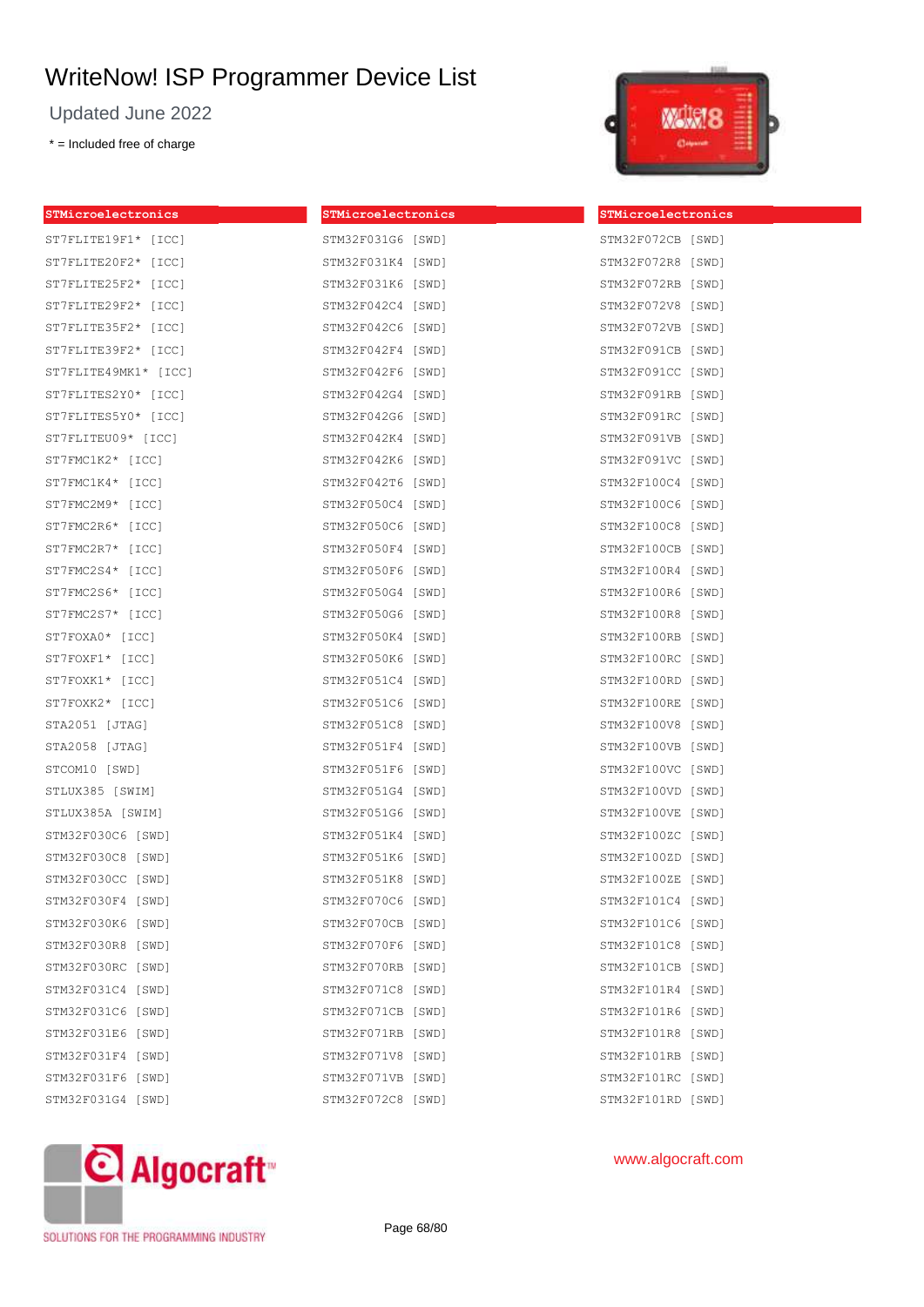# WriteNow! ISP Programmer Device List

Updated June 2022

\* = Included free of charge

**STMicroelectronics**

ST7FLITE19F1* [ICC]
ST7FLITE20F2* [ICC]
ST7FLITE25F2* [ICC]
ST7FLITE29F2* [ICC]
ST7FLITE35F2* [ICC]
ST7FLITE39F2* [ICC]
ST7FLITE49MK1* [ICC]
ST7FLITES2Y0* [ICC]
ST7FLITES5Y0* [ICC]
ST7FLITEU09* [ICC]
ST7FMC1K2* [ICC]
ST7FMC1K4* [ICC]
ST7FMC2M9* [ICC]
ST7FMC2R6* [ICC]
ST7FMC2R7* [ICC]
ST7FMC2S4* [ICC]
ST7FMC2S6* [ICC]
ST7FMC2S7* [ICC]
ST7FOXA0* [ICC]
ST7FOXF1* [ICC]
ST7FOXK1* [ICC]
ST7FOXK2* [ICC]
STA2051 [JTAG]
STA2058 [JTAG]
STCOM10 [SWD]
STLUX385 [SWIM]
STLUX385A [SWIM]
STM32F030C6 [SWD]
STM32F030C8 [SWD]
STM32F030CC [SWD]
STM32F030F4 [SWD]
STM32F030K6 [SWD]
STM32F030R8 [SWD]
STM32F030RC [SWD]
STM32F031C4 [SWD]
STM32F031C6 [SWD]
STM32F031E6 [SWD]
STM32F031F4 [SWD]
STM32F031F6 [SWD]
STM32F031G4 [SWD]

**STMicroelectronics**

STM32F031G6 [SWD]
STM32F031K4 [SWD]
STM32F031K6 [SWD]
STM32F042C4 [SWD]
STM32F042C6 [SWD]
STM32F042F4 [SWD]
STM32F042F6 [SWD]
STM32F042G4 [SWD]
STM32F042G6 [SWD]
STM32F042K4 [SWD]
STM32F042K6 [SWD]
STM32F042T6 [SWD]
STM32F050C4 [SWD]
STM32F050C6 [SWD]
STM32F050F4 [SWD]
STM32F050F6 [SWD]
STM32F050G4 [SWD]
STM32F050G6 [SWD]
STM32F050K4 [SWD]
STM32F050K6 [SWD]
STM32F051C4 [SWD]
STM32F051C6 [SWD]
STM32F051C8 [SWD]
STM32F051F4 [SWD]
STM32F051F6 [SWD]
STM32F051G4 [SWD]
STM32F051G6 [SWD]
STM32F051K4 [SWD]
STM32F051K6 [SWD]
STM32F051K8 [SWD]
STM32F070C6 [SWD]
STM32F070CB [SWD]
STM32F070F6 [SWD]
STM32F070RB [SWD]
STM32F071C8 [SWD]
STM32F071CB [SWD]
STM32F071RB [SWD]
STM32F071V8 [SWD]
STM32F071VB [SWD]
STM32F072C8 [SWD]

**STMicroelectronics**

STM32F072CB [SWD]
STM32F072R8 [SWD]
STM32F072RB [SWD]
STM32F072V8 [SWD]
STM32F072VB [SWD]
STM32F091CB [SWD]
STM32F091CC [SWD]
STM32F091RB [SWD]
STM32F091RC [SWD]
STM32F091VB [SWD]
STM32F091VC [SWD]
STM32F100C4 [SWD]
STM32F100C6 [SWD]
STM32F100C8 [SWD]
STM32F100CB [SWD]
STM32F100R4 [SWD]
STM32F100R6 [SWD]
STM32F100R8 [SWD]
STM32F100RB [SWD]
STM32F100RC [SWD]
STM32F100RD [SWD]
STM32F100RE [SWD]
STM32F100V8 [SWD]
STM32F100VB [SWD]
STM32F100VC [SWD]
STM32F100VD [SWD]
STM32F100VE [SWD]
STM32F100ZC [SWD]
STM32F100ZD [SWD]
STM32F100ZE [SWD]
STM32F101C4 [SWD]
STM32F101C6 [SWD]
STM32F101C8 [SWD]
STM32F101CB [SWD]
STM32F101R4 [SWD]
STM32F101R6 [SWD]
STM32F101R8 [SWD]
STM32F101RB [SWD]
STM32F101RC [SWD]
STM32F101RD [SWD]

www.algocraft.com

SOLUTIONS FOR THE PROGRAMMING INDUSTRY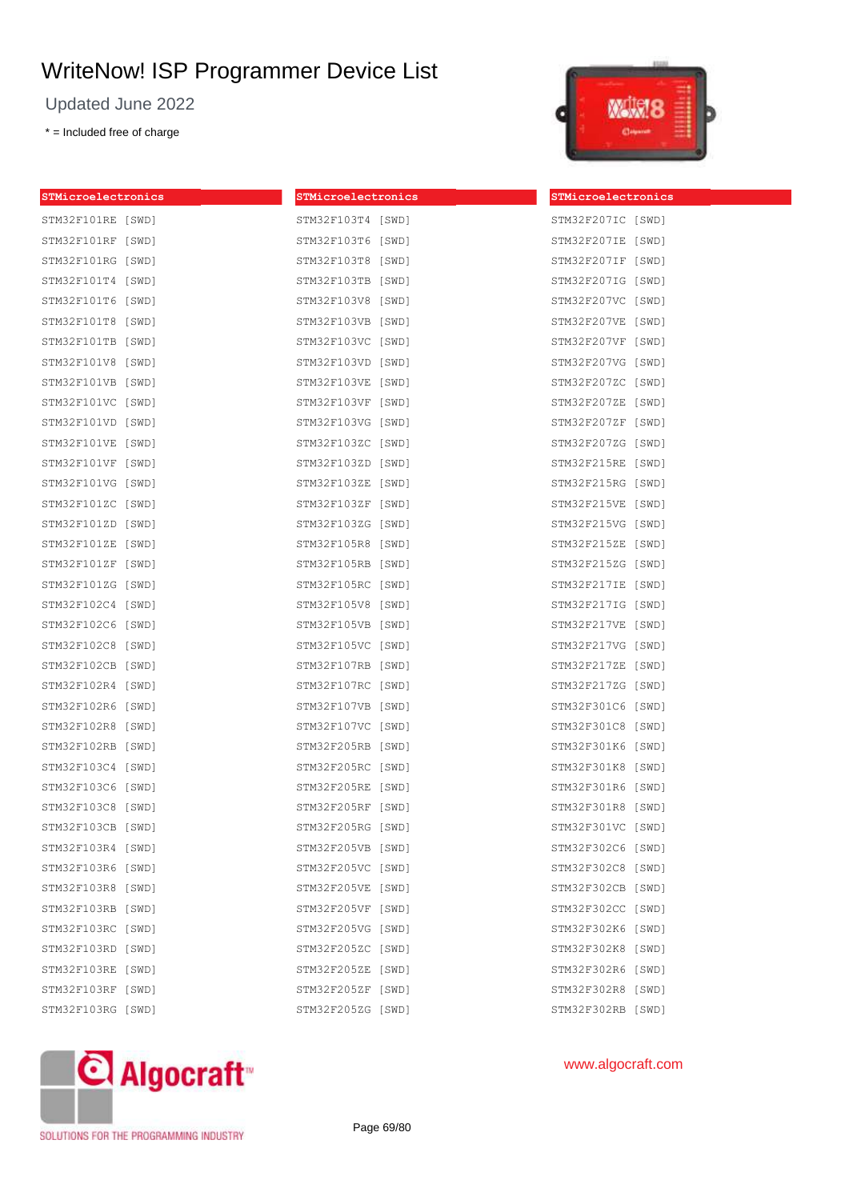# WriteNow! ISP Programmer Device List

Updated June 2022

* = Included free of charge

**STMicroelectronics**

STM32F101RE [SWD]
STM32F101RF [SWD]
STM32F101RG [SWD]
STM32F101T4 [SWD]
STM32F101T6 [SWD]
STM32F101T8 [SWD]
STM32F101TB [SWD]
STM32F101V8 [SWD]
STM32F101VB [SWD]
STM32F101VC [SWD]
STM32F101VD [SWD]
STM32F101VE [SWD]
STM32F101VF [SWD]
STM32F101VG [SWD]
STM32F101ZC [SWD]
STM32F101ZD [SWD]
STM32F101ZE [SWD]
STM32F101ZF [SWD]
STM32F101ZG [SWD]
STM32F102C4 [SWD]
STM32F102C6 [SWD]
STM32F102C8 [SWD]
STM32F102CB [SWD]
STM32F102R4 [SWD]
STM32F102R6 [SWD]
STM32F102R8 [SWD]
STM32F102RB [SWD]
STM32F103C4 [SWD]
STM32F103C6 [SWD]
STM32F103C8 [SWD]
STM32F103CB [SWD]
STM32F103R4 [SWD]
STM32F103R6 [SWD]
STM32F103R8 [SWD]
STM32F103RB [SWD]
STM32F103RC [SWD]
STM32F103RD [SWD]
STM32F103RE [SWD]
STM32F103RF [SWD]
STM32F103RG [SWD]

**STMicroelectronics**

STM32F103T4 [SWD]
STM32F103T6 [SWD]
STM32F103T8 [SWD]
STM32F103TB [SWD]
STM32F103V8 [SWD]
STM32F103VB [SWD]
STM32F103VC [SWD]
STM32F103VD [SWD]
STM32F103VE [SWD]
STM32F103VF [SWD]
STM32F103VG [SWD]
STM32F103ZC [SWD]
STM32F103ZD [SWD]
STM32F103ZE [SWD]
STM32F103ZF [SWD]
STM32F103ZG [SWD]
STM32F105R8 [SWD]
STM32F105RB [SWD]
STM32F105RC [SWD]
STM32F105V8 [SWD]
STM32F105VB [SWD]
STM32F105VC [SWD]
STM32F107RB [SWD]
STM32F107RC [SWD]
STM32F107VB [SWD]
STM32F107VC [SWD]
STM32F205RB [SWD]
STM32F205RC [SWD]
STM32F205RE [SWD]
STM32F205RF [SWD]
STM32F205RG [SWD]
STM32F205VB [SWD]
STM32F205VC [SWD]
STM32F205VE [SWD]
STM32F205VF [SWD]
STM32F205VG [SWD]
STM32F205ZC [SWD]
STM32F205ZE [SWD]
STM32F205ZF [SWD]
STM32F205ZG [SWD]

**STMicroelectronics**

STM32F207IC [SWD]
STM32F207IE [SWD]
STM32F207IF [SWD]
STM32F207IG [SWD]
STM32F207VC [SWD]
STM32F207VE [SWD]
STM32F207VF [SWD]
STM32F207VG [SWD]
STM32F207ZC [SWD]
STM32F207ZE [SWD]
STM32F207ZF [SWD]
STM32F207ZG [SWD]
STM32F215RE [SWD]
STM32F215RG [SWD]
STM32F215VE [SWD]
STM32F215VG [SWD]
STM32F215ZE [SWD]
STM32F215ZG [SWD]
STM32F217IE [SWD]
STM32F217IG [SWD]
STM32F217VE [SWD]
STM32F217VG [SWD]
STM32F217ZE [SWD]
STM32F217ZG [SWD]
STM32F301C6 [SWD]
STM32F301C8 [SWD]
STM32F301K6 [SWD]
STM32F301K8 [SWD]
STM32F301R6 [SWD]
STM32F301R8 [SWD]
STM32F301VC [SWD]
STM32F302C6 [SWD]
STM32F302C8 [SWD]
STM32F302CB [SWD]
STM32F302CC [SWD]
STM32F302K6 [SWD]
STM32F302K8 [SWD]
STM32F302R6 [SWD]
STM32F302R8 [SWD]
STM32F302RB [SWD]

www.algocraft.com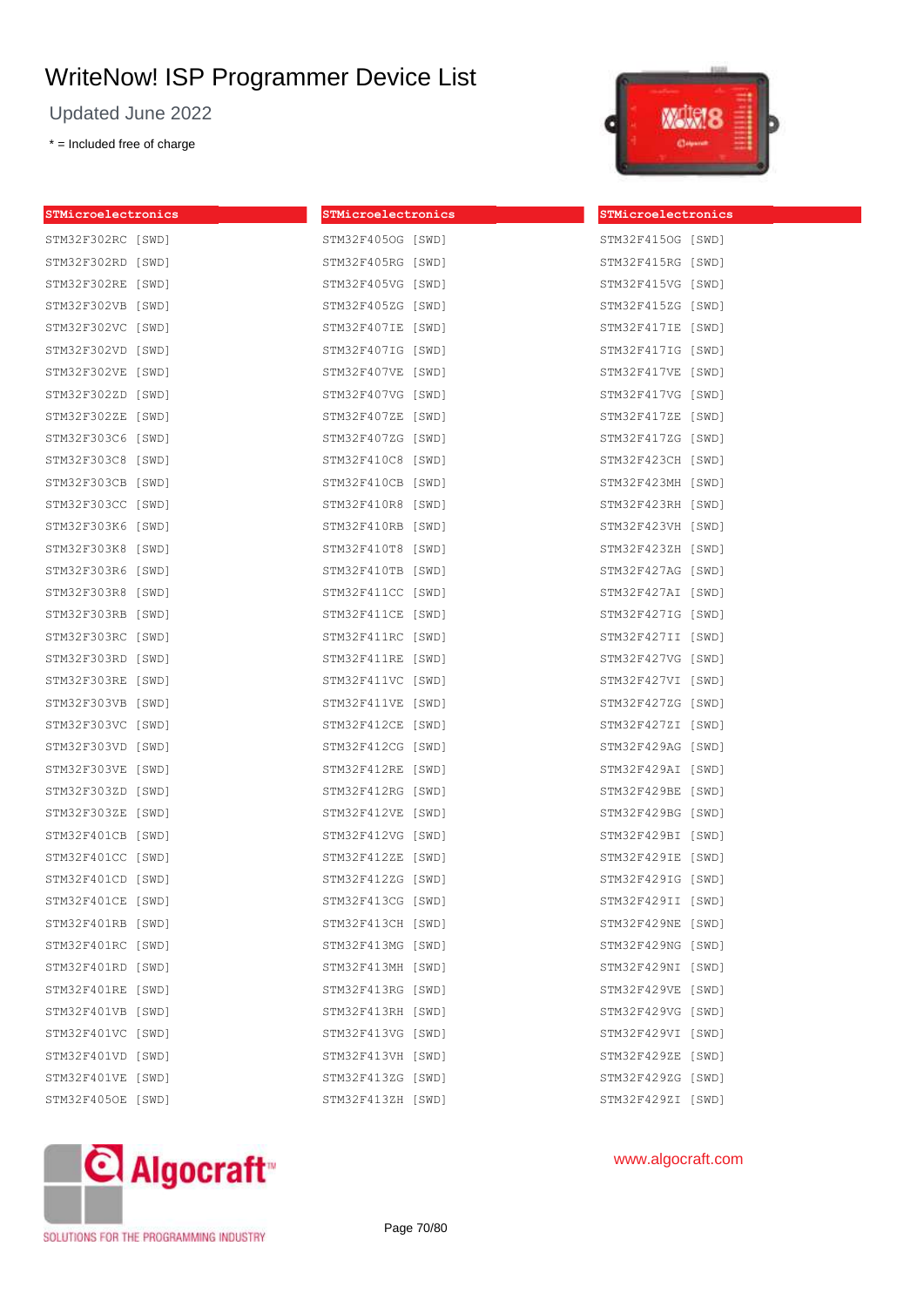# WriteNow! ISP Programmer Device List

Updated June 2022

\* = Included free of charge

**STMicroelectronics**

STM32F302RC [SWD]
STM32F302RD [SWD]
STM32F302RE [SWD]
STM32F302VB [SWD]
STM32F302VC [SWD]
STM32F302VD [SWD]
STM32F302VE [SWD]
STM32F302ZD [SWD]
STM32F302ZE [SWD]
STM32F303C6 [SWD]
STM32F303C8 [SWD]
STM32F303CB [SWD]
STM32F303CC [SWD]
STM32F303K6 [SWD]
STM32F303K8 [SWD]
STM32F303R6 [SWD]
STM32F303R8 [SWD]
STM32F303RB [SWD]
STM32F303RC [SWD]
STM32F303RD [SWD]
STM32F303RE [SWD]
STM32F303VB [SWD]
STM32F303VC [SWD]
STM32F303VD [SWD]
STM32F303VE [SWD]
STM32F303ZD [SWD]
STM32F303ZE [SWD]
STM32F401CB [SWD]
STM32F401CC [SWD]
STM32F401CD [SWD]
STM32F401CE [SWD]
STM32F401RB [SWD]
STM32F401RC [SWD]
STM32F401RD [SWD]
STM32F401RE [SWD]
STM32F401VB [SWD]
STM32F401VC [SWD]
STM32F401VD [SWD]
STM32F401VE [SWD]
STM32F405OE [SWD]

**STMicroelectronics**

STM32F405OG [SWD]
STM32F405RG [SWD]
STM32F405VG [SWD]
STM32F405ZG [SWD]
STM32F407IE [SWD]
STM32F407IG [SWD]
STM32F407VE [SWD]
STM32F407VG [SWD]
STM32F407ZE [SWD]
STM32F407ZG [SWD]
STM32F410C8 [SWD]
STM32F410CB [SWD]
STM32F410R8 [SWD]
STM32F410RB [SWD]
STM32F410T8 [SWD]
STM32F410TB [SWD]
STM32F411CC [SWD]
STM32F411CE [SWD]
STM32F411RC [SWD]
STM32F411RE [SWD]
STM32F411VC [SWD]
STM32F411VE [SWD]
STM32F412CE [SWD]
STM32F412CG [SWD]
STM32F412RE [SWD]
STM32F412RG [SWD]
STM32F412VE [SWD]
STM32F412VG [SWD]
STM32F412ZE [SWD]
STM32F412ZG [SWD]
STM32F413CG [SWD]
STM32F413CH [SWD]
STM32F413MG [SWD]
STM32F413MH [SWD]
STM32F413RG [SWD]
STM32F413RH [SWD]
STM32F413VG [SWD]
STM32F413VH [SWD]
STM32F413ZG [SWD]
STM32F413ZH [SWD]

**STMicroelectronics**

STM32F415OG [SWD]
STM32F415RG [SWD]
STM32F415VG [SWD]
STM32F415ZG [SWD]
STM32F417IE [SWD]
STM32F417IG [SWD]
STM32F417VE [SWD]
STM32F417VG [SWD]
STM32F417ZE [SWD]
STM32F417ZG [SWD]
STM32F423CH [SWD]
STM32F423MH [SWD]
STM32F423RH [SWD]
STM32F423VH [SWD]
STM32F423ZH [SWD]
STM32F427AG [SWD]
STM32F427AI [SWD]
STM32F427IG [SWD]
STM32F427II [SWD]
STM32F427VG [SWD]
STM32F427VI [SWD]
STM32F427ZG [SWD]
STM32F427ZI [SWD]
STM32F429AG [SWD]
STM32F429AI [SWD]
STM32F429BE [SWD]
STM32F429BG [SWD]
STM32F429BI [SWD]
STM32F429IE [SWD]
STM32F429IG [SWD]
STM32F429II [SWD]
STM32F429NE [SWD]
STM32F429NG [SWD]
STM32F429NI [SWD]
STM32F429VE [SWD]
STM32F429VG [SWD]
STM32F429VI [SWD]
STM32F429ZE [SWD]
STM32F429ZG [SWD]
STM32F429ZI [SWD]

www.algocraft.com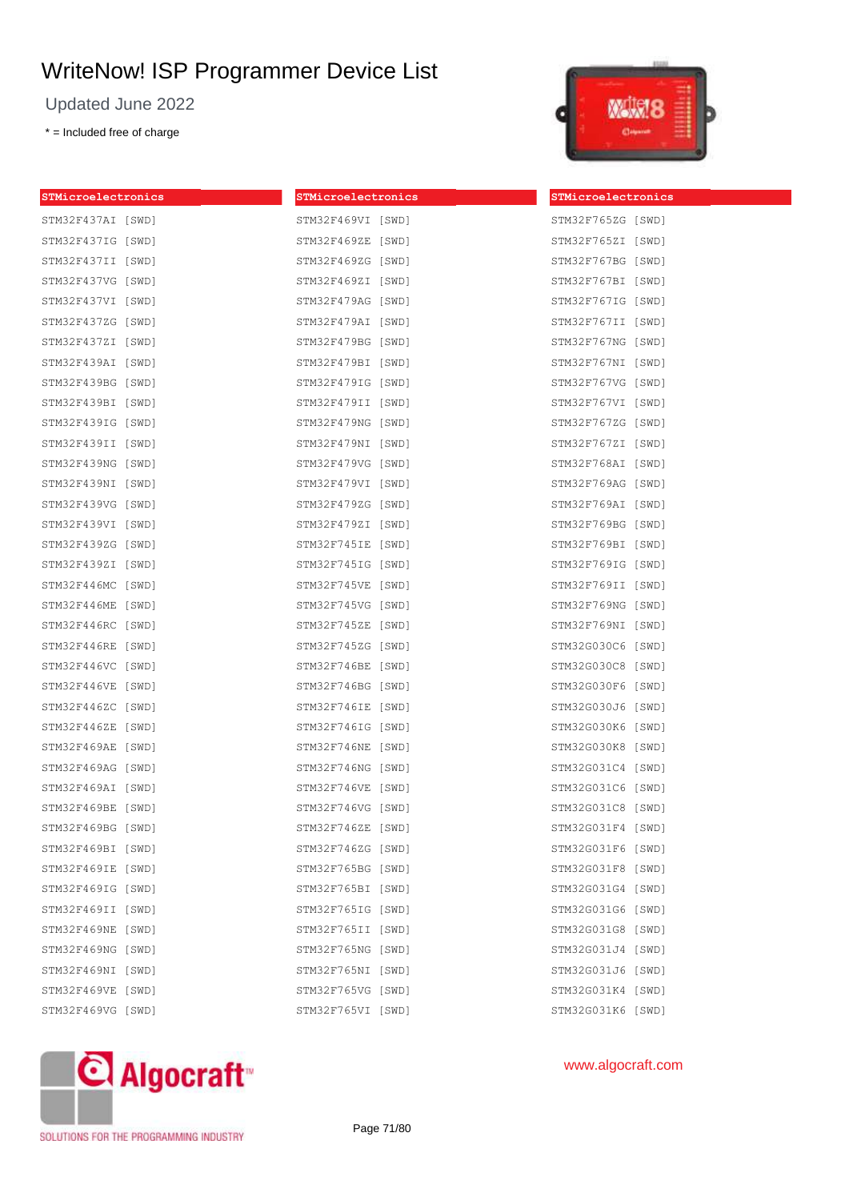# WriteNow! ISP Programmer Device List

Updated June 2022

* = Included free of charge

**STMicroelectronics**

STM32F437AI [SWD]
STM32F437IG [SWD]
STM32F437II [SWD]
STM32F437VG [SWD]
STM32F437VI [SWD]
STM32F437ZG [SWD]
STM32F437ZI [SWD]
STM32F439AI [SWD]
STM32F439BG [SWD]
STM32F439BI [SWD]
STM32F439IG [SWD]
STM32F439II [SWD]
STM32F439NG [SWD]
STM32F439NI [SWD]
STM32F439VG [SWD]
STM32F439VI [SWD]
STM32F439ZG [SWD]
STM32F439ZI [SWD]
STM32F446MC [SWD]
STM32F446ME [SWD]
STM32F446RC [SWD]
STM32F446RE [SWD]
STM32F446VC [SWD]
STM32F446VE [SWD]
STM32F446ZC [SWD]
STM32F446ZE [SWD]
STM32F469AE [SWD]
STM32F469AG [SWD]
STM32F469AI [SWD]
STM32F469BE [SWD]
STM32F469BG [SWD]
STM32F469BI [SWD]
STM32F469IE [SWD]
STM32F469IG [SWD]
STM32F469II [SWD]
STM32F469NE [SWD]
STM32F469NG [SWD]
STM32F469NI [SWD]
STM32F469VE [SWD]
STM32F469VG [SWD]

**STMicroelectronics**

STM32F469VI [SWD]
STM32F469ZE [SWD]
STM32F469ZG [SWD]
STM32F469ZI [SWD]
STM32F479AG [SWD]
STM32F479AI [SWD]
STM32F479BG [SWD]
STM32F479BI [SWD]
STM32F479IG [SWD]
STM32F479II [SWD]
STM32F479NG [SWD]
STM32F479NI [SWD]
STM32F479VG [SWD]
STM32F479VI [SWD]
STM32F479ZG [SWD]
STM32F479ZI [SWD]
STM32F745IE [SWD]
STM32F745IG [SWD]
STM32F745VE [SWD]
STM32F745VG [SWD]
STM32F745ZE [SWD]
STM32F745ZG [SWD]
STM32F746BE [SWD]
STM32F746BG [SWD]
STM32F746IE [SWD]
STM32F746IG [SWD]
STM32F746NE [SWD]
STM32F746NG [SWD]
STM32F746VE [SWD]
STM32F746VG [SWD]
STM32F746ZE [SWD]
STM32F746ZG [SWD]
STM32F765BG [SWD]
STM32F765BI [SWD]
STM32F765IG [SWD]
STM32F765II [SWD]
STM32F765NG [SWD]
STM32F765NI [SWD]
STM32F765VG [SWD]
STM32F765VI [SWD]

**STMicroelectronics**

STM32F765ZG [SWD]
STM32F765ZI [SWD]
STM32F767BG [SWD]
STM32F767BI [SWD]
STM32F767IG [SWD]
STM32F767II [SWD]
STM32F767NG [SWD]
STM32F767NI [SWD]
STM32F767VG [SWD]
STM32F767VI [SWD]
STM32F767ZG [SWD]
STM32F767ZI [SWD]
STM32F768AI [SWD]
STM32F769AG [SWD]
STM32F769AI [SWD]
STM32F769BG [SWD]
STM32F769BI [SWD]
STM32F769IG [SWD]
STM32F769II [SWD]
STM32F769NG [SWD]
STM32F769NI [SWD]
STM32G030C6 [SWD]
STM32G030C8 [SWD]
STM32G030F6 [SWD]
STM32G030J6 [SWD]
STM32G030K6 [SWD]
STM32G030K8 [SWD]
STM32G031C4 [SWD]
STM32G031C6 [SWD]
STM32G031C8 [SWD]
STM32G031F4 [SWD]
STM32G031F6 [SWD]
STM32G031F8 [SWD]
STM32G031G4 [SWD]
STM32G031G6 [SWD]
STM32G031G8 [SWD]
STM32G031J4 [SWD]
STM32G031J6 [SWD]
STM32G031K4 [SWD]
STM32G031K6 [SWD]

Algocraft™ SOLUTIONS FOR THE PROGRAMMING INDUSTRY

www.algocraft.com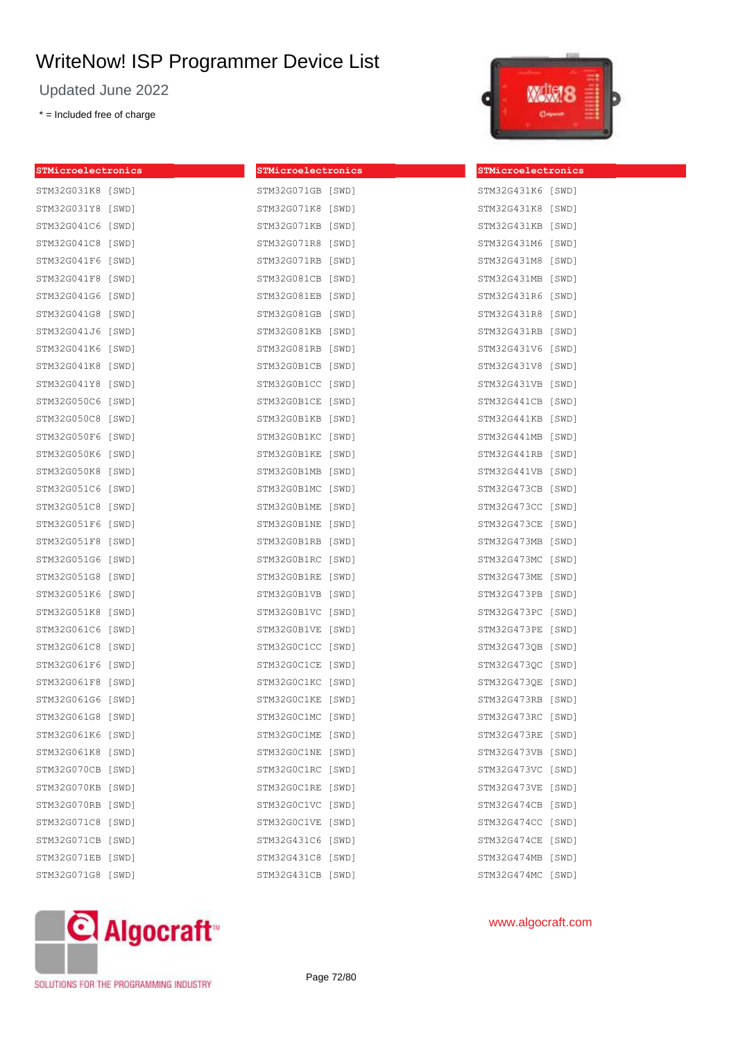# WriteNow! ISP Programmer Device List

Updated June 2022

* = Included free of charge

**STMicroelectronics**

STM32G031K8 [SWD]
STM32G031Y8 [SWD]
STM32G041C6 [SWD]
STM32G041C8 [SWD]
STM32G041F6 [SWD]
STM32G041F8 [SWD]
STM32G041G6 [SWD]
STM32G041G8 [SWD]
STM32G041J6 [SWD]
STM32G041K6 [SWD]
STM32G041K8 [SWD]
STM32G041Y8 [SWD]
STM32G050C6 [SWD]
STM32G050C8 [SWD]
STM32G050F6 [SWD]
STM32G050K6 [SWD]
STM32G050K8 [SWD]
STM32G051C6 [SWD]
STM32G051C8 [SWD]
STM32G051F6 [SWD]
STM32G051F8 [SWD]
STM32G051G6 [SWD]
STM32G051G8 [SWD]
STM32G051K6 [SWD]
STM32G051K8 [SWD]
STM32G061C6 [SWD]
STM32G061C8 [SWD]
STM32G061F6 [SWD]
STM32G061F8 [SWD]
STM32G061G6 [SWD]
STM32G061G8 [SWD]
STM32G061K6 [SWD]
STM32G061K8 [SWD]
STM32G070CB [SWD]
STM32G070KB [SWD]
STM32G070RB [SWD]
STM32G071C8 [SWD]
STM32G071CB [SWD]
STM32G071EB [SWD]
STM32G071G8 [SWD]

**STMicroelectronics**

STM32G071GB [SWD]
STM32G071K8 [SWD]
STM32G071KB [SWD]
STM32G071R8 [SWD]
STM32G071RB [SWD]
STM32G081CB [SWD]
STM32G081EB [SWD]
STM32G081GB [SWD]
STM32G081KB [SWD]
STM32G081RB [SWD]
STM32G0B1CB [SWD]
STM32G0B1CC [SWD]
STM32G0B1CE [SWD]
STM32G0B1KB [SWD]
STM32G0B1KC [SWD]
STM32G0B1KE [SWD]
STM32G0B1MB [SWD]
STM32G0B1MC [SWD]
STM32G0B1ME [SWD]
STM32G0B1NE [SWD]
STM32G0B1RB [SWD]
STM32G0B1RC [SWD]
STM32G0B1RE [SWD]
STM32G0B1VB [SWD]
STM32G0B1VC [SWD]
STM32G0B1VE [SWD]
STM32G0C1CC [SWD]
STM32G0C1CE [SWD]
STM32G0C1KC [SWD]
STM32G0C1KE [SWD]
STM32G0C1MC [SWD]
STM32G0C1ME [SWD]
STM32G0C1NE [SWD]
STM32G0C1RC [SWD]
STM32G0C1RE [SWD]
STM32G0C1VC [SWD]
STM32G0C1VE [SWD]
STM32G431C6 [SWD]
STM32G431C8 [SWD]
STM32G431CB [SWD]

**STMicroelectronics**

STM32G431K6 [SWD]
STM32G431K8 [SWD]
STM32G431KB [SWD]
STM32G431M6 [SWD]
STM32G431M8 [SWD]
STM32G431MB [SWD]
STM32G431R6 [SWD]
STM32G431R8 [SWD]
STM32G431RB [SWD]
STM32G431V6 [SWD]
STM32G431V8 [SWD]
STM32G431VB [SWD]
STM32G441CB [SWD]
STM32G441KB [SWD]
STM32G441MB [SWD]
STM32G441RB [SWD]
STM32G441VB [SWD]
STM32G473CB [SWD]
STM32G473CC [SWD]
STM32G473CE [SWD]
STM32G473MB [SWD]
STM32G473MC [SWD]
STM32G473ME [SWD]
STM32G473PB [SWD]
STM32G473PC [SWD]
STM32G473PE [SWD]
STM32G473QB [SWD]
STM32G473QC [SWD]
STM32G473QE [SWD]
STM32G473RB [SWD]
STM32G473RC [SWD]
STM32G473RE [SWD]
STM32G473VB [SWD]
STM32G473VC [SWD]
STM32G473VE [SWD]
STM32G474CB [SWD]
STM32G474CC [SWD]
STM32G474CE [SWD]
STM32G474MB [SWD]
STM32G474MC [SWD]

www.algocraft.com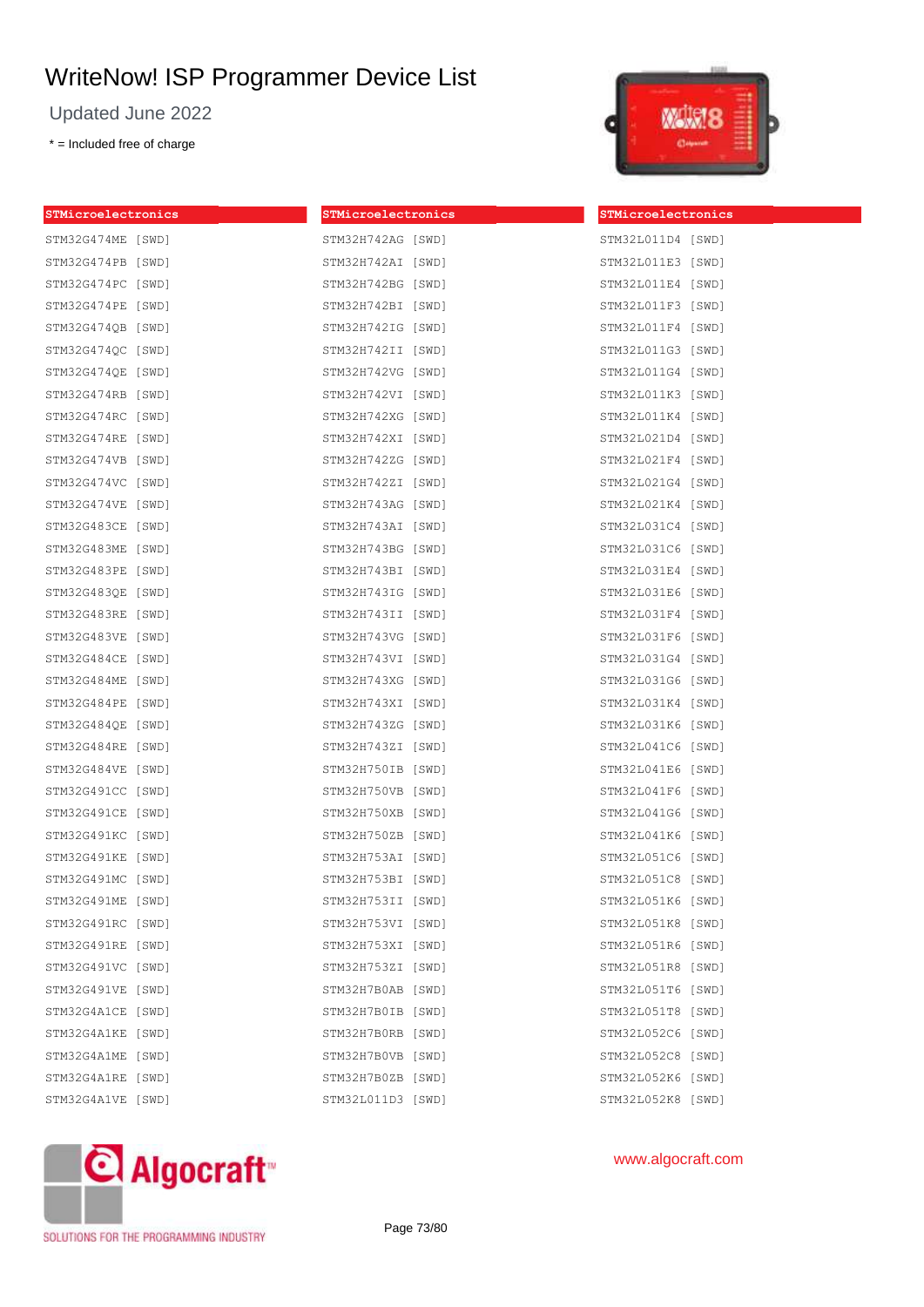# WriteNow! ISP Programmer Device List

Updated June 2022

* = Included free of charge

**STMicroelectronics**

STM32G474ME [SWD]
STM32G474PB [SWD]
STM32G474PC [SWD]
STM32G474PE [SWD]
STM32G474QB [SWD]
STM32G474QC [SWD]
STM32G474QE [SWD]
STM32G474RB [SWD]
STM32G474RC [SWD]
STM32G474RE [SWD]
STM32G474VB [SWD]
STM32G474VC [SWD]
STM32G474VE [SWD]
STM32G483CE [SWD]
STM32G483ME [SWD]
STM32G483PE [SWD]
STM32G483QE [SWD]
STM32G483RE [SWD]
STM32G483VE [SWD]
STM32G484CE [SWD]
STM32G484ME [SWD]
STM32G484PE [SWD]
STM32G484QE [SWD]
STM32G484RE [SWD]
STM32G484VE [SWD]
STM32G491CC [SWD]
STM32G491CE [SWD]
STM32G491KC [SWD]
STM32G491KE [SWD]
STM32G491MC [SWD]
STM32G491ME [SWD]
STM32G491RC [SWD]
STM32G491RE [SWD]
STM32G491VC [SWD]
STM32G491VE [SWD]
STM32G4A1CE [SWD]
STM32G4A1KE [SWD]
STM32G4A1ME [SWD]
STM32G4A1RE [SWD]
STM32G4A1VE [SWD]

**STMicroelectronics**

STM32H742AG [SWD]
STM32H742AI [SWD]
STM32H742BG [SWD]
STM32H742BI [SWD]
STM32H742IG [SWD]
STM32H742II [SWD]
STM32H742VG [SWD]
STM32H742VI [SWD]
STM32H742XG [SWD]
STM32H742XI [SWD]
STM32H742ZG [SWD]
STM32H742ZI [SWD]
STM32H743AG [SWD]
STM32H743AI [SWD]
STM32H743BG [SWD]
STM32H743BI [SWD]
STM32H743IG [SWD]
STM32H743II [SWD]
STM32H743VG [SWD]
STM32H743VI [SWD]
STM32H743XG [SWD]
STM32H743XI [SWD]
STM32H743ZG [SWD]
STM32H743ZI [SWD]
STM32H750IB [SWD]
STM32H750VB [SWD]
STM32H750XB [SWD]
STM32H750ZB [SWD]
STM32H753AI [SWD]
STM32H753BI [SWD]
STM32H753II [SWD]
STM32H753VI [SWD]
STM32H753XI [SWD]
STM32H753ZI [SWD]
STM32H7B0AB [SWD]
STM32H7B0IB [SWD]
STM32H7B0RB [SWD]
STM32H7B0VB [SWD]
STM32H7B0ZB [SWD]
STM32L011D3 [SWD]

**STMicroelectronics**

STM32L011D4 [SWD]
STM32L011E3 [SWD]
STM32L011E4 [SWD]
STM32L011F3 [SWD]
STM32L011F4 [SWD]
STM32L011G3 [SWD]
STM32L011G4 [SWD]
STM32L011K3 [SWD]
STM32L011K4 [SWD]
STM32L021D4 [SWD]
STM32L021F4 [SWD]
STM32L021G4 [SWD]
STM32L021K4 [SWD]
STM32L031C4 [SWD]
STM32L031C6 [SWD]
STM32L031E4 [SWD]
STM32L031E6 [SWD]
STM32L031F4 [SWD]
STM32L031F6 [SWD]
STM32L031G4 [SWD]
STM32L031G6 [SWD]
STM32L031K4 [SWD]
STM32L031K6 [SWD]
STM32L041C6 [SWD]
STM32L041E6 [SWD]
STM32L041F6 [SWD]
STM32L041G6 [SWD]
STM32L041K6 [SWD]
STM32L051C6 [SWD]
STM32L051C8 [SWD]
STM32L051K6 [SWD]
STM32L051K8 [SWD]
STM32L051R6 [SWD]
STM32L051R8 [SWD]
STM32L051T6 [SWD]
STM32L051T8 [SWD]
STM32L052C6 [SWD]
STM32L052C8 [SWD]
STM32L052K6 [SWD]
STM32L052K8 [SWD]

Algocraft — SOLUTIONS FOR THE PROGRAMMING INDUSTRY

www.algocraft.com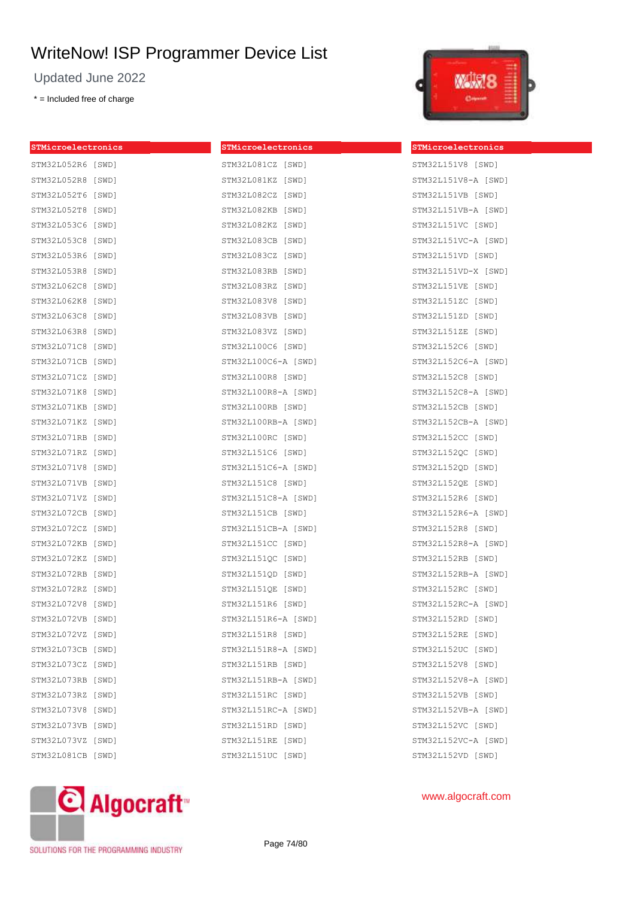# WriteNow! ISP Programmer Device List

Updated June 2022

* = Included free of charge

## STMicroelectronics

STM32L052R6 [SWD]
STM32L052R8 [SWD]
STM32L052T6 [SWD]
STM32L052T8 [SWD]
STM32L053C6 [SWD]
STM32L053C8 [SWD]
STM32L053R6 [SWD]
STM32L053R8 [SWD]
STM32L062C8 [SWD]
STM32L062K8 [SWD]
STM32L063C8 [SWD]
STM32L063R8 [SWD]
STM32L071C8 [SWD]
STM32L071CB [SWD]
STM32L071CZ [SWD]
STM32L071K8 [SWD]
STM32L071KB [SWD]
STM32L071KZ [SWD]
STM32L071RB [SWD]
STM32L071RZ [SWD]
STM32L071V8 [SWD]
STM32L071VB [SWD]
STM32L071VZ [SWD]
STM32L072CB [SWD]
STM32L072CZ [SWD]
STM32L072KB [SWD]
STM32L072KZ [SWD]
STM32L072RB [SWD]
STM32L072RZ [SWD]
STM32L072V8 [SWD]
STM32L072VB [SWD]
STM32L072VZ [SWD]
STM32L073CB [SWD]
STM32L073CZ [SWD]
STM32L073RB [SWD]
STM32L073RZ [SWD]
STM32L073V8 [SWD]
STM32L073VB [SWD]
STM32L073VZ [SWD]
STM32L081CB [SWD]

## STMicroelectronics

STM32L081CZ [SWD]
STM32L081KZ [SWD]
STM32L082CZ [SWD]
STM32L082KB [SWD]
STM32L082KZ [SWD]
STM32L083CB [SWD]
STM32L083CZ [SWD]
STM32L083RB [SWD]
STM32L083RZ [SWD]
STM32L083V8 [SWD]
STM32L083VB [SWD]
STM32L083VZ [SWD]
STM32L100C6 [SWD]
STM32L100C6-A [SWD]
STM32L100R8 [SWD]
STM32L100R8-A [SWD]
STM32L100RB [SWD]
STM32L100RB-A [SWD]
STM32L100RC [SWD]
STM32L151C6 [SWD]
STM32L151C6-A [SWD]
STM32L151C8 [SWD]
STM32L151C8-A [SWD]
STM32L151CB [SWD]
STM32L151CB-A [SWD]
STM32L151CC [SWD]
STM32L151QC [SWD]
STM32L151QD [SWD]
STM32L151QE [SWD]
STM32L151R6 [SWD]
STM32L151R6-A [SWD]
STM32L151R8 [SWD]
STM32L151R8-A [SWD]
STM32L151RB [SWD]
STM32L151RB-A [SWD]
STM32L151RC [SWD]
STM32L151RC-A [SWD]
STM32L151RD [SWD]
STM32L151RE [SWD]
STM32L151UC [SWD]

## STMicroelectronics

STM32L151V8 [SWD]
STM32L151V8-A [SWD]
STM32L151VB [SWD]
STM32L151VB-A [SWD]
STM32L151VC [SWD]
STM32L151VC-A [SWD]
STM32L151VD [SWD]
STM32L151VD-X [SWD]
STM32L151VE [SWD]
STM32L151ZC [SWD]
STM32L151ZD [SWD]
STM32L151ZE [SWD]
STM32L152C6 [SWD]
STM32L152C6-A [SWD]
STM32L152C8 [SWD]
STM32L152C8-A [SWD]
STM32L152CB [SWD]
STM32L152CB-A [SWD]
STM32L152CC [SWD]
STM32L152QC [SWD]
STM32L152QD [SWD]
STM32L152QE [SWD]
STM32L152R6 [SWD]
STM32L152R6-A [SWD]
STM32L152R8 [SWD]
STM32L152R8-A [SWD]
STM32L152RB [SWD]
STM32L152RB-A [SWD]
STM32L152RC [SWD]
STM32L152RC-A [SWD]
STM32L152RD [SWD]
STM32L152RE [SWD]
STM32L152UC [SWD]
STM32L152V8 [SWD]
STM32L152V8-A [SWD]
STM32L152VB [SWD]
STM32L152VB-A [SWD]
STM32L152VC [SWD]
STM32L152VC-A [SWD]
STM32L152VD [SWD]

Algocraft™ SOLUTIONS FOR THE PROGRAMMING INDUSTRY

www.algocraft.com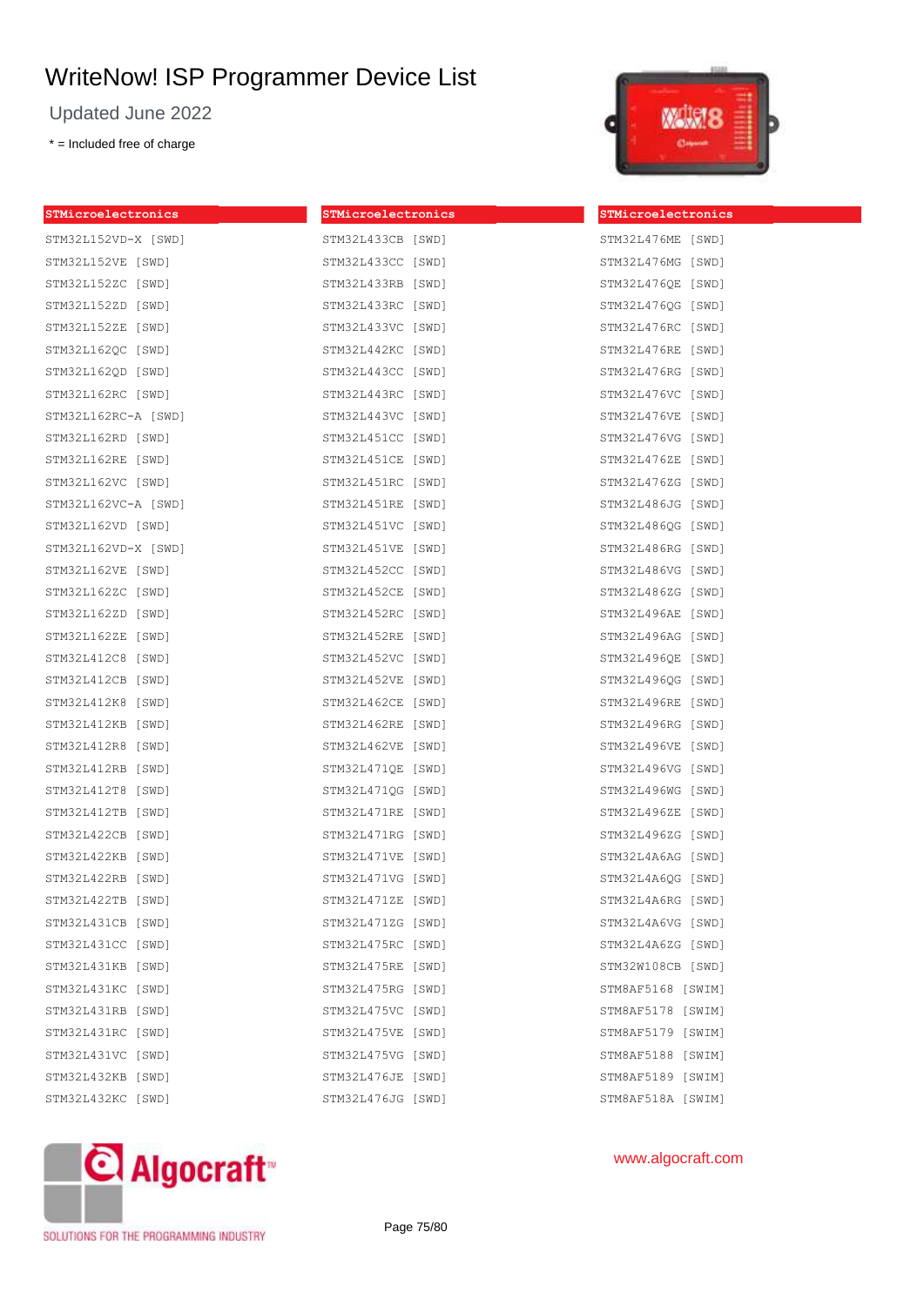# WriteNow! ISP Programmer Device List

Updated June 2022

* = Included free of charge

**STMicroelectronics**

STM32L152VD-X [SWD]
STM32L152VE [SWD]
STM32L152ZC [SWD]
STM32L152ZD [SWD]
STM32L152ZE [SWD]
STM32L162QC [SWD]
STM32L162QD [SWD]
STM32L162RC [SWD]
STM32L162RC-A [SWD]
STM32L162RD [SWD]
STM32L162RE [SWD]
STM32L162VC [SWD]
STM32L162VC-A [SWD]
STM32L162VD [SWD]
STM32L162VD-X [SWD]
STM32L162VE [SWD]
STM32L162ZC [SWD]
STM32L162ZD [SWD]
STM32L162ZE [SWD]
STM32L412C8 [SWD]
STM32L412CB [SWD]
STM32L412K8 [SWD]
STM32L412KB [SWD]
STM32L412R8 [SWD]
STM32L412RB [SWD]
STM32L412T8 [SWD]
STM32L412TB [SWD]
STM32L422CB [SWD]
STM32L422KB [SWD]
STM32L422RB [SWD]
STM32L422TB [SWD]
STM32L431CB [SWD]
STM32L431CC [SWD]
STM32L431KB [SWD]
STM32L431KC [SWD]
STM32L431RB [SWD]
STM32L431RC [SWD]
STM32L431VC [SWD]
STM32L432KB [SWD]
STM32L432KC [SWD]

**STMicroelectronics**

STM32L433CB [SWD]
STM32L433CC [SWD]
STM32L433RB [SWD]
STM32L433RC [SWD]
STM32L433VC [SWD]
STM32L442KC [SWD]
STM32L443CC [SWD]
STM32L443RC [SWD]
STM32L443VC [SWD]
STM32L451CC [SWD]
STM32L451CE [SWD]
STM32L451RC [SWD]
STM32L451RE [SWD]
STM32L451VC [SWD]
STM32L451VE [SWD]
STM32L452CC [SWD]
STM32L452CE [SWD]
STM32L452RC [SWD]
STM32L452RE [SWD]
STM32L452VC [SWD]
STM32L452VE [SWD]
STM32L462CE [SWD]
STM32L462RE [SWD]
STM32L462VE [SWD]
STM32L471QE [SWD]
STM32L471QG [SWD]
STM32L471RE [SWD]
STM32L471RG [SWD]
STM32L471VE [SWD]
STM32L471VG [SWD]
STM32L471ZE [SWD]
STM32L471ZG [SWD]
STM32L475RC [SWD]
STM32L475RE [SWD]
STM32L475RG [SWD]
STM32L475VC [SWD]
STM32L475VE [SWD]
STM32L475VG [SWD]
STM32L476JE [SWD]
STM32L476JG [SWD]

**STMicroelectronics**

STM32L476ME [SWD]
STM32L476MG [SWD]
STM32L476QE [SWD]
STM32L476QG [SWD]
STM32L476RC [SWD]
STM32L476RE [SWD]
STM32L476RG [SWD]
STM32L476VC [SWD]
STM32L476VE [SWD]
STM32L476VG [SWD]
STM32L476ZE [SWD]
STM32L476ZG [SWD]
STM32L486JG [SWD]
STM32L486QG [SWD]
STM32L486RG [SWD]
STM32L486VG [SWD]
STM32L486ZG [SWD]
STM32L496AE [SWD]
STM32L496AG [SWD]
STM32L496QE [SWD]
STM32L496QG [SWD]
STM32L496RE [SWD]
STM32L496RG [SWD]
STM32L496VE [SWD]
STM32L496VG [SWD]
STM32L496WG [SWD]
STM32L496ZE [SWD]
STM32L496ZG [SWD]
STM32L4A6AG [SWD]
STM32L4A6QG [SWD]
STM32L4A6RG [SWD]
STM32L4A6VG [SWD]
STM32L4A6ZG [SWD]
STM32W108CB [SWD]
STM8AF5168 [SWIM]
STM8AF5178 [SWIM]
STM8AF5179 [SWIM]
STM8AF5188 [SWIM]
STM8AF5189 [SWIM]
STM8AF518A [SWIM]

Algocraft — SOLUTIONS FOR THE PROGRAMMING INDUSTRY

www.algocraft.com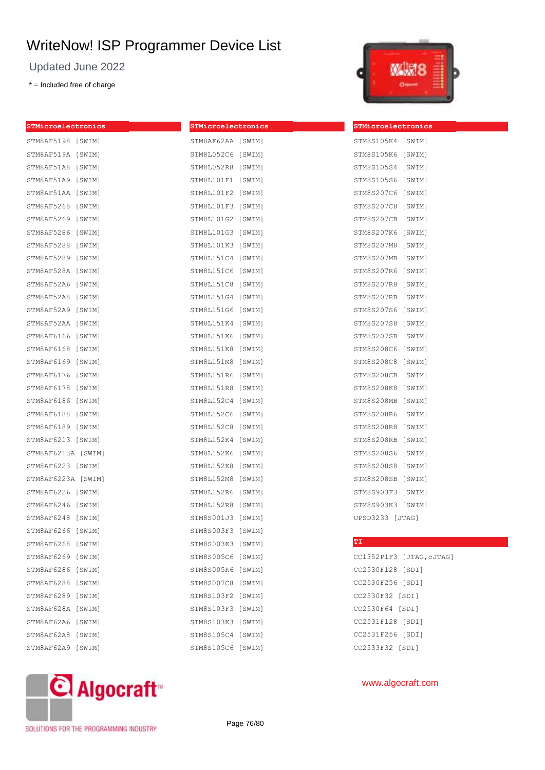# WriteNow! ISP Programmer Device List

Updated June 2022

* = Included free of charge

**STMicroelectronics**

STM8AF5198 [SWIM]
STM8AF519A [SWIM]
STM8AF51A8 [SWIM]
STM8AF51A9 [SWIM]
STM8AF51AA [SWIM]
STM8AF5268 [SWIM]
STM8AF5269 [SWIM]
STM8AF5286 [SWIM]
STM8AF5288 [SWIM]
STM8AF5289 [SWIM]
STM8AF528A [SWIM]
STM8AF52A6 [SWIM]
STM8AF52A8 [SWIM]
STM8AF52A9 [SWIM]
STM8AF52AA [SWIM]
STM8AF6166 [SWIM]
STM8AF6168 [SWIM]
STM8AF6169 [SWIM]
STM8AF6176 [SWIM]
STM8AF6178 [SWIM]
STM8AF6186 [SWIM]
STM8AF6188 [SWIM]
STM8AF6189 [SWIM]
STM8AF6213 [SWIM]
STM8AF6213A [SWIM]
STM8AF6223 [SWIM]
STM8AF6223A [SWIM]
STM8AF6226 [SWIM]
STM8AF6246 [SWIM]
STM8AF6248 [SWIM]
STM8AF6266 [SWIM]
STM8AF6268 [SWIM]
STM8AF6269 [SWIM]
STM8AF6286 [SWIM]
STM8AF6288 [SWIM]
STM8AF6289 [SWIM]
STM8AF628A [SWIM]
STM8AF62A6 [SWIM]
STM8AF62A8 [SWIM]
STM8AF62A9 [SWIM]

**STMicroelectronics**

STM8AF62AA [SWIM]
STM8L052C6 [SWIM]
STM8L052R8 [SWIM]
STM8L101F1 [SWIM]
STM8L101F2 [SWIM]
STM8L101F3 [SWIM]
STM8L101G2 [SWIM]
STM8L101G3 [SWIM]
STM8L101K3 [SWIM]
STM8L151C4 [SWIM]
STM8L151C6 [SWIM]
STM8L151C8 [SWIM]
STM8L151G4 [SWIM]
STM8L151G6 [SWIM]
STM8L151K4 [SWIM]
STM8L151K6 [SWIM]
STM8L151K8 [SWIM]
STM8L151M8 [SWIM]
STM8L151R6 [SWIM]
STM8L151R8 [SWIM]
STM8L152C4 [SWIM]
STM8L152C6 [SWIM]
STM8L152C8 [SWIM]
STM8L152K4 [SWIM]
STM8L152K6 [SWIM]
STM8L152K8 [SWIM]
STM8L152M8 [SWIM]
STM8L152R6 [SWIM]
STM8L152R8 [SWIM]
STM8S001J3 [SWIM]
STM8S003F3 [SWIM]
STM8S003K3 [SWIM]
STM8S005C6 [SWIM]
STM8S005K6 [SWIM]
STM8S007C8 [SWIM]
STM8S103F2 [SWIM]
STM8S103F3 [SWIM]
STM8S103K3 [SWIM]
STM8S105C4 [SWIM]
STM8S105C6 [SWIM]

**STMicroelectronics**

STM8S105K4 [SWIM]
STM8S105K6 [SWIM]
STM8S105S4 [SWIM]
STM8S105S6 [SWIM]
STM8S207C6 [SWIM]
STM8S207C8 [SWIM]
STM8S207CB [SWIM]
STM8S207K6 [SWIM]
STM8S207M8 [SWIM]
STM8S207MB [SWIM]
STM8S207R6 [SWIM]
STM8S207R8 [SWIM]
STM8S207RB [SWIM]
STM8S207S6 [SWIM]
STM8S207S8 [SWIM]
STM8S207SB [SWIM]
STM8S208C6 [SWIM]
STM8S208C8 [SWIM]
STM8S208CB [SWIM]
STM8S208K8 [SWIM]
STM8S208MB [SWIM]
STM8S208R6 [SWIM]
STM8S208R8 [SWIM]
STM8S208RB [SWIM]
STM8S208S6 [SWIM]
STM8S208S8 [SWIM]
STM8S208SB [SWIM]
STM8S903F3 [SWIM]
STM8S903K3 [SWIM]
UPSD3233 [JTAG]

**TI**

CC1352P1F3 [JTAG,cJTAG]
CC2530F128 [SDI]
CC2530F256 [SDI]
CC2530F32 [SDI]
CC2530F64 [SDI]
CC2531F128 [SDI]
CC2531F256 [SDI]
CC2533F32 [SDI]

www.algocraft.com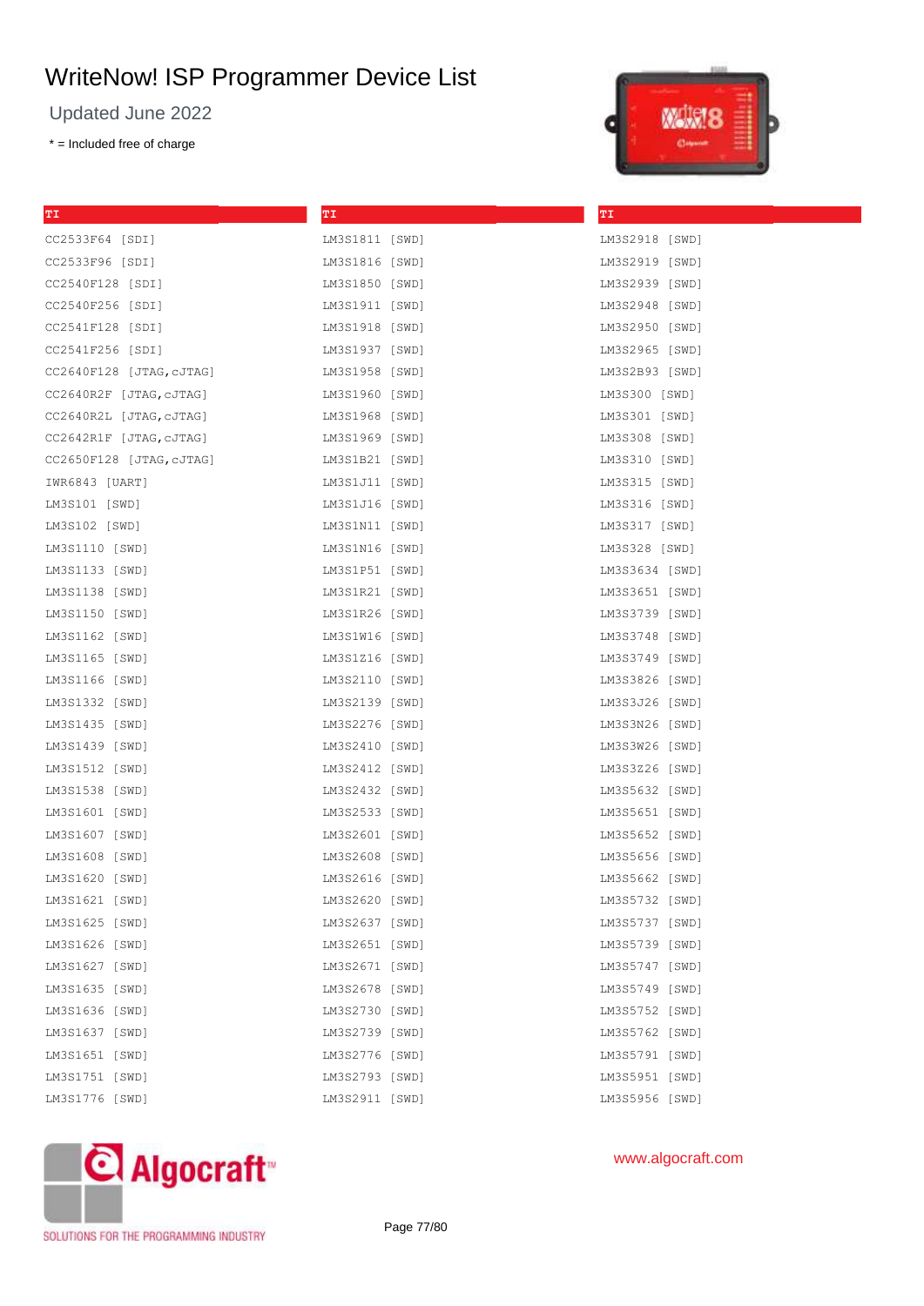# WriteNow! ISP Programmer Device List

Updated June 2022

* = Included free of charge

## TI

CC2533F64 [SDI]
CC2533F96 [SDI]
CC2540F128 [SDI]
CC2540F256 [SDI]
CC2541F128 [SDI]
CC2541F256 [SDI]
CC2640F128 [JTAG,cJTAG]
CC2640R2F [JTAG,cJTAG]
CC2640R2L [JTAG,cJTAG]
CC2642R1F [JTAG,cJTAG]
CC2650F128 [JTAG,cJTAG]
IWR6843 [UART]
LM3S101 [SWD]
LM3S102 [SWD]
LM3S1110 [SWD]
LM3S1133 [SWD]
LM3S1138 [SWD]
LM3S1150 [SWD]
LM3S1162 [SWD]
LM3S1165 [SWD]
LM3S1166 [SWD]
LM3S1332 [SWD]
LM3S1435 [SWD]
LM3S1439 [SWD]
LM3S1512 [SWD]
LM3S1538 [SWD]
LM3S1601 [SWD]
LM3S1607 [SWD]
LM3S1608 [SWD]
LM3S1620 [SWD]
LM3S1621 [SWD]
LM3S1625 [SWD]
LM3S1626 [SWD]
LM3S1627 [SWD]
LM3S1635 [SWD]
LM3S1636 [SWD]
LM3S1637 [SWD]
LM3S1651 [SWD]
LM3S1751 [SWD]
LM3S1776 [SWD]

## TI

LM3S1811 [SWD]
LM3S1816 [SWD]
LM3S1850 [SWD]
LM3S1911 [SWD]
LM3S1918 [SWD]
LM3S1937 [SWD]
LM3S1958 [SWD]
LM3S1960 [SWD]
LM3S1968 [SWD]
LM3S1969 [SWD]
LM3S1B21 [SWD]
LM3S1J11 [SWD]
LM3S1J16 [SWD]
LM3S1N11 [SWD]
LM3S1N16 [SWD]
LM3S1P51 [SWD]
LM3S1R21 [SWD]
LM3S1R26 [SWD]
LM3S1W16 [SWD]
LM3S1Z16 [SWD]
LM3S2110 [SWD]
LM3S2139 [SWD]
LM3S2276 [SWD]
LM3S2410 [SWD]
LM3S2412 [SWD]
LM3S2432 [SWD]
LM3S2533 [SWD]
LM3S2601 [SWD]
LM3S2608 [SWD]
LM3S2616 [SWD]
LM3S2620 [SWD]
LM3S2637 [SWD]
LM3S2651 [SWD]
LM3S2671 [SWD]
LM3S2678 [SWD]
LM3S2730 [SWD]
LM3S2739 [SWD]
LM3S2776 [SWD]
LM3S2793 [SWD]
LM3S2911 [SWD]

## TI

LM3S2918 [SWD]
LM3S2919 [SWD]
LM3S2939 [SWD]
LM3S2948 [SWD]
LM3S2950 [SWD]
LM3S2965 [SWD]
LM3S2B93 [SWD]
LM3S300 [SWD]
LM3S301 [SWD]
LM3S308 [SWD]
LM3S310 [SWD]
LM3S315 [SWD]
LM3S316 [SWD]
LM3S317 [SWD]
LM3S328 [SWD]
LM3S3634 [SWD]
LM3S3651 [SWD]
LM3S3739 [SWD]
LM3S3748 [SWD]
LM3S3749 [SWD]
LM3S3826 [SWD]
LM3S3J26 [SWD]
LM3S3N26 [SWD]
LM3S3W26 [SWD]
LM3S3Z26 [SWD]
LM3S5632 [SWD]
LM3S5651 [SWD]
LM3S5652 [SWD]
LM3S5656 [SWD]
LM3S5662 [SWD]
LM3S5732 [SWD]
LM3S5737 [SWD]
LM3S5739 [SWD]
LM3S5747 [SWD]
LM3S5749 [SWD]
LM3S5752 [SWD]
LM3S5762 [SWD]
LM3S5791 [SWD]
LM3S5951 [SWD]
LM3S5956 [SWD]

www.algocraft.com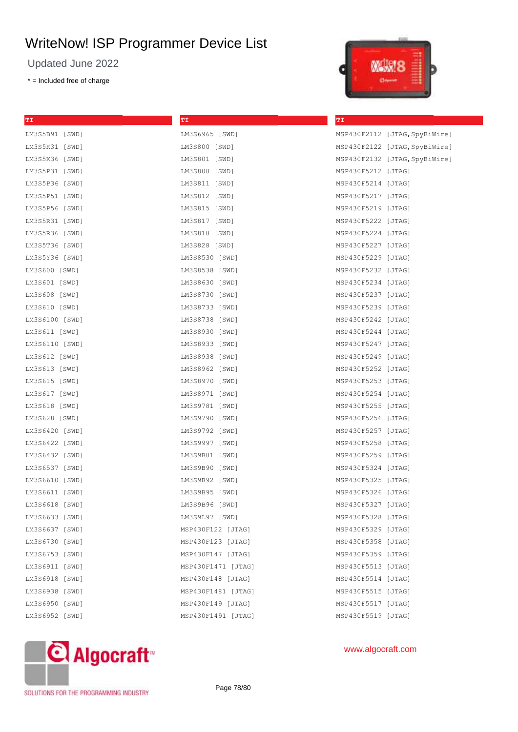# WriteNow! ISP Programmer Device List

Updated June 2022

* = Included free of charge

**TI**

LM3S5B91 [SWD]
LM3S5K31 [SWD]
LM3S5K36 [SWD]
LM3S5P31 [SWD]
LM3S5P36 [SWD]
LM3S5P51 [SWD]
LM3S5P56 [SWD]
LM3S5R31 [SWD]
LM3S5R36 [SWD]
LM3S5T36 [SWD]
LM3S5Y36 [SWD]
LM3S600 [SWD]
LM3S601 [SWD]
LM3S608 [SWD]
LM3S610 [SWD]
LM3S6100 [SWD]
LM3S611 [SWD]
LM3S6110 [SWD]
LM3S612 [SWD]
LM3S613 [SWD]
LM3S615 [SWD]
LM3S617 [SWD]
LM3S618 [SWD]
LM3S628 [SWD]
LM3S6420 [SWD]
LM3S6422 [SWD]
LM3S6432 [SWD]
LM3S6537 [SWD]
LM3S6610 [SWD]
LM3S6611 [SWD]
LM3S6618 [SWD]
LM3S6633 [SWD]
LM3S6637 [SWD]
LM3S6730 [SWD]
LM3S6753 [SWD]
LM3S6911 [SWD]
LM3S6918 [SWD]
LM3S6938 [SWD]
LM3S6950 [SWD]
LM3S6952 [SWD]

**TI**

LM3S6965 [SWD]
LM3S800 [SWD]
LM3S801 [SWD]
LM3S808 [SWD]
LM3S811 [SWD]
LM3S812 [SWD]
LM3S815 [SWD]
LM3S817 [SWD]
LM3S818 [SWD]
LM3S828 [SWD]
LM3S8530 [SWD]
LM3S8538 [SWD]
LM3S8630 [SWD]
LM3S8730 [SWD]
LM3S8733 [SWD]
LM3S8738 [SWD]
LM3S8930 [SWD]
LM3S8933 [SWD]
LM3S8938 [SWD]
LM3S8962 [SWD]
LM3S8970 [SWD]
LM3S8971 [SWD]
LM3S9781 [SWD]
LM3S9790 [SWD]
LM3S9792 [SWD]
LM3S9997 [SWD]
LM3S9B81 [SWD]
LM3S9B90 [SWD]
LM3S9B92 [SWD]
LM3S9B95 [SWD]
LM3S9B96 [SWD]
LM3S9L97 [SWD]
MSP430F122 [JTAG]
MSP430F123 [JTAG]
MSP430F147 [JTAG]
MSP430F1471 [JTAG]
MSP430F148 [JTAG]
MSP430F1481 [JTAG]
MSP430F149 [JTAG]
MSP430F1491 [JTAG]

**TI**

MSP430F2112 [JTAG,SpyBiWire]
MSP430F2122 [JTAG,SpyBiWire]
MSP430F2132 [JTAG,SpyBiWire]
MSP430F5212 [JTAG]
MSP430F5214 [JTAG]
MSP430F5217 [JTAG]
MSP430F5219 [JTAG]
MSP430F5222 [JTAG]
MSP430F5224 [JTAG]
MSP430F5227 [JTAG]
MSP430F5229 [JTAG]
MSP430F5232 [JTAG]
MSP430F5234 [JTAG]
MSP430F5237 [JTAG]
MSP430F5239 [JTAG]
MSP430F5242 [JTAG]
MSP430F5244 [JTAG]
MSP430F5247 [JTAG]
MSP430F5249 [JTAG]
MSP430F5252 [JTAG]
MSP430F5253 [JTAG]
MSP430F5254 [JTAG]
MSP430F5255 [JTAG]
MSP430F5256 [JTAG]
MSP430F5257 [JTAG]
MSP430F5258 [JTAG]
MSP430F5259 [JTAG]
MSP430F5324 [JTAG]
MSP430F5325 [JTAG]
MSP430F5326 [JTAG]
MSP430F5327 [JTAG]
MSP430F5328 [JTAG]
MSP430F5329 [JTAG]
MSP430F5358 [JTAG]
MSP430F5359 [JTAG]
MSP430F5513 [JTAG]
MSP430F5514 [JTAG]
MSP430F5515 [JTAG]
MSP430F5517 [JTAG]
MSP430F5519 [JTAG]

www.algocraft.com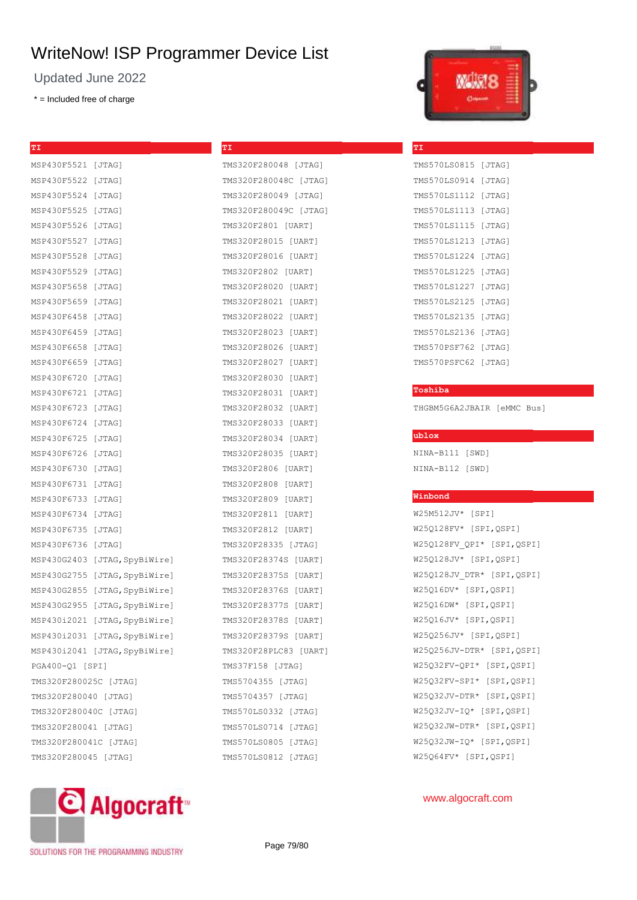# WriteNow! ISP Programmer Device List

Updated June 2022

* = Included free of charge

## TI

MSP430F5521 [JTAG]
MSP430F5522 [JTAG]
MSP430F5524 [JTAG]
MSP430F5525 [JTAG]
MSP430F5526 [JTAG]
MSP430F5527 [JTAG]
MSP430F5528 [JTAG]
MSP430F5529 [JTAG]
MSP430F5658 [JTAG]
MSP430F5659 [JTAG]
MSP430F6458 [JTAG]
MSP430F6459 [JTAG]
MSP430F6658 [JTAG]
MSP430F6659 [JTAG]
MSP430F6720 [JTAG]
MSP430F6721 [JTAG]
MSP430F6723 [JTAG]
MSP430F6724 [JTAG]
MSP430F6725 [JTAG]
MSP430F6726 [JTAG]
MSP430F6730 [JTAG]
MSP430F6731 [JTAG]
MSP430F6733 [JTAG]
MSP430F6734 [JTAG]
MSP430F6735 [JTAG]
MSP430F6736 [JTAG]
MSP430G2403 [JTAG,SpyBiWire]
MSP430G2755 [JTAG,SpyBiWire]
MSP430G2855 [JTAG,SpyBiWire]
MSP430G2955 [JTAG,SpyBiWire]
MSP430i2021 [JTAG,SpyBiWire]
MSP430i2031 [JTAG,SpyBiWire]
MSP430i2041 [JTAG,SpyBiWire]
PGA400-Q1 [SPI]
TMS320F280025C [JTAG]
TMS320F280040 [JTAG]
TMS320F280040C [JTAG]
TMS320F280041 [JTAG]
TMS320F280041C [JTAG]
TMS320F280045 [JTAG]

## TI

TMS320F280048 [JTAG]
TMS320F280048C [JTAG]
TMS320F280049 [JTAG]
TMS320F280049C [JTAG]
TMS320F2801 [UART]
TMS320F28015 [UART]
TMS320F28016 [UART]
TMS320F2802 [UART]
TMS320F28020 [UART]
TMS320F28021 [UART]
TMS320F28022 [UART]
TMS320F28023 [UART]
TMS320F28026 [UART]
TMS320F28027 [UART]
TMS320F28030 [UART]
TMS320F28031 [UART]
TMS320F28032 [UART]
TMS320F28033 [UART]
TMS320F28034 [UART]
TMS320F28035 [UART]
TMS320F2806 [UART]
TMS320F2808 [UART]
TMS320F2809 [UART]
TMS320F2811 [UART]
TMS320F2812 [UART]
TMS320F28335 [JTAG]
TMS320F28374S [UART]
TMS320F28375S [UART]
TMS320F28376S [UART]
TMS320F28377S [UART]
TMS320F28378S [UART]
TMS320F28379S [UART]
TMS320F28PLC83 [UART]
TMS37F158 [JTAG]
TMS5704355 [JTAG]
TMS5704357 [JTAG]
TMS570LS0332 [JTAG]
TMS570LS0714 [JTAG]
TMS570LS0805 [JTAG]
TMS570LS0812 [JTAG]

## TI

TMS570LS0815 [JTAG]
TMS570LS0914 [JTAG]
TMS570LS1112 [JTAG]
TMS570LS1113 [JTAG]
TMS570LS1115 [JTAG]
TMS570LS1213 [JTAG]
TMS570LS1224 [JTAG]
TMS570LS1225 [JTAG]
TMS570LS1227 [JTAG]
TMS570LS2125 [JTAG]
TMS570LS2135 [JTAG]
TMS570LS2136 [JTAG]
TMS570PSF762 [JTAG]
TMS570PSFC62 [JTAG]

## Toshiba

THGBM5G6A2JBAIR [eMMC Bus]

## ublox

NINA-B111 [SWD]
NINA-B112 [SWD]

## Winbond

W25M512JV* [SPI]
W25Q128FV* [SPI,QSPI]
W25Q128FV_QPI* [SPI,QSPI]
W25Q128JV* [SPI,QSPI]
W25Q128JV_DTR* [SPI,QSPI]
W25Q16DV* [SPI,QSPI]
W25Q16DW* [SPI,QSPI]
W25Q16JV* [SPI,QSPI]
W25Q256JV* [SPI,QSPI]
W25Q256JV-DTR* [SPI,QSPI]
W25Q32FV-QPI* [SPI,QSPI]
W25Q32FV-SPI* [SPI,QSPI]
W25Q32JV-DTR* [SPI,QSPI]
W25Q32JV-IQ* [SPI,QSPI]
W25Q32JW-DTR* [SPI,QSPI]
W25Q32JW-IQ* [SPI,QSPI]
W25Q64FV* [SPI,QSPI]

Algocraft™ SOLUTIONS FOR THE PROGRAMMING INDUSTRY

www.algocraft.com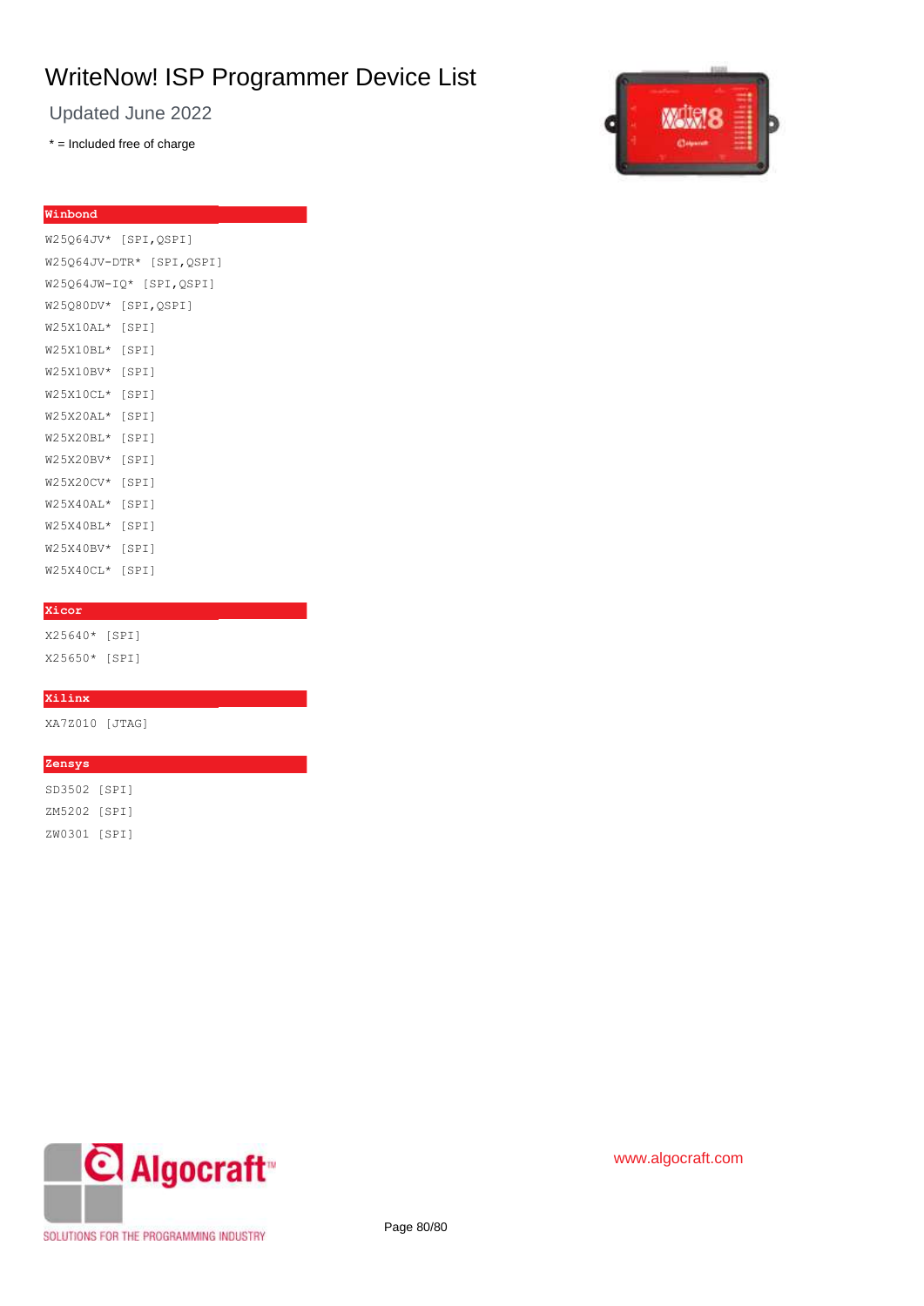# WriteNow! ISP Programmer Device List

Updated June 2022

* = Included free of charge

## Winbond

W25Q64JV* [SPI,QSPI]

W25Q64JV-DTR* [SPI,QSPI]

W25Q64JW-IQ* [SPI,QSPI]

W25Q80DV* [SPI,QSPI]

W25X10AL* [SPI]

W25X10BL* [SPI]

W25X10BV* [SPI]

W25X10CL* [SPI]

W25X20AL* [SPI]

W25X20BL* [SPI]

W25X20BV* [SPI]

W25X20CV* [SPI]

W25X40AL* [SPI]

W25X40BL* [SPI]

W25X40BV* [SPI]

W25X40CL* [SPI]

## Xicor

X25640* [SPI]

X25650* [SPI]

## Xilinx

XA7Z010 [JTAG]

## Zensys

SD3502 [SPI]

ZM5202 [SPI]

ZW0301 [SPI]

Algocraft™ SOLUTIONS FOR THE PROGRAMMING INDUSTRY

www.algocraft.com